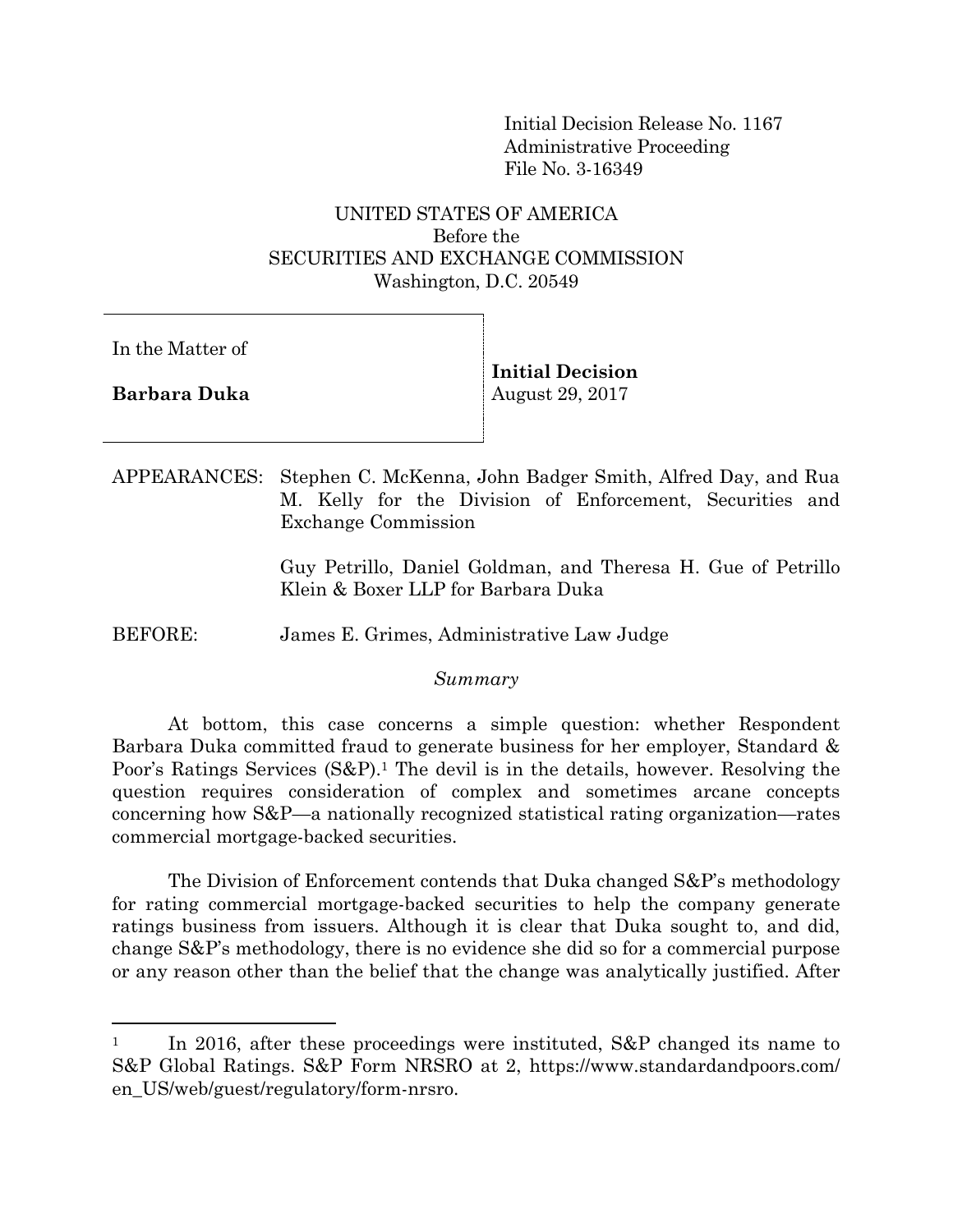Initial Decision Release No. 1167
Administrative Proceeding
File No. 3-16349

UNITED STATES OF AMERICA
Before the
SECURITIES AND EXCHANGE COMMISSION
Washington, D.C. 20549

| In the Matter of **Barbara Duka** | **Initial Decision** August 29, 2017 |
| --- | --- |

APPEARANCES: Stephen C. McKenna, John Badger Smith, Alfred Day, and Rua M. Kelly for the Division of Enforcement, Securities and Exchange Commission

Guy Petrillo, Daniel Goldman, and Theresa H. Gue of Petrillo Klein & Boxer LLP for Barbara Duka

BEFORE: James E. Grimes, Administrative Law Judge

*Summary*

At bottom, this case concerns a simple question: whether Respondent Barbara Duka committed fraud to generate business for her employer, Standard & Poor's Ratings Services (S&P).[1] The devil is in the details, however. Resolving the question requires consideration of complex and sometimes arcane concepts concerning how S&P—a nationally recognized statistical rating organization—rates commercial mortgage-backed securities.

The Division of Enforcement contends that Duka changed S&P's methodology for rating commercial mortgage-backed securities to help the company generate ratings business from issuers. Although it is clear that Duka sought to, and did, change S&P's methodology, there is no evidence she did so for a commercial purpose or any reason other than the belief that the change was analytically justified. After

[1] In 2016, after these proceedings were instituted, S&P changed its name to S&P Global Ratings. S&P Form NRSRO at 2, https://www.standardandpoors.com/en_US/web/guest/regulatory/form-nrsro.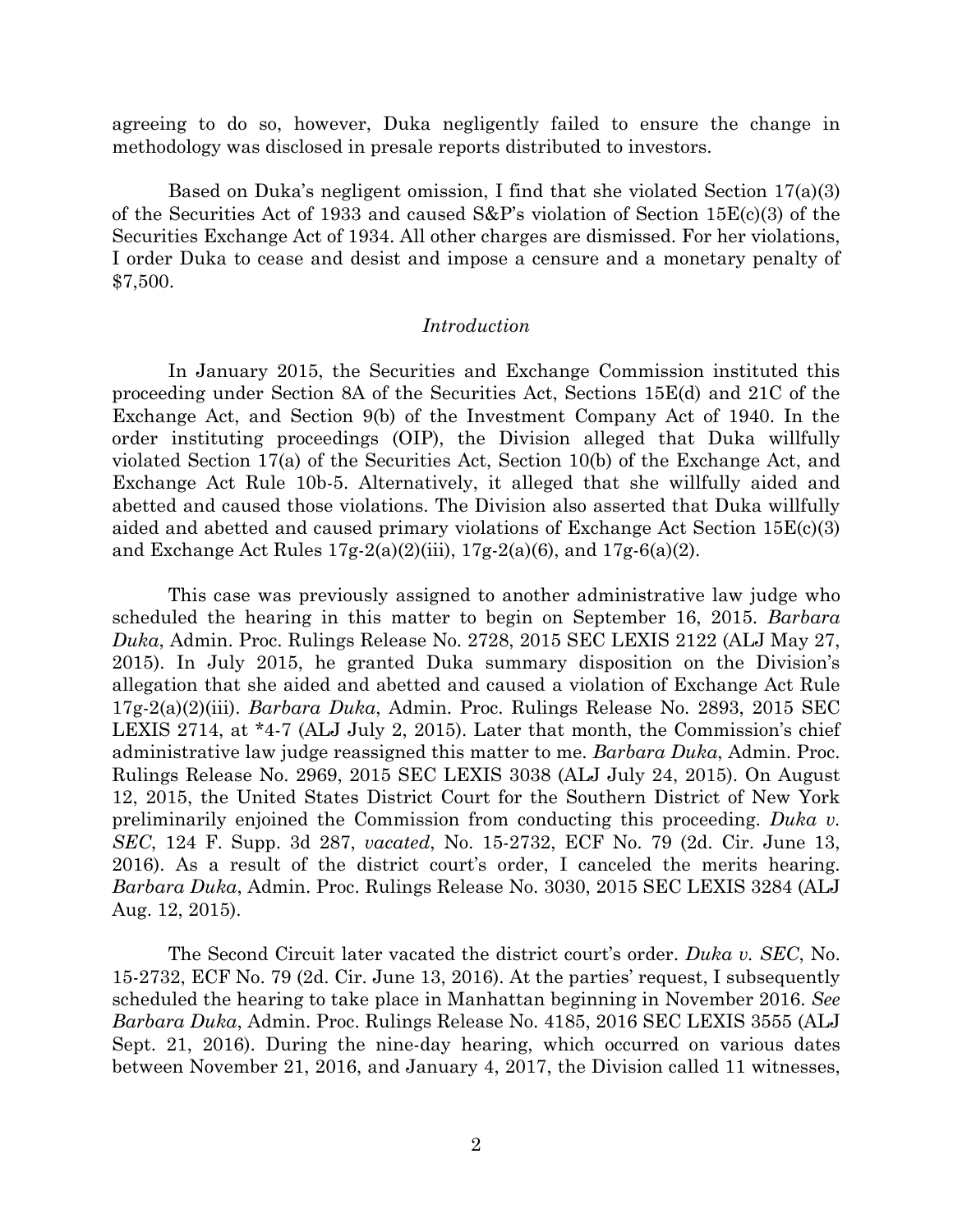agreeing to do so, however, Duka negligently failed to ensure the change in methodology was disclosed in presale reports distributed to investors.

Based on Duka's negligent omission, I find that she violated Section 17(a)(3) of the Securities Act of 1933 and caused S&P's violation of Section 15E(c)(3) of the Securities Exchange Act of 1934. All other charges are dismissed. For her violations, I order Duka to cease and desist and impose a censure and a monetary penalty of $7,500.

## *Introduction*

In January 2015, the Securities and Exchange Commission instituted this proceeding under Section 8A of the Securities Act, Sections 15E(d) and 21C of the Exchange Act, and Section 9(b) of the Investment Company Act of 1940. In the order instituting proceedings (OIP), the Division alleged that Duka willfully violated Section 17(a) of the Securities Act, Section 10(b) of the Exchange Act, and Exchange Act Rule 10b-5. Alternatively, it alleged that she willfully aided and abetted and caused those violations. The Division also asserted that Duka willfully aided and abetted and caused primary violations of Exchange Act Section 15E(c)(3) and Exchange Act Rules 17g-2(a)(2)(iii), 17g-2(a)(6), and 17g-6(a)(2).

This case was previously assigned to another administrative law judge who scheduled the hearing in this matter to begin on September 16, 2015. *Barbara Duka*, Admin. Proc. Rulings Release No. 2728, 2015 SEC LEXIS 2122 (ALJ May 27, 2015). In July 2015, he granted Duka summary disposition on the Division's allegation that she aided and abetted and caused a violation of Exchange Act Rule 17g-2(a)(2)(iii). *Barbara Duka*, Admin. Proc. Rulings Release No. 2893, 2015 SEC LEXIS 2714, at *4-7 (ALJ July 2, 2015). Later that month, the Commission's chief administrative law judge reassigned this matter to me. *Barbara Duka*, Admin. Proc. Rulings Release No. 2969, 2015 SEC LEXIS 3038 (ALJ July 24, 2015). On August 12, 2015, the United States District Court for the Southern District of New York preliminarily enjoined the Commission from conducting this proceeding. *Duka v. SEC*, 124 F. Supp. 3d 287, *vacated*, No. 15-2732, ECF No. 79 (2d. Cir. June 13, 2016). As a result of the district court's order, I canceled the merits hearing. *Barbara Duka*, Admin. Proc. Rulings Release No. 3030, 2015 SEC LEXIS 3284 (ALJ Aug. 12, 2015).

The Second Circuit later vacated the district court's order. *Duka v. SEC*, No. 15-2732, ECF No. 79 (2d. Cir. June 13, 2016). At the parties' request, I subsequently scheduled the hearing to take place in Manhattan beginning in November 2016. *See Barbara Duka*, Admin. Proc. Rulings Release No. 4185, 2016 SEC LEXIS 3555 (ALJ Sept. 21, 2016). During the nine-day hearing, which occurred on various dates between November 21, 2016, and January 4, 2017, the Division called 11 witnesses,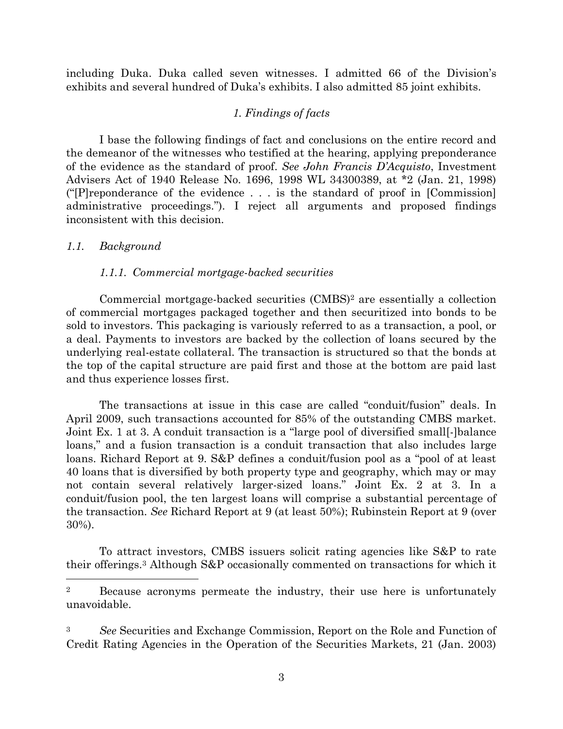including Duka. Duka called seven witnesses. I admitted 66 of the Division's exhibits and several hundred of Duka's exhibits. I also admitted 85 joint exhibits.

## *1. Findings of facts*

I base the following findings of fact and conclusions on the entire record and the demeanor of the witnesses who testified at the hearing, applying preponderance of the evidence as the standard of proof. *See John Francis D'Acquisto*, Investment Advisers Act of 1940 Release No. 1696, 1998 WL 34300389, at *2 (Jan. 21, 1998) ("[P]reponderance of the evidence . . . is the standard of proof in [Commission] administrative proceedings."). I reject all arguments and proposed findings inconsistent with this decision.

### *1.1. Background*

#### *1.1.1. Commercial mortgage-backed securities*

Commercial mortgage-backed securities (CMBS)[2] are essentially a collection of commercial mortgages packaged together and then securitized into bonds to be sold to investors. This packaging is variously referred to as a transaction, a pool, or a deal. Payments to investors are backed by the collection of loans secured by the underlying real-estate collateral. The transaction is structured so that the bonds at the top of the capital structure are paid first and those at the bottom are paid last and thus experience losses first.

The transactions at issue in this case are called "conduit/fusion" deals. In April 2009, such transactions accounted for 85% of the outstanding CMBS market. Joint Ex. 1 at 3. A conduit transaction is a "large pool of diversified small[-]balance loans," and a fusion transaction is a conduit transaction that also includes large loans. Richard Report at 9. S&P defines a conduit/fusion pool as a "pool of at least 40 loans that is diversified by both property type and geography, which may or may not contain several relatively larger-sized loans." Joint Ex. 2 at 3. In a conduit/fusion pool, the ten largest loans will comprise a substantial percentage of the transaction. *See* Richard Report at 9 (at least 50%); Rubinstein Report at 9 (over 30%).

To attract investors, CMBS issuers solicit rating agencies like S&P to rate their offerings.[3] Although S&P occasionally commented on transactions for which it

---

[2] Because acronyms permeate the industry, their use here is unfortunately unavoidable.

[3] *See* Securities and Exchange Commission, Report on the Role and Function of Credit Rating Agencies in the Operation of the Securities Markets, 21 (Jan. 2003)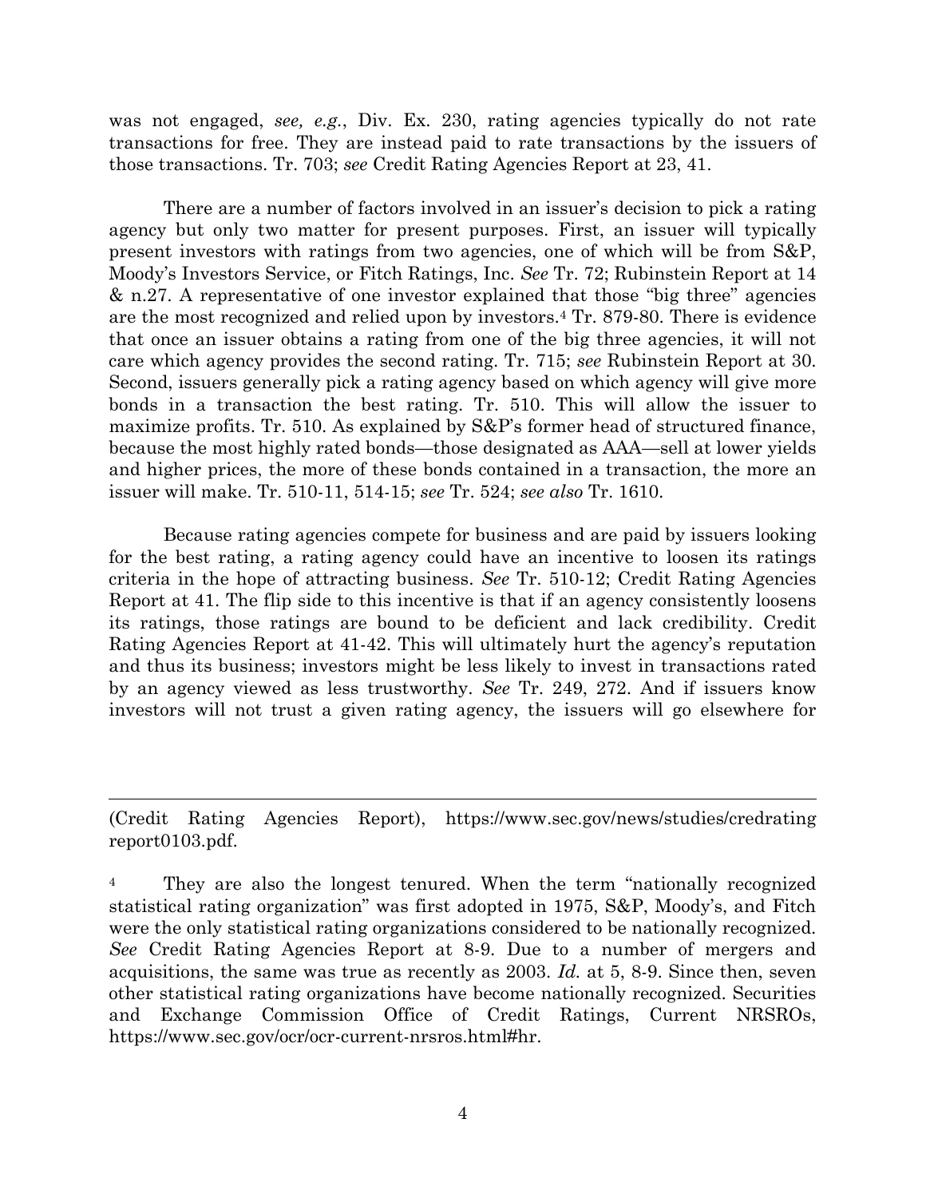was not engaged, *see, e.g.*, Div. Ex. 230, rating agencies typically do not rate transactions for free. They are instead paid to rate transactions by the issuers of those transactions. Tr. 703; *see* Credit Rating Agencies Report at 23, 41.

There are a number of factors involved in an issuer's decision to pick a rating agency but only two matter for present purposes. First, an issuer will typically present investors with ratings from two agencies, one of which will be from S&P, Moody's Investors Service, or Fitch Ratings, Inc. *See* Tr. 72; Rubinstein Report at 14 & n.27. A representative of one investor explained that those "big three" agencies are the most recognized and relied upon by investors.[4] Tr. 879-80. There is evidence that once an issuer obtains a rating from one of the big three agencies, it will not care which agency provides the second rating. Tr. 715; *see* Rubinstein Report at 30. Second, issuers generally pick a rating agency based on which agency will give more bonds in a transaction the best rating. Tr. 510. This will allow the issuer to maximize profits. Tr. 510. As explained by S&P's former head of structured finance, because the most highly rated bonds—those designated as AAA—sell at lower yields and higher prices, the more of these bonds contained in a transaction, the more an issuer will make. Tr. 510-11, 514-15; *see* Tr. 524; *see also* Tr. 1610.

Because rating agencies compete for business and are paid by issuers looking for the best rating, a rating agency could have an incentive to loosen its ratings criteria in the hope of attracting business. *See* Tr. 510-12; Credit Rating Agencies Report at 41. The flip side to this incentive is that if an agency consistently loosens its ratings, those ratings are bound to be deficient and lack credibility. Credit Rating Agencies Report at 41-42. This will ultimately hurt the agency's reputation and thus its business; investors might be less likely to invest in transactions rated by an agency viewed as less trustworthy. *See* Tr. 249, 272. And if issuers know investors will not trust a given rating agency, the issuers will go elsewhere for

---

(Credit Rating Agencies Report), https://www.sec.gov/news/studies/credratingreport0103.pdf.

[4] They are also the longest tenured. When the term "nationally recognized statistical rating organization" was first adopted in 1975, S&P, Moody's, and Fitch were the only statistical rating organizations considered to be nationally recognized. *See* Credit Rating Agencies Report at 8-9. Due to a number of mergers and acquisitions, the same was true as recently as 2003. *Id.* at 5, 8-9. Since then, seven other statistical rating organizations have become nationally recognized. Securities and Exchange Commission Office of Credit Ratings, Current NRSROs, https://www.sec.gov/ocr/ocr-current-nrsros.html#hr.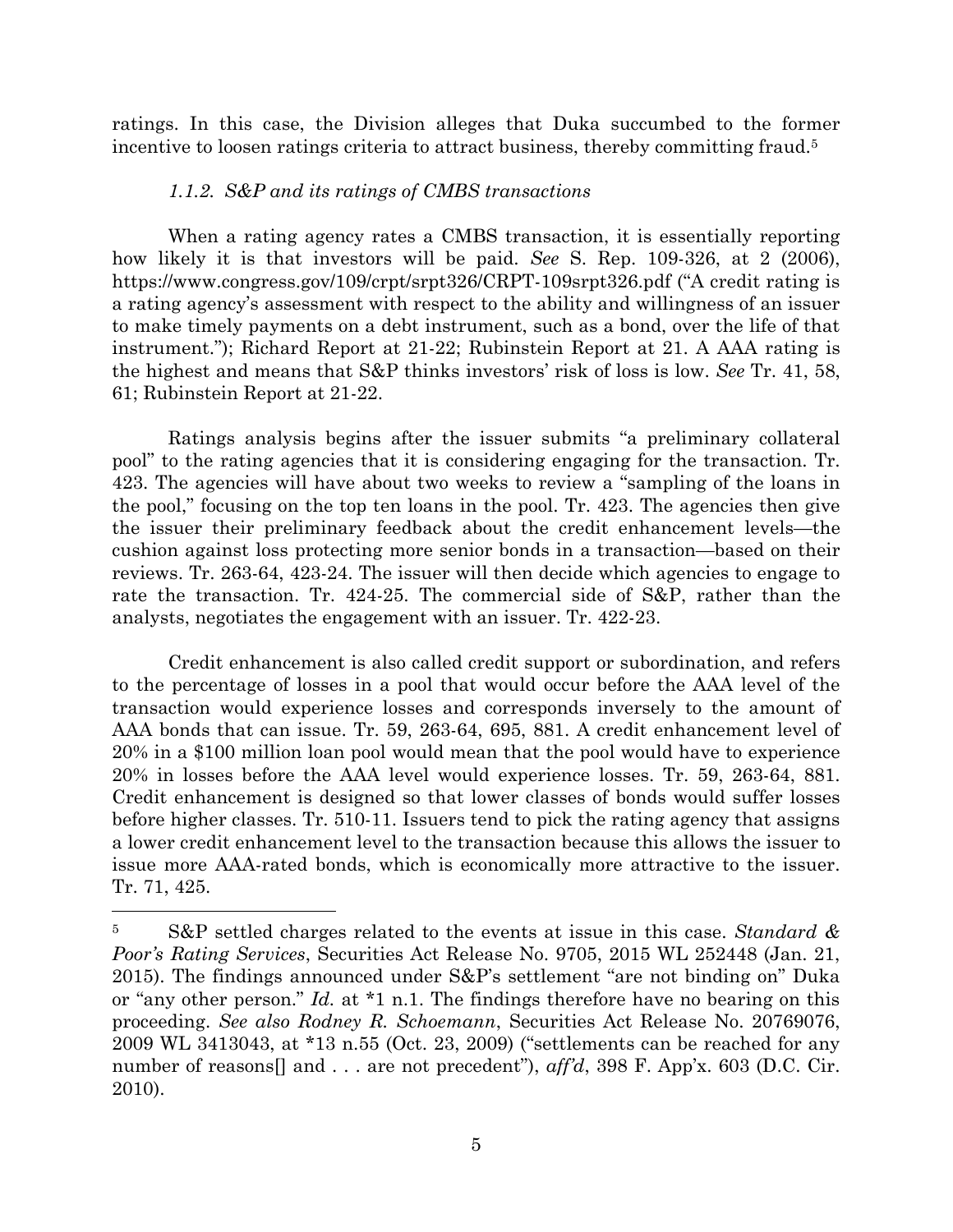ratings. In this case, the Division alleges that Duka succumbed to the former incentive to loosen ratings criteria to attract business, thereby committing fraud.[5]

#### *1.1.2. S&P and its ratings of CMBS transactions*

When a rating agency rates a CMBS transaction, it is essentially reporting how likely it is that investors will be paid. *See* S. Rep. 109-326, at 2 (2006), https://www.congress.gov/109/crpt/srpt326/CRPT-109srpt326.pdf ("A credit rating is a rating agency's assessment with respect to the ability and willingness of an issuer to make timely payments on a debt instrument, such as a bond, over the life of that instrument."); Richard Report at 21-22; Rubinstein Report at 21. A AAA rating is the highest and means that S&P thinks investors' risk of loss is low. *See* Tr. 41, 58, 61; Rubinstein Report at 21-22.

Ratings analysis begins after the issuer submits "a preliminary collateral pool" to the rating agencies that it is considering engaging for the transaction. Tr. 423. The agencies will have about two weeks to review a "sampling of the loans in the pool," focusing on the top ten loans in the pool. Tr. 423. The agencies then give the issuer their preliminary feedback about the credit enhancement levels—the cushion against loss protecting more senior bonds in a transaction—based on their reviews. Tr. 263-64, 423-24. The issuer will then decide which agencies to engage to rate the transaction. Tr. 424-25. The commercial side of S&P, rather than the analysts, negotiates the engagement with an issuer. Tr. 422-23.

Credit enhancement is also called credit support or subordination, and refers to the percentage of losses in a pool that would occur before the AAA level of the transaction would experience losses and corresponds inversely to the amount of AAA bonds that can issue. Tr. 59, 263-64, 695, 881. A credit enhancement level of 20% in a $100 million loan pool would mean that the pool would have to experience 20% in losses before the AAA level would experience losses. Tr. 59, 263-64, 881. Credit enhancement is designed so that lower classes of bonds would suffer losses before higher classes. Tr. 510-11. Issuers tend to pick the rating agency that assigns a lower credit enhancement level to the transaction because this allows the issuer to issue more AAA-rated bonds, which is economically more attractive to the issuer. Tr. 71, 425.

---

[5] S&P settled charges related to the events at issue in this case. *Standard & Poor's Rating Services*, Securities Act Release No. 9705, 2015 WL 252448 (Jan. 21, 2015). The findings announced under S&P's settlement "are not binding on" Duka or "any other person." *Id.* at *1 n.1. The findings therefore have no bearing on this proceeding. *See also Rodney R. Schoemann*, Securities Act Release No. 20769076, 2009 WL 3413043, at *13 n.55 (Oct. 23, 2009) ("settlements can be reached for any number of reasons[] and . . . are not precedent"), *aff'd*, 398 F. App'x. 603 (D.C. Cir. 2010).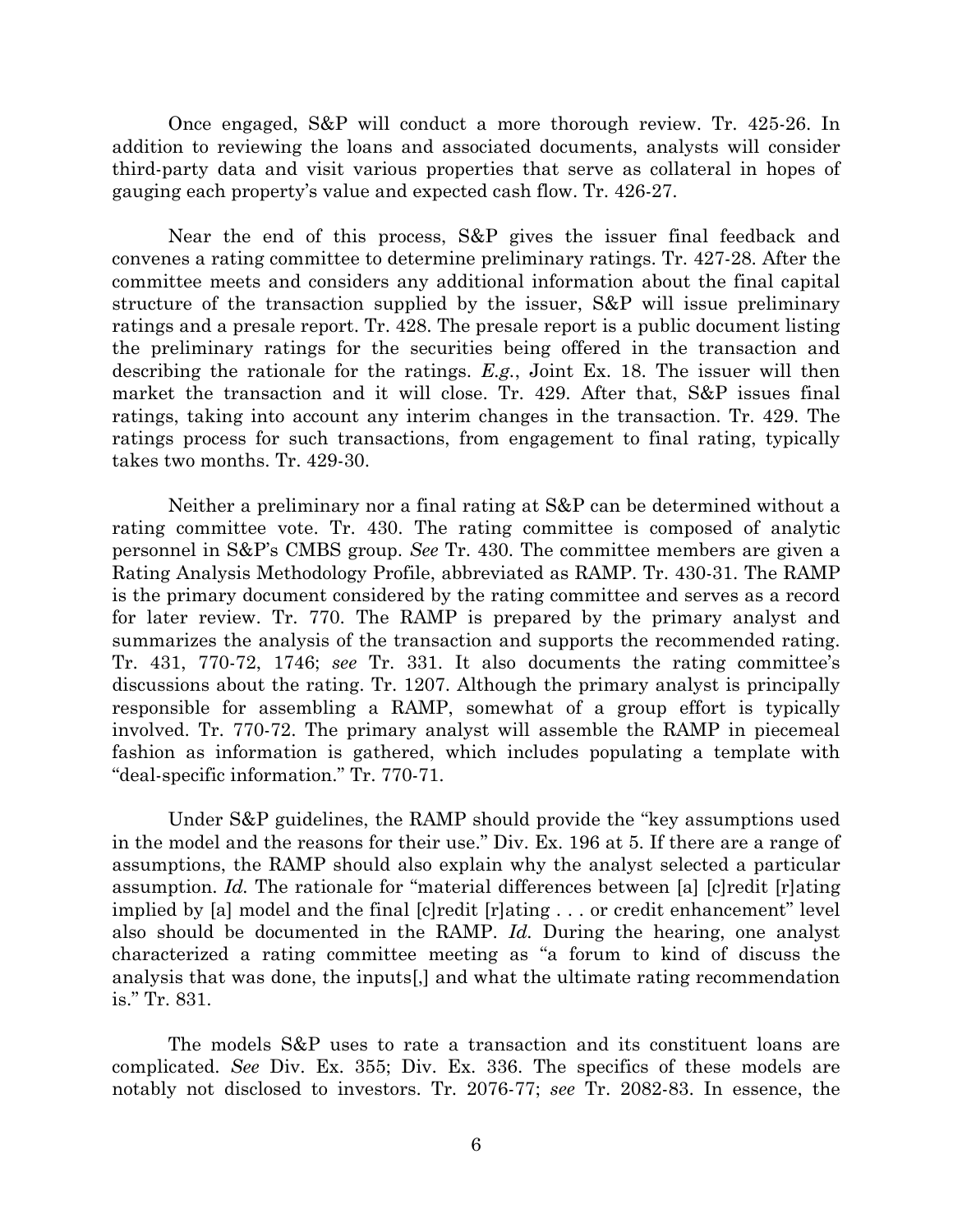Once engaged, S&P will conduct a more thorough review. Tr. 425-26. In addition to reviewing the loans and associated documents, analysts will consider third-party data and visit various properties that serve as collateral in hopes of gauging each property's value and expected cash flow. Tr. 426-27.

Near the end of this process, S&P gives the issuer final feedback and convenes a rating committee to determine preliminary ratings. Tr. 427-28. After the committee meets and considers any additional information about the final capital structure of the transaction supplied by the issuer, S&P will issue preliminary ratings and a presale report. Tr. 428. The presale report is a public document listing the preliminary ratings for the securities being offered in the transaction and describing the rationale for the ratings. *E.g.*, Joint Ex. 18. The issuer will then market the transaction and it will close. Tr. 429. After that, S&P issues final ratings, taking into account any interim changes in the transaction. Tr. 429. The ratings process for such transactions, from engagement to final rating, typically takes two months. Tr. 429-30.

Neither a preliminary nor a final rating at S&P can be determined without a rating committee vote. Tr. 430. The rating committee is composed of analytic personnel in S&P's CMBS group. *See* Tr. 430. The committee members are given a Rating Analysis Methodology Profile, abbreviated as RAMP. Tr. 430-31. The RAMP is the primary document considered by the rating committee and serves as a record for later review. Tr. 770. The RAMP is prepared by the primary analyst and summarizes the analysis of the transaction and supports the recommended rating. Tr. 431, 770-72, 1746; *see* Tr. 331. It also documents the rating committee's discussions about the rating. Tr. 1207. Although the primary analyst is principally responsible for assembling a RAMP, somewhat of a group effort is typically involved. Tr. 770-72. The primary analyst will assemble the RAMP in piecemeal fashion as information is gathered, which includes populating a template with "deal-specific information." Tr. 770-71.

Under S&P guidelines, the RAMP should provide the "key assumptions used in the model and the reasons for their use." Div. Ex. 196 at 5. If there are a range of assumptions, the RAMP should also explain why the analyst selected a particular assumption. *Id.* The rationale for "material differences between [a] [c]redit [r]ating implied by [a] model and the final [c]redit [r]ating . . . or credit enhancement" level also should be documented in the RAMP. *Id.* During the hearing, one analyst characterized a rating committee meeting as "a forum to kind of discuss the analysis that was done, the inputs[,] and what the ultimate rating recommendation is." Tr. 831.

The models S&P uses to rate a transaction and its constituent loans are complicated. *See* Div. Ex. 355; Div. Ex. 336. The specifics of these models are notably not disclosed to investors. Tr. 2076-77; *see* Tr. 2082-83. In essence, the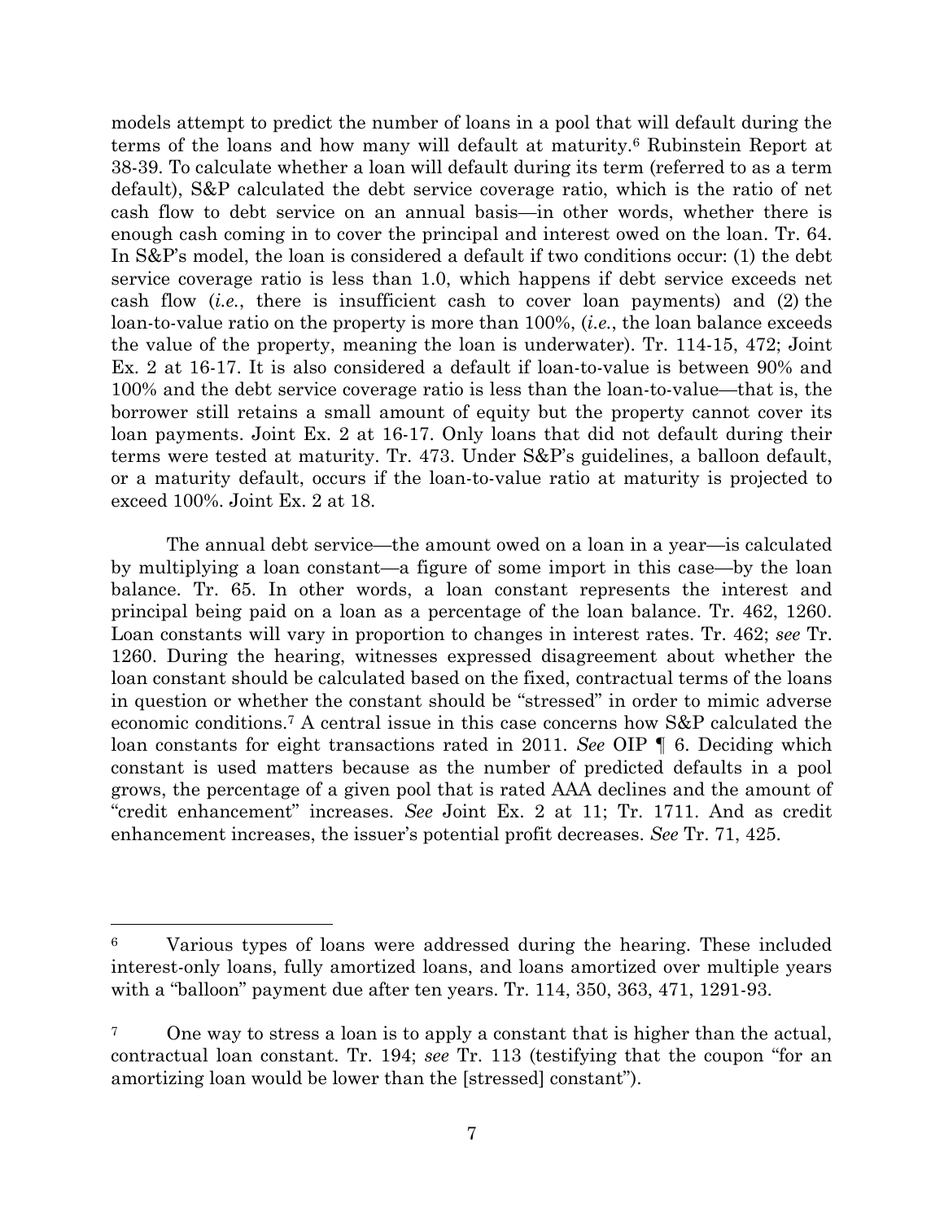models attempt to predict the number of loans in a pool that will default during the terms of the loans and how many will default at maturity.[6] Rubinstein Report at 38-39. To calculate whether a loan will default during its term (referred to as a term default), S&P calculated the debt service coverage ratio, which is the ratio of net cash flow to debt service on an annual basis—in other words, whether there is enough cash coming in to cover the principal and interest owed on the loan. Tr. 64. In S&P's model, the loan is considered a default if two conditions occur: (1) the debt service coverage ratio is less than 1.0, which happens if debt service exceeds net cash flow (*i.e.*, there is insufficient cash to cover loan payments) and (2) the loan-to-value ratio on the property is more than 100%, (*i.e.*, the loan balance exceeds the value of the property, meaning the loan is underwater). Tr. 114-15, 472; Joint Ex. 2 at 16-17. It is also considered a default if loan-to-value is between 90% and 100% and the debt service coverage ratio is less than the loan-to-value—that is, the borrower still retains a small amount of equity but the property cannot cover its loan payments. Joint Ex. 2 at 16-17. Only loans that did not default during their terms were tested at maturity. Tr. 473. Under S&P's guidelines, a balloon default, or a maturity default, occurs if the loan-to-value ratio at maturity is projected to exceed 100%. Joint Ex. 2 at 18.

The annual debt service—the amount owed on a loan in a year—is calculated by multiplying a loan constant—a figure of some import in this case—by the loan balance. Tr. 65. In other words, a loan constant represents the interest and principal being paid on a loan as a percentage of the loan balance. Tr. 462, 1260. Loan constants will vary in proportion to changes in interest rates. Tr. 462; *see* Tr. 1260. During the hearing, witnesses expressed disagreement about whether the loan constant should be calculated based on the fixed, contractual terms of the loans in question or whether the constant should be "stressed" in order to mimic adverse economic conditions.[7] A central issue in this case concerns how S&P calculated the loan constants for eight transactions rated in 2011. *See* OIP ¶ 6. Deciding which constant is used matters because as the number of predicted defaults in a pool grows, the percentage of a given pool that is rated AAA declines and the amount of "credit enhancement" increases. *See* Joint Ex. 2 at 11; Tr. 1711. And as credit enhancement increases, the issuer's potential profit decreases. *See* Tr. 71, 425.

---

[6] Various types of loans were addressed during the hearing. These included interest-only loans, fully amortized loans, and loans amortized over multiple years with a "balloon" payment due after ten years. Tr. 114, 350, 363, 471, 1291-93.

[7] One way to stress a loan is to apply a constant that is higher than the actual, contractual loan constant. Tr. 194; *see* Tr. 113 (testifying that the coupon "for an amortizing loan would be lower than the [stressed] constant").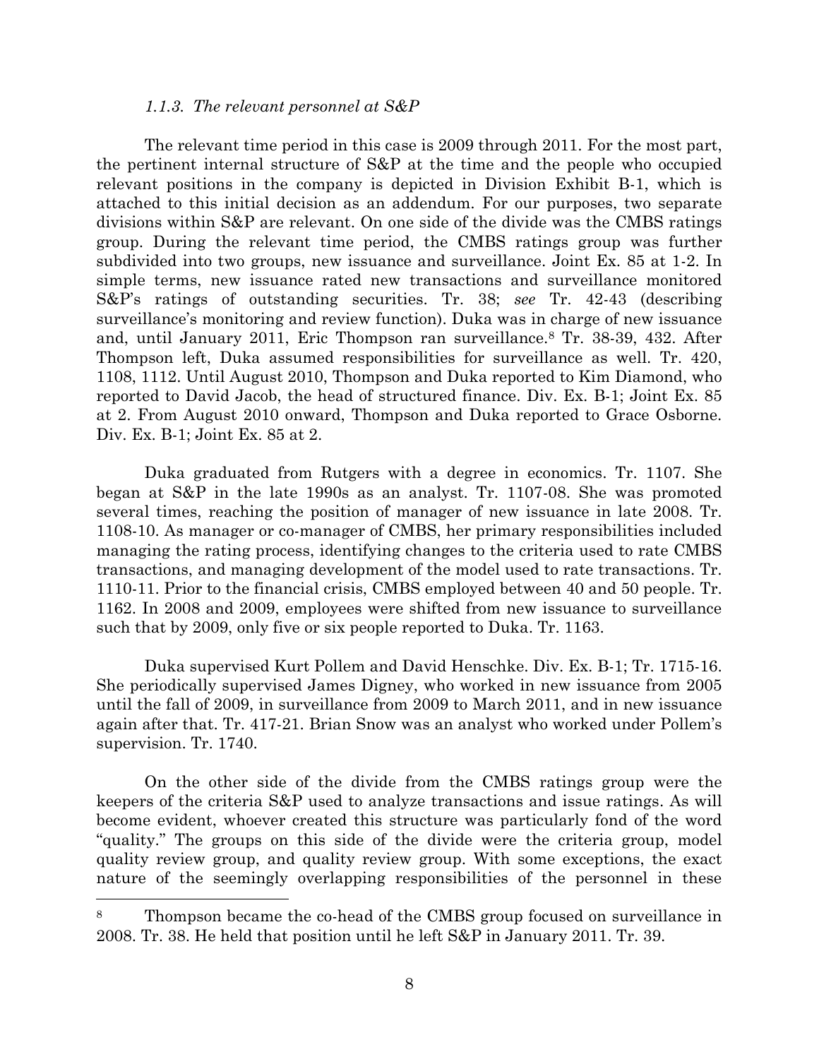#### *1.1.3. The relevant personnel at S&P*

The relevant time period in this case is 2009 through 2011. For the most part, the pertinent internal structure of S&P at the time and the people who occupied relevant positions in the company is depicted in Division Exhibit B-1, which is attached to this initial decision as an addendum. For our purposes, two separate divisions within S&P are relevant. On one side of the divide was the CMBS ratings group. During the relevant time period, the CMBS ratings group was further subdivided into two groups, new issuance and surveillance. Joint Ex. 85 at 1-2. In simple terms, new issuance rated new transactions and surveillance monitored S&P's ratings of outstanding securities. Tr. 38; *see* Tr. 42-43 (describing surveillance's monitoring and review function). Duka was in charge of new issuance and, until January 2011, Eric Thompson ran surveillance.[8] Tr. 38-39, 432. After Thompson left, Duka assumed responsibilities for surveillance as well. Tr. 420, 1108, 1112. Until August 2010, Thompson and Duka reported to Kim Diamond, who reported to David Jacob, the head of structured finance. Div. Ex. B-1; Joint Ex. 85 at 2. From August 2010 onward, Thompson and Duka reported to Grace Osborne. Div. Ex. B-1; Joint Ex. 85 at 2.

Duka graduated from Rutgers with a degree in economics. Tr. 1107. She began at S&P in the late 1990s as an analyst. Tr. 1107-08. She was promoted several times, reaching the position of manager of new issuance in late 2008. Tr. 1108-10. As manager or co-manager of CMBS, her primary responsibilities included managing the rating process, identifying changes to the criteria used to rate CMBS transactions, and managing development of the model used to rate transactions. Tr. 1110-11. Prior to the financial crisis, CMBS employed between 40 and 50 people. Tr. 1162. In 2008 and 2009, employees were shifted from new issuance to surveillance such that by 2009, only five or six people reported to Duka. Tr. 1163.

Duka supervised Kurt Pollem and David Henschke. Div. Ex. B-1; Tr. 1715-16. She periodically supervised James Digney, who worked in new issuance from 2005 until the fall of 2009, in surveillance from 2009 to March 2011, and in new issuance again after that. Tr. 417-21. Brian Snow was an analyst who worked under Pollem's supervision. Tr. 1740.

On the other side of the divide from the CMBS ratings group were the keepers of the criteria S&P used to analyze transactions and issue ratings. As will become evident, whoever created this structure was particularly fond of the word "quality." The groups on this side of the divide were the criteria group, model quality review group, and quality review group. With some exceptions, the exact nature of the seemingly overlapping responsibilities of the personnel in these

---

[8] Thompson became the co-head of the CMBS group focused on surveillance in 2008. Tr. 38. He held that position until he left S&P in January 2011. Tr. 39.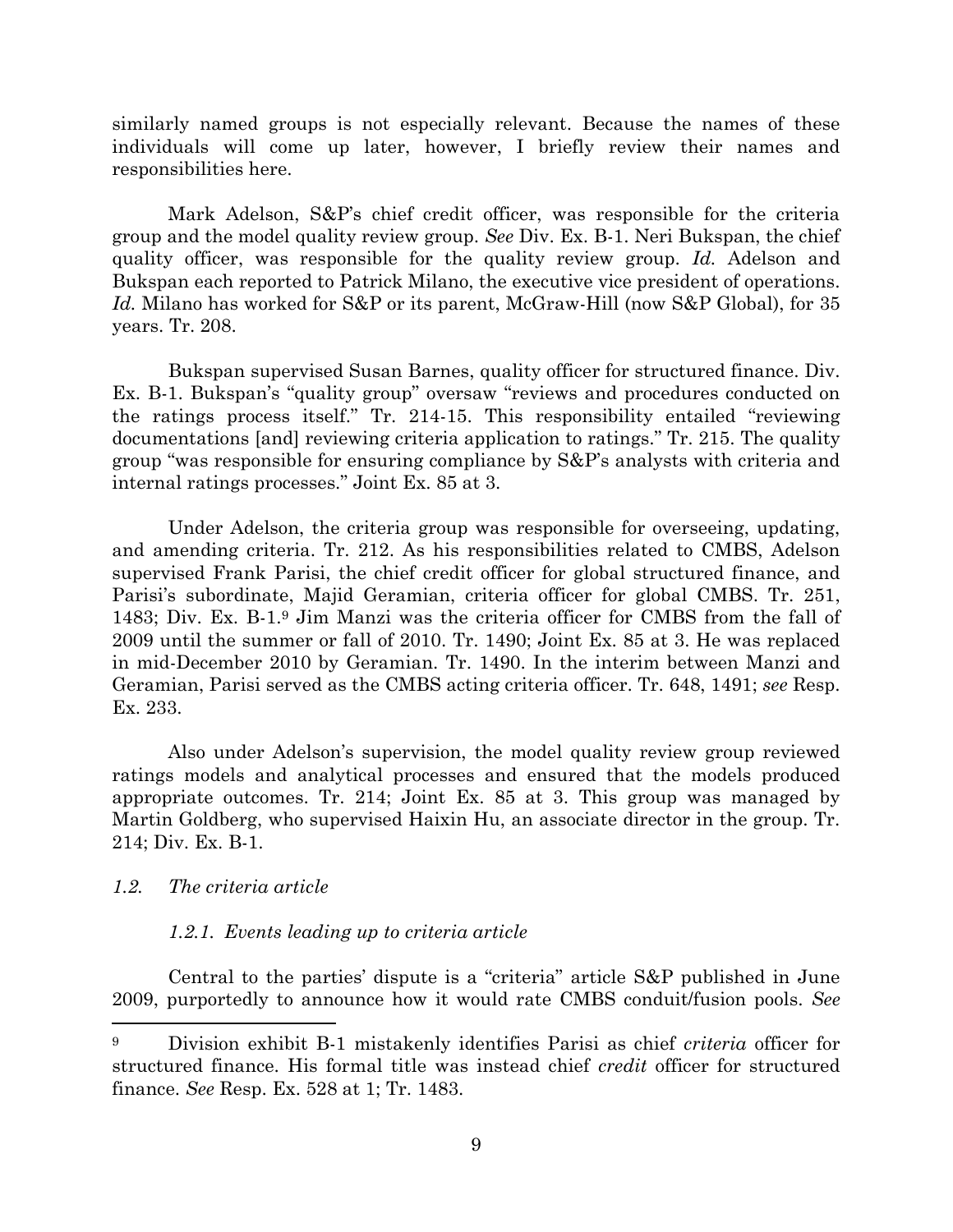similarly named groups is not especially relevant. Because the names of these individuals will come up later, however, I briefly review their names and responsibilities here.

Mark Adelson, S&P's chief credit officer, was responsible for the criteria group and the model quality review group. *See* Div. Ex. B-1. Neri Bukspan, the chief quality officer, was responsible for the quality review group. *Id.* Adelson and Bukspan each reported to Patrick Milano, the executive vice president of operations. *Id.* Milano has worked for S&P or its parent, McGraw-Hill (now S&P Global), for 35 years. Tr. 208.

Bukspan supervised Susan Barnes, quality officer for structured finance. Div. Ex. B-1. Bukspan's "quality group" oversaw "reviews and procedures conducted on the ratings process itself." Tr. 214-15. This responsibility entailed "reviewing documentations [and] reviewing criteria application to ratings." Tr. 215. The quality group "was responsible for ensuring compliance by S&P's analysts with criteria and internal ratings processes." Joint Ex. 85 at 3.

Under Adelson, the criteria group was responsible for overseeing, updating, and amending criteria. Tr. 212. As his responsibilities related to CMBS, Adelson supervised Frank Parisi, the chief credit officer for global structured finance, and Parisi's subordinate, Majid Geramian, criteria officer for global CMBS. Tr. 251, 1483; Div. Ex. B-1.[9] Jim Manzi was the criteria officer for CMBS from the fall of 2009 until the summer or fall of 2010. Tr. 1490; Joint Ex. 85 at 3. He was replaced in mid-December 2010 by Geramian. Tr. 1490. In the interim between Manzi and Geramian, Parisi served as the CMBS acting criteria officer. Tr. 648, 1491; *see* Resp. Ex. 233.

Also under Adelson's supervision, the model quality review group reviewed ratings models and analytical processes and ensured that the models produced appropriate outcomes. Tr. 214; Joint Ex. 85 at 3. This group was managed by Martin Goldberg, who supervised Haixin Hu, an associate director in the group. Tr. 214; Div. Ex. B-1.

### *1.2. The criteria article*

#### *1.2.1. Events leading up to criteria article*

Central to the parties' dispute is a "criteria" article S&P published in June 2009, purportedly to announce how it would rate CMBS conduit/fusion pools. *See*

---

[9] Division exhibit B-1 mistakenly identifies Parisi as chief *criteria* officer for structured finance. His formal title was instead chief *credit* officer for structured finance. *See* Resp. Ex. 528 at 1; Tr. 1483.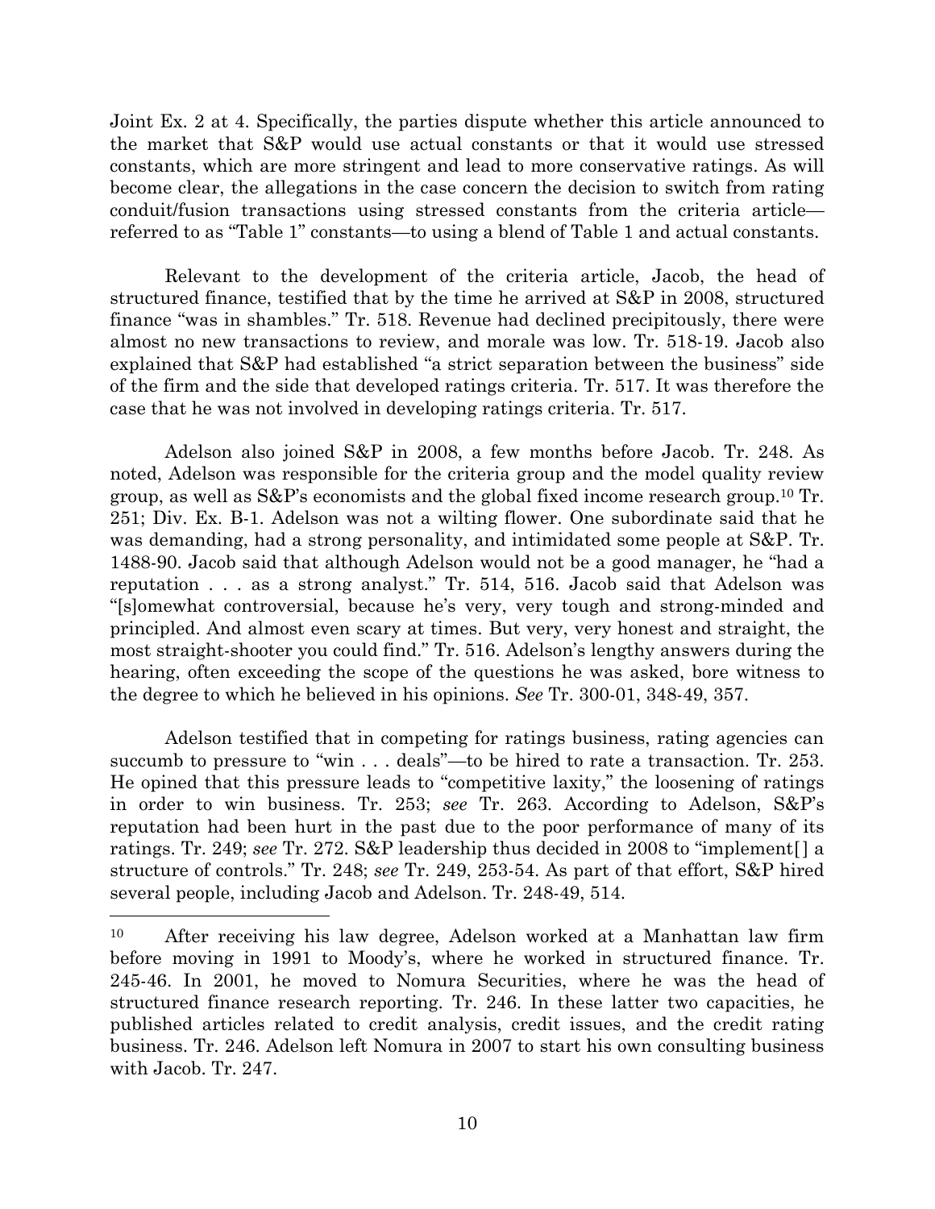Joint Ex. 2 at 4. Specifically, the parties dispute whether this article announced to the market that S&P would use actual constants or that it would use stressed constants, which are more stringent and lead to more conservative ratings. As will become clear, the allegations in the case concern the decision to switch from rating conduit/fusion transactions using stressed constants from the criteria article—referred to as "Table 1" constants—to using a blend of Table 1 and actual constants.

Relevant to the development of the criteria article, Jacob, the head of structured finance, testified that by the time he arrived at S&P in 2008, structured finance "was in shambles." Tr. 518. Revenue had declined precipitously, there were almost no new transactions to review, and morale was low. Tr. 518-19. Jacob also explained that S&P had established "a strict separation between the business" side of the firm and the side that developed ratings criteria. Tr. 517. It was therefore the case that he was not involved in developing ratings criteria. Tr. 517.

Adelson also joined S&P in 2008, a few months before Jacob. Tr. 248. As noted, Adelson was responsible for the criteria group and the model quality review group, as well as S&P's economists and the global fixed income research group.[10] Tr. 251; Div. Ex. B-1. Adelson was not a wilting flower. One subordinate said that he was demanding, had a strong personality, and intimidated some people at S&P. Tr. 1488-90. Jacob said that although Adelson would not be a good manager, he "had a reputation . . . as a strong analyst." Tr. 514, 516. Jacob said that Adelson was "[s]omewhat controversial, because he's very, very tough and strong-minded and principled. And almost even scary at times. But very, very honest and straight, the most straight-shooter you could find." Tr. 516. Adelson's lengthy answers during the hearing, often exceeding the scope of the questions he was asked, bore witness to the degree to which he believed in his opinions. *See* Tr. 300-01, 348-49, 357.

Adelson testified that in competing for ratings business, rating agencies can succumb to pressure to "win . . . deals"—to be hired to rate a transaction. Tr. 253. He opined that this pressure leads to "competitive laxity," the loosening of ratings in order to win business. Tr. 253; *see* Tr. 263. According to Adelson, S&P's reputation had been hurt in the past due to the poor performance of many of its ratings. Tr. 249; *see* Tr. 272. S&P leadership thus decided in 2008 to "implement[] a structure of controls." Tr. 248; *see* Tr. 249, 253-54. As part of that effort, S&P hired several people, including Jacob and Adelson. Tr. 248-49, 514.

---

[10] After receiving his law degree, Adelson worked at a Manhattan law firm before moving in 1991 to Moody's, where he worked in structured finance. Tr. 245-46. In 2001, he moved to Nomura Securities, where he was the head of structured finance research reporting. Tr. 246. In these latter two capacities, he published articles related to credit analysis, credit issues, and the credit rating business. Tr. 246. Adelson left Nomura in 2007 to start his own consulting business with Jacob. Tr. 247.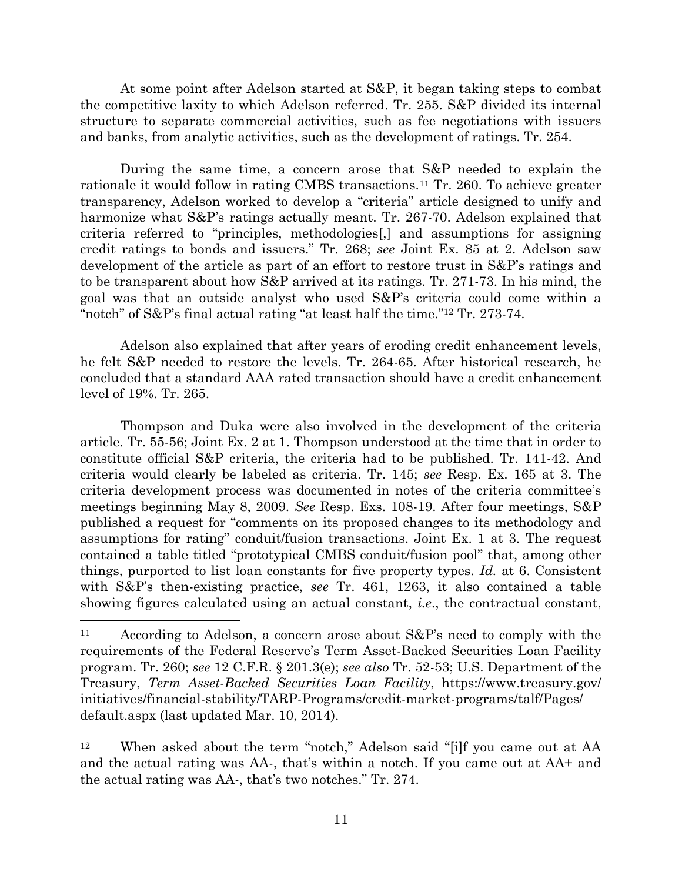At some point after Adelson started at S&P, it began taking steps to combat the competitive laxity to which Adelson referred. Tr. 255. S&P divided its internal structure to separate commercial activities, such as fee negotiations with issuers and banks, from analytic activities, such as the development of ratings. Tr. 254.

During the same time, a concern arose that S&P needed to explain the rationale it would follow in rating CMBS transactions.[11] Tr. 260. To achieve greater transparency, Adelson worked to develop a "criteria" article designed to unify and harmonize what S&P's ratings actually meant. Tr. 267-70. Adelson explained that criteria referred to "principles, methodologies[,] and assumptions for assigning credit ratings to bonds and issuers." Tr. 268; *see* Joint Ex. 85 at 2. Adelson saw development of the article as part of an effort to restore trust in S&P's ratings and to be transparent about how S&P arrived at its ratings. Tr. 271-73. In his mind, the goal was that an outside analyst who used S&P's criteria could come within a "notch" of S&P's final actual rating "at least half the time."[12] Tr. 273-74.

Adelson also explained that after years of eroding credit enhancement levels, he felt S&P needed to restore the levels. Tr. 264-65. After historical research, he concluded that a standard AAA rated transaction should have a credit enhancement level of 19%. Tr. 265.

Thompson and Duka were also involved in the development of the criteria article. Tr. 55-56; Joint Ex. 2 at 1. Thompson understood at the time that in order to constitute official S&P criteria, the criteria had to be published. Tr. 141-42. And criteria would clearly be labeled as criteria. Tr. 145; *see* Resp. Ex. 165 at 3. The criteria development process was documented in notes of the criteria committee's meetings beginning May 8, 2009. *See* Resp. Exs. 108-19. After four meetings, S&P published a request for "comments on its proposed changes to its methodology and assumptions for rating" conduit/fusion transactions. Joint Ex. 1 at 3. The request contained a table titled "prototypical CMBS conduit/fusion pool" that, among other things, purported to list loan constants for five property types. *Id.* at 6. Consistent with S&P's then-existing practice, *see* Tr. 461, 1263, it also contained a table showing figures calculated using an actual constant, *i.e.*, the contractual constant,

---

[11] According to Adelson, a concern arose about S&P's need to comply with the requirements of the Federal Reserve's Term Asset-Backed Securities Loan Facility program. Tr. 260; *see* 12 C.F.R. § 201.3(e); *see also* Tr. 52-53; U.S. Department of the Treasury, *Term Asset-Backed Securities Loan Facility*, https://www.treasury.gov/initiatives/financial-stability/TARP-Programs/credit-market-programs/talf/Pages/default.aspx (last updated Mar. 10, 2014).

[12] When asked about the term "notch," Adelson said "[i]f you came out at AA and the actual rating was AA-, that's within a notch. If you came out at AA+ and the actual rating was AA-, that's two notches." Tr. 274.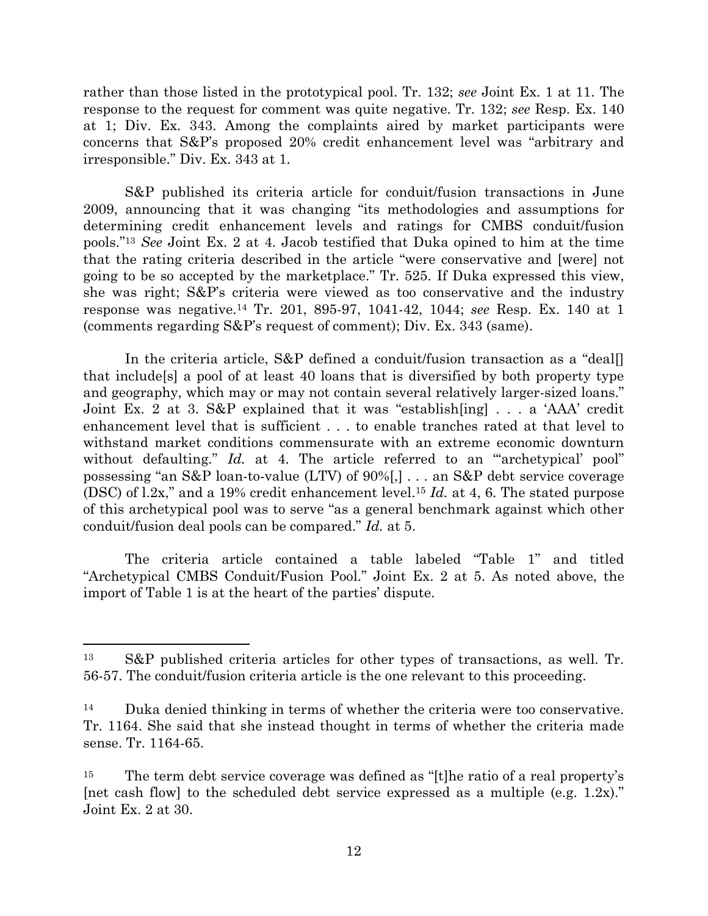rather than those listed in the prototypical pool. Tr. 132; *see* Joint Ex. 1 at 11. The response to the request for comment was quite negative. Tr. 132; *see* Resp. Ex. 140 at 1; Div. Ex. 343. Among the complaints aired by market participants were concerns that S&P's proposed 20% credit enhancement level was "arbitrary and irresponsible." Div. Ex. 343 at 1.

S&P published its criteria article for conduit/fusion transactions in June 2009, announcing that it was changing "its methodologies and assumptions for determining credit enhancement levels and ratings for CMBS conduit/fusion pools."[13] *See* Joint Ex. 2 at 4. Jacob testified that Duka opined to him at the time that the rating criteria described in the article "were conservative and [were] not going to be so accepted by the marketplace." Tr. 525. If Duka expressed this view, she was right; S&P's criteria were viewed as too conservative and the industry response was negative.[14] Tr. 201, 895-97, 1041-42, 1044; *see* Resp. Ex. 140 at 1 (comments regarding S&P's request of comment); Div. Ex. 343 (same).

In the criteria article, S&P defined a conduit/fusion transaction as a "deal[] that include[s] a pool of at least 40 loans that is diversified by both property type and geography, which may or may not contain several relatively larger-sized loans." Joint Ex. 2 at 3. S&P explained that it was "establish[ing] . . . a 'AAA' credit enhancement level that is sufficient . . . to enable tranches rated at that level to withstand market conditions commensurate with an extreme economic downturn without defaulting." *Id.* at 4. The article referred to an "'archetypical' pool" possessing "an S&P loan-to-value (LTV) of 90%[,] . . . an S&P debt service coverage (DSC) of l.2x," and a 19% credit enhancement level.[15] *Id.* at 4, 6. The stated purpose of this archetypical pool was to serve "as a general benchmark against which other conduit/fusion deal pools can be compared." *Id.* at 5.

The criteria article contained a table labeled "Table 1" and titled "Archetypical CMBS Conduit/Fusion Pool." Joint Ex. 2 at 5. As noted above, the import of Table 1 is at the heart of the parties' dispute.

---

[13] S&P published criteria articles for other types of transactions, as well. Tr. 56-57. The conduit/fusion criteria article is the one relevant to this proceeding.

[14] Duka denied thinking in terms of whether the criteria were too conservative. Tr. 1164. She said that she instead thought in terms of whether the criteria made sense. Tr. 1164-65.

[15] The term debt service coverage was defined as "[t]he ratio of a real property's [net cash flow] to the scheduled debt service expressed as a multiple (e.g. 1.2x)." Joint Ex. 2 at 30.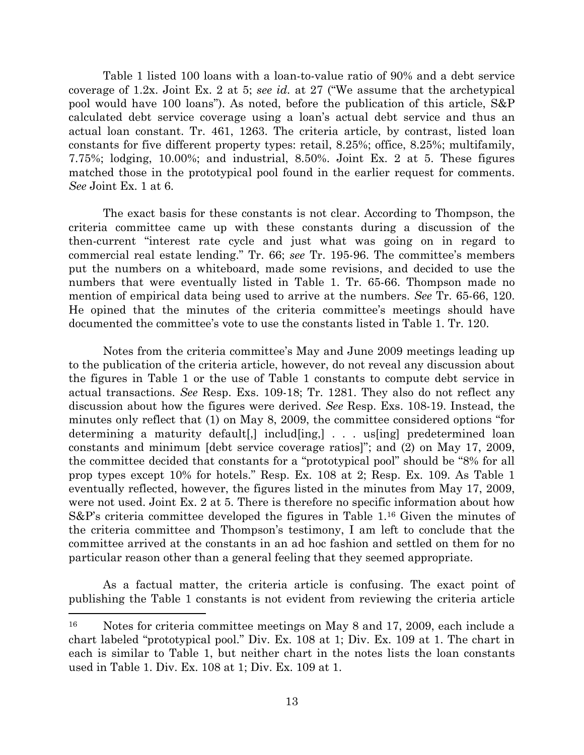Table 1 listed 100 loans with a loan-to-value ratio of 90% and a debt service coverage of 1.2x. Joint Ex. 2 at 5; *see id.* at 27 ("We assume that the archetypical pool would have 100 loans"). As noted, before the publication of this article, S&P calculated debt service coverage using a loan's actual debt service and thus an actual loan constant. Tr. 461, 1263. The criteria article, by contrast, listed loan constants for five different property types: retail, 8.25%; office, 8.25%; multifamily, 7.75%; lodging, 10.00%; and industrial, 8.50%. Joint Ex. 2 at 5. These figures matched those in the prototypical pool found in the earlier request for comments. *See* Joint Ex. 1 at 6.

The exact basis for these constants is not clear. According to Thompson, the criteria committee came up with these constants during a discussion of the then-current "interest rate cycle and just what was going on in regard to commercial real estate lending." Tr. 66; *see* Tr. 195-96. The committee's members put the numbers on a whiteboard, made some revisions, and decided to use the numbers that were eventually listed in Table 1. Tr. 65-66. Thompson made no mention of empirical data being used to arrive at the numbers. *See* Tr. 65-66, 120. He opined that the minutes of the criteria committee's meetings should have documented the committee's vote to use the constants listed in Table 1. Tr. 120.

Notes from the criteria committee's May and June 2009 meetings leading up to the publication of the criteria article, however, do not reveal any discussion about the figures in Table 1 or the use of Table 1 constants to compute debt service in actual transactions. *See* Resp. Exs. 109-18; Tr. 1281. They also do not reflect any discussion about how the figures were derived. *See* Resp. Exs. 108-19. Instead, the minutes only reflect that (1) on May 8, 2009, the committee considered options "for determining a maturity default[,] includ[ing,] . . . us[ing] predetermined loan constants and minimum [debt service coverage ratios]"; and (2) on May 17, 2009, the committee decided that constants for a "prototypical pool" should be "8% for all prop types except 10% for hotels." Resp. Ex. 108 at 2; Resp. Ex. 109. As Table 1 eventually reflected, however, the figures listed in the minutes from May 17, 2009, were not used. Joint Ex. 2 at 5. There is therefore no specific information about how S&P's criteria committee developed the figures in Table 1.[16] Given the minutes of the criteria committee and Thompson's testimony, I am left to conclude that the committee arrived at the constants in an ad hoc fashion and settled on them for no particular reason other than a general feeling that they seemed appropriate.

As a factual matter, the criteria article is confusing. The exact point of publishing the Table 1 constants is not evident from reviewing the criteria article

---

[16] Notes for criteria committee meetings on May 8 and 17, 2009, each include a chart labeled "prototypical pool." Div. Ex. 108 at 1; Div. Ex. 109 at 1. The chart in each is similar to Table 1, but neither chart in the notes lists the loan constants used in Table 1. Div. Ex. 108 at 1; Div. Ex. 109 at 1.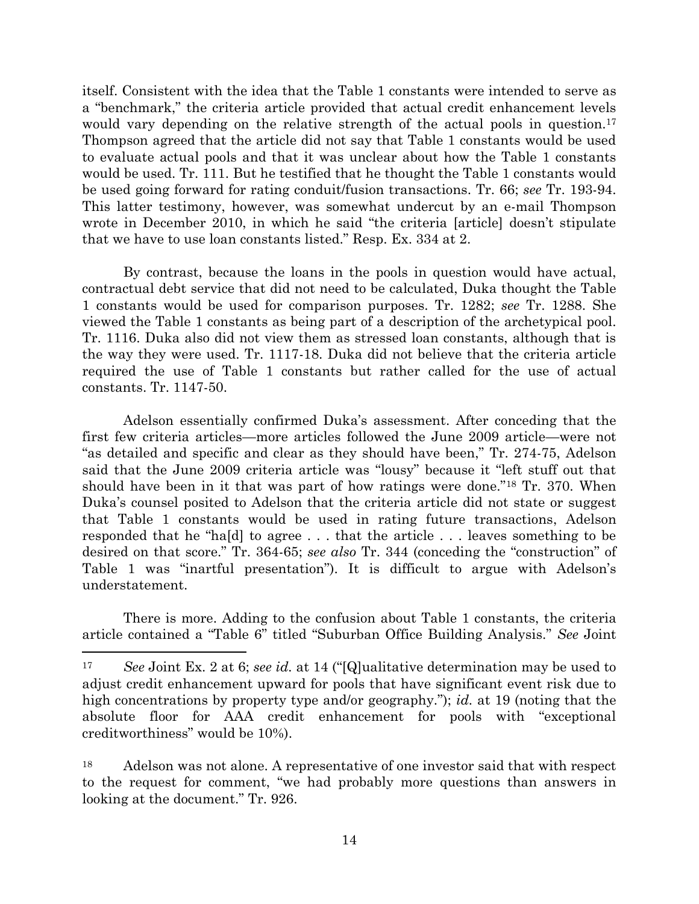itself. Consistent with the idea that the Table 1 constants were intended to serve as a "benchmark," the criteria article provided that actual credit enhancement levels would vary depending on the relative strength of the actual pools in question.[17] Thompson agreed that the article did not say that Table 1 constants would be used to evaluate actual pools and that it was unclear about how the Table 1 constants would be used. Tr. 111. But he testified that he thought the Table 1 constants would be used going forward for rating conduit/fusion transactions. Tr. 66; *see* Tr. 193-94. This latter testimony, however, was somewhat undercut by an e-mail Thompson wrote in December 2010, in which he said "the criteria [article] doesn't stipulate that we have to use loan constants listed." Resp. Ex. 334 at 2.

By contrast, because the loans in the pools in question would have actual, contractual debt service that did not need to be calculated, Duka thought the Table 1 constants would be used for comparison purposes. Tr. 1282; *see* Tr. 1288. She viewed the Table 1 constants as being part of a description of the archetypical pool. Tr. 1116. Duka also did not view them as stressed loan constants, although that is the way they were used. Tr. 1117-18. Duka did not believe that the criteria article required the use of Table 1 constants but rather called for the use of actual constants. Tr. 1147-50.

Adelson essentially confirmed Duka's assessment. After conceding that the first few criteria articles—more articles followed the June 2009 article—were not "as detailed and specific and clear as they should have been," Tr. 274-75, Adelson said that the June 2009 criteria article was "lousy" because it "left stuff out that should have been in it that was part of how ratings were done."[18] Tr. 370. When Duka's counsel posited to Adelson that the criteria article did not state or suggest that Table 1 constants would be used in rating future transactions, Adelson responded that he "ha[d] to agree . . . that the article . . . leaves something to be desired on that score." Tr. 364-65; *see also* Tr. 344 (conceding the "construction" of Table 1 was "inartful presentation"). It is difficult to argue with Adelson's understatement.

There is more. Adding to the confusion about Table 1 constants, the criteria article contained a "Table 6" titled "Suburban Office Building Analysis." *See* Joint

---

[17] *See* Joint Ex. 2 at 6; *see id.* at 14 ("[Q]ualitative determination may be used to adjust credit enhancement upward for pools that have significant event risk due to high concentrations by property type and/or geography."); *id.* at 19 (noting that the absolute floor for AAA credit enhancement for pools with "exceptional creditworthiness" would be 10%).

[18] Adelson was not alone. A representative of one investor said that with respect to the request for comment, "we had probably more questions than answers in looking at the document." Tr. 926.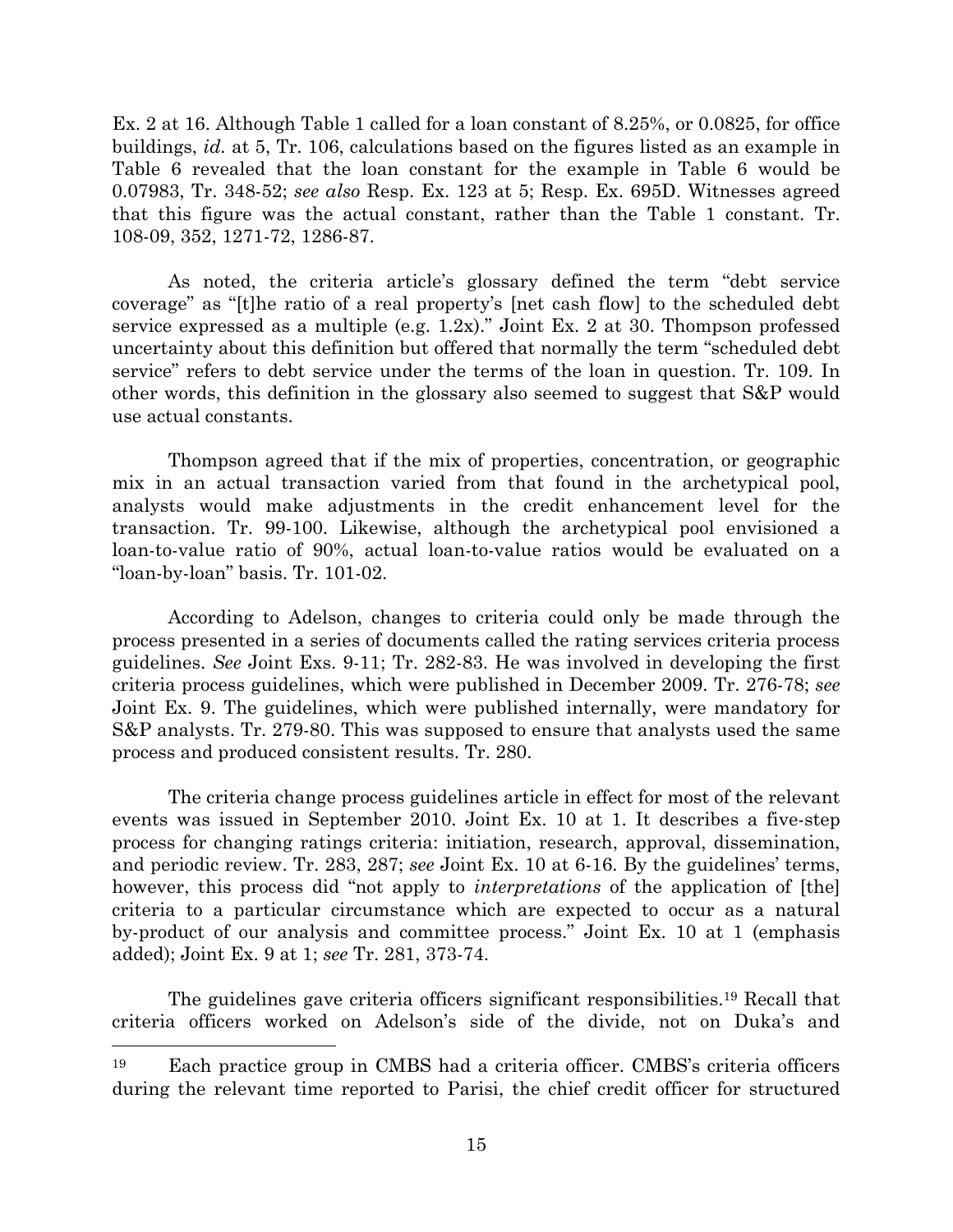Ex. 2 at 16. Although Table 1 called for a loan constant of 8.25%, or 0.0825, for office buildings, *id.* at 5, Tr. 106, calculations based on the figures listed as an example in Table 6 revealed that the loan constant for the example in Table 6 would be 0.07983, Tr. 348-52; *see also* Resp. Ex. 123 at 5; Resp. Ex. 695D. Witnesses agreed that this figure was the actual constant, rather than the Table 1 constant. Tr. 108-09, 352, 1271-72, 1286-87.

As noted, the criteria article's glossary defined the term "debt service coverage" as "[t]he ratio of a real property's [net cash flow] to the scheduled debt service expressed as a multiple (e.g. 1.2x)." Joint Ex. 2 at 30. Thompson professed uncertainty about this definition but offered that normally the term "scheduled debt service" refers to debt service under the terms of the loan in question. Tr. 109. In other words, this definition in the glossary also seemed to suggest that S&P would use actual constants.

Thompson agreed that if the mix of properties, concentration, or geographic mix in an actual transaction varied from that found in the archetypical pool, analysts would make adjustments in the credit enhancement level for the transaction. Tr. 99-100. Likewise, although the archetypical pool envisioned a loan-to-value ratio of 90%, actual loan-to-value ratios would be evaluated on a "loan-by-loan" basis. Tr. 101-02.

According to Adelson, changes to criteria could only be made through the process presented in a series of documents called the rating services criteria process guidelines. *See* Joint Exs. 9-11; Tr. 282-83. He was involved in developing the first criteria process guidelines, which were published in December 2009. Tr. 276-78; *see* Joint Ex. 9. The guidelines, which were published internally, were mandatory for S&P analysts. Tr. 279-80. This was supposed to ensure that analysts used the same process and produced consistent results. Tr. 280.

The criteria change process guidelines article in effect for most of the relevant events was issued in September 2010. Joint Ex. 10 at 1. It describes a five-step process for changing ratings criteria: initiation, research, approval, dissemination, and periodic review. Tr. 283, 287; *see* Joint Ex. 10 at 6-16. By the guidelines' terms, however, this process did "not apply to *interpretations* of the application of [the] criteria to a particular circumstance which are expected to occur as a natural by-product of our analysis and committee process." Joint Ex. 10 at 1 (emphasis added); Joint Ex. 9 at 1; *see* Tr. 281, 373-74.

The guidelines gave criteria officers significant responsibilities.[19] Recall that criteria officers worked on Adelson's side of the divide, not on Duka's and

---

[19] Each practice group in CMBS had a criteria officer. CMBS's criteria officers during the relevant time reported to Parisi, the chief credit officer for structured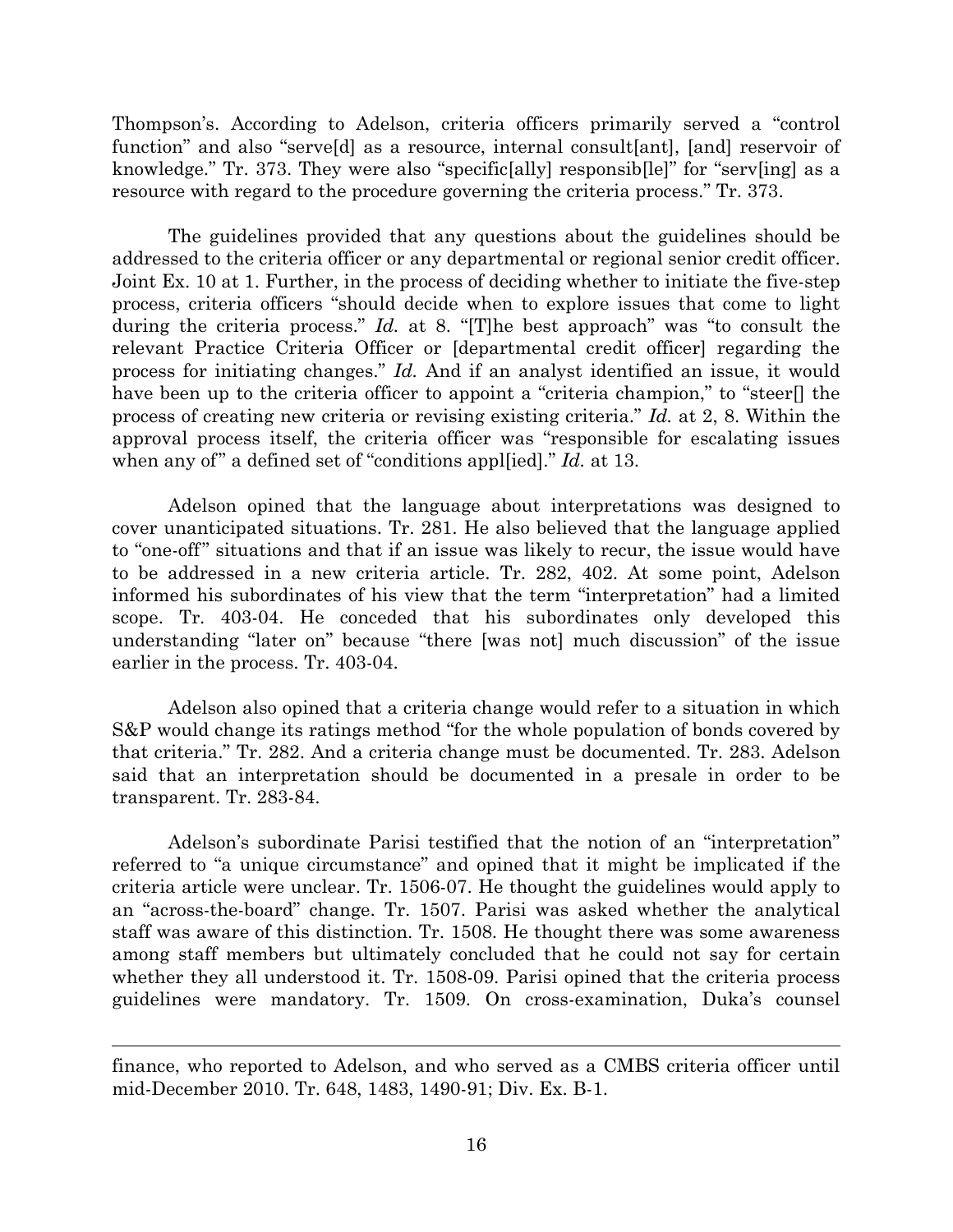Thompson's. According to Adelson, criteria officers primarily served a "control function" and also "serve[d] as a resource, internal consult[ant], [and] reservoir of knowledge." Tr. 373. They were also "specific[ally] responsib[le]" for "serv[ing] as a resource with regard to the procedure governing the criteria process." Tr. 373.

The guidelines provided that any questions about the guidelines should be addressed to the criteria officer or any departmental or regional senior credit officer. Joint Ex. 10 at 1. Further, in the process of deciding whether to initiate the five-step process, criteria officers "should decide when to explore issues that come to light during the criteria process." *Id.* at 8. "[T]he best approach" was "to consult the relevant Practice Criteria Officer or [departmental credit officer] regarding the process for initiating changes." *Id.* And if an analyst identified an issue, it would have been up to the criteria officer to appoint a "criteria champion," to "steer[] the process of creating new criteria or revising existing criteria." *Id.* at 2, 8. Within the approval process itself, the criteria officer was "responsible for escalating issues when any of" a defined set of "conditions appl[ied]." *Id.* at 13.

Adelson opined that the language about interpretations was designed to cover unanticipated situations. Tr. 281. He also believed that the language applied to "one-off" situations and that if an issue was likely to recur, the issue would have to be addressed in a new criteria article. Tr. 282, 402. At some point, Adelson informed his subordinates of his view that the term "interpretation" had a limited scope. Tr. 403-04. He conceded that his subordinates only developed this understanding "later on" because "there [was not] much discussion" of the issue earlier in the process. Tr. 403-04.

Adelson also opined that a criteria change would refer to a situation in which S&P would change its ratings method "for the whole population of bonds covered by that criteria." Tr. 282. And a criteria change must be documented. Tr. 283. Adelson said that an interpretation should be documented in a presale in order to be transparent. Tr. 283-84.

Adelson's subordinate Parisi testified that the notion of an "interpretation" referred to "a unique circumstance" and opined that it might be implicated if the criteria article were unclear. Tr. 1506-07. He thought the guidelines would apply to an "across-the-board" change. Tr. 1507. Parisi was asked whether the analytical staff was aware of this distinction. Tr. 1508. He thought there was some awareness among staff members but ultimately concluded that he could not say for certain whether they all understood it. Tr. 1508-09. Parisi opined that the criteria process guidelines were mandatory. Tr. 1509. On cross-examination, Duka's counsel

---

finance, who reported to Adelson, and who served as a CMBS criteria officer until mid-December 2010. Tr. 648, 1483, 1490-91; Div. Ex. B-1.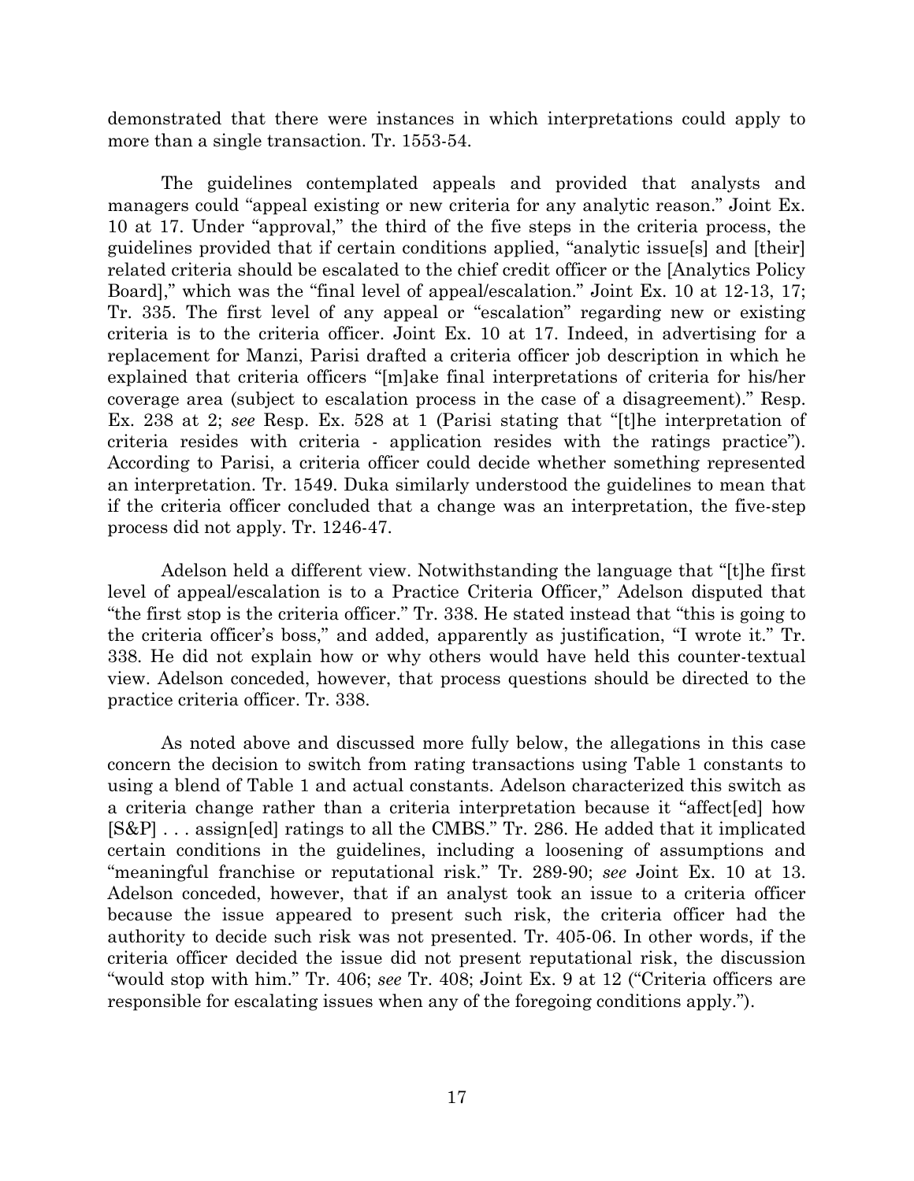demonstrated that there were instances in which interpretations could apply to more than a single transaction. Tr. 1553-54.

The guidelines contemplated appeals and provided that analysts and managers could "appeal existing or new criteria for any analytic reason." Joint Ex. 10 at 17. Under "approval," the third of the five steps in the criteria process, the guidelines provided that if certain conditions applied, "analytic issue[s] and [their] related criteria should be escalated to the chief credit officer or the [Analytics Policy Board]," which was the "final level of appeal/escalation." Joint Ex. 10 at 12-13, 17; Tr. 335. The first level of any appeal or "escalation" regarding new or existing criteria is to the criteria officer. Joint Ex. 10 at 17. Indeed, in advertising for a replacement for Manzi, Parisi drafted a criteria officer job description in which he explained that criteria officers "[m]ake final interpretations of criteria for his/her coverage area (subject to escalation process in the case of a disagreement)." Resp. Ex. 238 at 2; *see* Resp. Ex. 528 at 1 (Parisi stating that "[t]he interpretation of criteria resides with criteria - application resides with the ratings practice"). According to Parisi, a criteria officer could decide whether something represented an interpretation. Tr. 1549. Duka similarly understood the guidelines to mean that if the criteria officer concluded that a change was an interpretation, the five-step process did not apply. Tr. 1246-47.

Adelson held a different view. Notwithstanding the language that "[t]he first level of appeal/escalation is to a Practice Criteria Officer," Adelson disputed that "the first stop is the criteria officer." Tr. 338. He stated instead that "this is going to the criteria officer's boss," and added, apparently as justification, "I wrote it." Tr. 338. He did not explain how or why others would have held this counter-textual view. Adelson conceded, however, that process questions should be directed to the practice criteria officer. Tr. 338.

As noted above and discussed more fully below, the allegations in this case concern the decision to switch from rating transactions using Table 1 constants to using a blend of Table 1 and actual constants. Adelson characterized this switch as a criteria change rather than a criteria interpretation because it "affect[ed] how [S&P] . . . assign[ed] ratings to all the CMBS." Tr. 286. He added that it implicated certain conditions in the guidelines, including a loosening of assumptions and "meaningful franchise or reputational risk." Tr. 289-90; *see* Joint Ex. 10 at 13. Adelson conceded, however, that if an analyst took an issue to a criteria officer because the issue appeared to present such risk, the criteria officer had the authority to decide such risk was not presented. Tr. 405-06. In other words, if the criteria officer decided the issue did not present reputational risk, the discussion "would stop with him." Tr. 406; *see* Tr. 408; Joint Ex. 9 at 12 ("Criteria officers are responsible for escalating issues when any of the foregoing conditions apply.").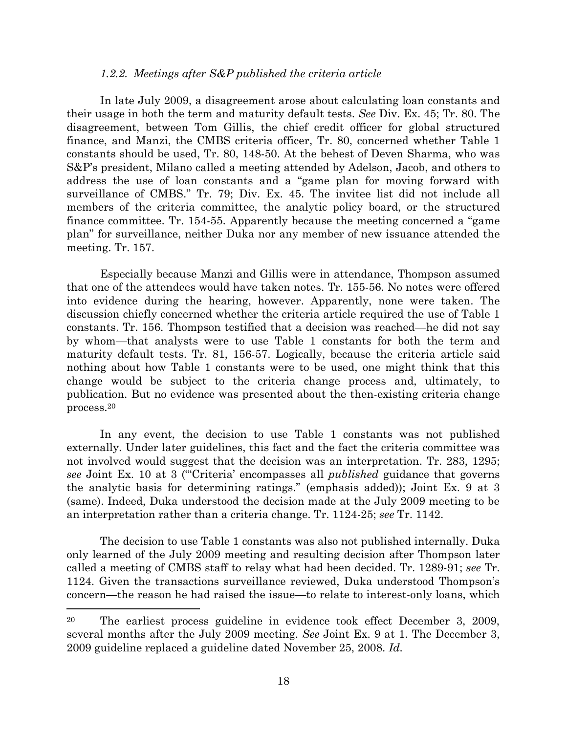### *1.2.2. Meetings after S&P published the criteria article*

In late July 2009, a disagreement arose about calculating loan constants and their usage in both the term and maturity default tests. *See* Div. Ex. 45; Tr. 80. The disagreement, between Tom Gillis, the chief credit officer for global structured finance, and Manzi, the CMBS criteria officer, Tr. 80, concerned whether Table 1 constants should be used, Tr. 80, 148-50. At the behest of Deven Sharma, who was S&P's president, Milano called a meeting attended by Adelson, Jacob, and others to address the use of loan constants and a "game plan for moving forward with surveillance of CMBS." Tr. 79; Div. Ex. 45. The invitee list did not include all members of the criteria committee, the analytic policy board, or the structured finance committee. Tr. 154-55. Apparently because the meeting concerned a "game plan" for surveillance, neither Duka nor any member of new issuance attended the meeting. Tr. 157.

Especially because Manzi and Gillis were in attendance, Thompson assumed that one of the attendees would have taken notes. Tr. 155-56. No notes were offered into evidence during the hearing, however. Apparently, none were taken. The discussion chiefly concerned whether the criteria article required the use of Table 1 constants. Tr. 156. Thompson testified that a decision was reached—he did not say by whom—that analysts were to use Table 1 constants for both the term and maturity default tests. Tr. 81, 156-57. Logically, because the criteria article said nothing about how Table 1 constants were to be used, one might think that this change would be subject to the criteria change process and, ultimately, to publication. But no evidence was presented about the then-existing criteria change process.[20]

In any event, the decision to use Table 1 constants was not published externally. Under later guidelines, this fact and the fact the criteria committee was not involved would suggest that the decision was an interpretation. Tr. 283, 1295; *see* Joint Ex. 10 at 3 ("'Criteria' encompasses all *published* guidance that governs the analytic basis for determining ratings." (emphasis added)); Joint Ex. 9 at 3 (same). Indeed, Duka understood the decision made at the July 2009 meeting to be an interpretation rather than a criteria change. Tr. 1124-25; *see* Tr. 1142.

The decision to use Table 1 constants was also not published internally. Duka only learned of the July 2009 meeting and resulting decision after Thompson later called a meeting of CMBS staff to relay what had been decided. Tr. 1289-91; *see* Tr. 1124. Given the transactions surveillance reviewed, Duka understood Thompson's concern—the reason he had raised the issue—to relate to interest-only loans, which

---

[20] The earliest process guideline in evidence took effect December 3, 2009, several months after the July 2009 meeting. *See* Joint Ex. 9 at 1. The December 3, 2009 guideline replaced a guideline dated November 25, 2008. *Id.*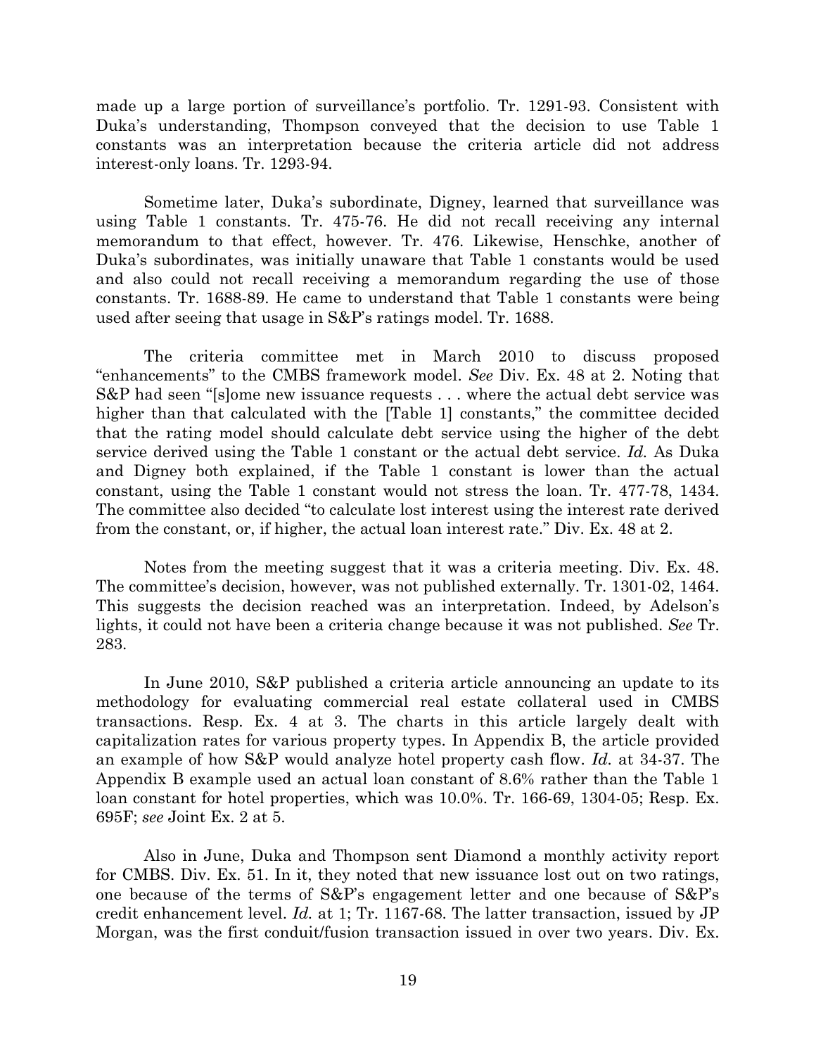made up a large portion of surveillance's portfolio. Tr. 1291-93. Consistent with Duka's understanding, Thompson conveyed that the decision to use Table 1 constants was an interpretation because the criteria article did not address interest-only loans. Tr. 1293-94.

Sometime later, Duka's subordinate, Digney, learned that surveillance was using Table 1 constants. Tr. 475-76. He did not recall receiving any internal memorandum to that effect, however. Tr. 476. Likewise, Henschke, another of Duka's subordinates, was initially unaware that Table 1 constants would be used and also could not recall receiving a memorandum regarding the use of those constants. Tr. 1688-89. He came to understand that Table 1 constants were being used after seeing that usage in S&P's ratings model. Tr. 1688.

The criteria committee met in March 2010 to discuss proposed "enhancements" to the CMBS framework model. *See* Div. Ex. 48 at 2. Noting that S&P had seen "[s]ome new issuance requests . . . where the actual debt service was higher than that calculated with the [Table 1] constants," the committee decided that the rating model should calculate debt service using the higher of the debt service derived using the Table 1 constant or the actual debt service. *Id.* As Duka and Digney both explained, if the Table 1 constant is lower than the actual constant, using the Table 1 constant would not stress the loan. Tr. 477-78, 1434. The committee also decided "to calculate lost interest using the interest rate derived from the constant, or, if higher, the actual loan interest rate." Div. Ex. 48 at 2.

Notes from the meeting suggest that it was a criteria meeting. Div. Ex. 48. The committee's decision, however, was not published externally. Tr. 1301-02, 1464. This suggests the decision reached was an interpretation. Indeed, by Adelson's lights, it could not have been a criteria change because it was not published. *See* Tr. 283.

In June 2010, S&P published a criteria article announcing an update to its methodology for evaluating commercial real estate collateral used in CMBS transactions. Resp. Ex. 4 at 3. The charts in this article largely dealt with capitalization rates for various property types. In Appendix B, the article provided an example of how S&P would analyze hotel property cash flow. *Id.* at 34-37. The Appendix B example used an actual loan constant of 8.6% rather than the Table 1 loan constant for hotel properties, which was 10.0%. Tr. 166-69, 1304-05; Resp. Ex. 695F; *see* Joint Ex. 2 at 5.

Also in June, Duka and Thompson sent Diamond a monthly activity report for CMBS. Div. Ex. 51. In it, they noted that new issuance lost out on two ratings, one because of the terms of S&P's engagement letter and one because of S&P's credit enhancement level. *Id.* at 1; Tr. 1167-68. The latter transaction, issued by JP Morgan, was the first conduit/fusion transaction issued in over two years. Div. Ex.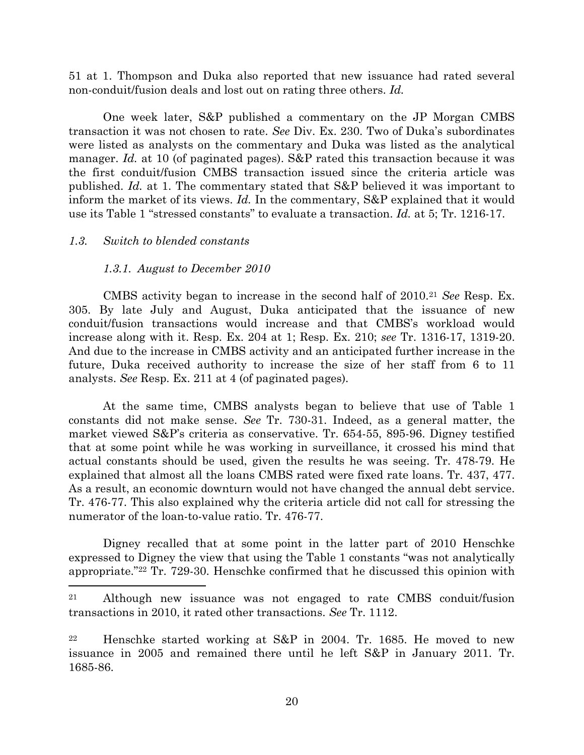51 at 1. Thompson and Duka also reported that new issuance had rated several non-conduit/fusion deals and lost out on rating three others. *Id.*

One week later, S&P published a commentary on the JP Morgan CMBS transaction it was not chosen to rate. *See* Div. Ex. 230. Two of Duka's subordinates were listed as analysts on the commentary and Duka was listed as the analytical manager. *Id.* at 10 (of paginated pages). S&P rated this transaction because it was the first conduit/fusion CMBS transaction issued since the criteria article was published. *Id.* at 1. The commentary stated that S&P believed it was important to inform the market of its views. *Id.* In the commentary, S&P explained that it would use its Table 1 "stressed constants" to evaluate a transaction. *Id.* at 5; Tr. 1216-17.

*1.3. Switch to blended constants*

*1.3.1. August to December 2010*

CMBS activity began to increase in the second half of 2010.[21] *See* Resp. Ex. 305. By late July and August, Duka anticipated that the issuance of new conduit/fusion transactions would increase and that CMBS's workload would increase along with it. Resp. Ex. 204 at 1; Resp. Ex. 210; *see* Tr. 1316-17, 1319-20. And due to the increase in CMBS activity and an anticipated further increase in the future, Duka received authority to increase the size of her staff from 6 to 11 analysts. *See* Resp. Ex. 211 at 4 (of paginated pages).

At the same time, CMBS analysts began to believe that use of Table 1 constants did not make sense. *See* Tr. 730-31. Indeed, as a general matter, the market viewed S&P's criteria as conservative. Tr. 654-55, 895-96. Digney testified that at some point while he was working in surveillance, it crossed his mind that actual constants should be used, given the results he was seeing. Tr. 478-79. He explained that almost all the loans CMBS rated were fixed rate loans. Tr. 437, 477. As a result, an economic downturn would not have changed the annual debt service. Tr. 476-77. This also explained why the criteria article did not call for stressing the numerator of the loan-to-value ratio. Tr. 476-77.

Digney recalled that at some point in the latter part of 2010 Henschke expressed to Digney the view that using the Table 1 constants "was not analytically appropriate."[22] Tr. 729-30. Henschke confirmed that he discussed this opinion with

---

[21] Although new issuance was not engaged to rate CMBS conduit/fusion transactions in 2010, it rated other transactions. *See* Tr. 1112.

[22] Henschke started working at S&P in 2004. Tr. 1685. He moved to new issuance in 2005 and remained there until he left S&P in January 2011. Tr. 1685-86.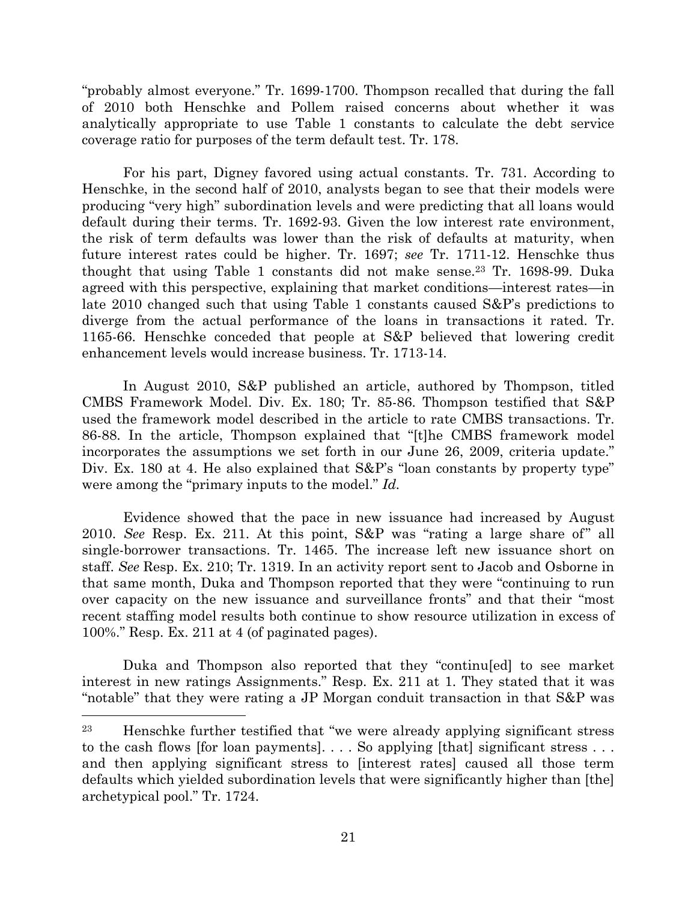"probably almost everyone." Tr. 1699-1700. Thompson recalled that during the fall of 2010 both Henschke and Pollem raised concerns about whether it was analytically appropriate to use Table 1 constants to calculate the debt service coverage ratio for purposes of the term default test. Tr. 178.

For his part, Digney favored using actual constants. Tr. 731. According to Henschke, in the second half of 2010, analysts began to see that their models were producing "very high" subordination levels and were predicting that all loans would default during their terms. Tr. 1692-93. Given the low interest rate environment, the risk of term defaults was lower than the risk of defaults at maturity, when future interest rates could be higher. Tr. 1697; *see* Tr. 1711-12. Henschke thus thought that using Table 1 constants did not make sense.[23] Tr. 1698-99. Duka agreed with this perspective, explaining that market conditions—interest rates—in late 2010 changed such that using Table 1 constants caused S&P's predictions to diverge from the actual performance of the loans in transactions it rated. Tr. 1165-66. Henschke conceded that people at S&P believed that lowering credit enhancement levels would increase business. Tr. 1713-14.

In August 2010, S&P published an article, authored by Thompson, titled CMBS Framework Model. Div. Ex. 180; Tr. 85-86. Thompson testified that S&P used the framework model described in the article to rate CMBS transactions. Tr. 86-88. In the article, Thompson explained that "[t]he CMBS framework model incorporates the assumptions we set forth in our June 26, 2009, criteria update." Div. Ex. 180 at 4. He also explained that S&P's "loan constants by property type" were among the "primary inputs to the model." *Id.*

Evidence showed that the pace in new issuance had increased by August 2010. *See* Resp. Ex. 211. At this point, S&P was "rating a large share of" all single-borrower transactions. Tr. 1465. The increase left new issuance short on staff. *See* Resp. Ex. 210; Tr. 1319. In an activity report sent to Jacob and Osborne in that same month, Duka and Thompson reported that they were "continuing to run over capacity on the new issuance and surveillance fronts" and that their "most recent staffing model results both continue to show resource utilization in excess of 100%." Resp. Ex. 211 at 4 (of paginated pages).

Duka and Thompson also reported that they "continu[ed] to see market interest in new ratings Assignments." Resp. Ex. 211 at 1. They stated that it was "notable" that they were rating a JP Morgan conduit transaction in that S&P was

---

[23] Henschke further testified that "we were already applying significant stress to the cash flows [for loan payments]. . . . So applying [that] significant stress . . . and then applying significant stress to [interest rates] caused all those term defaults which yielded subordination levels that were significantly higher than [the] archetypical pool." Tr. 1724.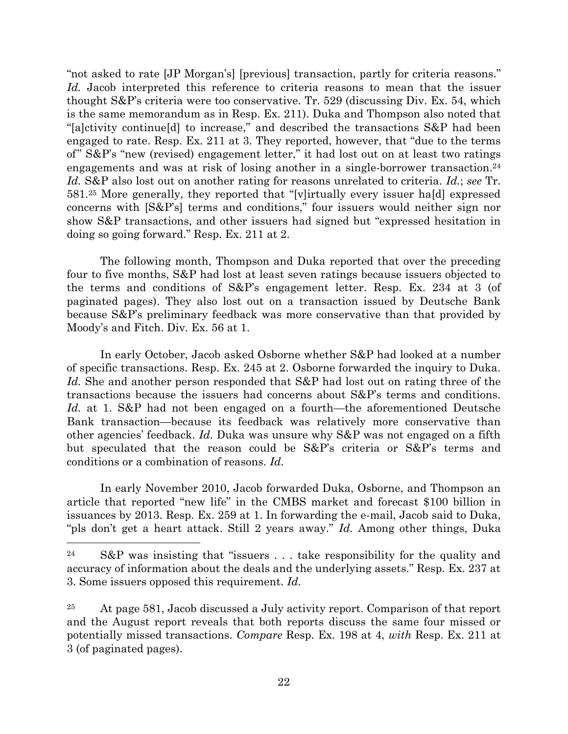"not asked to rate [JP Morgan's] [previous] transaction, partly for criteria reasons." *Id.* Jacob interpreted this reference to criteria reasons to mean that the issuer thought S&P's criteria were too conservative. Tr. 529 (discussing Div. Ex. 54, which is the same memorandum as in Resp. Ex. 211). Duka and Thompson also noted that "[a]ctivity continue[d] to increase," and described the transactions S&P had been engaged to rate. Resp. Ex. 211 at 3. They reported, however, that "due to the terms of" S&P's "new (revised) engagement letter," it had lost out on at least two ratings engagements and was at risk of losing another in a single-borrower transaction.[24] *Id.* S&P also lost out on another rating for reasons unrelated to criteria. *Id.*; *see* Tr. 581.[25] More generally, they reported that "[v]irtually every issuer ha[d] expressed concerns with [S&P's] terms and conditions," four issuers would neither sign nor show S&P transactions, and other issuers had signed but "expressed hesitation in doing so going forward." Resp. Ex. 211 at 2.

The following month, Thompson and Duka reported that over the preceding four to five months, S&P had lost at least seven ratings because issuers objected to the terms and conditions of S&P's engagement letter. Resp. Ex. 234 at 3 (of paginated pages). They also lost out on a transaction issued by Deutsche Bank because S&P's preliminary feedback was more conservative than that provided by Moody's and Fitch. Div. Ex. 56 at 1.

In early October, Jacob asked Osborne whether S&P had looked at a number of specific transactions. Resp. Ex. 245 at 2. Osborne forwarded the inquiry to Duka. *Id.* She and another person responded that S&P had lost out on rating three of the transactions because the issuers had concerns about S&P's terms and conditions. *Id.* at 1. S&P had not been engaged on a fourth—the aforementioned Deutsche Bank transaction—because its feedback was relatively more conservative than other agencies' feedback. *Id.* Duka was unsure why S&P was not engaged on a fifth but speculated that the reason could be S&P's criteria or S&P's terms and conditions or a combination of reasons. *Id.*

In early November 2010, Jacob forwarded Duka, Osborne, and Thompson an article that reported "new life" in the CMBS market and forecast $100 billion in issuances by 2013. Resp. Ex. 259 at 1. In forwarding the e-mail, Jacob said to Duka, "pls don't get a heart attack. Still 2 years away." *Id.* Among other things, Duka

---

[24] S&P was insisting that "issuers . . . take responsibility for the quality and accuracy of information about the deals and the underlying assets." Resp. Ex. 237 at 3. Some issuers opposed this requirement. *Id.*

[25] At page 581, Jacob discussed a July activity report. Comparison of that report and the August report reveals that both reports discuss the same four missed or potentially missed transactions. *Compare* Resp. Ex. 198 at 4, *with* Resp. Ex. 211 at 3 (of paginated pages).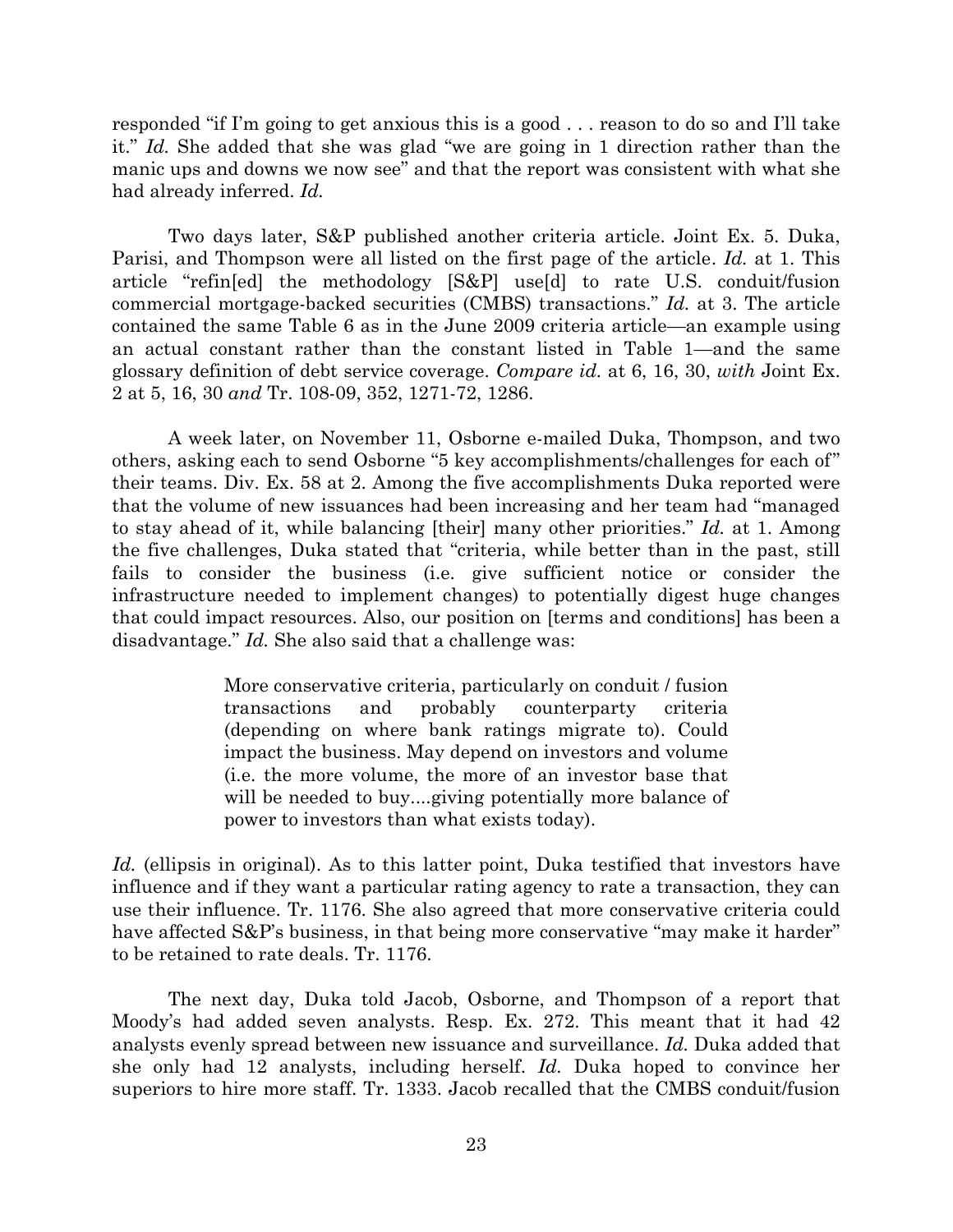responded "if I'm going to get anxious this is a good . . . reason to do so and I'll take it." *Id.* She added that she was glad "we are going in 1 direction rather than the manic ups and downs we now see" and that the report was consistent with what she had already inferred. *Id.*

Two days later, S&P published another criteria article. Joint Ex. 5. Duka, Parisi, and Thompson were all listed on the first page of the article. *Id.* at 1. This article "refin[ed] the methodology [S&P] use[d] to rate U.S. conduit/fusion commercial mortgage-backed securities (CMBS) transactions." *Id.* at 3. The article contained the same Table 6 as in the June 2009 criteria article—an example using an actual constant rather than the constant listed in Table 1—and the same glossary definition of debt service coverage. *Compare id.* at 6, 16, 30, *with* Joint Ex. 2 at 5, 16, 30 *and* Tr. 108-09, 352, 1271-72, 1286.

A week later, on November 11, Osborne e-mailed Duka, Thompson, and two others, asking each to send Osborne "5 key accomplishments/challenges for each of" their teams. Div. Ex. 58 at 2. Among the five accomplishments Duka reported were that the volume of new issuances had been increasing and her team had "managed to stay ahead of it, while balancing [their] many other priorities." *Id.* at 1. Among the five challenges, Duka stated that "criteria, while better than in the past, still fails to consider the business (i.e. give sufficient notice or consider the infrastructure needed to implement changes) to potentially digest huge changes that could impact resources. Also, our position on [terms and conditions] has been a disadvantage." *Id.* She also said that a challenge was:

> More conservative criteria, particularly on conduit / fusion transactions and probably counterparty criteria (depending on where bank ratings migrate to). Could impact the business. May depend on investors and volume (i.e. the more volume, the more of an investor base that will be needed to buy....giving potentially more balance of power to investors than what exists today).

*Id.* (ellipsis in original). As to this latter point, Duka testified that investors have influence and if they want a particular rating agency to rate a transaction, they can use their influence. Tr. 1176. She also agreed that more conservative criteria could have affected S&P's business, in that being more conservative "may make it harder" to be retained to rate deals. Tr. 1176.

The next day, Duka told Jacob, Osborne, and Thompson of a report that Moody's had added seven analysts. Resp. Ex. 272. This meant that it had 42 analysts evenly spread between new issuance and surveillance. *Id.* Duka added that she only had 12 analysts, including herself. *Id.* Duka hoped to convince her superiors to hire more staff. Tr. 1333. Jacob recalled that the CMBS conduit/fusion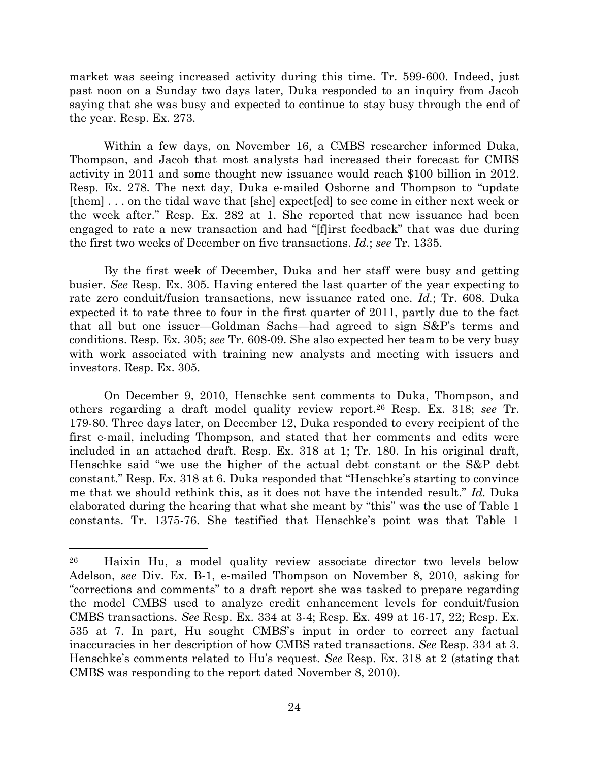market was seeing increased activity during this time. Tr. 599-600. Indeed, just past noon on a Sunday two days later, Duka responded to an inquiry from Jacob saying that she was busy and expected to continue to stay busy through the end of the year. Resp. Ex. 273.

Within a few days, on November 16, a CMBS researcher informed Duka, Thompson, and Jacob that most analysts had increased their forecast for CMBS activity in 2011 and some thought new issuance would reach $100 billion in 2012. Resp. Ex. 278. The next day, Duka e-mailed Osborne and Thompson to "update [them] . . . on the tidal wave that [she] expect[ed] to see come in either next week or the week after." Resp. Ex. 282 at 1. She reported that new issuance had been engaged to rate a new transaction and had "[f]irst feedback" that was due during the first two weeks of December on five transactions. *Id.*; *see* Tr. 1335.

By the first week of December, Duka and her staff were busy and getting busier. *See* Resp. Ex. 305. Having entered the last quarter of the year expecting to rate zero conduit/fusion transactions, new issuance rated one. *Id.*; Tr. 608. Duka expected it to rate three to four in the first quarter of 2011, partly due to the fact that all but one issuer—Goldman Sachs—had agreed to sign S&P's terms and conditions. Resp. Ex. 305; *see* Tr. 608-09. She also expected her team to be very busy with work associated with training new analysts and meeting with issuers and investors. Resp. Ex. 305.

On December 9, 2010, Henschke sent comments to Duka, Thompson, and others regarding a draft model quality review report.[26] Resp. Ex. 318; *see* Tr. 179-80. Three days later, on December 12, Duka responded to every recipient of the first e-mail, including Thompson, and stated that her comments and edits were included in an attached draft. Resp. Ex. 318 at 1; Tr. 180. In his original draft, Henschke said "we use the higher of the actual debt constant or the S&P debt constant." Resp. Ex. 318 at 6. Duka responded that "Henschke's starting to convince me that we should rethink this, as it does not have the intended result." *Id.* Duka elaborated during the hearing that what she meant by "this" was the use of Table 1 constants. Tr. 1375-76. She testified that Henschke's point was that Table 1

---

[26] Haixin Hu, a model quality review associate director two levels below Adelson, *see* Div. Ex. B-1, e-mailed Thompson on November 8, 2010, asking for "corrections and comments" to a draft report she was tasked to prepare regarding the model CMBS used to analyze credit enhancement levels for conduit/fusion CMBS transactions. *See* Resp. Ex. 334 at 3-4; Resp. Ex. 499 at 16-17, 22; Resp. Ex. 535 at 7. In part, Hu sought CMBS's input in order to correct any factual inaccuracies in her description of how CMBS rated transactions. *See* Resp. 334 at 3. Henschke's comments related to Hu's request. *See* Resp. Ex. 318 at 2 (stating that CMBS was responding to the report dated November 8, 2010).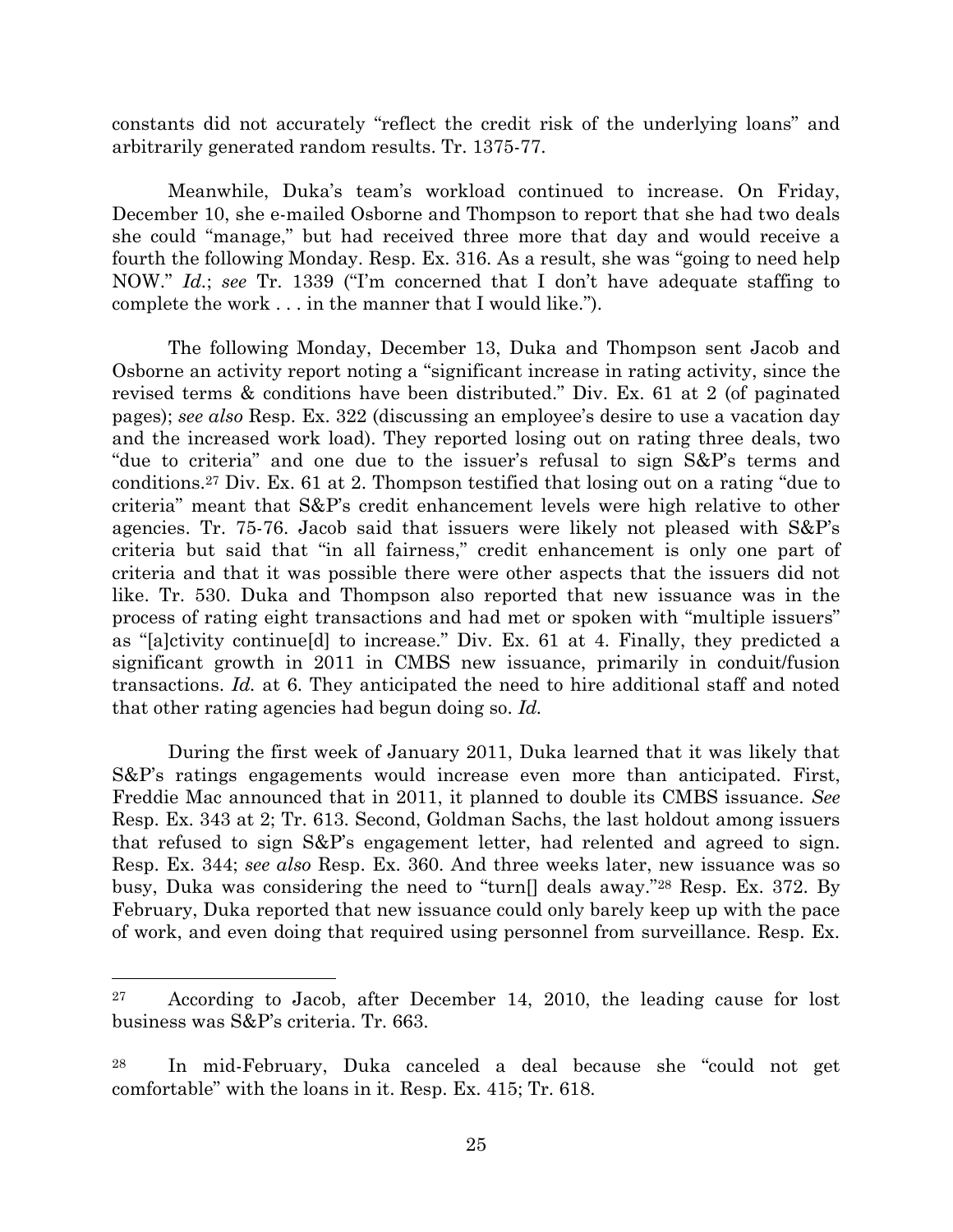constants did not accurately "reflect the credit risk of the underlying loans" and arbitrarily generated random results. Tr. 1375-77.

Meanwhile, Duka's team's workload continued to increase. On Friday, December 10, she e-mailed Osborne and Thompson to report that she had two deals she could "manage," but had received three more that day and would receive a fourth the following Monday. Resp. Ex. 316. As a result, she was "going to need help NOW." *Id.*; *see* Tr. 1339 ("I'm concerned that I don't have adequate staffing to complete the work . . . in the manner that I would like.").

The following Monday, December 13, Duka and Thompson sent Jacob and Osborne an activity report noting a "significant increase in rating activity, since the revised terms & conditions have been distributed." Div. Ex. 61 at 2 (of paginated pages); *see also* Resp. Ex. 322 (discussing an employee's desire to use a vacation day and the increased work load). They reported losing out on rating three deals, two "due to criteria" and one due to the issuer's refusal to sign S&P's terms and conditions.[27] Div. Ex. 61 at 2. Thompson testified that losing out on a rating "due to criteria" meant that S&P's credit enhancement levels were high relative to other agencies. Tr. 75-76. Jacob said that issuers were likely not pleased with S&P's criteria but said that "in all fairness," credit enhancement is only one part of criteria and that it was possible there were other aspects that the issuers did not like. Tr. 530. Duka and Thompson also reported that new issuance was in the process of rating eight transactions and had met or spoken with "multiple issuers" as "[a]ctivity continue[d] to increase." Div. Ex. 61 at 4. Finally, they predicted a significant growth in 2011 in CMBS new issuance, primarily in conduit/fusion transactions. *Id.* at 6. They anticipated the need to hire additional staff and noted that other rating agencies had begun doing so. *Id.*

During the first week of January 2011, Duka learned that it was likely that S&P's ratings engagements would increase even more than anticipated. First, Freddie Mac announced that in 2011, it planned to double its CMBS issuance. *See* Resp. Ex. 343 at 2; Tr. 613. Second, Goldman Sachs, the last holdout among issuers that refused to sign S&P's engagement letter, had relented and agreed to sign. Resp. Ex. 344; *see also* Resp. Ex. 360. And three weeks later, new issuance was so busy, Duka was considering the need to "turn[] deals away."[28] Resp. Ex. 372. By February, Duka reported that new issuance could only barely keep up with the pace of work, and even doing that required using personnel from surveillance. Resp. Ex.

---

[27] According to Jacob, after December 14, 2010, the leading cause for lost business was S&P's criteria. Tr. 663.

[28] In mid-February, Duka canceled a deal because she "could not get comfortable" with the loans in it. Resp. Ex. 415; Tr. 618.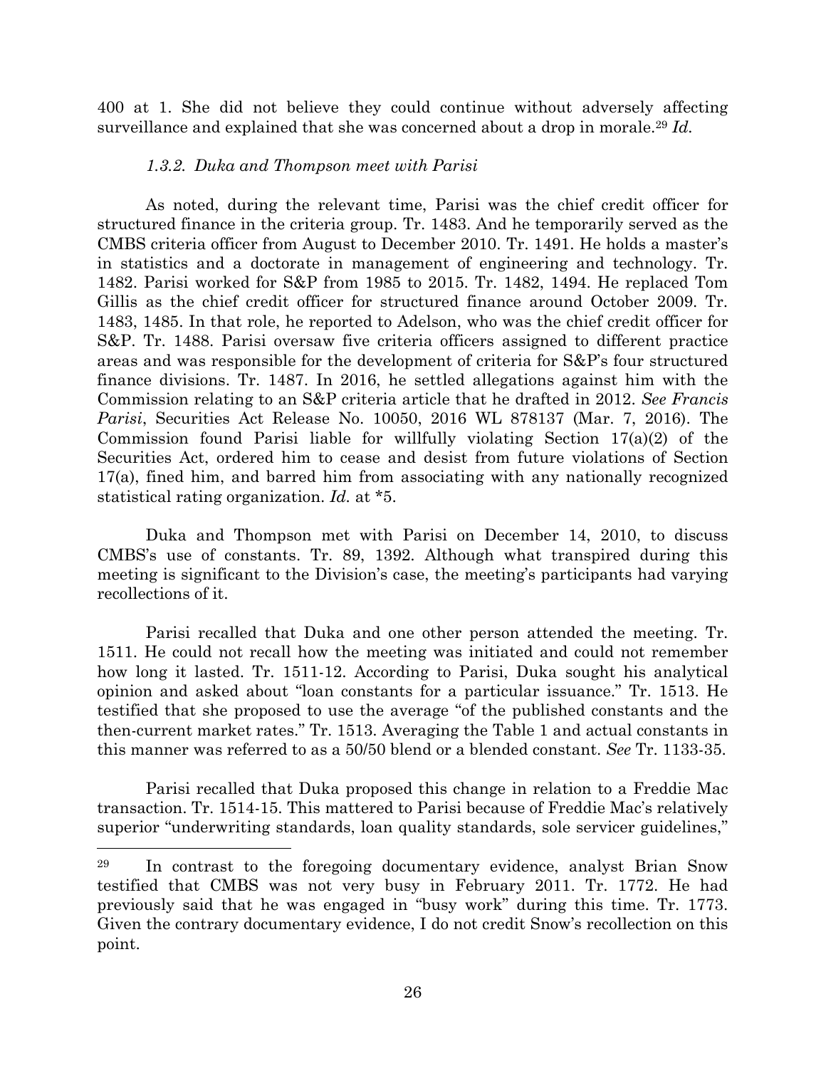400 at 1. She did not believe they could continue without adversely affecting surveillance and explained that she was concerned about a drop in morale.[29] *Id.*

#### *1.3.2. Duka and Thompson meet with Parisi*

As noted, during the relevant time, Parisi was the chief credit officer for structured finance in the criteria group. Tr. 1483. And he temporarily served as the CMBS criteria officer from August to December 2010. Tr. 1491. He holds a master's in statistics and a doctorate in management of engineering and technology. Tr. 1482. Parisi worked for S&P from 1985 to 2015. Tr. 1482, 1494. He replaced Tom Gillis as the chief credit officer for structured finance around October 2009. Tr. 1483, 1485. In that role, he reported to Adelson, who was the chief credit officer for S&P. Tr. 1488. Parisi oversaw five criteria officers assigned to different practice areas and was responsible for the development of criteria for S&P's four structured finance divisions. Tr. 1487. In 2016, he settled allegations against him with the Commission relating to an S&P criteria article that he drafted in 2012. *See Francis Parisi*, Securities Act Release No. 10050, 2016 WL 878137 (Mar. 7, 2016). The Commission found Parisi liable for willfully violating Section 17(a)(2) of the Securities Act, ordered him to cease and desist from future violations of Section 17(a), fined him, and barred him from associating with any nationally recognized statistical rating organization. *Id.* at *5.

Duka and Thompson met with Parisi on December 14, 2010, to discuss CMBS's use of constants. Tr. 89, 1392. Although what transpired during this meeting is significant to the Division's case, the meeting's participants had varying recollections of it.

Parisi recalled that Duka and one other person attended the meeting. Tr. 1511. He could not recall how the meeting was initiated and could not remember how long it lasted. Tr. 1511-12. According to Parisi, Duka sought his analytical opinion and asked about "loan constants for a particular issuance." Tr. 1513. He testified that she proposed to use the average "of the published constants and the then-current market rates." Tr. 1513. Averaging the Table 1 and actual constants in this manner was referred to as a 50/50 blend or a blended constant. *See* Tr. 1133-35.

Parisi recalled that Duka proposed this change in relation to a Freddie Mac transaction. Tr. 1514-15. This mattered to Parisi because of Freddie Mac's relatively superior "underwriting standards, loan quality standards, sole servicer guidelines,"

---

[29] In contrast to the foregoing documentary evidence, analyst Brian Snow testified that CMBS was not very busy in February 2011. Tr. 1772. He had previously said that he was engaged in "busy work" during this time. Tr. 1773. Given the contrary documentary evidence, I do not credit Snow's recollection on this point.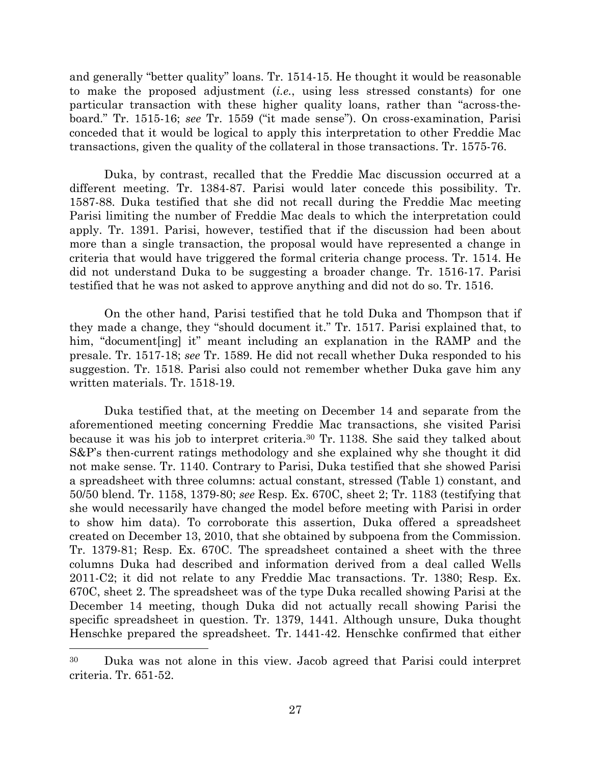and generally "better quality" loans. Tr. 1514-15. He thought it would be reasonable to make the proposed adjustment (*i.e.*, using less stressed constants) for one particular transaction with these higher quality loans, rather than "across-the-board." Tr. 1515-16; *see* Tr. 1559 ("it made sense"). On cross-examination, Parisi conceded that it would be logical to apply this interpretation to other Freddie Mac transactions, given the quality of the collateral in those transactions. Tr. 1575-76.

Duka, by contrast, recalled that the Freddie Mac discussion occurred at a different meeting. Tr. 1384-87. Parisi would later concede this possibility. Tr. 1587-88. Duka testified that she did not recall during the Freddie Mac meeting Parisi limiting the number of Freddie Mac deals to which the interpretation could apply. Tr. 1391. Parisi, however, testified that if the discussion had been about more than a single transaction, the proposal would have represented a change in criteria that would have triggered the formal criteria change process. Tr. 1514. He did not understand Duka to be suggesting a broader change. Tr. 1516-17. Parisi testified that he was not asked to approve anything and did not do so. Tr. 1516.

On the other hand, Parisi testified that he told Duka and Thompson that if they made a change, they "should document it." Tr. 1517. Parisi explained that, to him, "document[ing] it" meant including an explanation in the RAMP and the presale. Tr. 1517-18; *see* Tr. 1589. He did not recall whether Duka responded to his suggestion. Tr. 1518. Parisi also could not remember whether Duka gave him any written materials. Tr. 1518-19.

Duka testified that, at the meeting on December 14 and separate from the aforementioned meeting concerning Freddie Mac transactions, she visited Parisi because it was his job to interpret criteria.[30] Tr. 1138. She said they talked about S&P's then-current ratings methodology and she explained why she thought it did not make sense. Tr. 1140. Contrary to Parisi, Duka testified that she showed Parisi a spreadsheet with three columns: actual constant, stressed (Table 1) constant, and 50/50 blend. Tr. 1158, 1379-80; *see* Resp. Ex. 670C, sheet 2; Tr. 1183 (testifying that she would necessarily have changed the model before meeting with Parisi in order to show him data). To corroborate this assertion, Duka offered a spreadsheet created on December 13, 2010, that she obtained by subpoena from the Commission. Tr. 1379-81; Resp. Ex. 670C. The spreadsheet contained a sheet with the three columns Duka had described and information derived from a deal called Wells 2011-C2; it did not relate to any Freddie Mac transactions. Tr. 1380; Resp. Ex. 670C, sheet 2. The spreadsheet was of the type Duka recalled showing Parisi at the December 14 meeting, though Duka did not actually recall showing Parisi the specific spreadsheet in question. Tr. 1379, 1441. Although unsure, Duka thought Henschke prepared the spreadsheet. Tr. 1441-42. Henschke confirmed that either

---

[30] Duka was not alone in this view. Jacob agreed that Parisi could interpret criteria. Tr. 651-52.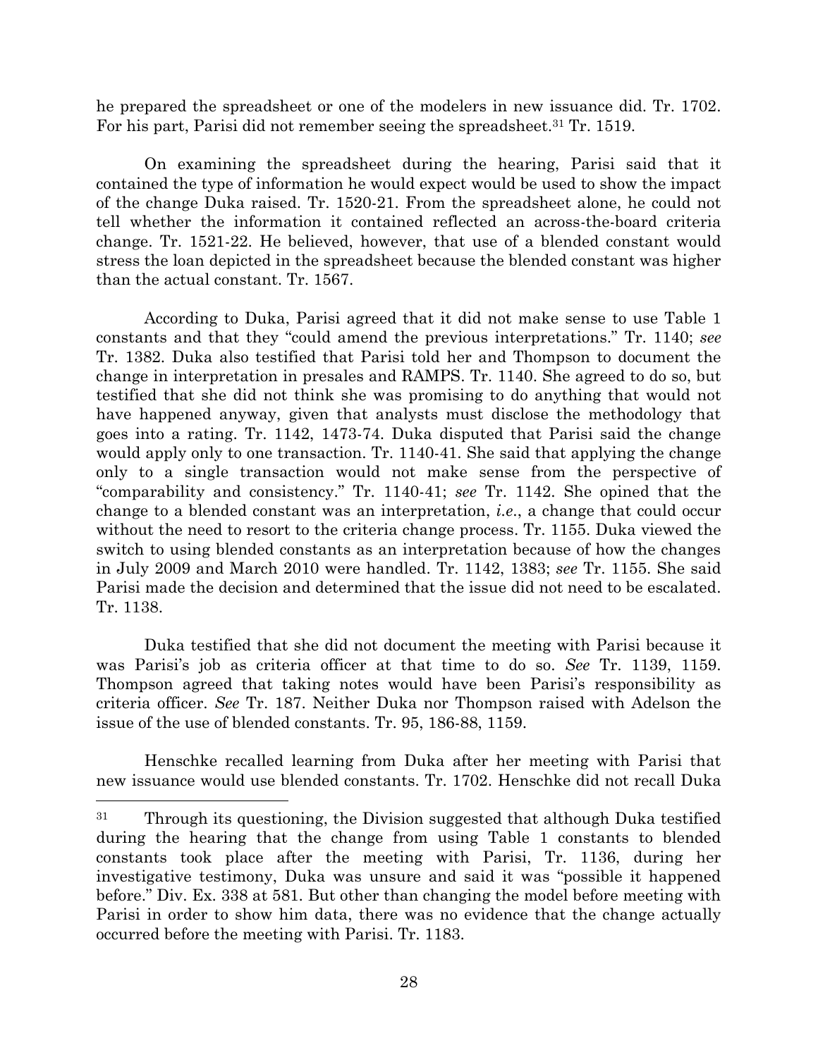he prepared the spreadsheet or one of the modelers in new issuance did. Tr. 1702. For his part, Parisi did not remember seeing the spreadsheet.[31] Tr. 1519.

On examining the spreadsheet during the hearing, Parisi said that it contained the type of information he would expect would be used to show the impact of the change Duka raised. Tr. 1520-21. From the spreadsheet alone, he could not tell whether the information it contained reflected an across-the-board criteria change. Tr. 1521-22. He believed, however, that use of a blended constant would stress the loan depicted in the spreadsheet because the blended constant was higher than the actual constant. Tr. 1567.

According to Duka, Parisi agreed that it did not make sense to use Table 1 constants and that they "could amend the previous interpretations." Tr. 1140; *see* Tr. 1382. Duka also testified that Parisi told her and Thompson to document the change in interpretation in presales and RAMPS. Tr. 1140. She agreed to do so, but testified that she did not think she was promising to do anything that would not have happened anyway, given that analysts must disclose the methodology that goes into a rating. Tr. 1142, 1473-74. Duka disputed that Parisi said the change would apply only to one transaction. Tr. 1140-41. She said that applying the change only to a single transaction would not make sense from the perspective of "comparability and consistency." Tr. 1140-41; *see* Tr. 1142. She opined that the change to a blended constant was an interpretation, *i.e*., a change that could occur without the need to resort to the criteria change process. Tr. 1155. Duka viewed the switch to using blended constants as an interpretation because of how the changes in July 2009 and March 2010 were handled. Tr. 1142, 1383; *see* Tr. 1155. She said Parisi made the decision and determined that the issue did not need to be escalated. Tr. 1138.

Duka testified that she did not document the meeting with Parisi because it was Parisi's job as criteria officer at that time to do so. *See* Tr. 1139, 1159. Thompson agreed that taking notes would have been Parisi's responsibility as criteria officer. *See* Tr. 187. Neither Duka nor Thompson raised with Adelson the issue of the use of blended constants. Tr. 95, 186-88, 1159.

Henschke recalled learning from Duka after her meeting with Parisi that new issuance would use blended constants. Tr. 1702. Henschke did not recall Duka

---

[31] Through its questioning, the Division suggested that although Duka testified during the hearing that the change from using Table 1 constants to blended constants took place after the meeting with Parisi, Tr. 1136, during her investigative testimony, Duka was unsure and said it was "possible it happened before." Div. Ex. 338 at 581. But other than changing the model before meeting with Parisi in order to show him data, there was no evidence that the change actually occurred before the meeting with Parisi. Tr. 1183.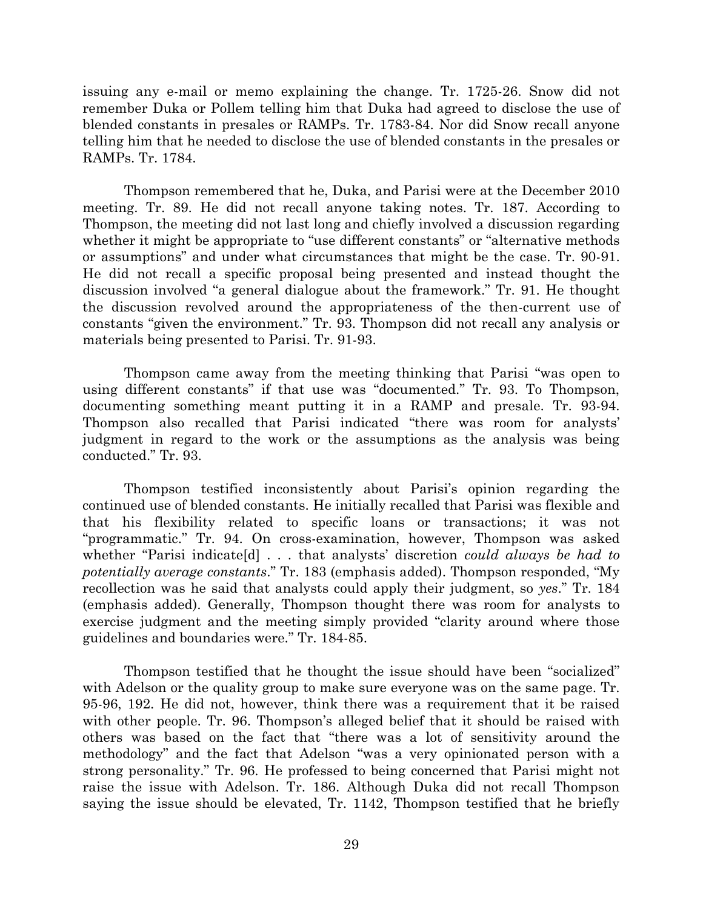issuing any e-mail or memo explaining the change. Tr. 1725-26. Snow did not remember Duka or Pollem telling him that Duka had agreed to disclose the use of blended constants in presales or RAMPs. Tr. 1783-84. Nor did Snow recall anyone telling him that he needed to disclose the use of blended constants in the presales or RAMPs. Tr. 1784.

Thompson remembered that he, Duka, and Parisi were at the December 2010 meeting. Tr. 89. He did not recall anyone taking notes. Tr. 187. According to Thompson, the meeting did not last long and chiefly involved a discussion regarding whether it might be appropriate to "use different constants" or "alternative methods or assumptions" and under what circumstances that might be the case. Tr. 90-91. He did not recall a specific proposal being presented and instead thought the discussion involved "a general dialogue about the framework." Tr. 91. He thought the discussion revolved around the appropriateness of the then-current use of constants "given the environment." Tr. 93. Thompson did not recall any analysis or materials being presented to Parisi. Tr. 91-93.

Thompson came away from the meeting thinking that Parisi "was open to using different constants" if that use was "documented." Tr. 93. To Thompson, documenting something meant putting it in a RAMP and presale. Tr. 93-94. Thompson also recalled that Parisi indicated "there was room for analysts' judgment in regard to the work or the assumptions as the analysis was being conducted." Tr. 93.

Thompson testified inconsistently about Parisi's opinion regarding the continued use of blended constants. He initially recalled that Parisi was flexible and that his flexibility related to specific loans or transactions; it was not "programmatic." Tr. 94. On cross-examination, however, Thompson was asked whether "Parisi indicate[d] . . . that analysts' discretion *could always be had to potentially average constants*." Tr. 183 (emphasis added). Thompson responded, "My recollection was he said that analysts could apply their judgment, so *yes*." Tr. 184 (emphasis added). Generally, Thompson thought there was room for analysts to exercise judgment and the meeting simply provided "clarity around where those guidelines and boundaries were." Tr. 184-85.

Thompson testified that he thought the issue should have been "socialized" with Adelson or the quality group to make sure everyone was on the same page. Tr. 95-96, 192. He did not, however, think there was a requirement that it be raised with other people. Tr. 96. Thompson's alleged belief that it should be raised with others was based on the fact that "there was a lot of sensitivity around the methodology" and the fact that Adelson "was a very opinionated person with a strong personality." Tr. 96. He professed to being concerned that Parisi might not raise the issue with Adelson. Tr. 186. Although Duka did not recall Thompson saying the issue should be elevated, Tr. 1142, Thompson testified that he briefly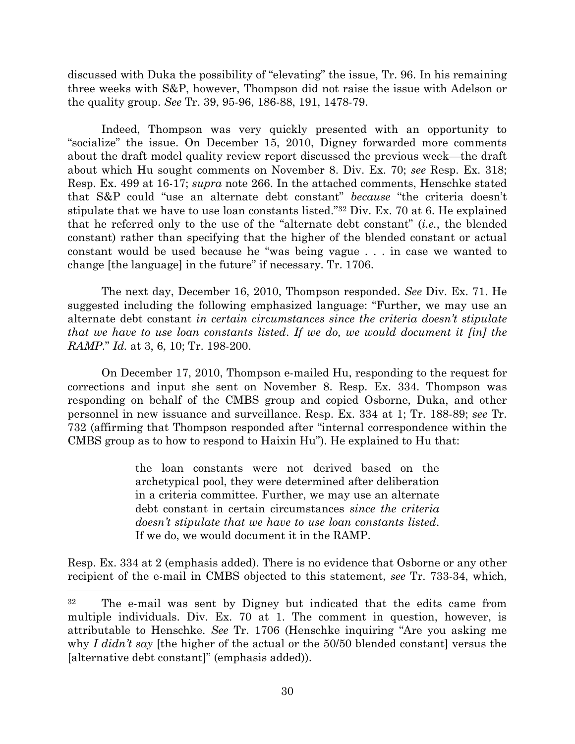discussed with Duka the possibility of "elevating" the issue, Tr. 96. In his remaining three weeks with S&P, however, Thompson did not raise the issue with Adelson or the quality group. *See* Tr. 39, 95-96, 186-88, 191, 1478-79.

Indeed, Thompson was very quickly presented with an opportunity to "socialize" the issue. On December 15, 2010, Digney forwarded more comments about the draft model quality review report discussed the previous week—the draft about which Hu sought comments on November 8. Div. Ex. 70; *see* Resp. Ex. 318; Resp. Ex. 499 at 16-17; *supra* note 266. In the attached comments, Henschke stated that S&P could "use an alternate debt constant" *because* "the criteria doesn't stipulate that we have to use loan constants listed."[32] Div. Ex. 70 at 6. He explained that he referred only to the use of the "alternate debt constant" (*i.e.*, the blended constant) rather than specifying that the higher of the blended constant or actual constant would be used because he "was being vague . . . in case we wanted to change [the language] in the future" if necessary. Tr. 1706.

The next day, December 16, 2010, Thompson responded. *See* Div. Ex. 71. He suggested including the following emphasized language: "Further, we may use an alternate debt constant *in certain circumstances since the criteria doesn't stipulate that we have to use loan constants listed. If we do, we would document it [in] the RAMP.*" *Id.* at 3, 6, 10; Tr. 198-200.

On December 17, 2010, Thompson e-mailed Hu, responding to the request for corrections and input she sent on November 8. Resp. Ex. 334. Thompson was responding on behalf of the CMBS group and copied Osborne, Duka, and other personnel in new issuance and surveillance. Resp. Ex. 334 at 1; Tr. 188-89; *see* Tr. 732 (affirming that Thompson responded after "internal correspondence within the CMBS group as to how to respond to Haixin Hu"). He explained to Hu that:

> the loan constants were not derived based on the archetypical pool, they were determined after deliberation in a criteria committee. Further, we may use an alternate debt constant in certain circumstances *since the criteria doesn't stipulate that we have to use loan constants listed*. If we do, we would document it in the RAMP.

Resp. Ex. 334 at 2 (emphasis added). There is no evidence that Osborne or any other recipient of the e-mail in CMBS objected to this statement, *see* Tr. 733-34, which,

---

[32] The e-mail was sent by Digney but indicated that the edits came from multiple individuals. Div. Ex. 70 at 1. The comment in question, however, is attributable to Henschke. *See* Tr. 1706 (Henschke inquiring "Are you asking me why *I didn't say* [the higher of the actual or the 50/50 blended constant] versus the [alternative debt constant]" (emphasis added)).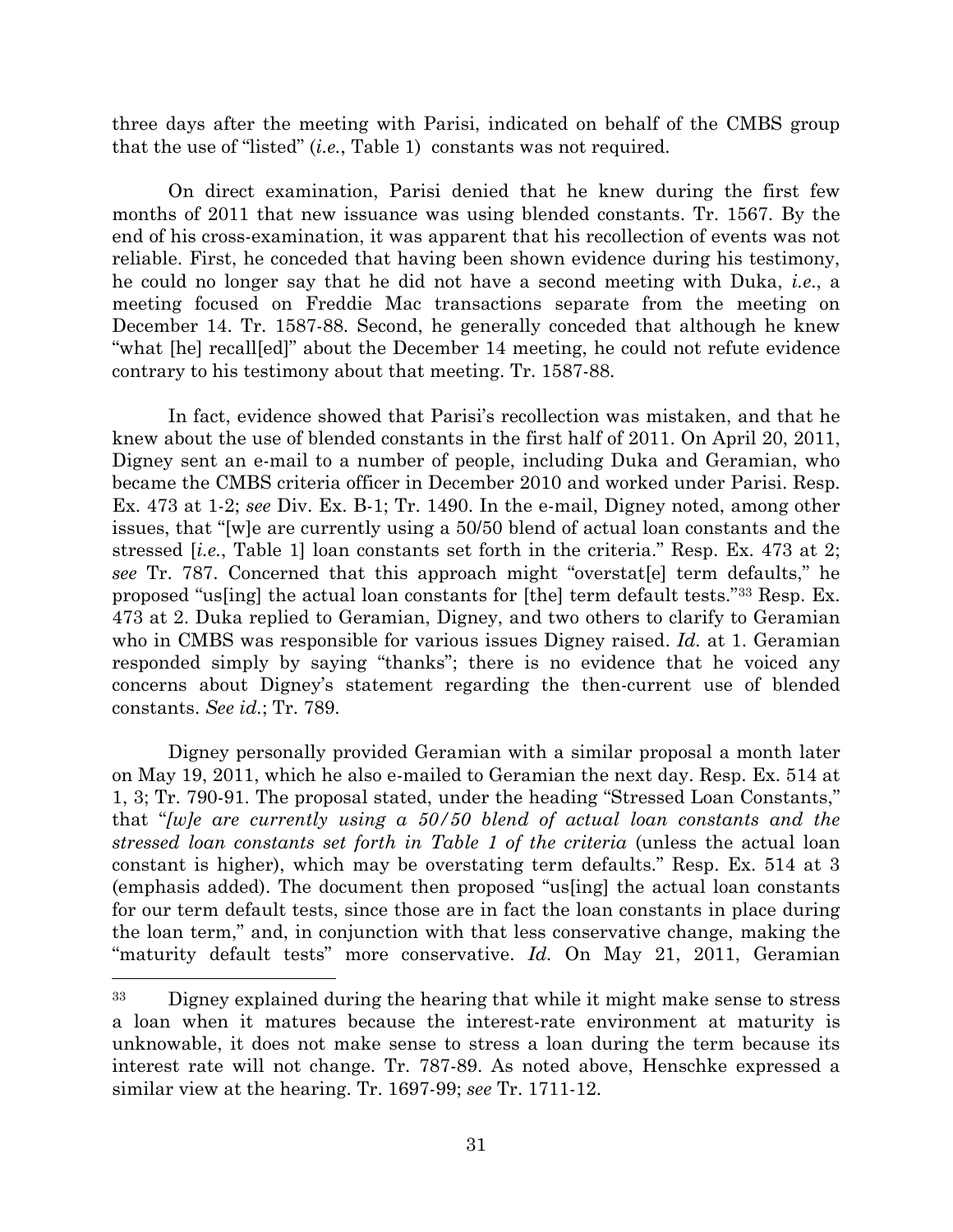three days after the meeting with Parisi, indicated on behalf of the CMBS group that the use of "listed" (*i.e.*, Table 1) constants was not required.

On direct examination, Parisi denied that he knew during the first few months of 2011 that new issuance was using blended constants. Tr. 1567. By the end of his cross-examination, it was apparent that his recollection of events was not reliable. First, he conceded that having been shown evidence during his testimony, he could no longer say that he did not have a second meeting with Duka, *i.e.*, a meeting focused on Freddie Mac transactions separate from the meeting on December 14. Tr. 1587-88. Second, he generally conceded that although he knew "what [he] recall[ed]" about the December 14 meeting, he could not refute evidence contrary to his testimony about that meeting. Tr. 1587-88.

In fact, evidence showed that Parisi's recollection was mistaken, and that he knew about the use of blended constants in the first half of 2011. On April 20, 2011, Digney sent an e-mail to a number of people, including Duka and Geramian, who became the CMBS criteria officer in December 2010 and worked under Parisi. Resp. Ex. 473 at 1-2; *see* Div. Ex. B-1; Tr. 1490. In the e-mail, Digney noted, among other issues, that "[w]e are currently using a 50/50 blend of actual loan constants and the stressed [*i.e.*, Table 1] loan constants set forth in the criteria." Resp. Ex. 473 at 2; *see* Tr. 787. Concerned that this approach might "overstat[e] term defaults," he proposed "us[ing] the actual loan constants for [the] term default tests."[33] Resp. Ex. 473 at 2. Duka replied to Geramian, Digney, and two others to clarify to Geramian who in CMBS was responsible for various issues Digney raised. *Id.* at 1. Geramian responded simply by saying "thanks"; there is no evidence that he voiced any concerns about Digney's statement regarding the then-current use of blended constants. *See id.*; Tr. 789.

Digney personally provided Geramian with a similar proposal a month later on May 19, 2011, which he also e-mailed to Geramian the next day. Resp. Ex. 514 at 1, 3; Tr. 790-91. The proposal stated, under the heading "Stressed Loan Constants," that "*[w]e are currently using a 50/50 blend of actual loan constants and the stressed loan constants set forth in Table 1 of the criteria* (unless the actual loan constant is higher), which may be overstating term defaults." Resp. Ex. 514 at 3 (emphasis added). The document then proposed "us[ing] the actual loan constants for our term default tests, since those are in fact the loan constants in place during the loan term," and, in conjunction with that less conservative change, making the "maturity default tests" more conservative. *Id.* On May 21, 2011, Geramian

---

[33] Digney explained during the hearing that while it might make sense to stress a loan when it matures because the interest-rate environment at maturity is unknowable, it does not make sense to stress a loan during the term because its interest rate will not change. Tr. 787-89. As noted above, Henschke expressed a similar view at the hearing. Tr. 1697-99; *see* Tr. 1711-12.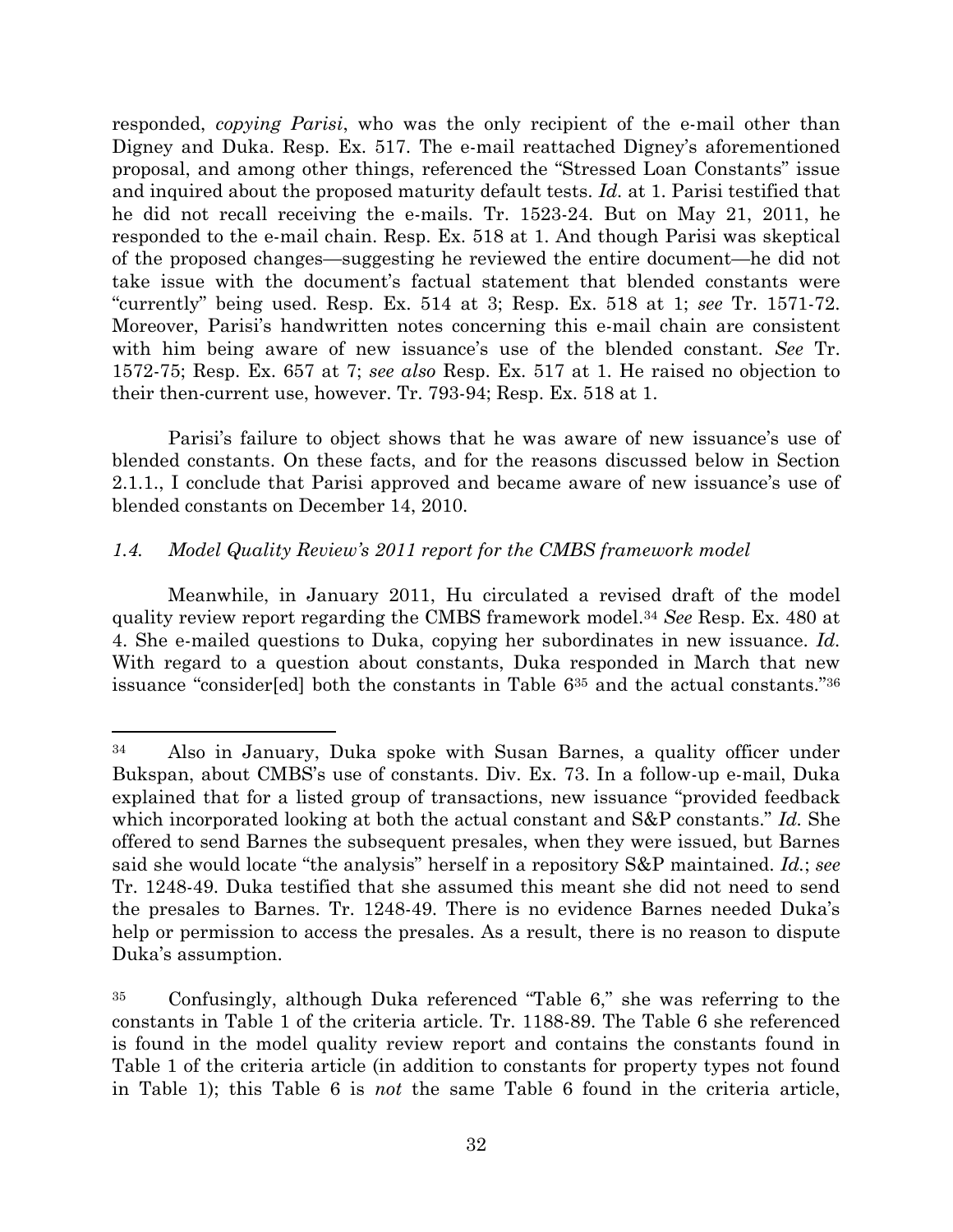responded, *copying Parisi*, who was the only recipient of the e-mail other than Digney and Duka. Resp. Ex. 517. The e-mail reattached Digney's aforementioned proposal, and among other things, referenced the "Stressed Loan Constants" issue and inquired about the proposed maturity default tests. *Id.* at 1. Parisi testified that he did not recall receiving the e-mails. Tr. 1523-24. But on May 21, 2011, he responded to the e-mail chain. Resp. Ex. 518 at 1. And though Parisi was skeptical of the proposed changes—suggesting he reviewed the entire document—he did not take issue with the document's factual statement that blended constants were "currently" being used. Resp. Ex. 514 at 3; Resp. Ex. 518 at 1; *see* Tr. 1571-72. Moreover, Parisi's handwritten notes concerning this e-mail chain are consistent with him being aware of new issuance's use of the blended constant. *See* Tr. 1572-75; Resp. Ex. 657 at 7; *see also* Resp. Ex. 517 at 1. He raised no objection to their then-current use, however. Tr. 793-94; Resp. Ex. 518 at 1.

Parisi's failure to object shows that he was aware of new issuance's use of blended constants. On these facts, and for the reasons discussed below in Section 2.1.1., I conclude that Parisi approved and became aware of new issuance's use of blended constants on December 14, 2010.

### *1.4. Model Quality Review's 2011 report for the CMBS framework model*

Meanwhile, in January 2011, Hu circulated a revised draft of the model quality review report regarding the CMBS framework model.[34] *See* Resp. Ex. 480 at 4. She e-mailed questions to Duka, copying her subordinates in new issuance. *Id.* With regard to a question about constants, Duka responded in March that new issuance "consider[ed] both the constants in Table 6[35] and the actual constants."[36]

---

[34] Also in January, Duka spoke with Susan Barnes, a quality officer under Bukspan, about CMBS's use of constants. Div. Ex. 73. In a follow-up e-mail, Duka explained that for a listed group of transactions, new issuance "provided feedback which incorporated looking at both the actual constant and S&P constants." *Id.* She offered to send Barnes the subsequent presales, when they were issued, but Barnes said she would locate "the analysis" herself in a repository S&P maintained. *Id.*; *see* Tr. 1248-49. Duka testified that she assumed this meant she did not need to send the presales to Barnes. Tr. 1248-49. There is no evidence Barnes needed Duka's help or permission to access the presales. As a result, there is no reason to dispute Duka's assumption.

[35] Confusingly, although Duka referenced "Table 6," she was referring to the constants in Table 1 of the criteria article. Tr. 1188-89. The Table 6 she referenced is found in the model quality review report and contains the constants found in Table 1 of the criteria article (in addition to constants for property types not found in Table 1); this Table 6 is *not* the same Table 6 found in the criteria article,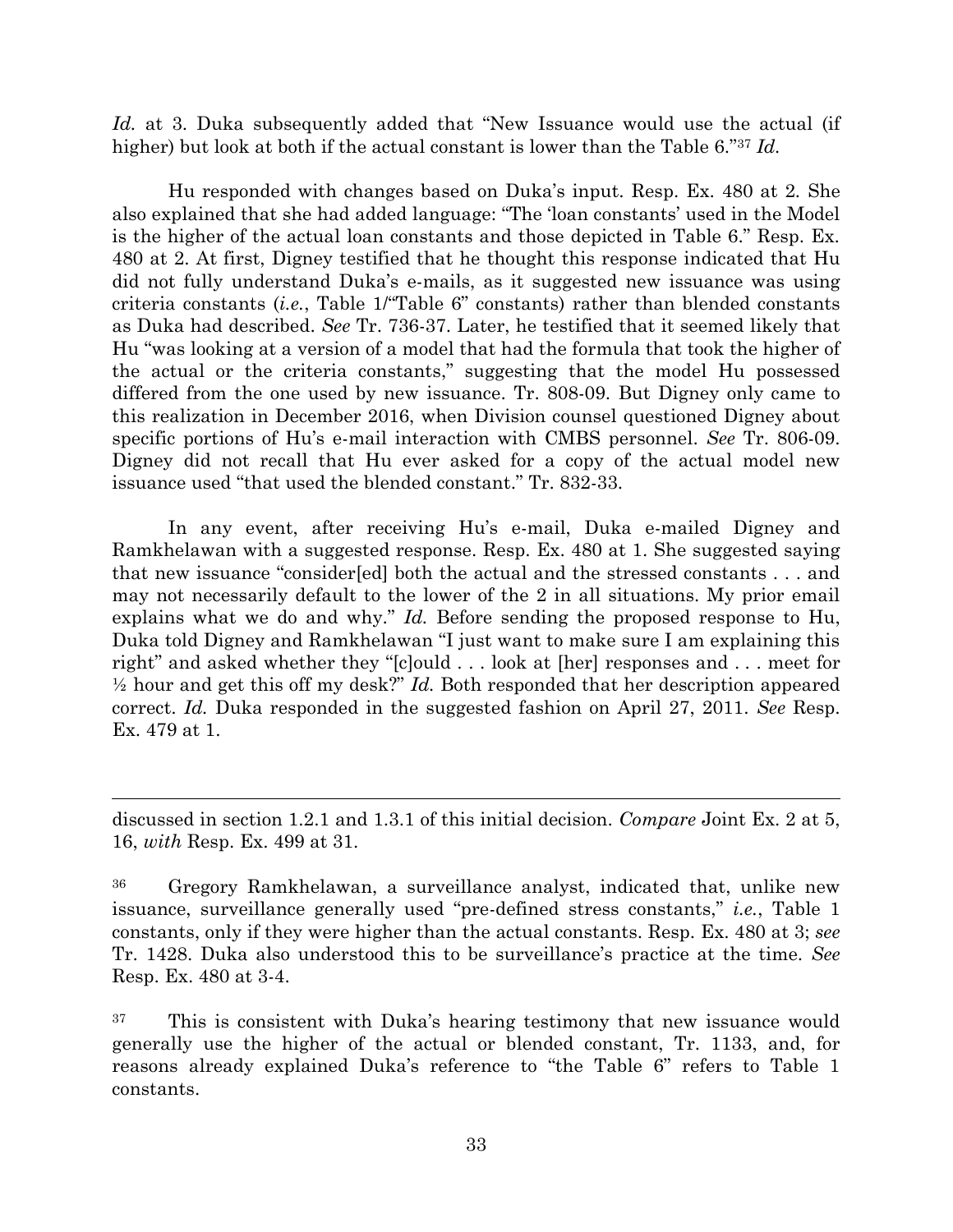*Id.* at 3. Duka subsequently added that "New Issuance would use the actual (if higher) but look at both if the actual constant is lower than the Table 6."[37] *Id.*

Hu responded with changes based on Duka's input. Resp. Ex. 480 at 2. She also explained that she had added language: "The 'loan constants' used in the Model is the higher of the actual loan constants and those depicted in Table 6." Resp. Ex. 480 at 2. At first, Digney testified that he thought this response indicated that Hu did not fully understand Duka's e-mails, as it suggested new issuance was using criteria constants (*i.e.*, Table 1/"Table 6" constants) rather than blended constants as Duka had described. *See* Tr. 736-37. Later, he testified that it seemed likely that Hu "was looking at a version of a model that had the formula that took the higher of the actual or the criteria constants," suggesting that the model Hu possessed differed from the one used by new issuance. Tr. 808-09. But Digney only came to this realization in December 2016, when Division counsel questioned Digney about specific portions of Hu's e-mail interaction with CMBS personnel. *See* Tr. 806-09. Digney did not recall that Hu ever asked for a copy of the actual model new issuance used "that used the blended constant." Tr. 832-33.

In any event, after receiving Hu's e-mail, Duka e-mailed Digney and Ramkhelawan with a suggested response. Resp. Ex. 480 at 1. She suggested saying that new issuance "consider[ed] both the actual and the stressed constants . . . and may not necessarily default to the lower of the 2 in all situations. My prior email explains what we do and why." *Id.* Before sending the proposed response to Hu, Duka told Digney and Ramkhelawan "I just want to make sure I am explaining this right" and asked whether they "[c]ould . . . look at [her] responses and . . . meet for ½ hour and get this off my desk?" *Id.* Both responded that her description appeared correct. *Id.* Duka responded in the suggested fashion on April 27, 2011. *See* Resp. Ex. 479 at 1.

---

discussed in section 1.2.1 and 1.3.1 of this initial decision. *Compare* Joint Ex. 2 at 5, 16, *with* Resp. Ex. 499 at 31.

[36] Gregory Ramkhelawan, a surveillance analyst, indicated that, unlike new issuance, surveillance generally used "pre-defined stress constants," *i.e.*, Table 1 constants, only if they were higher than the actual constants. Resp. Ex. 480 at 3; *see* Tr. 1428. Duka also understood this to be surveillance's practice at the time. *See* Resp. Ex. 480 at 3-4.

[37] This is consistent with Duka's hearing testimony that new issuance would generally use the higher of the actual or blended constant, Tr. 1133, and, for reasons already explained Duka's reference to "the Table 6" refers to Table 1 constants.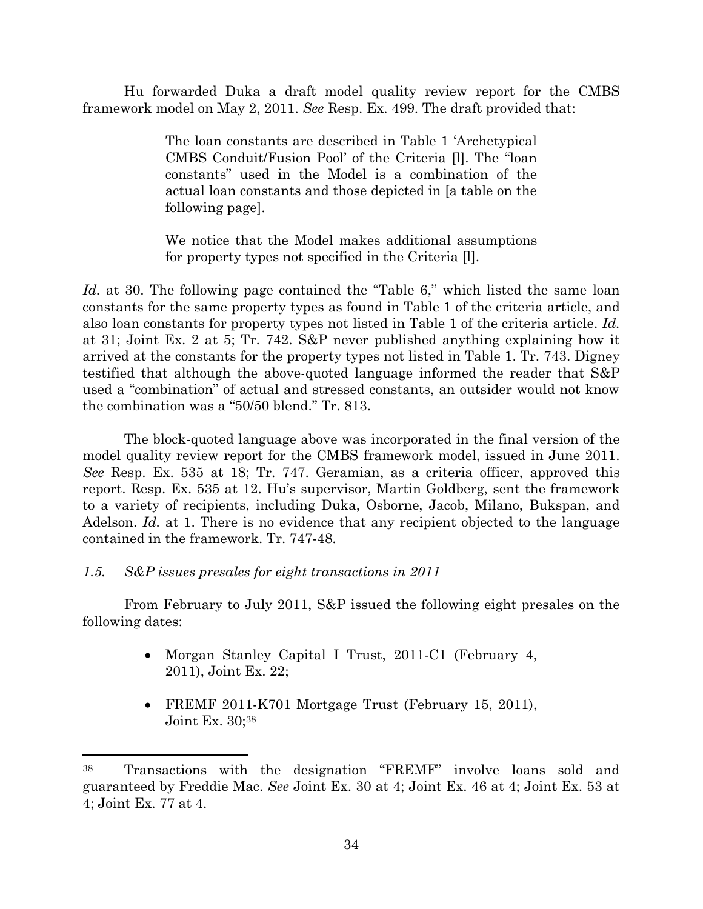Hu forwarded Duka a draft model quality review report for the CMBS framework model on May 2, 2011. *See* Resp. Ex. 499. The draft provided that:

> The loan constants are described in Table 1 'Archetypical CMBS Conduit/Fusion Pool' of the Criteria [l]. The "loan constants" used in the Model is a combination of the actual loan constants and those depicted in [a table on the following page].
>
> We notice that the Model makes additional assumptions for property types not specified in the Criteria [l].

*Id.* at 30. The following page contained the "Table 6," which listed the same loan constants for the same property types as found in Table 1 of the criteria article, and also loan constants for property types not listed in Table 1 of the criteria article. *Id.* at 31; Joint Ex. 2 at 5; Tr. 742. S&P never published anything explaining how it arrived at the constants for the property types not listed in Table 1. Tr. 743. Digney testified that although the above-quoted language informed the reader that S&P used a "combination" of actual and stressed constants, an outsider would not know the combination was a "50/50 blend." Tr. 813.

The block-quoted language above was incorporated in the final version of the model quality review report for the CMBS framework model, issued in June 2011. *See* Resp. Ex. 535 at 18; Tr. 747. Geramian, as a criteria officer, approved this report. Resp. Ex. 535 at 12. Hu's supervisor, Martin Goldberg, sent the framework to a variety of recipients, including Duka, Osborne, Jacob, Milano, Bukspan, and Adelson. *Id.* at 1. There is no evidence that any recipient objected to the language contained in the framework. Tr. 747-48.

*1.5. S&P issues presales for eight transactions in 2011*

From February to July 2011, S&P issued the following eight presales on the following dates:

- Morgan Stanley Capital I Trust, 2011-C1 (February 4, 2011), Joint Ex. 22;
- FREMF 2011-K701 Mortgage Trust (February 15, 2011), Joint Ex. 30;[38]

---

[38] Transactions with the designation "FREMF" involve loans sold and guaranteed by Freddie Mac. *See* Joint Ex. 30 at 4; Joint Ex. 46 at 4; Joint Ex. 53 at 4; Joint Ex. 77 at 4.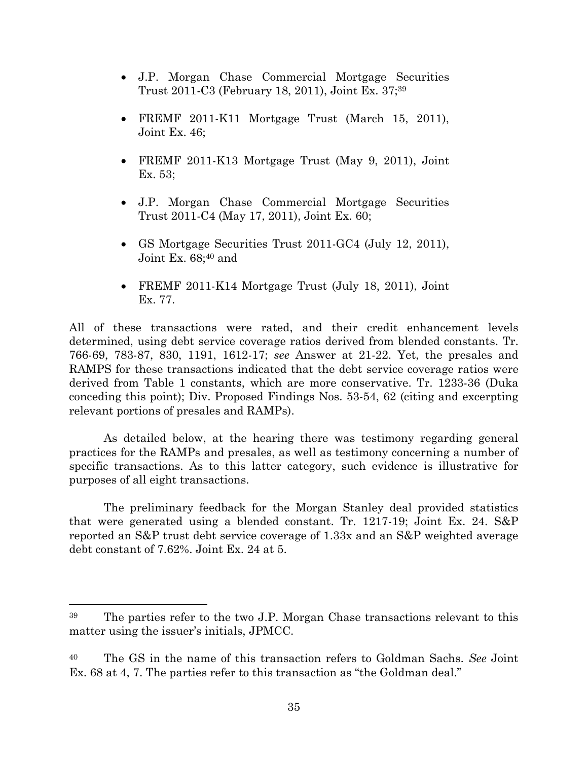- J.P. Morgan Chase Commercial Mortgage Securities Trust 2011-C3 (February 18, 2011), Joint Ex. 37;[39]

- FREMF 2011-K11 Mortgage Trust (March 15, 2011), Joint Ex. 46;

- FREMF 2011-K13 Mortgage Trust (May 9, 2011), Joint Ex. 53;

- J.P. Morgan Chase Commercial Mortgage Securities Trust 2011-C4 (May 17, 2011), Joint Ex. 60;

- GS Mortgage Securities Trust 2011-GC4 (July 12, 2011), Joint Ex. 68;[40] and

- FREMF 2011-K14 Mortgage Trust (July 18, 2011), Joint Ex. 77.

All of these transactions were rated, and their credit enhancement levels determined, using debt service coverage ratios derived from blended constants. Tr. 766-69, 783-87, 830, 1191, 1612-17; *see* Answer at 21-22. Yet, the presales and RAMPS for these transactions indicated that the debt service coverage ratios were derived from Table 1 constants, which are more conservative. Tr. 1233-36 (Duka conceding this point); Div. Proposed Findings Nos. 53-54, 62 (citing and excerpting relevant portions of presales and RAMPs).

As detailed below, at the hearing there was testimony regarding general practices for the RAMPs and presales, as well as testimony concerning a number of specific transactions. As to this latter category, such evidence is illustrative for purposes of all eight transactions.

The preliminary feedback for the Morgan Stanley deal provided statistics that were generated using a blended constant. Tr. 1217-19; Joint Ex. 24. S&P reported an S&P trust debt service coverage of 1.33x and an S&P weighted average debt constant of 7.62%. Joint Ex. 24 at 5.

---

[39] The parties refer to the two J.P. Morgan Chase transactions relevant to this matter using the issuer's initials, JPMCC.

[40] The GS in the name of this transaction refers to Goldman Sachs. *See* Joint Ex. 68 at 4, 7. The parties refer to this transaction as "the Goldman deal."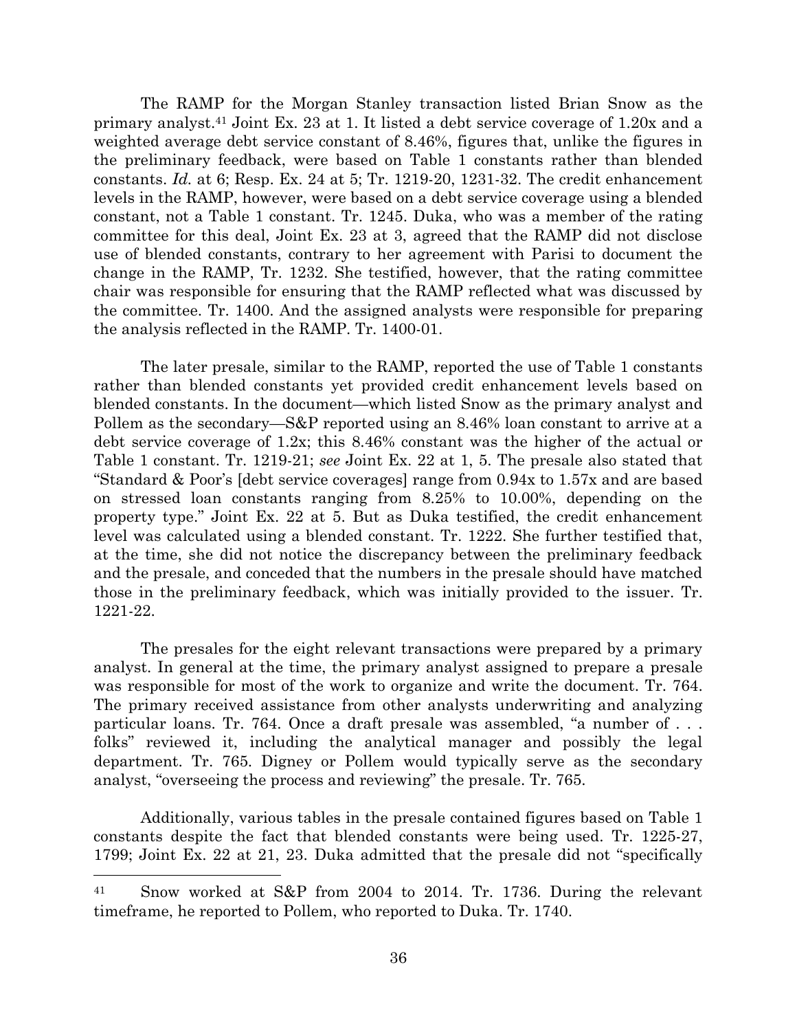The RAMP for the Morgan Stanley transaction listed Brian Snow as the primary analyst.[41] Joint Ex. 23 at 1. It listed a debt service coverage of 1.20x and a weighted average debt service constant of 8.46%, figures that, unlike the figures in the preliminary feedback, were based on Table 1 constants rather than blended constants. *Id.* at 6; Resp. Ex. 24 at 5; Tr. 1219-20, 1231-32. The credit enhancement levels in the RAMP, however, were based on a debt service coverage using a blended constant, not a Table 1 constant. Tr. 1245. Duka, who was a member of the rating committee for this deal, Joint Ex. 23 at 3, agreed that the RAMP did not disclose use of blended constants, contrary to her agreement with Parisi to document the change in the RAMP, Tr. 1232. She testified, however, that the rating committee chair was responsible for ensuring that the RAMP reflected what was discussed by the committee. Tr. 1400. And the assigned analysts were responsible for preparing the analysis reflected in the RAMP. Tr. 1400-01.

The later presale, similar to the RAMP, reported the use of Table 1 constants rather than blended constants yet provided credit enhancement levels based on blended constants. In the document—which listed Snow as the primary analyst and Pollem as the secondary—S&P reported using an 8.46% loan constant to arrive at a debt service coverage of 1.2x; this 8.46% constant was the higher of the actual or Table 1 constant. Tr. 1219-21; *see* Joint Ex. 22 at 1, 5. The presale also stated that "Standard & Poor's [debt service coverages] range from 0.94x to 1.57x and are based on stressed loan constants ranging from 8.25% to 10.00%, depending on the property type." Joint Ex. 22 at 5. But as Duka testified, the credit enhancement level was calculated using a blended constant. Tr. 1222. She further testified that, at the time, she did not notice the discrepancy between the preliminary feedback and the presale, and conceded that the numbers in the presale should have matched those in the preliminary feedback, which was initially provided to the issuer. Tr. 1221-22.

The presales for the eight relevant transactions were prepared by a primary analyst. In general at the time, the primary analyst assigned to prepare a presale was responsible for most of the work to organize and write the document. Tr. 764. The primary received assistance from other analysts underwriting and analyzing particular loans. Tr. 764. Once a draft presale was assembled, "a number of . . . folks" reviewed it, including the analytical manager and possibly the legal department. Tr. 765. Digney or Pollem would typically serve as the secondary analyst, "overseeing the process and reviewing" the presale. Tr. 765.

Additionally, various tables in the presale contained figures based on Table 1 constants despite the fact that blended constants were being used. Tr. 1225-27, 1799; Joint Ex. 22 at 21, 23. Duka admitted that the presale did not "specifically

---

[41] Snow worked at S&P from 2004 to 2014. Tr. 1736. During the relevant timeframe, he reported to Pollem, who reported to Duka. Tr. 1740.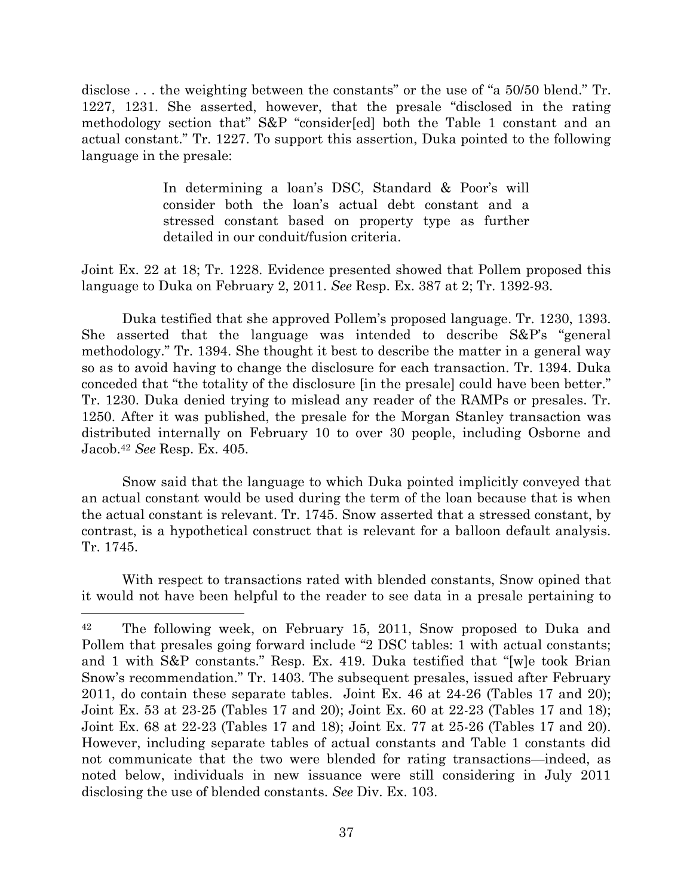disclose . . . the weighting between the constants" or the use of "a 50/50 blend." Tr. 1227, 1231. She asserted, however, that the presale "disclosed in the rating methodology section that" S&P "consider[ed] both the Table 1 constant and an actual constant." Tr. 1227. To support this assertion, Duka pointed to the following language in the presale:

> In determining a loan's DSC, Standard & Poor's will consider both the loan's actual debt constant and a stressed constant based on property type as further detailed in our conduit/fusion criteria.

Joint Ex. 22 at 18; Tr. 1228. Evidence presented showed that Pollem proposed this language to Duka on February 2, 2011. *See* Resp. Ex. 387 at 2; Tr. 1392-93.

Duka testified that she approved Pollem's proposed language. Tr. 1230, 1393. She asserted that the language was intended to describe S&P's "general methodology." Tr. 1394. She thought it best to describe the matter in a general way so as to avoid having to change the disclosure for each transaction. Tr. 1394. Duka conceded that "the totality of the disclosure [in the presale] could have been better." Tr. 1230. Duka denied trying to mislead any reader of the RAMPs or presales. Tr. 1250. After it was published, the presale for the Morgan Stanley transaction was distributed internally on February 10 to over 30 people, including Osborne and Jacob.[42] *See* Resp. Ex. 405.

Snow said that the language to which Duka pointed implicitly conveyed that an actual constant would be used during the term of the loan because that is when the actual constant is relevant. Tr. 1745. Snow asserted that a stressed constant, by contrast, is a hypothetical construct that is relevant for a balloon default analysis. Tr. 1745.

With respect to transactions rated with blended constants, Snow opined that it would not have been helpful to the reader to see data in a presale pertaining to

---

[42] The following week, on February 15, 2011, Snow proposed to Duka and Pollem that presales going forward include "2 DSC tables: 1 with actual constants; and 1 with S&P constants." Resp. Ex. 419. Duka testified that "[w]e took Brian Snow's recommendation." Tr. 1403. The subsequent presales, issued after February 2011, do contain these separate tables. Joint Ex. 46 at 24-26 (Tables 17 and 20); Joint Ex. 53 at 23-25 (Tables 17 and 20); Joint Ex. 60 at 22-23 (Tables 17 and 18); Joint Ex. 68 at 22-23 (Tables 17 and 18); Joint Ex. 77 at 25-26 (Tables 17 and 20). However, including separate tables of actual constants and Table 1 constants did not communicate that the two were blended for rating transactions—indeed, as noted below, individuals in new issuance were still considering in July 2011 disclosing the use of blended constants. *See* Div. Ex. 103.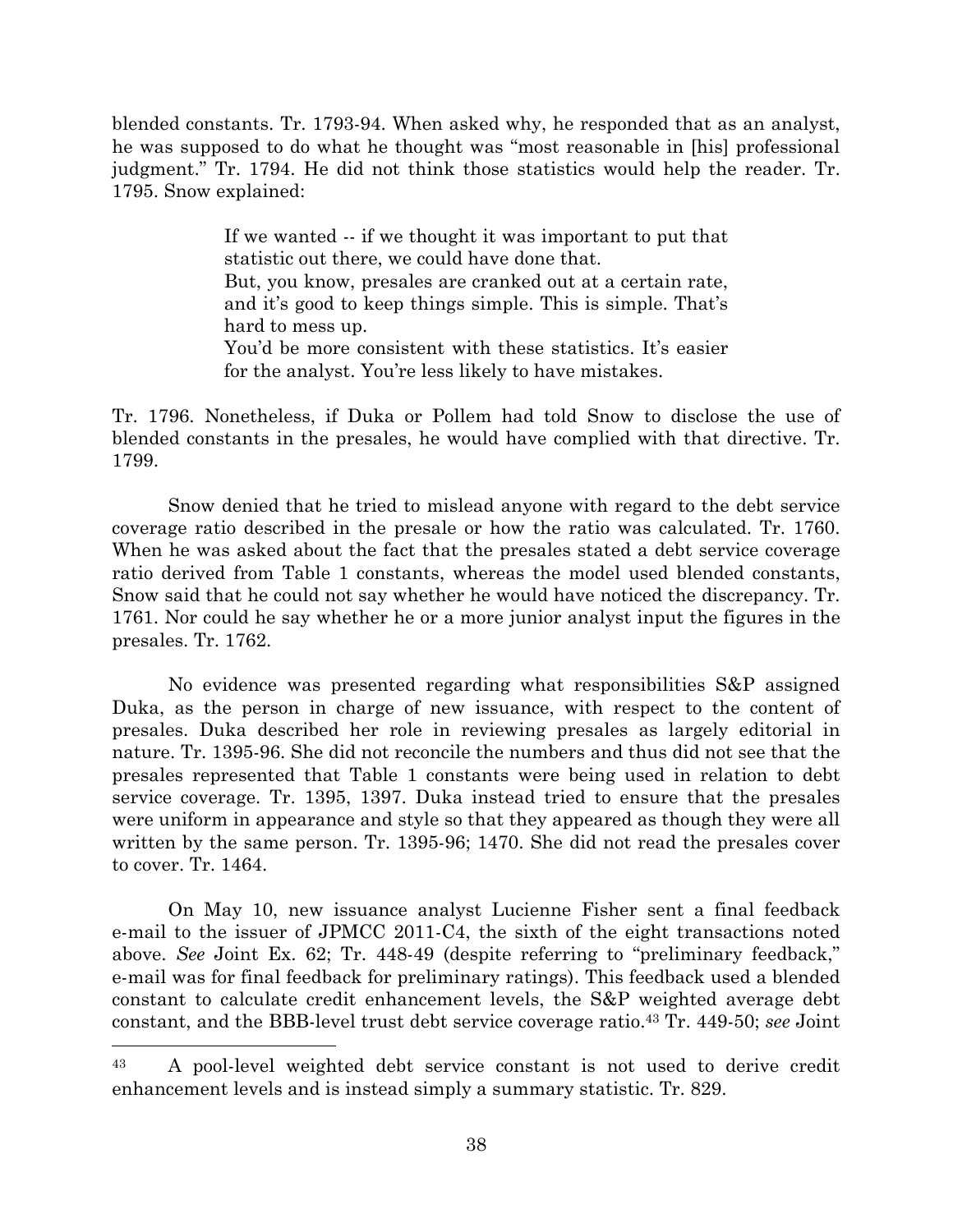blended constants. Tr. 1793-94. When asked why, he responded that as an analyst, he was supposed to do what he thought was "most reasonable in [his] professional judgment." Tr. 1794. He did not think those statistics would help the reader. Tr. 1795. Snow explained:

> If we wanted -- if we thought it was important to put that statistic out there, we could have done that.
> But, you know, presales are cranked out at a certain rate, and it's good to keep things simple. This is simple. That's hard to mess up.
> You'd be more consistent with these statistics. It's easier for the analyst. You're less likely to have mistakes.

Tr. 1796. Nonetheless, if Duka or Pollem had told Snow to disclose the use of blended constants in the presales, he would have complied with that directive. Tr. 1799.

Snow denied that he tried to mislead anyone with regard to the debt service coverage ratio described in the presale or how the ratio was calculated. Tr. 1760. When he was asked about the fact that the presales stated a debt service coverage ratio derived from Table 1 constants, whereas the model used blended constants, Snow said that he could not say whether he would have noticed the discrepancy. Tr. 1761. Nor could he say whether he or a more junior analyst input the figures in the presales. Tr. 1762.

No evidence was presented regarding what responsibilities S&P assigned Duka, as the person in charge of new issuance, with respect to the content of presales. Duka described her role in reviewing presales as largely editorial in nature. Tr. 1395-96. She did not reconcile the numbers and thus did not see that the presales represented that Table 1 constants were being used in relation to debt service coverage. Tr. 1395, 1397. Duka instead tried to ensure that the presales were uniform in appearance and style so that they appeared as though they were all written by the same person. Tr. 1395-96; 1470. She did not read the presales cover to cover. Tr. 1464.

On May 10, new issuance analyst Lucienne Fisher sent a final feedback e-mail to the issuer of JPMCC 2011-C4, the sixth of the eight transactions noted above. *See* Joint Ex. 62; Tr. 448-49 (despite referring to "preliminary feedback," e-mail was for final feedback for preliminary ratings). This feedback used a blended constant to calculate credit enhancement levels, the S&P weighted average debt constant, and the BBB-level trust debt service coverage ratio.[43] Tr. 449-50; *see* Joint

---

[43] A pool-level weighted debt service constant is not used to derive credit enhancement levels and is instead simply a summary statistic. Tr. 829.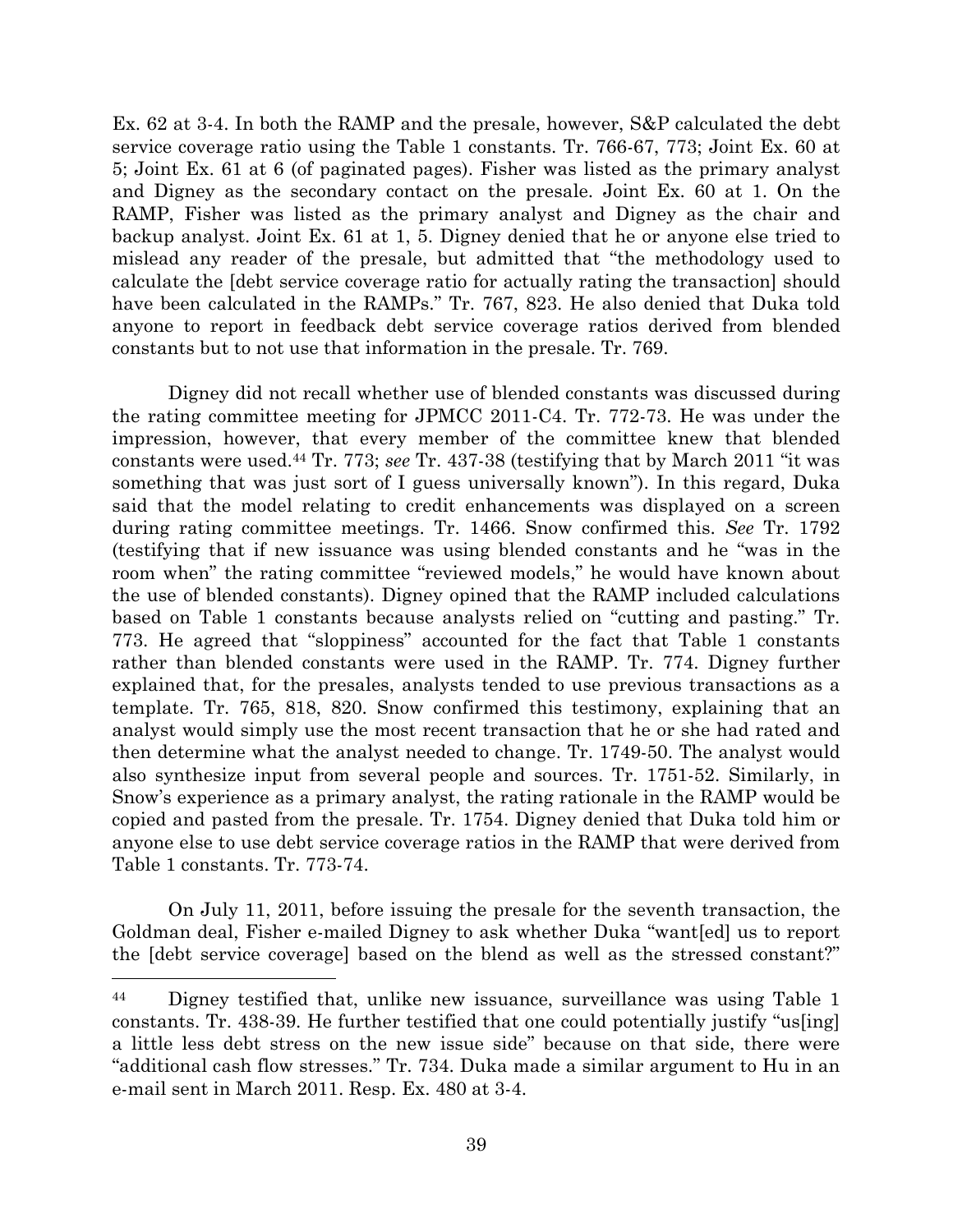Ex. 62 at 3-4. In both the RAMP and the presale, however, S&P calculated the debt service coverage ratio using the Table 1 constants. Tr. 766-67, 773; Joint Ex. 60 at 5; Joint Ex. 61 at 6 (of paginated pages). Fisher was listed as the primary analyst and Digney as the secondary contact on the presale. Joint Ex. 60 at 1. On the RAMP, Fisher was listed as the primary analyst and Digney as the chair and backup analyst. Joint Ex. 61 at 1, 5. Digney denied that he or anyone else tried to mislead any reader of the presale, but admitted that "the methodology used to calculate the [debt service coverage ratio for actually rating the transaction] should have been calculated in the RAMPs." Tr. 767, 823. He also denied that Duka told anyone to report in feedback debt service coverage ratios derived from blended constants but to not use that information in the presale. Tr. 769.

Digney did not recall whether use of blended constants was discussed during the rating committee meeting for JPMCC 2011-C4. Tr. 772-73. He was under the impression, however, that every member of the committee knew that blended constants were used.[44] Tr. 773; *see* Tr. 437-38 (testifying that by March 2011 "it was something that was just sort of I guess universally known"). In this regard, Duka said that the model relating to credit enhancements was displayed on a screen during rating committee meetings. Tr. 1466. Snow confirmed this. *See* Tr. 1792 (testifying that if new issuance was using blended constants and he "was in the room when" the rating committee "reviewed models," he would have known about the use of blended constants). Digney opined that the RAMP included calculations based on Table 1 constants because analysts relied on "cutting and pasting." Tr. 773. He agreed that "sloppiness" accounted for the fact that Table 1 constants rather than blended constants were used in the RAMP. Tr. 774. Digney further explained that, for the presales, analysts tended to use previous transactions as a template. Tr. 765, 818, 820. Snow confirmed this testimony, explaining that an analyst would simply use the most recent transaction that he or she had rated and then determine what the analyst needed to change. Tr. 1749-50. The analyst would also synthesize input from several people and sources. Tr. 1751-52. Similarly, in Snow's experience as a primary analyst, the rating rationale in the RAMP would be copied and pasted from the presale. Tr. 1754. Digney denied that Duka told him or anyone else to use debt service coverage ratios in the RAMP that were derived from Table 1 constants. Tr. 773-74.

On July 11, 2011, before issuing the presale for the seventh transaction, the Goldman deal, Fisher e-mailed Digney to ask whether Duka "want[ed] us to report the [debt service coverage] based on the blend as well as the stressed constant?"

---

[44] Digney testified that, unlike new issuance, surveillance was using Table 1 constants. Tr. 438-39. He further testified that one could potentially justify "us[ing] a little less debt stress on the new issue side" because on that side, there were "additional cash flow stresses." Tr. 734. Duka made a similar argument to Hu in an e-mail sent in March 2011. Resp. Ex. 480 at 3-4.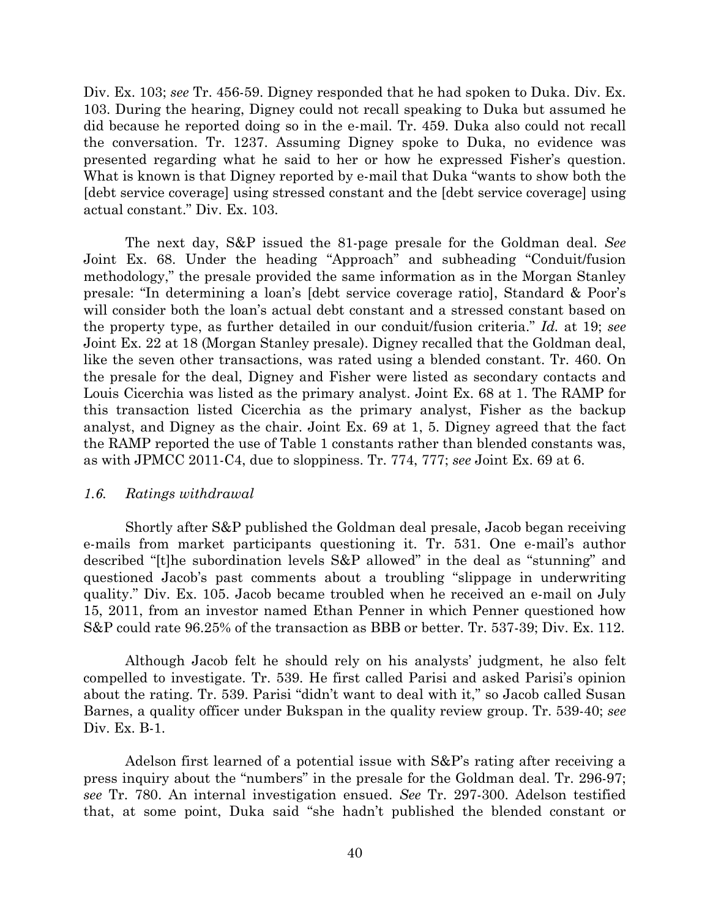Div. Ex. 103; *see* Tr. 456-59. Digney responded that he had spoken to Duka. Div. Ex. 103. During the hearing, Digney could not recall speaking to Duka but assumed he did because he reported doing so in the e-mail. Tr. 459. Duka also could not recall the conversation. Tr. 1237. Assuming Digney spoke to Duka, no evidence was presented regarding what he said to her or how he expressed Fisher's question. What is known is that Digney reported by e-mail that Duka "wants to show both the [debt service coverage] using stressed constant and the [debt service coverage] using actual constant." Div. Ex. 103.

The next day, S&P issued the 81-page presale for the Goldman deal. *See* Joint Ex. 68. Under the heading "Approach" and subheading "Conduit/fusion methodology," the presale provided the same information as in the Morgan Stanley presale: "In determining a loan's [debt service coverage ratio], Standard & Poor's will consider both the loan's actual debt constant and a stressed constant based on the property type, as further detailed in our conduit/fusion criteria." *Id.* at 19; *see* Joint Ex. 22 at 18 (Morgan Stanley presale). Digney recalled that the Goldman deal, like the seven other transactions, was rated using a blended constant. Tr. 460. On the presale for the deal, Digney and Fisher were listed as secondary contacts and Louis Cicerchia was listed as the primary analyst. Joint Ex. 68 at 1. The RAMP for this transaction listed Cicerchia as the primary analyst, Fisher as the backup analyst, and Digney as the chair. Joint Ex. 69 at 1, 5. Digney agreed that the fact the RAMP reported the use of Table 1 constants rather than blended constants was, as with JPMCC 2011-C4, due to sloppiness. Tr. 774, 777; *see* Joint Ex. 69 at 6.

*1.6. Ratings withdrawal*

Shortly after S&P published the Goldman deal presale, Jacob began receiving e-mails from market participants questioning it. Tr. 531. One e-mail's author described "[t]he subordination levels S&P allowed" in the deal as "stunning" and questioned Jacob's past comments about a troubling "slippage in underwriting quality." Div. Ex. 105. Jacob became troubled when he received an e-mail on July 15, 2011, from an investor named Ethan Penner in which Penner questioned how S&P could rate 96.25% of the transaction as BBB or better. Tr. 537-39; Div. Ex. 112.

Although Jacob felt he should rely on his analysts' judgment, he also felt compelled to investigate. Tr. 539. He first called Parisi and asked Parisi's opinion about the rating. Tr. 539. Parisi "didn't want to deal with it," so Jacob called Susan Barnes, a quality officer under Bukspan in the quality review group. Tr. 539-40; *see* Div. Ex. B-1.

Adelson first learned of a potential issue with S&P's rating after receiving a press inquiry about the "numbers" in the presale for the Goldman deal. Tr. 296-97; *see* Tr. 780. An internal investigation ensued. *See* Tr. 297-300. Adelson testified that, at some point, Duka said "she hadn't published the blended constant or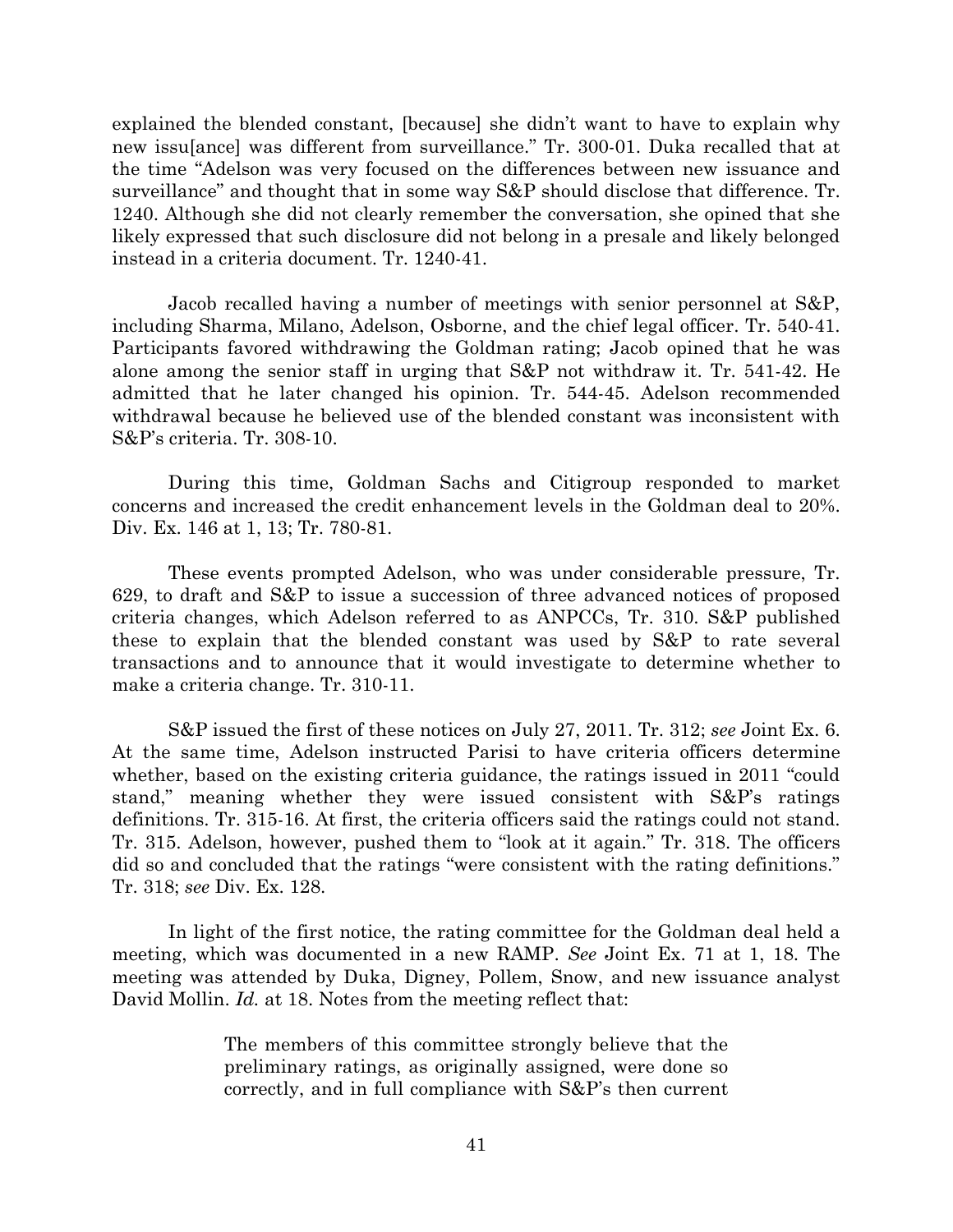explained the blended constant, [because] she didn't want to have to explain why new issu[ance] was different from surveillance." Tr. 300-01. Duka recalled that at the time "Adelson was very focused on the differences between new issuance and surveillance" and thought that in some way S&P should disclose that difference. Tr. 1240. Although she did not clearly remember the conversation, she opined that she likely expressed that such disclosure did not belong in a presale and likely belonged instead in a criteria document. Tr. 1240-41.

Jacob recalled having a number of meetings with senior personnel at S&P, including Sharma, Milano, Adelson, Osborne, and the chief legal officer. Tr. 540-41. Participants favored withdrawing the Goldman rating; Jacob opined that he was alone among the senior staff in urging that S&P not withdraw it. Tr. 541-42. He admitted that he later changed his opinion. Tr. 544-45. Adelson recommended withdrawal because he believed use of the blended constant was inconsistent with S&P's criteria. Tr. 308-10.

During this time, Goldman Sachs and Citigroup responded to market concerns and increased the credit enhancement levels in the Goldman deal to 20%. Div. Ex. 146 at 1, 13; Tr. 780-81.

These events prompted Adelson, who was under considerable pressure, Tr. 629, to draft and S&P to issue a succession of three advanced notices of proposed criteria changes, which Adelson referred to as ANPCCs, Tr. 310. S&P published these to explain that the blended constant was used by S&P to rate several transactions and to announce that it would investigate to determine whether to make a criteria change. Tr. 310-11.

S&P issued the first of these notices on July 27, 2011. Tr. 312; *see* Joint Ex. 6. At the same time, Adelson instructed Parisi to have criteria officers determine whether, based on the existing criteria guidance, the ratings issued in 2011 "could stand," meaning whether they were issued consistent with S&P's ratings definitions. Tr. 315-16. At first, the criteria officers said the ratings could not stand. Tr. 315. Adelson, however, pushed them to "look at it again." Tr. 318. The officers did so and concluded that the ratings "were consistent with the rating definitions." Tr. 318; *see* Div. Ex. 128.

In light of the first notice, the rating committee for the Goldman deal held a meeting, which was documented in a new RAMP. *See* Joint Ex. 71 at 1, 18. The meeting was attended by Duka, Digney, Pollem, Snow, and new issuance analyst David Mollin. *Id.* at 18. Notes from the meeting reflect that:

> The members of this committee strongly believe that the preliminary ratings, as originally assigned, were done so correctly, and in full compliance with S&P's then current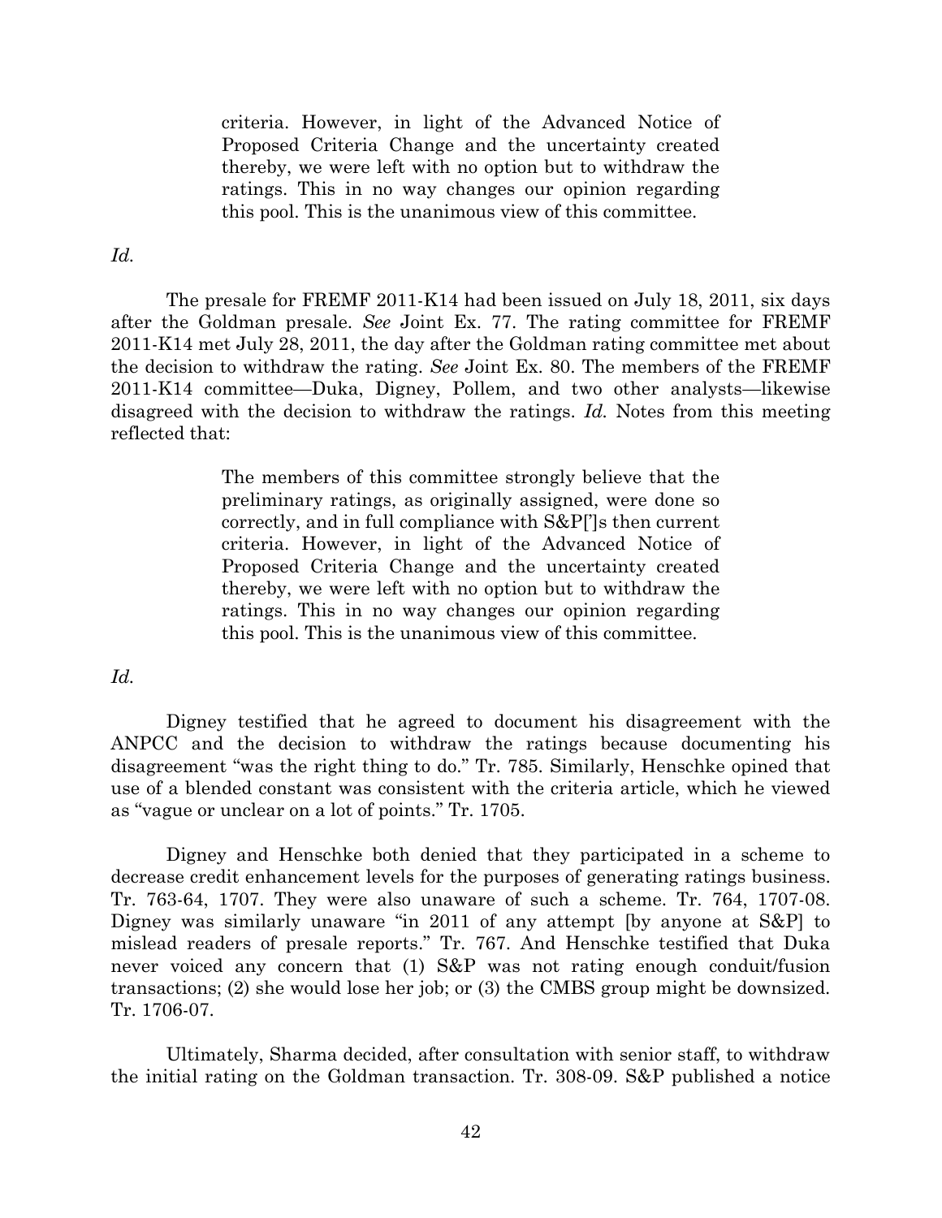> criteria. However, in light of the Advanced Notice of Proposed Criteria Change and the uncertainty created thereby, we were left with no option but to withdraw the ratings. This in no way changes our opinion regarding this pool. This is the unanimous view of this committee.

*Id.*

The presale for FREMF 2011-K14 had been issued on July 18, 2011, six days after the Goldman presale. *See* Joint Ex. 77. The rating committee for FREMF 2011-K14 met July 28, 2011, the day after the Goldman rating committee met about the decision to withdraw the rating. *See* Joint Ex. 80. The members of the FREMF 2011-K14 committee—Duka, Digney, Pollem, and two other analysts—likewise disagreed with the decision to withdraw the ratings. *Id.* Notes from this meeting reflected that:

> The members of this committee strongly believe that the preliminary ratings, as originally assigned, were done so correctly, and in full compliance with S&P[']s then current criteria. However, in light of the Advanced Notice of Proposed Criteria Change and the uncertainty created thereby, we were left with no option but to withdraw the ratings. This in no way changes our opinion regarding this pool. This is the unanimous view of this committee.

*Id.*

Digney testified that he agreed to document his disagreement with the ANPCC and the decision to withdraw the ratings because documenting his disagreement "was the right thing to do." Tr. 785. Similarly, Henschke opined that use of a blended constant was consistent with the criteria article, which he viewed as "vague or unclear on a lot of points." Tr. 1705.

Digney and Henschke both denied that they participated in a scheme to decrease credit enhancement levels for the purposes of generating ratings business. Tr. 763-64, 1707. They were also unaware of such a scheme. Tr. 764, 1707-08. Digney was similarly unaware "in 2011 of any attempt [by anyone at S&P] to mislead readers of presale reports." Tr. 767. And Henschke testified that Duka never voiced any concern that (1) S&P was not rating enough conduit/fusion transactions; (2) she would lose her job; or (3) the CMBS group might be downsized. Tr. 1706-07.

Ultimately, Sharma decided, after consultation with senior staff, to withdraw the initial rating on the Goldman transaction. Tr. 308-09. S&P published a notice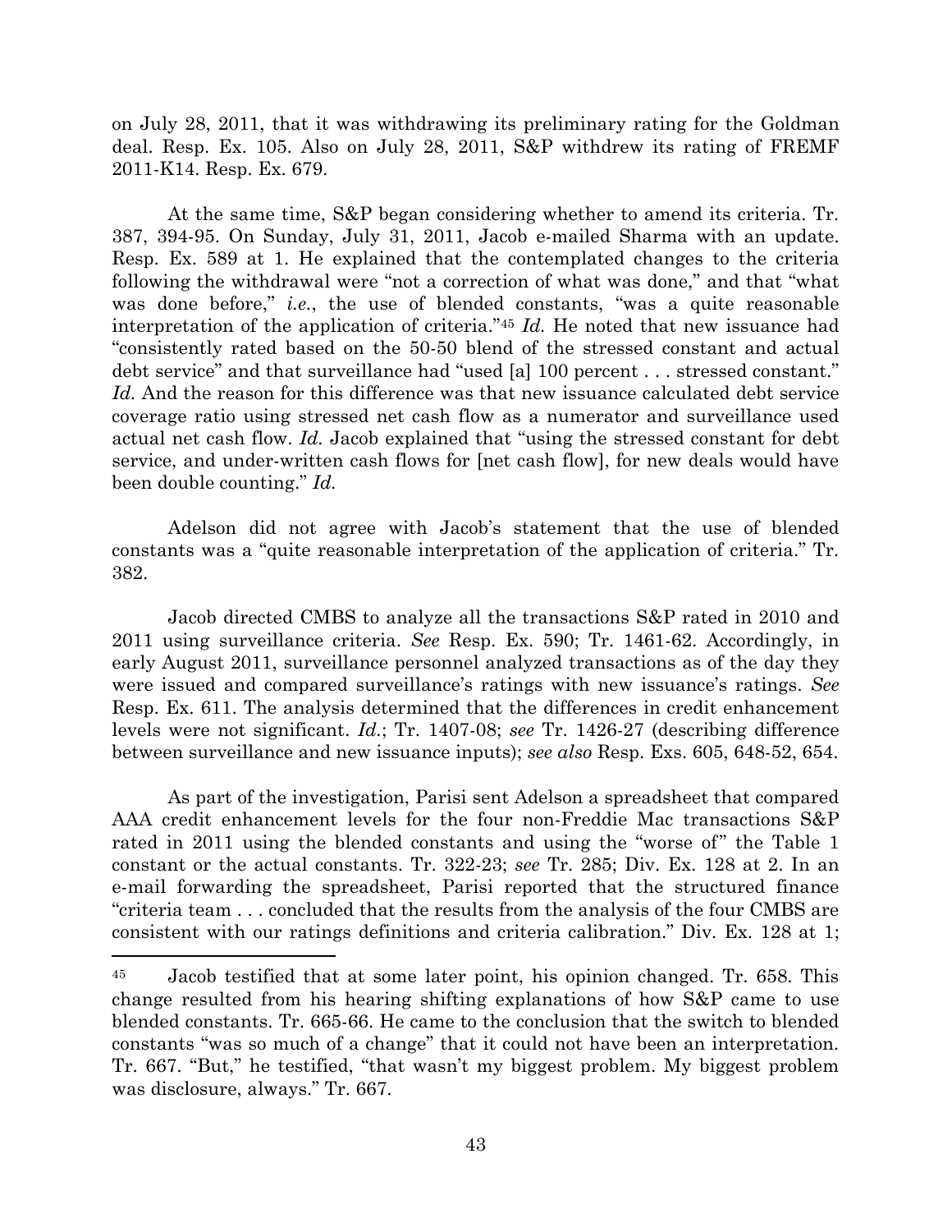on July 28, 2011, that it was withdrawing its preliminary rating for the Goldman deal. Resp. Ex. 105. Also on July 28, 2011, S&P withdrew its rating of FREMF 2011-K14. Resp. Ex. 679.

At the same time, S&P began considering whether to amend its criteria. Tr. 387, 394-95. On Sunday, July 31, 2011, Jacob e-mailed Sharma with an update. Resp. Ex. 589 at 1. He explained that the contemplated changes to the criteria following the withdrawal were "not a correction of what was done," and that "what was done before," *i.e.*, the use of blended constants, "was a quite reasonable interpretation of the application of criteria."[45] *Id.* He noted that new issuance had "consistently rated based on the 50-50 blend of the stressed constant and actual debt service" and that surveillance had "used [a] 100 percent . . . stressed constant." *Id.* And the reason for this difference was that new issuance calculated debt service coverage ratio using stressed net cash flow as a numerator and surveillance used actual net cash flow. *Id.* Jacob explained that "using the stressed constant for debt service, and under-written cash flows for [net cash flow], for new deals would have been double counting." *Id.*

Adelson did not agree with Jacob's statement that the use of blended constants was a "quite reasonable interpretation of the application of criteria." Tr. 382.

Jacob directed CMBS to analyze all the transactions S&P rated in 2010 and 2011 using surveillance criteria. *See* Resp. Ex. 590; Tr. 1461-62. Accordingly, in early August 2011, surveillance personnel analyzed transactions as of the day they were issued and compared surveillance's ratings with new issuance's ratings. *See* Resp. Ex. 611. The analysis determined that the differences in credit enhancement levels were not significant. *Id.*; Tr. 1407-08; *see* Tr. 1426-27 (describing difference between surveillance and new issuance inputs); *see also* Resp. Exs. 605, 648-52, 654.

As part of the investigation, Parisi sent Adelson a spreadsheet that compared AAA credit enhancement levels for the four non-Freddie Mac transactions S&P rated in 2011 using the blended constants and using the "worse of" the Table 1 constant or the actual constants. Tr. 322-23; *see* Tr. 285; Div. Ex. 128 at 2. In an e-mail forwarding the spreadsheet, Parisi reported that the structured finance "criteria team . . . concluded that the results from the analysis of the four CMBS are consistent with our ratings definitions and criteria calibration." Div. Ex. 128 at 1;

---

[45] Jacob testified that at some later point, his opinion changed. Tr. 658. This change resulted from his hearing shifting explanations of how S&P came to use blended constants. Tr. 665-66. He came to the conclusion that the switch to blended constants "was so much of a change" that it could not have been an interpretation. Tr. 667. "But," he testified, "that wasn't my biggest problem. My biggest problem was disclosure, always." Tr. 667.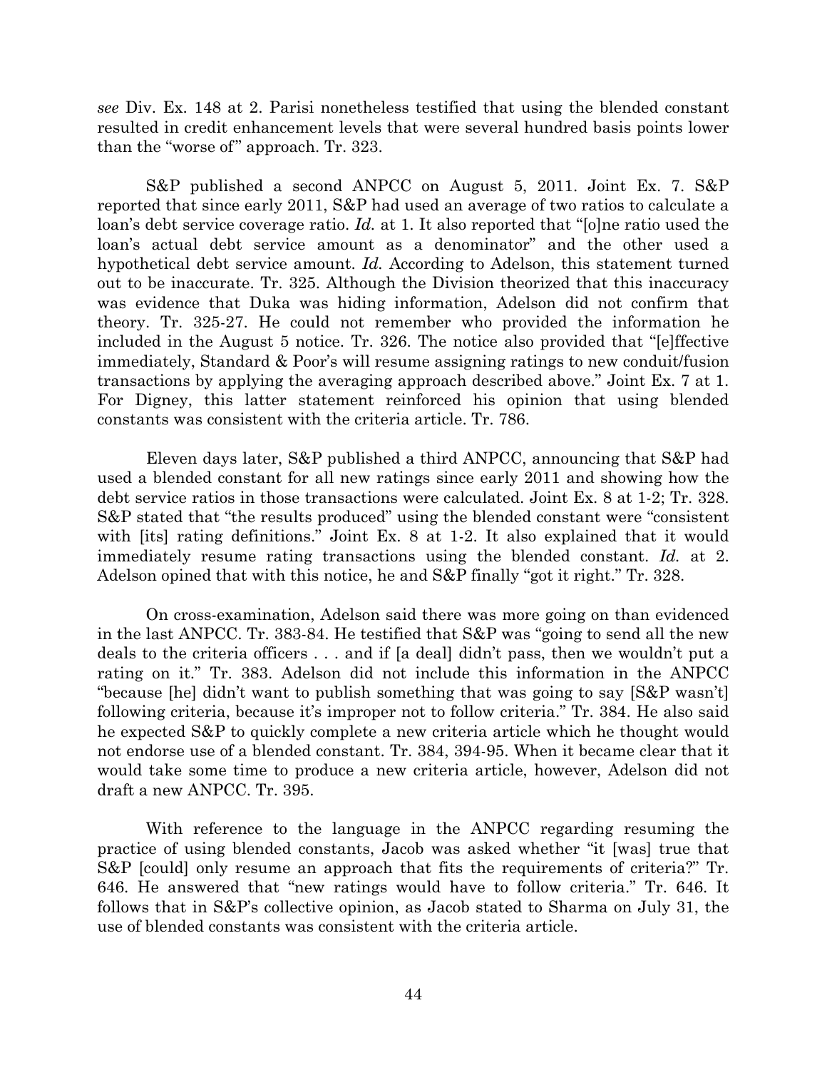*see* Div. Ex. 148 at 2. Parisi nonetheless testified that using the blended constant resulted in credit enhancement levels that were several hundred basis points lower than the "worse of" approach. Tr. 323.

S&P published a second ANPCC on August 5, 2011. Joint Ex. 7. S&P reported that since early 2011, S&P had used an average of two ratios to calculate a loan's debt service coverage ratio. *Id.* at 1. It also reported that "[o]ne ratio used the loan's actual debt service amount as a denominator" and the other used a hypothetical debt service amount. *Id.* According to Adelson, this statement turned out to be inaccurate. Tr. 325. Although the Division theorized that this inaccuracy was evidence that Duka was hiding information, Adelson did not confirm that theory. Tr. 325-27. He could not remember who provided the information he included in the August 5 notice. Tr. 326. The notice also provided that "[e]ffective immediately, Standard & Poor's will resume assigning ratings to new conduit/fusion transactions by applying the averaging approach described above." Joint Ex. 7 at 1. For Digney, this latter statement reinforced his opinion that using blended constants was consistent with the criteria article. Tr. 786.

Eleven days later, S&P published a third ANPCC, announcing that S&P had used a blended constant for all new ratings since early 2011 and showing how the debt service ratios in those transactions were calculated. Joint Ex. 8 at 1-2; Tr. 328. S&P stated that "the results produced" using the blended constant were "consistent with [its] rating definitions." Joint Ex. 8 at 1-2. It also explained that it would immediately resume rating transactions using the blended constant. *Id.* at 2. Adelson opined that with this notice, he and S&P finally "got it right." Tr. 328.

On cross-examination, Adelson said there was more going on than evidenced in the last ANPCC. Tr. 383-84. He testified that S&P was "going to send all the new deals to the criteria officers . . . and if [a deal] didn't pass, then we wouldn't put a rating on it." Tr. 383. Adelson did not include this information in the ANPCC "because [he] didn't want to publish something that was going to say [S&P wasn't] following criteria, because it's improper not to follow criteria." Tr. 384. He also said he expected S&P to quickly complete a new criteria article which he thought would not endorse use of a blended constant. Tr. 384, 394-95. When it became clear that it would take some time to produce a new criteria article, however, Adelson did not draft a new ANPCC. Tr. 395.

With reference to the language in the ANPCC regarding resuming the practice of using blended constants, Jacob was asked whether "it [was] true that S&P [could] only resume an approach that fits the requirements of criteria?" Tr. 646. He answered that "new ratings would have to follow criteria." Tr. 646. It follows that in S&P's collective opinion, as Jacob stated to Sharma on July 31, the use of blended constants was consistent with the criteria article.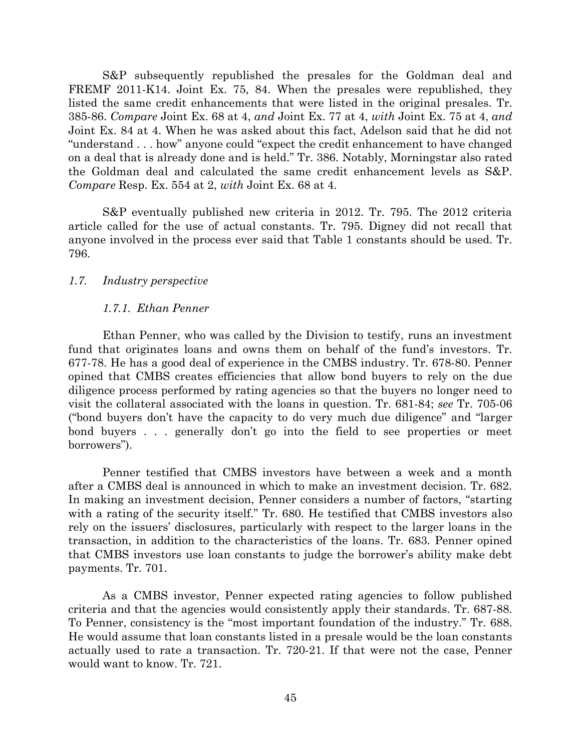S&P subsequently republished the presales for the Goldman deal and FREMF 2011-K14. Joint Ex. 75, 84. When the presales were republished, they listed the same credit enhancements that were listed in the original presales. Tr. 385-86. *Compare* Joint Ex. 68 at 4, *and* Joint Ex. 77 at 4, *with* Joint Ex. 75 at 4, *and* Joint Ex. 84 at 4. When he was asked about this fact, Adelson said that he did not "understand . . . how" anyone could "expect the credit enhancement to have changed on a deal that is already done and is held." Tr. 386. Notably, Morningstar also rated the Goldman deal and calculated the same credit enhancement levels as S&P. *Compare* Resp. Ex. 554 at 2, *with* Joint Ex. 68 at 4.

S&P eventually published new criteria in 2012. Tr. 795. The 2012 criteria article called for the use of actual constants. Tr. 795. Digney did not recall that anyone involved in the process ever said that Table 1 constants should be used. Tr. 796.

### *1.7. Industry perspective*

#### *1.7.1. Ethan Penner*

Ethan Penner, who was called by the Division to testify, runs an investment fund that originates loans and owns them on behalf of the fund's investors. Tr. 677-78. He has a good deal of experience in the CMBS industry. Tr. 678-80. Penner opined that CMBS creates efficiencies that allow bond buyers to rely on the due diligence process performed by rating agencies so that the buyers no longer need to visit the collateral associated with the loans in question. Tr. 681-84; *see* Tr. 705-06 ("bond buyers don't have the capacity to do very much due diligence" and "larger bond buyers . . . generally don't go into the field to see properties or meet borrowers").

Penner testified that CMBS investors have between a week and a month after a CMBS deal is announced in which to make an investment decision. Tr. 682. In making an investment decision, Penner considers a number of factors, "starting with a rating of the security itself." Tr. 680. He testified that CMBS investors also rely on the issuers' disclosures, particularly with respect to the larger loans in the transaction, in addition to the characteristics of the loans. Tr. 683. Penner opined that CMBS investors use loan constants to judge the borrower's ability make debt payments. Tr. 701.

As a CMBS investor, Penner expected rating agencies to follow published criteria and that the agencies would consistently apply their standards. Tr. 687-88. To Penner, consistency is the "most important foundation of the industry." Tr. 688. He would assume that loan constants listed in a presale would be the loan constants actually used to rate a transaction. Tr. 720-21. If that were not the case, Penner would want to know. Tr. 721.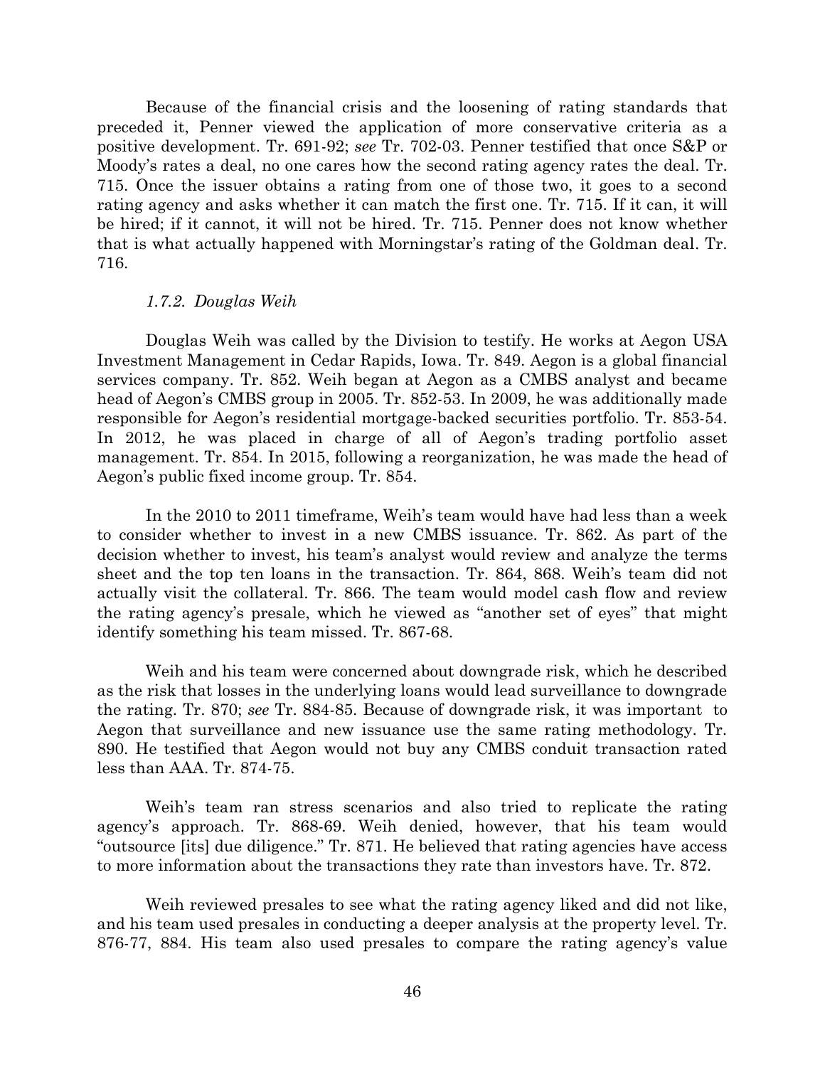Because of the financial crisis and the loosening of rating standards that preceded it, Penner viewed the application of more conservative criteria as a positive development. Tr. 691-92; *see* Tr. 702-03. Penner testified that once S&P or Moody's rates a deal, no one cares how the second rating agency rates the deal. Tr. 715. Once the issuer obtains a rating from one of those two, it goes to a second rating agency and asks whether it can match the first one. Tr. 715. If it can, it will be hired; if it cannot, it will not be hired. Tr. 715. Penner does not know whether that is what actually happened with Morningstar's rating of the Goldman deal. Tr. 716.

#### *1.7.2. Douglas Weih*

Douglas Weih was called by the Division to testify. He works at Aegon USA Investment Management in Cedar Rapids, Iowa. Tr. 849. Aegon is a global financial services company. Tr. 852. Weih began at Aegon as a CMBS analyst and became head of Aegon's CMBS group in 2005. Tr. 852-53. In 2009, he was additionally made responsible for Aegon's residential mortgage-backed securities portfolio. Tr. 853-54. In 2012, he was placed in charge of all of Aegon's trading portfolio asset management. Tr. 854. In 2015, following a reorganization, he was made the head of Aegon's public fixed income group. Tr. 854.

In the 2010 to 2011 timeframe, Weih's team would have had less than a week to consider whether to invest in a new CMBS issuance. Tr. 862. As part of the decision whether to invest, his team's analyst would review and analyze the terms sheet and the top ten loans in the transaction. Tr. 864, 868. Weih's team did not actually visit the collateral. Tr. 866. The team would model cash flow and review the rating agency's presale, which he viewed as "another set of eyes" that might identify something his team missed. Tr. 867-68.

Weih and his team were concerned about downgrade risk, which he described as the risk that losses in the underlying loans would lead surveillance to downgrade the rating. Tr. 870; *see* Tr. 884-85. Because of downgrade risk, it was important to Aegon that surveillance and new issuance use the same rating methodology. Tr. 890. He testified that Aegon would not buy any CMBS conduit transaction rated less than AAA. Tr. 874-75.

Weih's team ran stress scenarios and also tried to replicate the rating agency's approach. Tr. 868-69. Weih denied, however, that his team would "outsource [its] due diligence." Tr. 871. He believed that rating agencies have access to more information about the transactions they rate than investors have. Tr. 872.

Weih reviewed presales to see what the rating agency liked and did not like, and his team used presales in conducting a deeper analysis at the property level. Tr. 876-77, 884. His team also used presales to compare the rating agency's value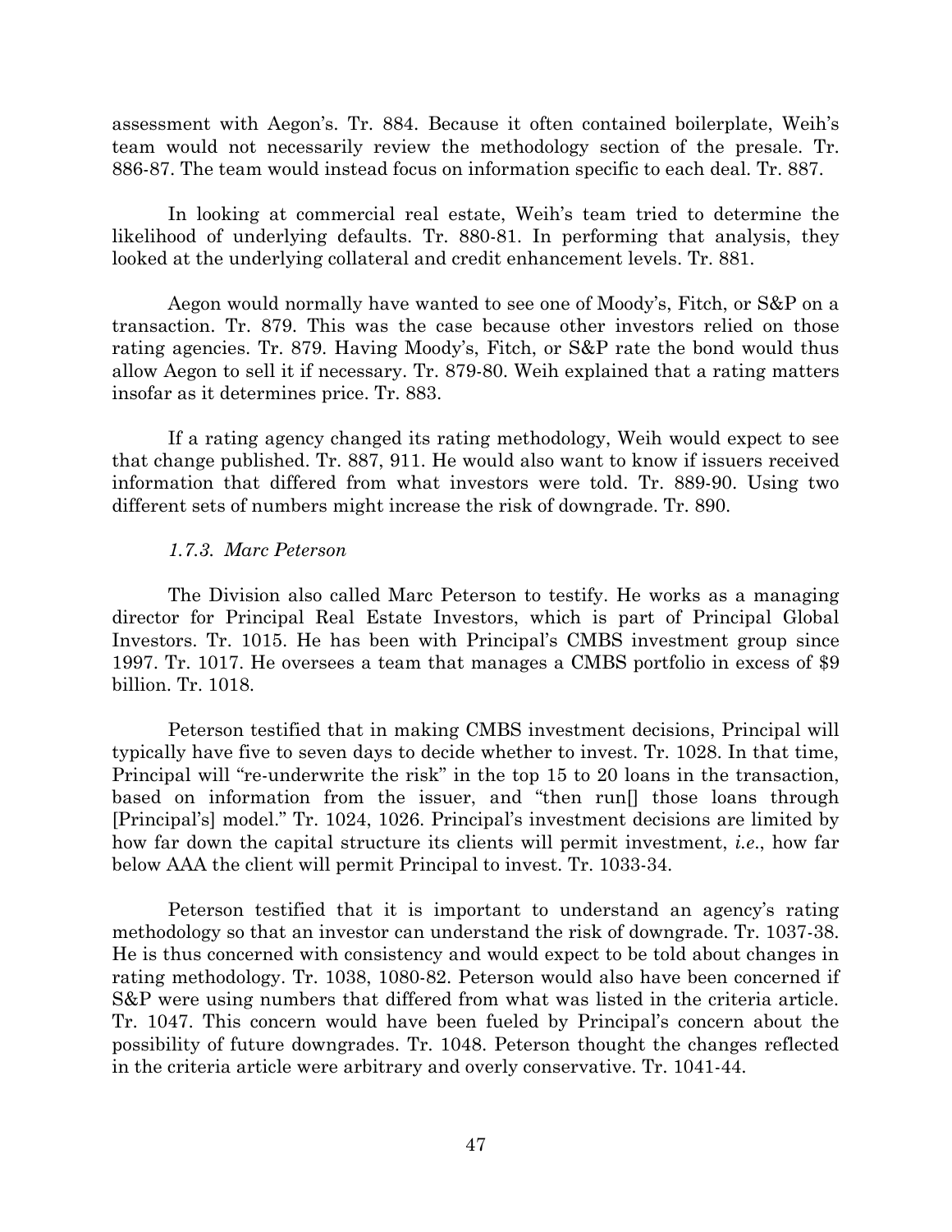assessment with Aegon's. Tr. 884. Because it often contained boilerplate, Weih's team would not necessarily review the methodology section of the presale. Tr. 886-87. The team would instead focus on information specific to each deal. Tr. 887.

In looking at commercial real estate, Weih's team tried to determine the likelihood of underlying defaults. Tr. 880-81. In performing that analysis, they looked at the underlying collateral and credit enhancement levels. Tr. 881.

Aegon would normally have wanted to see one of Moody's, Fitch, or S&P on a transaction. Tr. 879. This was the case because other investors relied on those rating agencies. Tr. 879. Having Moody's, Fitch, or S&P rate the bond would thus allow Aegon to sell it if necessary. Tr. 879-80. Weih explained that a rating matters insofar as it determines price. Tr. 883.

If a rating agency changed its rating methodology, Weih would expect to see that change published. Tr. 887, 911. He would also want to know if issuers received information that differed from what investors were told. Tr. 889-90. Using two different sets of numbers might increase the risk of downgrade. Tr. 890.

#### *1.7.3. Marc Peterson*

The Division also called Marc Peterson to testify. He works as a managing director for Principal Real Estate Investors, which is part of Principal Global Investors. Tr. 1015. He has been with Principal's CMBS investment group since 1997. Tr. 1017. He oversees a team that manages a CMBS portfolio in excess of $9 billion. Tr. 1018.

Peterson testified that in making CMBS investment decisions, Principal will typically have five to seven days to decide whether to invest. Tr. 1028. In that time, Principal will "re-underwrite the risk" in the top 15 to 20 loans in the transaction, based on information from the issuer, and "then run[] those loans through [Principal's] model." Tr. 1024, 1026. Principal's investment decisions are limited by how far down the capital structure its clients will permit investment, *i.e.*, how far below AAA the client will permit Principal to invest. Tr. 1033-34.

Peterson testified that it is important to understand an agency's rating methodology so that an investor can understand the risk of downgrade. Tr. 1037-38. He is thus concerned with consistency and would expect to be told about changes in rating methodology. Tr. 1038, 1080-82. Peterson would also have been concerned if S&P were using numbers that differed from what was listed in the criteria article. Tr. 1047. This concern would have been fueled by Principal's concern about the possibility of future downgrades. Tr. 1048. Peterson thought the changes reflected in the criteria article were arbitrary and overly conservative. Tr. 1041-44.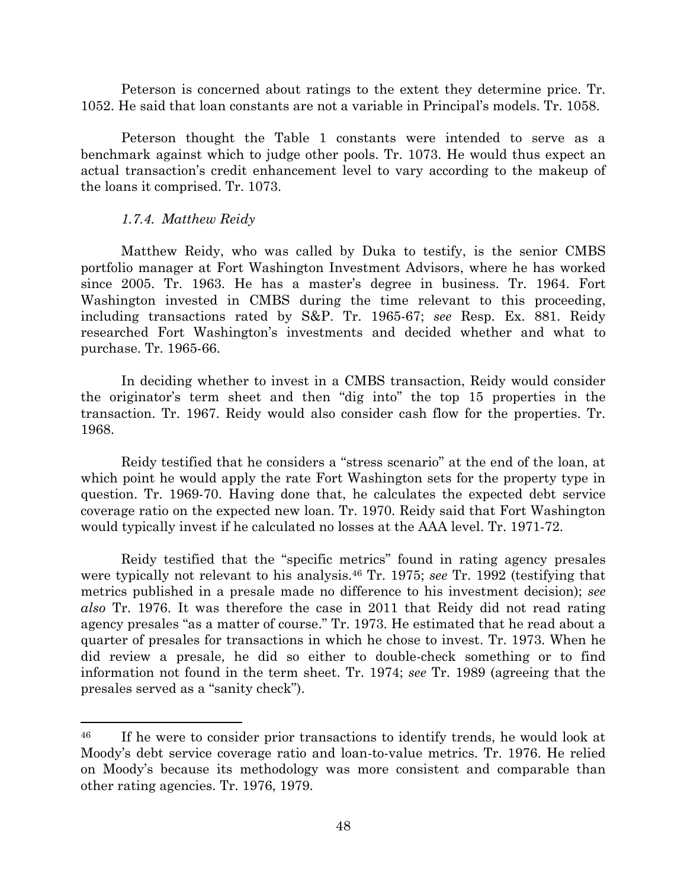Peterson is concerned about ratings to the extent they determine price. Tr. 1052. He said that loan constants are not a variable in Principal's models. Tr. 1058.

Peterson thought the Table 1 constants were intended to serve as a benchmark against which to judge other pools. Tr. 1073. He would thus expect an actual transaction's credit enhancement level to vary according to the makeup of the loans it comprised. Tr. 1073.

#### *1.7.4. Matthew Reidy*

Matthew Reidy, who was called by Duka to testify, is the senior CMBS portfolio manager at Fort Washington Investment Advisors, where he has worked since 2005. Tr. 1963. He has a master's degree in business. Tr. 1964. Fort Washington invested in CMBS during the time relevant to this proceeding, including transactions rated by S&P. Tr. 1965-67; *see* Resp. Ex. 881. Reidy researched Fort Washington's investments and decided whether and what to purchase. Tr. 1965-66.

In deciding whether to invest in a CMBS transaction, Reidy would consider the originator's term sheet and then "dig into" the top 15 properties in the transaction. Tr. 1967. Reidy would also consider cash flow for the properties. Tr. 1968.

Reidy testified that he considers a "stress scenario" at the end of the loan, at which point he would apply the rate Fort Washington sets for the property type in question. Tr. 1969-70. Having done that, he calculates the expected debt service coverage ratio on the expected new loan. Tr. 1970. Reidy said that Fort Washington would typically invest if he calculated no losses at the AAA level. Tr. 1971-72.

Reidy testified that the "specific metrics" found in rating agency presales were typically not relevant to his analysis.[46] Tr. 1975; *see* Tr. 1992 (testifying that metrics published in a presale made no difference to his investment decision); *see also* Tr. 1976. It was therefore the case in 2011 that Reidy did not read rating agency presales "as a matter of course." Tr. 1973. He estimated that he read about a quarter of presales for transactions in which he chose to invest. Tr. 1973. When he did review a presale, he did so either to double-check something or to find information not found in the term sheet. Tr. 1974; *see* Tr. 1989 (agreeing that the presales served as a "sanity check").

---

[46] If he were to consider prior transactions to identify trends, he would look at Moody's debt service coverage ratio and loan-to-value metrics. Tr. 1976. He relied on Moody's because its methodology was more consistent and comparable than other rating agencies. Tr. 1976, 1979.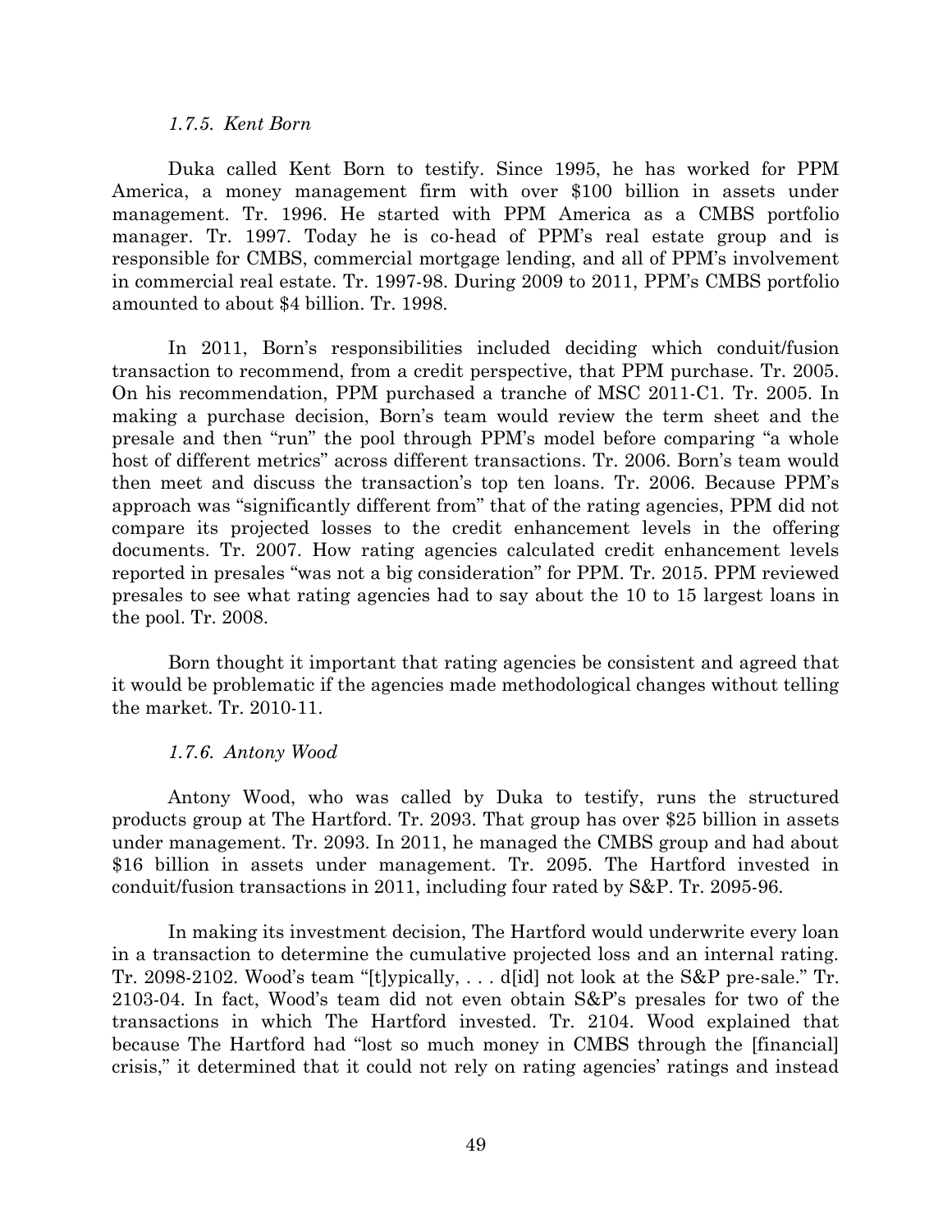#### *1.7.5. Kent Born*

Duka called Kent Born to testify. Since 1995, he has worked for PPM America, a money management firm with over $100 billion in assets under management. Tr. 1996. He started with PPM America as a CMBS portfolio manager. Tr. 1997. Today he is co-head of PPM's real estate group and is responsible for CMBS, commercial mortgage lending, and all of PPM's involvement in commercial real estate. Tr. 1997-98. During 2009 to 2011, PPM's CMBS portfolio amounted to about $4 billion. Tr. 1998.

In 2011, Born's responsibilities included deciding which conduit/fusion transaction to recommend, from a credit perspective, that PPM purchase. Tr. 2005. On his recommendation, PPM purchased a tranche of MSC 2011-C1. Tr. 2005. In making a purchase decision, Born's team would review the term sheet and the presale and then "run" the pool through PPM's model before comparing "a whole host of different metrics" across different transactions. Tr. 2006. Born's team would then meet and discuss the transaction's top ten loans. Tr. 2006. Because PPM's approach was "significantly different from" that of the rating agencies, PPM did not compare its projected losses to the credit enhancement levels in the offering documents. Tr. 2007. How rating agencies calculated credit enhancement levels reported in presales "was not a big consideration" for PPM. Tr. 2015. PPM reviewed presales to see what rating agencies had to say about the 10 to 15 largest loans in the pool. Tr. 2008.

Born thought it important that rating agencies be consistent and agreed that it would be problematic if the agencies made methodological changes without telling the market. Tr. 2010-11.

#### *1.7.6. Antony Wood*

Antony Wood, who was called by Duka to testify, runs the structured products group at The Hartford. Tr. 2093. That group has over $25 billion in assets under management. Tr. 2093. In 2011, he managed the CMBS group and had about $16 billion in assets under management. Tr. 2095. The Hartford invested in conduit/fusion transactions in 2011, including four rated by S&P. Tr. 2095-96.

In making its investment decision, The Hartford would underwrite every loan in a transaction to determine the cumulative projected loss and an internal rating. Tr. 2098-2102. Wood's team "[t]ypically, . . . d[id] not look at the S&P pre-sale." Tr. 2103-04. In fact, Wood's team did not even obtain S&P's presales for two of the transactions in which The Hartford invested. Tr. 2104. Wood explained that because The Hartford had "lost so much money in CMBS through the [financial] crisis," it determined that it could not rely on rating agencies' ratings and instead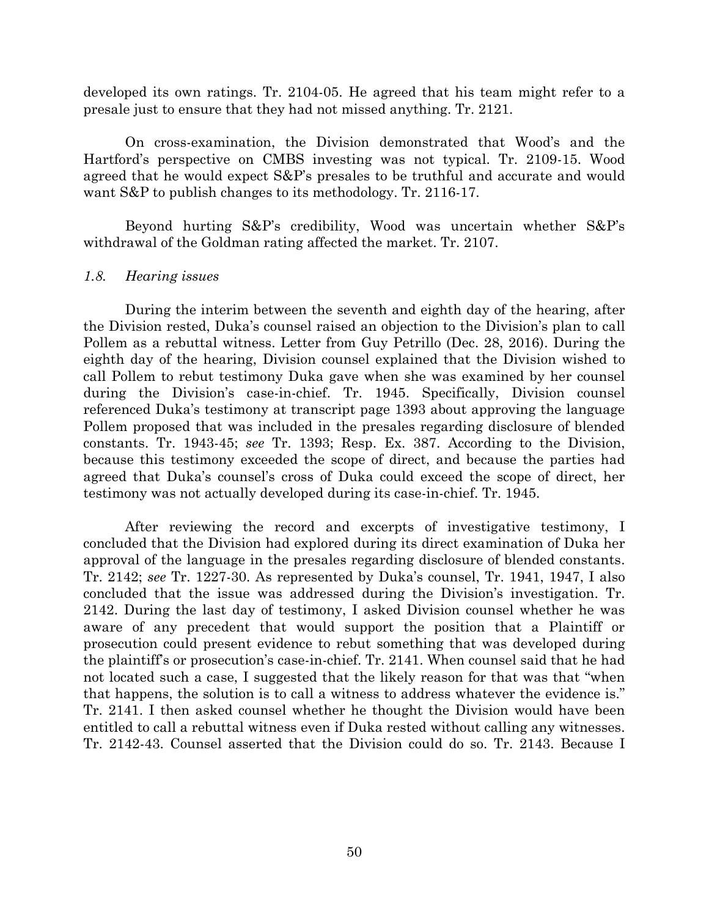developed its own ratings. Tr. 2104-05. He agreed that his team might refer to a presale just to ensure that they had not missed anything. Tr. 2121.

On cross-examination, the Division demonstrated that Wood's and the Hartford's perspective on CMBS investing was not typical. Tr. 2109-15. Wood agreed that he would expect S&P's presales to be truthful and accurate and would want S&P to publish changes to its methodology. Tr. 2116-17.

Beyond hurting S&P's credibility, Wood was uncertain whether S&P's withdrawal of the Goldman rating affected the market. Tr. 2107.

### *1.8. Hearing issues*

During the interim between the seventh and eighth day of the hearing, after the Division rested, Duka's counsel raised an objection to the Division's plan to call Pollem as a rebuttal witness. Letter from Guy Petrillo (Dec. 28, 2016). During the eighth day of the hearing, Division counsel explained that the Division wished to call Pollem to rebut testimony Duka gave when she was examined by her counsel during the Division's case-in-chief. Tr. 1945. Specifically, Division counsel referenced Duka's testimony at transcript page 1393 about approving the language Pollem proposed that was included in the presales regarding disclosure of blended constants. Tr. 1943-45; *see* Tr. 1393; Resp. Ex. 387. According to the Division, because this testimony exceeded the scope of direct, and because the parties had agreed that Duka's counsel's cross of Duka could exceed the scope of direct, her testimony was not actually developed during its case-in-chief. Tr. 1945.

After reviewing the record and excerpts of investigative testimony, I concluded that the Division had explored during its direct examination of Duka her approval of the language in the presales regarding disclosure of blended constants. Tr. 2142; *see* Tr. 1227-30. As represented by Duka's counsel, Tr. 1941, 1947, I also concluded that the issue was addressed during the Division's investigation. Tr. 2142. During the last day of testimony, I asked Division counsel whether he was aware of any precedent that would support the position that a Plaintiff or prosecution could present evidence to rebut something that was developed during the plaintiff's or prosecution's case-in-chief. Tr. 2141. When counsel said that he had not located such a case, I suggested that the likely reason for that was that "when that happens, the solution is to call a witness to address whatever the evidence is." Tr. 2141. I then asked counsel whether he thought the Division would have been entitled to call a rebuttal witness even if Duka rested without calling any witnesses. Tr. 2142-43. Counsel asserted that the Division could do so. Tr. 2143. Because I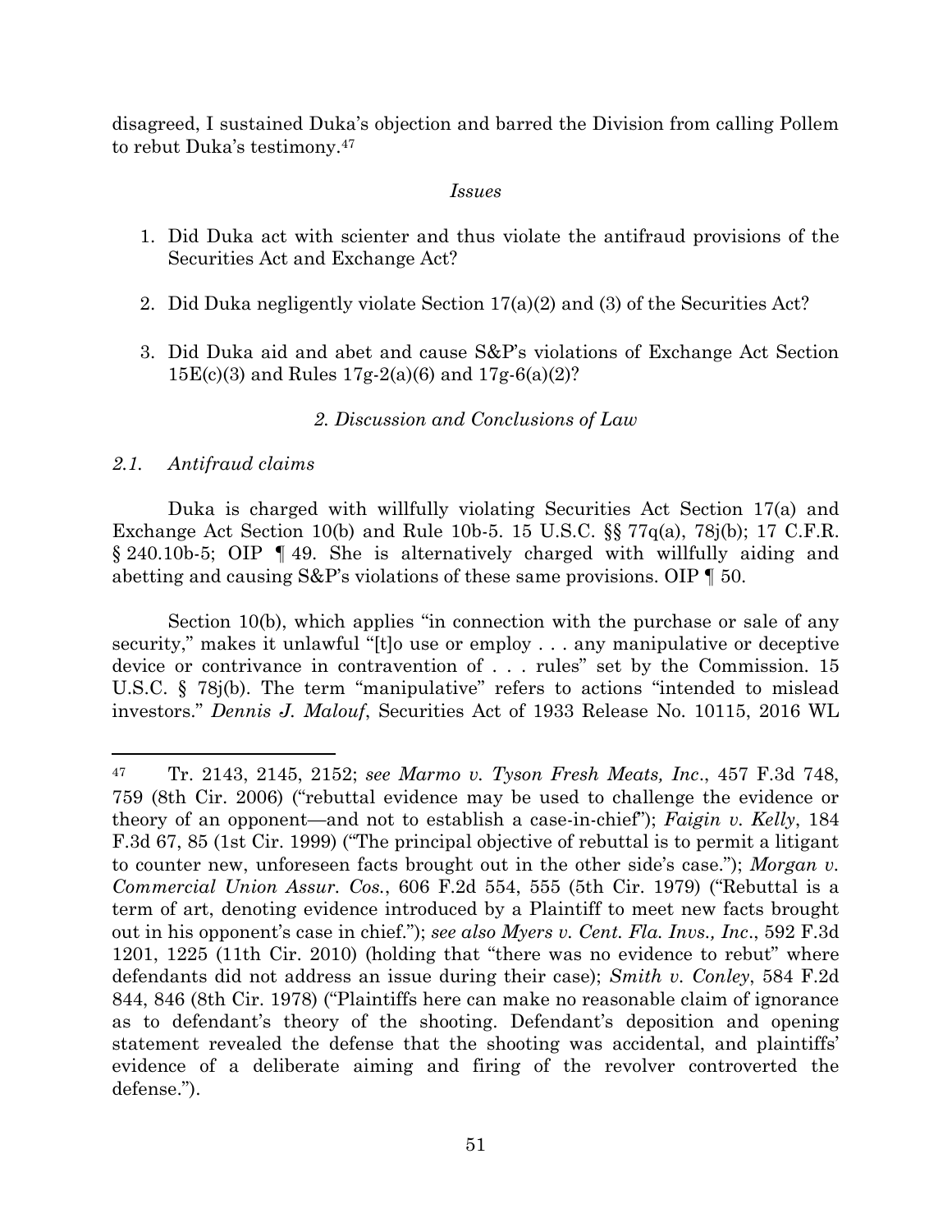disagreed, I sustained Duka's objection and barred the Division from calling Pollem to rebut Duka's testimony.[47]

*Issues*

1. Did Duka act with scienter and thus violate the antifraud provisions of the Securities Act and Exchange Act?

2. Did Duka negligently violate Section 17(a)(2) and (3) of the Securities Act?

3. Did Duka aid and abet and cause S&P's violations of Exchange Act Section 15E(c)(3) and Rules 17g-2(a)(6) and 17g-6(a)(2)?

## *2. Discussion and Conclusions of Law*

### *2.1. Antifraud claims*

Duka is charged with willfully violating Securities Act Section 17(a) and Exchange Act Section 10(b) and Rule 10b-5. 15 U.S.C. §§ 77q(a), 78j(b); 17 C.F.R. § 240.10b-5; OIP ¶ 49. She is alternatively charged with willfully aiding and abetting and causing S&P's violations of these same provisions. OIP ¶ 50.

Section 10(b), which applies "in connection with the purchase or sale of any security," makes it unlawful "[t]o use or employ . . . any manipulative or deceptive device or contrivance in contravention of . . . rules" set by the Commission. 15 U.S.C. § 78j(b). The term "manipulative" refers to actions "intended to mislead investors." *Dennis J. Malouf*, Securities Act of 1933 Release No. 10115, 2016 WL

---

[47] Tr. 2143, 2145, 2152; *see Marmo v. Tyson Fresh Meats, Inc*., 457 F.3d 748, 759 (8th Cir. 2006) ("rebuttal evidence may be used to challenge the evidence or theory of an opponent—and not to establish a case-in-chief"); *Faigin v. Kelly*, 184 F.3d 67, 85 (1st Cir. 1999) ("The principal objective of rebuttal is to permit a litigant to counter new, unforeseen facts brought out in the other side's case."); *Morgan v. Commercial Union Assur. Cos.*, 606 F.2d 554, 555 (5th Cir. 1979) ("Rebuttal is a term of art, denoting evidence introduced by a Plaintiff to meet new facts brought out in his opponent's case in chief."); *see also Myers v. Cent. Fla. Invs., Inc*., 592 F.3d 1201, 1225 (11th Cir. 2010) (holding that "there was no evidence to rebut" where defendants did not address an issue during their case); *Smith v. Conley*, 584 F.2d 844, 846 (8th Cir. 1978) ("Plaintiffs here can make no reasonable claim of ignorance as to defendant's theory of the shooting. Defendant's deposition and opening statement revealed the defense that the shooting was accidental, and plaintiffs' evidence of a deliberate aiming and firing of the revolver controverted the defense.").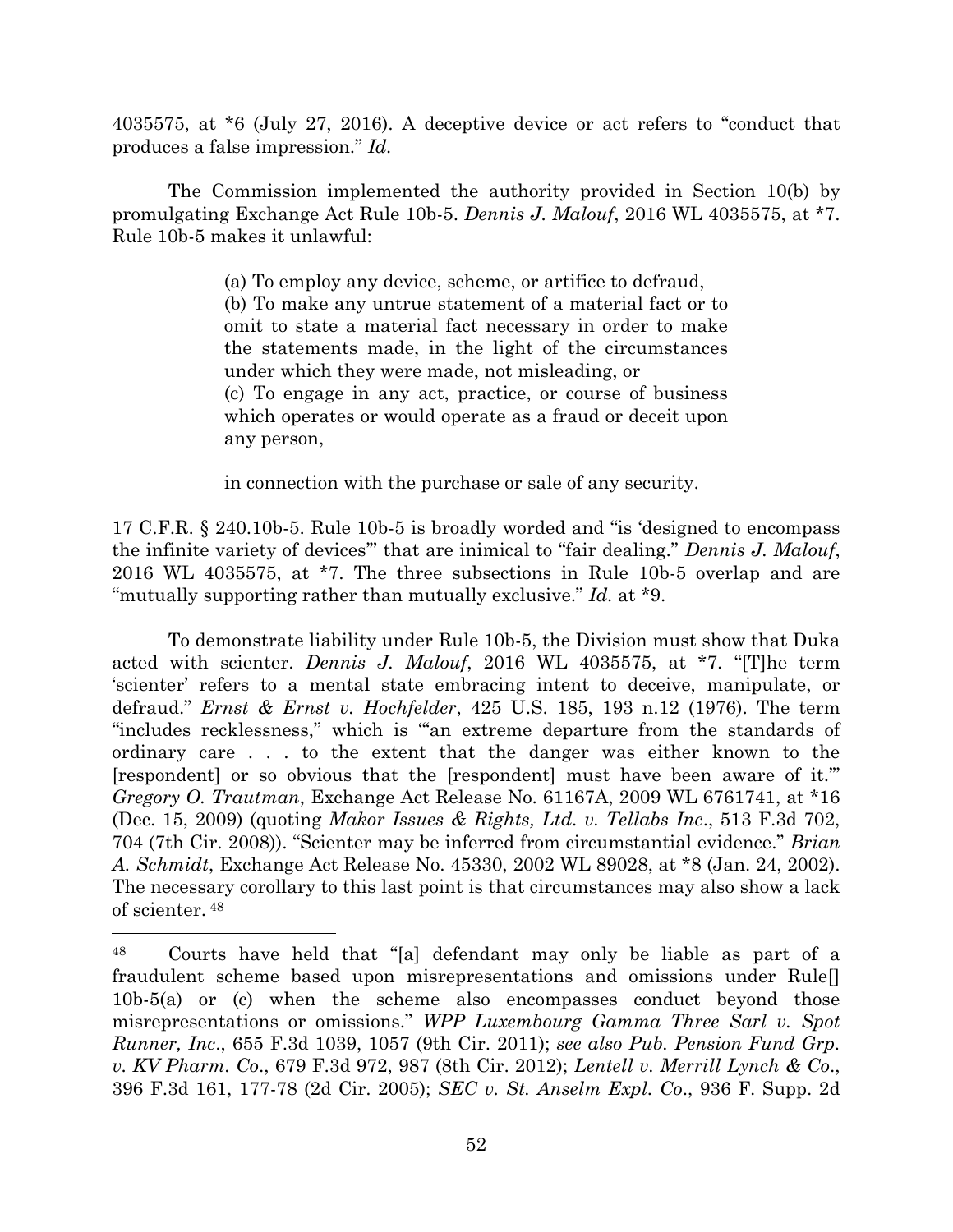4035575, at *6 (July 27, 2016). A deceptive device or act refers to "conduct that produces a false impression." *Id.*

The Commission implemented the authority provided in Section 10(b) by promulgating Exchange Act Rule 10b-5. *Dennis J. Malouf*, 2016 WL 4035575, at *7. Rule 10b-5 makes it unlawful:

> (a) To employ any device, scheme, or artifice to defraud,
> (b) To make any untrue statement of a material fact or to omit to state a material fact necessary in order to make the statements made, in the light of the circumstances under which they were made, not misleading, or
> (c) To engage in any act, practice, or course of business which operates or would operate as a fraud or deceit upon any person,
>
> in connection with the purchase or sale of any security.

17 C.F.R. § 240.10b-5. Rule 10b-5 is broadly worded and "is 'designed to encompass the infinite variety of devices'" that are inimical to "fair dealing." *Dennis J. Malouf*, 2016 WL 4035575, at *7. The three subsections in Rule 10b-5 overlap and are "mutually supporting rather than mutually exclusive." *Id.* at *9.

To demonstrate liability under Rule 10b-5, the Division must show that Duka acted with scienter. *Dennis J. Malouf*, 2016 WL 4035575, at *7. "[T]he term 'scienter' refers to a mental state embracing intent to deceive, manipulate, or defraud." *Ernst & Ernst v. Hochfelder*, 425 U.S. 185, 193 n.12 (1976). The term "includes recklessness," which is "'an extreme departure from the standards of ordinary care . . . to the extent that the danger was either known to the [respondent] or so obvious that the [respondent] must have been aware of it.'" *Gregory O. Trautman*, Exchange Act Release No. 61167A, 2009 WL 6761741, at *16 (Dec. 15, 2009) (quoting *Makor Issues & Rights, Ltd. v. Tellabs Inc.*, 513 F.3d 702, 704 (7th Cir. 2008)). "Scienter may be inferred from circumstantial evidence." *Brian A. Schmidt*, Exchange Act Release No. 45330, 2002 WL 89028, at *8 (Jan. 24, 2002). The necessary corollary to this last point is that circumstances may also show a lack of scienter.[48]

---

[48] Courts have held that "[a] defendant may only be liable as part of a fraudulent scheme based upon misrepresentations and omissions under Rule[] 10b-5(a) or (c) when the scheme also encompasses conduct beyond those misrepresentations or omissions." *WPP Luxembourg Gamma Three Sarl v. Spot Runner, Inc.*, 655 F.3d 1039, 1057 (9th Cir. 2011); *see also Pub. Pension Fund Grp. v. KV Pharm. Co.*, 679 F.3d 972, 987 (8th Cir. 2012); *Lentell v. Merrill Lynch & Co.*, 396 F.3d 161, 177-78 (2d Cir. 2005); *SEC v. St. Anselm Expl. Co.*, 936 F. Supp. 2d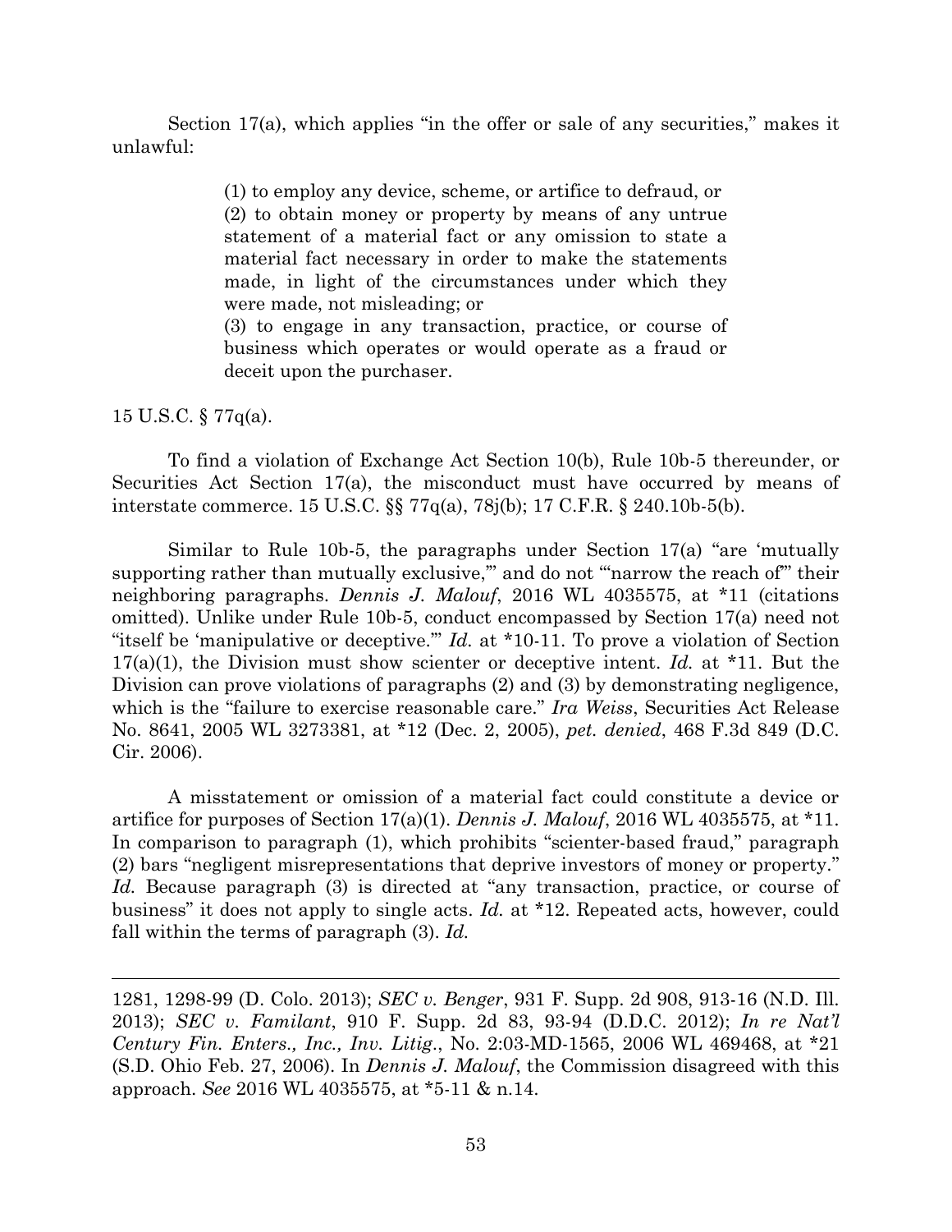Section 17(a), which applies "in the offer or sale of any securities," makes it unlawful:

> (1) to employ any device, scheme, or artifice to defraud, or
> (2) to obtain money or property by means of any untrue statement of a material fact or any omission to state a material fact necessary in order to make the statements made, in light of the circumstances under which they were made, not misleading; or
> (3) to engage in any transaction, practice, or course of business which operates or would operate as a fraud or deceit upon the purchaser.

15 U.S.C. § 77q(a).

To find a violation of Exchange Act Section 10(b), Rule 10b-5 thereunder, or Securities Act Section 17(a), the misconduct must have occurred by means of interstate commerce. 15 U.S.C. §§ 77q(a), 78j(b); 17 C.F.R. § 240.10b-5(b).

Similar to Rule 10b-5, the paragraphs under Section 17(a) "are 'mutually supporting rather than mutually exclusive,'" and do not "'narrow the reach of'" their neighboring paragraphs. *Dennis J. Malouf*, 2016 WL 4035575, at *11 (citations omitted). Unlike under Rule 10b-5, conduct encompassed by Section 17(a) need not "itself be 'manipulative or deceptive.'" *Id.* at *10-11. To prove a violation of Section 17(a)(1), the Division must show scienter or deceptive intent. *Id.* at *11. But the Division can prove violations of paragraphs (2) and (3) by demonstrating negligence, which is the "failure to exercise reasonable care." *Ira Weiss*, Securities Act Release No. 8641, 2005 WL 3273381, at *12 (Dec. 2, 2005), *pet. denied*, 468 F.3d 849 (D.C. Cir. 2006).

A misstatement or omission of a material fact could constitute a device or artifice for purposes of Section 17(a)(1). *Dennis J. Malouf*, 2016 WL 4035575, at *11. In comparison to paragraph (1), which prohibits "scienter-based fraud," paragraph (2) bars "negligent misrepresentations that deprive investors of money or property." *Id.* Because paragraph (3) is directed at "any transaction, practice, or course of business" it does not apply to single acts. *Id.* at *12. Repeated acts, however, could fall within the terms of paragraph (3). *Id.*

---

1281, 1298-99 (D. Colo. 2013); *SEC v. Benger*, 931 F. Supp. 2d 908, 913-16 (N.D. Ill. 2013); *SEC v. Familant*, 910 F. Supp. 2d 83, 93-94 (D.D.C. 2012); *In re Nat'l Century Fin. Enters., Inc., Inv. Litig.*, No. 2:03-MD-1565, 2006 WL 469468, at *21 (S.D. Ohio Feb. 27, 2006). In *Dennis J. Malouf*, the Commission disagreed with this approach. *See* 2016 WL 4035575, at *5-11 & n.14.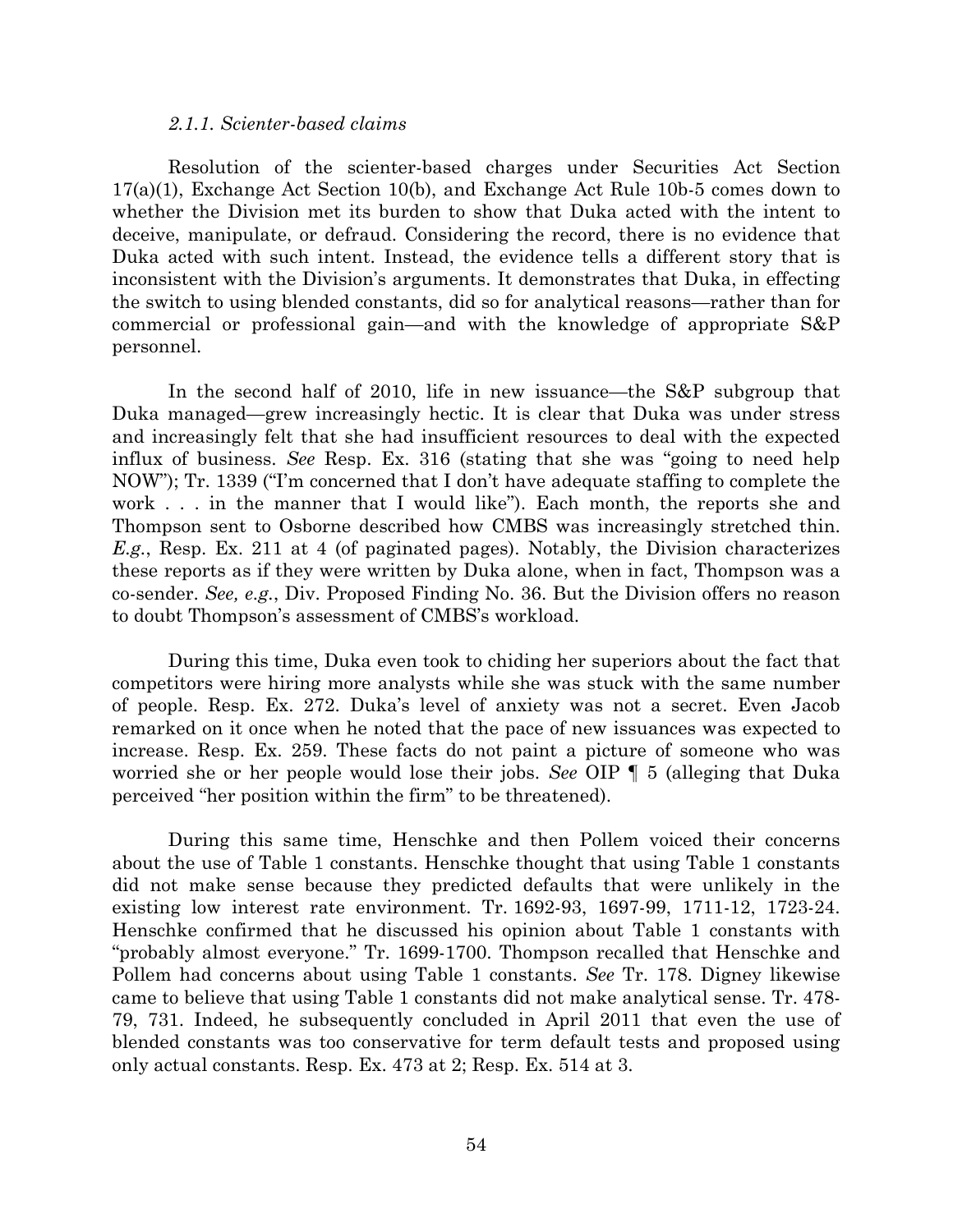#### *2.1.1. Scienter-based claims*

Resolution of the scienter-based charges under Securities Act Section 17(a)(1), Exchange Act Section 10(b), and Exchange Act Rule 10b-5 comes down to whether the Division met its burden to show that Duka acted with the intent to deceive, manipulate, or defraud. Considering the record, there is no evidence that Duka acted with such intent. Instead, the evidence tells a different story that is inconsistent with the Division's arguments. It demonstrates that Duka, in effecting the switch to using blended constants, did so for analytical reasons—rather than for commercial or professional gain—and with the knowledge of appropriate S&P personnel.

In the second half of 2010, life in new issuance—the S&P subgroup that Duka managed—grew increasingly hectic. It is clear that Duka was under stress and increasingly felt that she had insufficient resources to deal with the expected influx of business. *See* Resp. Ex. 316 (stating that she was "going to need help NOW"); Tr. 1339 ("I'm concerned that I don't have adequate staffing to complete the work . . . in the manner that I would like"). Each month, the reports she and Thompson sent to Osborne described how CMBS was increasingly stretched thin. *E.g.*, Resp. Ex. 211 at 4 (of paginated pages). Notably, the Division characterizes these reports as if they were written by Duka alone, when in fact, Thompson was a co-sender. *See, e.g.*, Div. Proposed Finding No. 36. But the Division offers no reason to doubt Thompson's assessment of CMBS's workload.

During this time, Duka even took to chiding her superiors about the fact that competitors were hiring more analysts while she was stuck with the same number of people. Resp. Ex. 272. Duka's level of anxiety was not a secret. Even Jacob remarked on it once when he noted that the pace of new issuances was expected to increase. Resp. Ex. 259. These facts do not paint a picture of someone who was worried she or her people would lose their jobs. *See* OIP ¶ 5 (alleging that Duka perceived "her position within the firm" to be threatened).

During this same time, Henschke and then Pollem voiced their concerns about the use of Table 1 constants. Henschke thought that using Table 1 constants did not make sense because they predicted defaults that were unlikely in the existing low interest rate environment. Tr. 1692-93, 1697-99, 1711-12, 1723-24. Henschke confirmed that he discussed his opinion about Table 1 constants with "probably almost everyone." Tr. 1699-1700. Thompson recalled that Henschke and Pollem had concerns about using Table 1 constants. *See* Tr. 178. Digney likewise came to believe that using Table 1 constants did not make analytical sense. Tr. 478-79, 731. Indeed, he subsequently concluded in April 2011 that even the use of blended constants was too conservative for term default tests and proposed using only actual constants. Resp. Ex. 473 at 2; Resp. Ex. 514 at 3.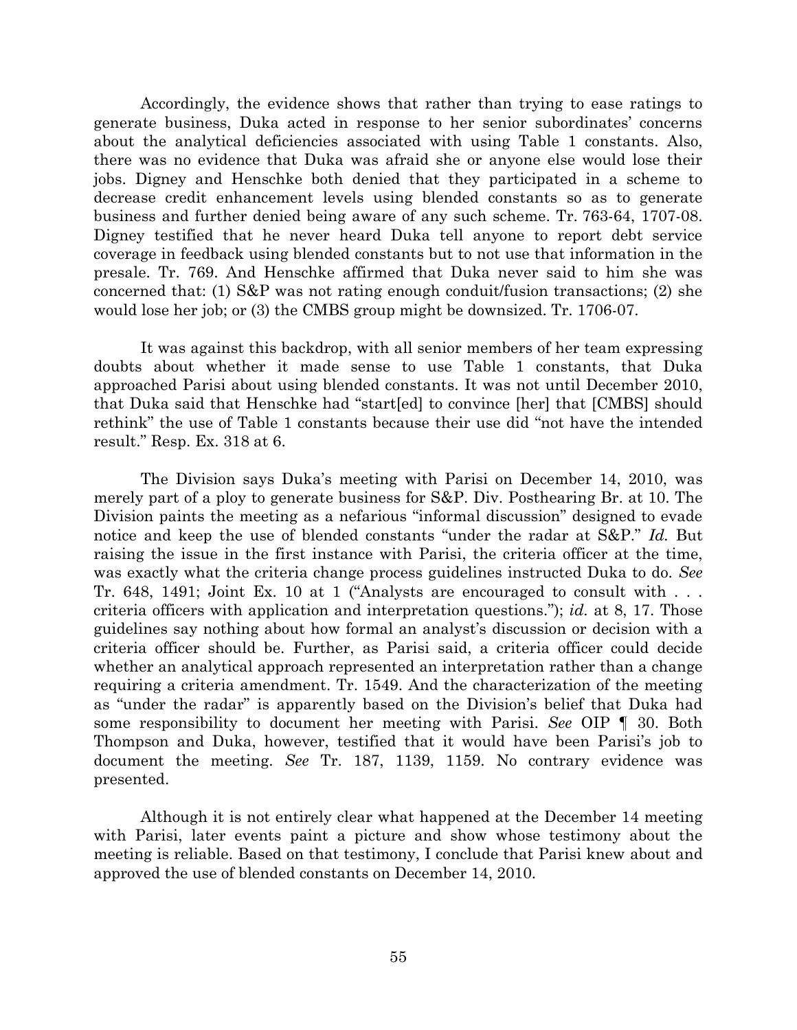Accordingly, the evidence shows that rather than trying to ease ratings to generate business, Duka acted in response to her senior subordinates' concerns about the analytical deficiencies associated with using Table 1 constants. Also, there was no evidence that Duka was afraid she or anyone else would lose their jobs. Digney and Henschke both denied that they participated in a scheme to decrease credit enhancement levels using blended constants so as to generate business and further denied being aware of any such scheme. Tr. 763-64, 1707-08. Digney testified that he never heard Duka tell anyone to report debt service coverage in feedback using blended constants but to not use that information in the presale. Tr. 769. And Henschke affirmed that Duka never said to him she was concerned that: (1) S&P was not rating enough conduit/fusion transactions; (2) she would lose her job; or (3) the CMBS group might be downsized. Tr. 1706-07.

It was against this backdrop, with all senior members of her team expressing doubts about whether it made sense to use Table 1 constants, that Duka approached Parisi about using blended constants. It was not until December 2010, that Duka said that Henschke had "start[ed] to convince [her] that [CMBS] should rethink" the use of Table 1 constants because their use did "not have the intended result." Resp. Ex. 318 at 6.

The Division says Duka's meeting with Parisi on December 14, 2010, was merely part of a ploy to generate business for S&P. Div. Posthearing Br. at 10. The Division paints the meeting as a nefarious "informal discussion" designed to evade notice and keep the use of blended constants "under the radar at S&P." *Id.* But raising the issue in the first instance with Parisi, the criteria officer at the time, was exactly what the criteria change process guidelines instructed Duka to do. *See* Tr. 648, 1491; Joint Ex. 10 at 1 ("Analysts are encouraged to consult with . . . criteria officers with application and interpretation questions."); *id.* at 8, 17. Those guidelines say nothing about how formal an analyst's discussion or decision with a criteria officer should be. Further, as Parisi said, a criteria officer could decide whether an analytical approach represented an interpretation rather than a change requiring a criteria amendment. Tr. 1549. And the characterization of the meeting as "under the radar" is apparently based on the Division's belief that Duka had some responsibility to document her meeting with Parisi. *See* OIP ¶ 30. Both Thompson and Duka, however, testified that it would have been Parisi's job to document the meeting. *See* Tr. 187, 1139, 1159. No contrary evidence was presented.

Although it is not entirely clear what happened at the December 14 meeting with Parisi, later events paint a picture and show whose testimony about the meeting is reliable. Based on that testimony, I conclude that Parisi knew about and approved the use of blended constants on December 14, 2010.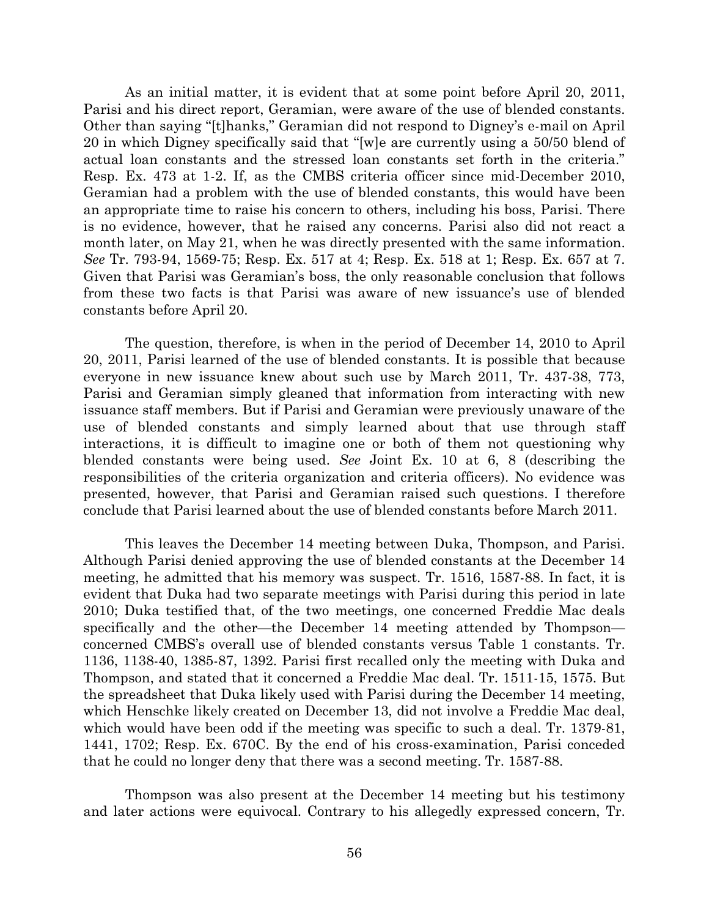As an initial matter, it is evident that at some point before April 20, 2011, Parisi and his direct report, Geramian, were aware of the use of blended constants. Other than saying "[t]hanks," Geramian did not respond to Digney's e-mail on April 20 in which Digney specifically said that "[w]e are currently using a 50/50 blend of actual loan constants and the stressed loan constants set forth in the criteria." Resp. Ex. 473 at 1-2. If, as the CMBS criteria officer since mid-December 2010, Geramian had a problem with the use of blended constants, this would have been an appropriate time to raise his concern to others, including his boss, Parisi. There is no evidence, however, that he raised any concerns. Parisi also did not react a month later, on May 21, when he was directly presented with the same information. *See* Tr. 793-94, 1569-75; Resp. Ex. 517 at 4; Resp. Ex. 518 at 1; Resp. Ex. 657 at 7. Given that Parisi was Geramian's boss, the only reasonable conclusion that follows from these two facts is that Parisi was aware of new issuance's use of blended constants before April 20.

The question, therefore, is when in the period of December 14, 2010 to April 20, 2011, Parisi learned of the use of blended constants. It is possible that because everyone in new issuance knew about such use by March 2011, Tr. 437-38, 773, Parisi and Geramian simply gleaned that information from interacting with new issuance staff members. But if Parisi and Geramian were previously unaware of the use of blended constants and simply learned about that use through staff interactions, it is difficult to imagine one or both of them not questioning why blended constants were being used. *See* Joint Ex. 10 at 6, 8 (describing the responsibilities of the criteria organization and criteria officers). No evidence was presented, however, that Parisi and Geramian raised such questions. I therefore conclude that Parisi learned about the use of blended constants before March 2011.

This leaves the December 14 meeting between Duka, Thompson, and Parisi. Although Parisi denied approving the use of blended constants at the December 14 meeting, he admitted that his memory was suspect. Tr. 1516, 1587-88. In fact, it is evident that Duka had two separate meetings with Parisi during this period in late 2010; Duka testified that, of the two meetings, one concerned Freddie Mac deals specifically and the other—the December 14 meeting attended by Thompson—concerned CMBS's overall use of blended constants versus Table 1 constants. Tr. 1136, 1138-40, 1385-87, 1392. Parisi first recalled only the meeting with Duka and Thompson, and stated that it concerned a Freddie Mac deal. Tr. 1511-15, 1575. But the spreadsheet that Duka likely used with Parisi during the December 14 meeting, which Henschke likely created on December 13, did not involve a Freddie Mac deal, which would have been odd if the meeting was specific to such a deal. Tr. 1379-81, 1441, 1702; Resp. Ex. 670C. By the end of his cross-examination, Parisi conceded that he could no longer deny that there was a second meeting. Tr. 1587-88.

Thompson was also present at the December 14 meeting but his testimony and later actions were equivocal. Contrary to his allegedly expressed concern, Tr.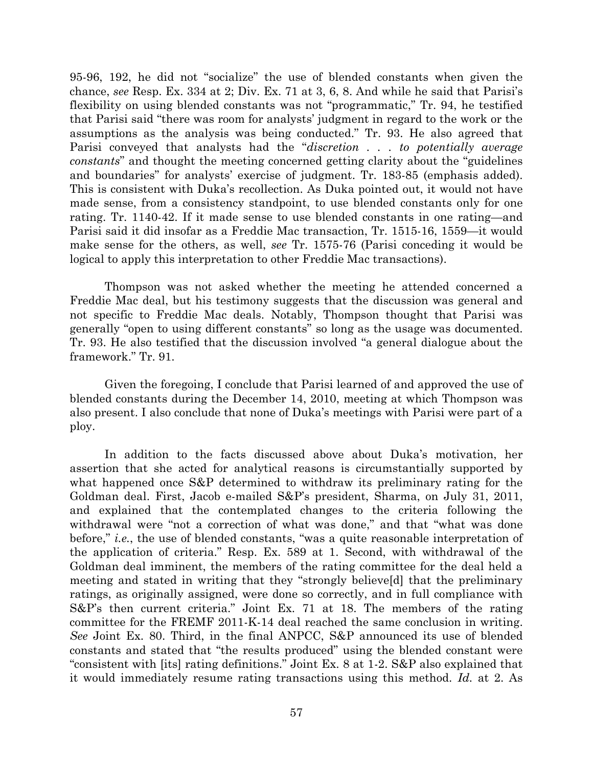95-96, 192, he did not "socialize" the use of blended constants when given the chance, *see* Resp. Ex. 334 at 2; Div. Ex. 71 at 3, 6, 8. And while he said that Parisi's flexibility on using blended constants was not "programmatic," Tr. 94, he testified that Parisi said "there was room for analysts' judgment in regard to the work or the assumptions as the analysis was being conducted." Tr. 93. He also agreed that Parisi conveyed that analysts had the "*discretion . . . to potentially average constants*" and thought the meeting concerned getting clarity about the "guidelines and boundaries" for analysts' exercise of judgment. Tr. 183-85 (emphasis added). This is consistent with Duka's recollection. As Duka pointed out, it would not have made sense, from a consistency standpoint, to use blended constants only for one rating. Tr. 1140-42. If it made sense to use blended constants in one rating—and Parisi said it did insofar as a Freddie Mac transaction, Tr. 1515-16, 1559—it would make sense for the others, as well, *see* Tr. 1575-76 (Parisi conceding it would be logical to apply this interpretation to other Freddie Mac transactions).

Thompson was not asked whether the meeting he attended concerned a Freddie Mac deal, but his testimony suggests that the discussion was general and not specific to Freddie Mac deals. Notably, Thompson thought that Parisi was generally "open to using different constants" so long as the usage was documented. Tr. 93. He also testified that the discussion involved "a general dialogue about the framework." Tr. 91.

Given the foregoing, I conclude that Parisi learned of and approved the use of blended constants during the December 14, 2010, meeting at which Thompson was also present. I also conclude that none of Duka's meetings with Parisi were part of a ploy.

In addition to the facts discussed above about Duka's motivation, her assertion that she acted for analytical reasons is circumstantially supported by what happened once S&P determined to withdraw its preliminary rating for the Goldman deal. First, Jacob e-mailed S&P's president, Sharma, on July 31, 2011, and explained that the contemplated changes to the criteria following the withdrawal were "not a correction of what was done," and that "what was done before," *i.e.*, the use of blended constants, "was a quite reasonable interpretation of the application of criteria." Resp. Ex. 589 at 1. Second, with withdrawal of the Goldman deal imminent, the members of the rating committee for the deal held a meeting and stated in writing that they "strongly believe[d] that the preliminary ratings, as originally assigned, were done so correctly, and in full compliance with S&P's then current criteria." Joint Ex. 71 at 18. The members of the rating committee for the FREMF 2011-K-14 deal reached the same conclusion in writing. *See* Joint Ex. 80. Third, in the final ANPCC, S&P announced its use of blended constants and stated that "the results produced" using the blended constant were "consistent with [its] rating definitions." Joint Ex. 8 at 1-2. S&P also explained that it would immediately resume rating transactions using this method. *Id.* at 2. As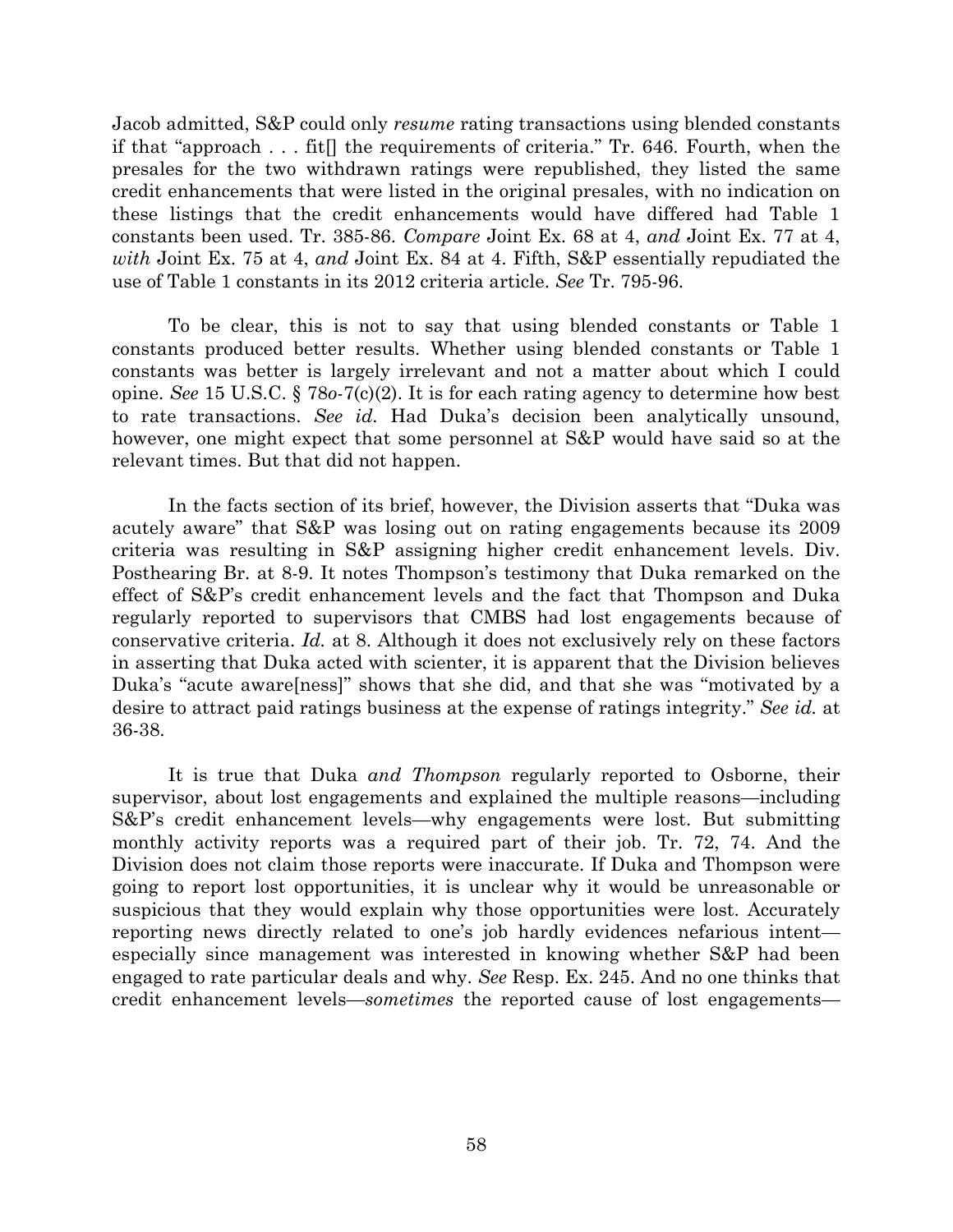Jacob admitted, S&P could only *resume* rating transactions using blended constants if that "approach . . . fit[] the requirements of criteria." Tr. 646. Fourth, when the presales for the two withdrawn ratings were republished, they listed the same credit enhancements that were listed in the original presales, with no indication on these listings that the credit enhancements would have differed had Table 1 constants been used. Tr. 385-86. *Compare* Joint Ex. 68 at 4, *and* Joint Ex. 77 at 4, *with* Joint Ex. 75 at 4, *and* Joint Ex. 84 at 4. Fifth, S&P essentially repudiated the use of Table 1 constants in its 2012 criteria article. *See* Tr. 795-96.

To be clear, this is not to say that using blended constants or Table 1 constants produced better results. Whether using blended constants or Table 1 constants was better is largely irrelevant and not a matter about which I could opine. *See* 15 U.S.C. § 78*o*-7(c)(2). It is for each rating agency to determine how best to rate transactions. *See id.* Had Duka's decision been analytically unsound, however, one might expect that some personnel at S&P would have said so at the relevant times. But that did not happen.

In the facts section of its brief, however, the Division asserts that "Duka was acutely aware" that S&P was losing out on rating engagements because its 2009 criteria was resulting in S&P assigning higher credit enhancement levels. Div. Posthearing Br. at 8-9. It notes Thompson's testimony that Duka remarked on the effect of S&P's credit enhancement levels and the fact that Thompson and Duka regularly reported to supervisors that CMBS had lost engagements because of conservative criteria. *Id.* at 8. Although it does not exclusively rely on these factors in asserting that Duka acted with scienter, it is apparent that the Division believes Duka's "acute aware[ness]" shows that she did, and that she was "motivated by a desire to attract paid ratings business at the expense of ratings integrity." *See id.* at 36-38.

It is true that Duka *and Thompson* regularly reported to Osborne, their supervisor, about lost engagements and explained the multiple reasons—including S&P's credit enhancement levels—why engagements were lost. But submitting monthly activity reports was a required part of their job. Tr. 72, 74. And the Division does not claim those reports were inaccurate. If Duka and Thompson were going to report lost opportunities, it is unclear why it would be unreasonable or suspicious that they would explain why those opportunities were lost. Accurately reporting news directly related to one's job hardly evidences nefarious intent—especially since management was interested in knowing whether S&P had been engaged to rate particular deals and why. *See* Resp. Ex. 245. And no one thinks that credit enhancement levels—*sometimes* the reported cause of lost engagements—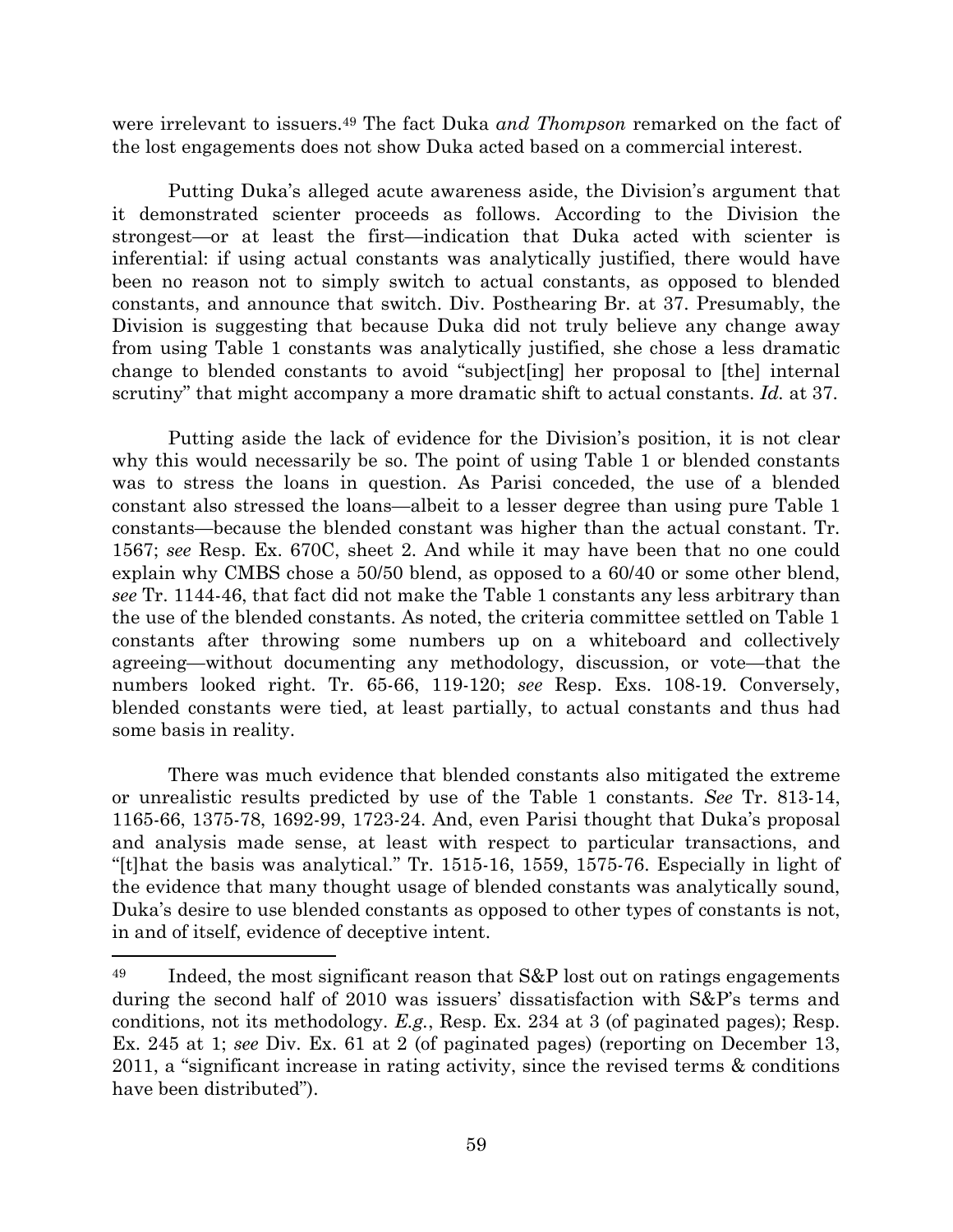were irrelevant to issuers.[49] The fact Duka *and Thompson* remarked on the fact of the lost engagements does not show Duka acted based on a commercial interest.

Putting Duka's alleged acute awareness aside, the Division's argument that it demonstrated scienter proceeds as follows. According to the Division the strongest—or at least the first—indication that Duka acted with scienter is inferential: if using actual constants was analytically justified, there would have been no reason not to simply switch to actual constants, as opposed to blended constants, and announce that switch. Div. Posthearing Br. at 37. Presumably, the Division is suggesting that because Duka did not truly believe any change away from using Table 1 constants was analytically justified, she chose a less dramatic change to blended constants to avoid "subject[ing] her proposal to [the] internal scrutiny" that might accompany a more dramatic shift to actual constants. *Id.* at 37.

Putting aside the lack of evidence for the Division's position, it is not clear why this would necessarily be so. The point of using Table 1 or blended constants was to stress the loans in question. As Parisi conceded, the use of a blended constant also stressed the loans—albeit to a lesser degree than using pure Table 1 constants—because the blended constant was higher than the actual constant. Tr. 1567; *see* Resp. Ex. 670C, sheet 2. And while it may have been that no one could explain why CMBS chose a 50/50 blend, as opposed to a 60/40 or some other blend, *see* Tr. 1144-46, that fact did not make the Table 1 constants any less arbitrary than the use of the blended constants. As noted, the criteria committee settled on Table 1 constants after throwing some numbers up on a whiteboard and collectively agreeing—without documenting any methodology, discussion, or vote—that the numbers looked right. Tr. 65-66, 119-120; *see* Resp. Exs. 108-19. Conversely, blended constants were tied, at least partially, to actual constants and thus had some basis in reality.

There was much evidence that blended constants also mitigated the extreme or unrealistic results predicted by use of the Table 1 constants. *See* Tr. 813-14, 1165-66, 1375-78, 1692-99, 1723-24. And, even Parisi thought that Duka's proposal and analysis made sense, at least with respect to particular transactions, and "[t]hat the basis was analytical." Tr. 1515-16, 1559, 1575-76. Especially in light of the evidence that many thought usage of blended constants was analytically sound, Duka's desire to use blended constants as opposed to other types of constants is not, in and of itself, evidence of deceptive intent.

---

[49] Indeed, the most significant reason that S&P lost out on ratings engagements during the second half of 2010 was issuers' dissatisfaction with S&P's terms and conditions, not its methodology. *E.g.*, Resp. Ex. 234 at 3 (of paginated pages); Resp. Ex. 245 at 1; *see* Div. Ex. 61 at 2 (of paginated pages) (reporting on December 13, 2011, a "significant increase in rating activity, since the revised terms & conditions have been distributed").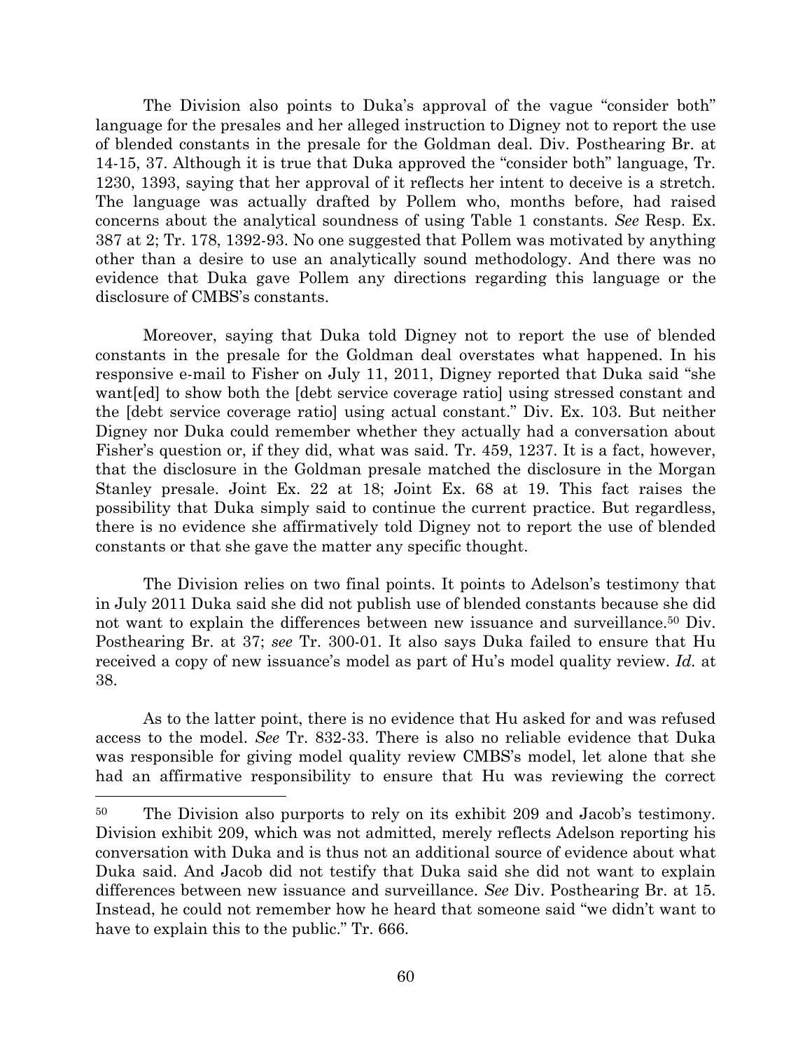The Division also points to Duka's approval of the vague "consider both" language for the presales and her alleged instruction to Digney not to report the use of blended constants in the presale for the Goldman deal. Div. Posthearing Br. at 14-15, 37. Although it is true that Duka approved the "consider both" language, Tr. 1230, 1393, saying that her approval of it reflects her intent to deceive is a stretch. The language was actually drafted by Pollem who, months before, had raised concerns about the analytical soundness of using Table 1 constants. *See* Resp. Ex. 387 at 2; Tr. 178, 1392-93. No one suggested that Pollem was motivated by anything other than a desire to use an analytically sound methodology. And there was no evidence that Duka gave Pollem any directions regarding this language or the disclosure of CMBS's constants.

Moreover, saying that Duka told Digney not to report the use of blended constants in the presale for the Goldman deal overstates what happened. In his responsive e-mail to Fisher on July 11, 2011, Digney reported that Duka said "she want[ed] to show both the [debt service coverage ratio] using stressed constant and the [debt service coverage ratio] using actual constant." Div. Ex. 103. But neither Digney nor Duka could remember whether they actually had a conversation about Fisher's question or, if they did, what was said. Tr. 459, 1237. It is a fact, however, that the disclosure in the Goldman presale matched the disclosure in the Morgan Stanley presale. Joint Ex. 22 at 18; Joint Ex. 68 at 19. This fact raises the possibility that Duka simply said to continue the current practice. But regardless, there is no evidence she affirmatively told Digney not to report the use of blended constants or that she gave the matter any specific thought.

The Division relies on two final points. It points to Adelson's testimony that in July 2011 Duka said she did not publish use of blended constants because she did not want to explain the differences between new issuance and surveillance.[50] Div. Posthearing Br. at 37; *see* Tr. 300-01. It also says Duka failed to ensure that Hu received a copy of new issuance's model as part of Hu's model quality review. *Id.* at 38.

As to the latter point, there is no evidence that Hu asked for and was refused access to the model. *See* Tr. 832-33. There is also no reliable evidence that Duka was responsible for giving model quality review CMBS's model, let alone that she had an affirmative responsibility to ensure that Hu was reviewing the correct

---

[50] The Division also purports to rely on its exhibit 209 and Jacob's testimony. Division exhibit 209, which was not admitted, merely reflects Adelson reporting his conversation with Duka and is thus not an additional source of evidence about what Duka said. And Jacob did not testify that Duka said she did not want to explain differences between new issuance and surveillance. *See* Div. Posthearing Br. at 15. Instead, he could not remember how he heard that someone said "we didn't want to have to explain this to the public." Tr. 666.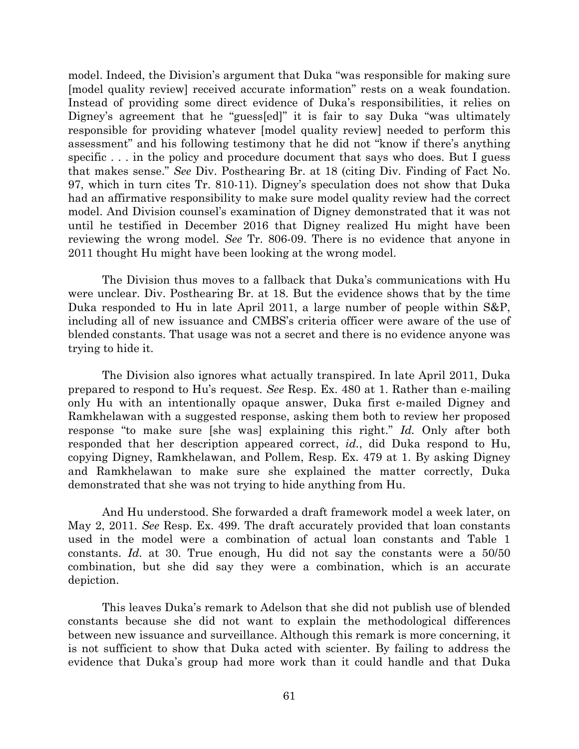model. Indeed, the Division's argument that Duka "was responsible for making sure [model quality review] received accurate information" rests on a weak foundation. Instead of providing some direct evidence of Duka's responsibilities, it relies on Digney's agreement that he "guess[ed]" it is fair to say Duka "was ultimately responsible for providing whatever [model quality review] needed to perform this assessment" and his following testimony that he did not "know if there's anything specific . . . in the policy and procedure document that says who does. But I guess that makes sense." *See* Div. Posthearing Br. at 18 (citing Div. Finding of Fact No. 97, which in turn cites Tr. 810-11). Digney's speculation does not show that Duka had an affirmative responsibility to make sure model quality review had the correct model. And Division counsel's examination of Digney demonstrated that it was not until he testified in December 2016 that Digney realized Hu might have been reviewing the wrong model. *See* Tr. 806-09. There is no evidence that anyone in 2011 thought Hu might have been looking at the wrong model.

The Division thus moves to a fallback that Duka's communications with Hu were unclear. Div. Posthearing Br. at 18. But the evidence shows that by the time Duka responded to Hu in late April 2011, a large number of people within S&P, including all of new issuance and CMBS's criteria officer were aware of the use of blended constants. That usage was not a secret and there is no evidence anyone was trying to hide it.

The Division also ignores what actually transpired. In late April 2011, Duka prepared to respond to Hu's request. *See* Resp. Ex. 480 at 1. Rather than e-mailing only Hu with an intentionally opaque answer, Duka first e-mailed Digney and Ramkhelawan with a suggested response, asking them both to review her proposed response "to make sure [she was] explaining this right." *Id.* Only after both responded that her description appeared correct, *id.*, did Duka respond to Hu, copying Digney, Ramkhelawan, and Pollem, Resp. Ex. 479 at 1. By asking Digney and Ramkhelawan to make sure she explained the matter correctly, Duka demonstrated that she was not trying to hide anything from Hu.

And Hu understood. She forwarded a draft framework model a week later, on May 2, 2011. *See* Resp. Ex. 499. The draft accurately provided that loan constants used in the model were a combination of actual loan constants and Table 1 constants. *Id.* at 30. True enough, Hu did not say the constants were a 50/50 combination, but she did say they were a combination, which is an accurate depiction.

This leaves Duka's remark to Adelson that she did not publish use of blended constants because she did not want to explain the methodological differences between new issuance and surveillance. Although this remark is more concerning, it is not sufficient to show that Duka acted with scienter. By failing to address the evidence that Duka's group had more work than it could handle and that Duka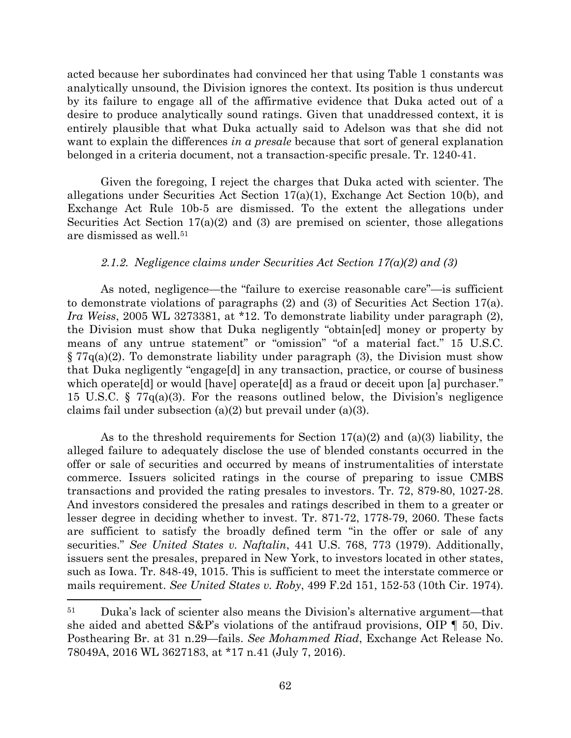acted because her subordinates had convinced her that using Table 1 constants was analytically unsound, the Division ignores the context. Its position is thus undercut by its failure to engage all of the affirmative evidence that Duka acted out of a desire to produce analytically sound ratings. Given that unaddressed context, it is entirely plausible that what Duka actually said to Adelson was that she did not want to explain the differences *in a presale* because that sort of general explanation belonged in a criteria document, not a transaction-specific presale. Tr. 1240-41.

Given the foregoing, I reject the charges that Duka acted with scienter. The allegations under Securities Act Section 17(a)(1), Exchange Act Section 10(b), and Exchange Act Rule 10b-5 are dismissed. To the extent the allegations under Securities Act Section 17(a)(2) and (3) are premised on scienter, those allegations are dismissed as well.[51]

#### *2.1.2. Negligence claims under Securities Act Section 17(a)(2) and (3)*

As noted, negligence—the "failure to exercise reasonable care"—is sufficient to demonstrate violations of paragraphs (2) and (3) of Securities Act Section 17(a). *Ira Weiss*, 2005 WL 3273381, at *12. To demonstrate liability under paragraph (2), the Division must show that Duka negligently "obtain[ed] money or property by means of any untrue statement" or "omission" "of a material fact." 15 U.S.C. § 77q(a)(2). To demonstrate liability under paragraph (3), the Division must show that Duka negligently "engage[d] in any transaction, practice, or course of business which operate[d] or would [have] operate[d] as a fraud or deceit upon [a] purchaser." 15 U.S.C. § 77q(a)(3). For the reasons outlined below, the Division's negligence claims fail under subsection (a)(2) but prevail under (a)(3).

As to the threshold requirements for Section 17(a)(2) and (a)(3) liability, the alleged failure to adequately disclose the use of blended constants occurred in the offer or sale of securities and occurred by means of instrumentalities of interstate commerce. Issuers solicited ratings in the course of preparing to issue CMBS transactions and provided the rating presales to investors. Tr. 72, 879-80, 1027-28. And investors considered the presales and ratings described in them to a greater or lesser degree in deciding whether to invest. Tr. 871-72, 1778-79, 2060. These facts are sufficient to satisfy the broadly defined term "in the offer or sale of any securities." *See United States v. Naftalin*, 441 U.S. 768, 773 (1979). Additionally, issuers sent the presales, prepared in New York, to investors located in other states, such as Iowa. Tr. 848-49, 1015. This is sufficient to meet the interstate commerce or mails requirement. *See United States v. Roby*, 499 F.2d 151, 152-53 (10th Cir. 1974).

---

[51] Duka's lack of scienter also means the Division's alternative argument—that she aided and abetted S&P's violations of the antifraud provisions, OIP ¶ 50, Div. Posthearing Br. at 31 n.29—fails. *See Mohammed Riad*, Exchange Act Release No. 78049A, 2016 WL 3627183, at *17 n.41 (July 7, 2016).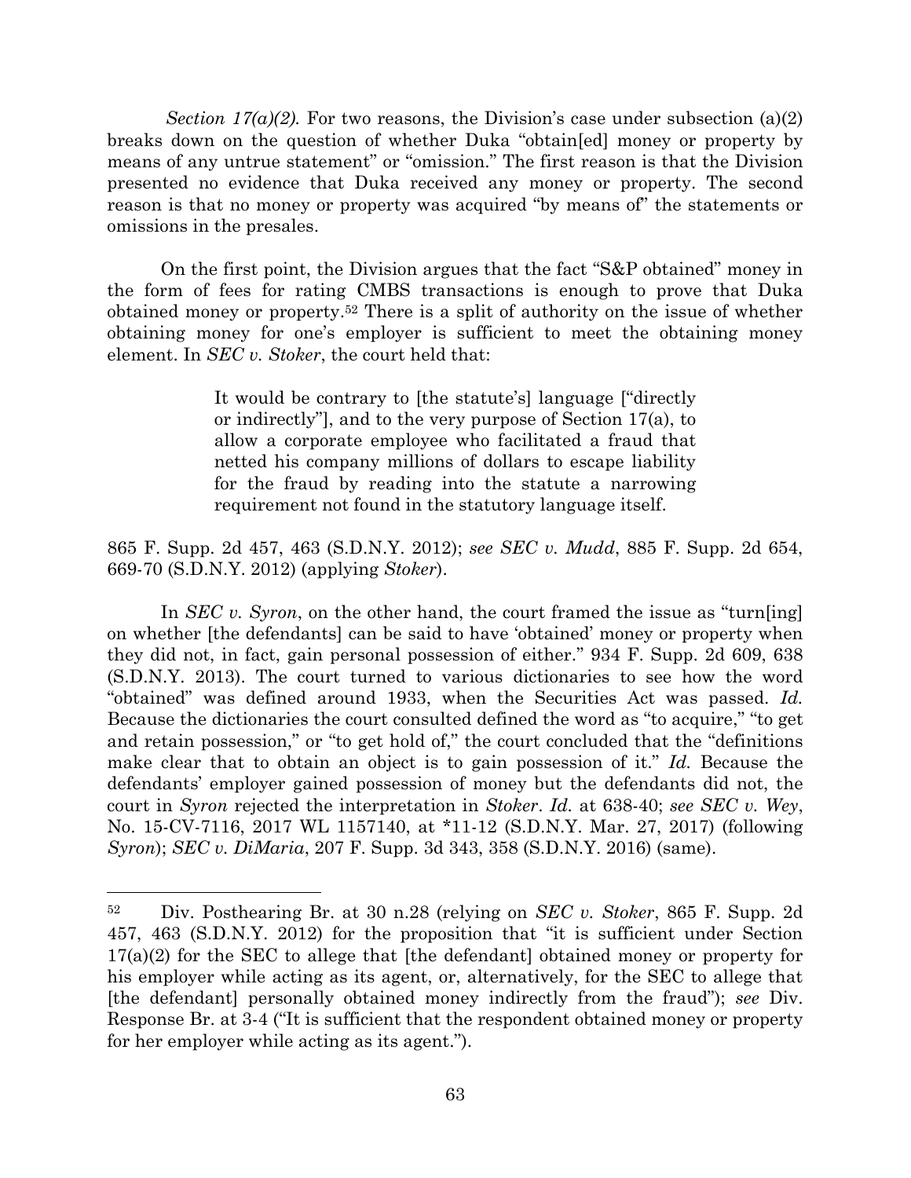*Section 17(a)(2).* For two reasons, the Division's case under subsection (a)(2) breaks down on the question of whether Duka "obtain[ed] money or property by means of any untrue statement" or "omission." The first reason is that the Division presented no evidence that Duka received any money or property. The second reason is that no money or property was acquired "by means of" the statements or omissions in the presales.

On the first point, the Division argues that the fact "S&P obtained" money in the form of fees for rating CMBS transactions is enough to prove that Duka obtained money or property.[52] There is a split of authority on the issue of whether obtaining money for one's employer is sufficient to meet the obtaining money element. In *SEC v. Stoker*, the court held that:

> It would be contrary to [the statute's] language ["directly or indirectly"], and to the very purpose of Section 17(a), to allow a corporate employee who facilitated a fraud that netted his company millions of dollars to escape liability for the fraud by reading into the statute a narrowing requirement not found in the statutory language itself.

865 F. Supp. 2d 457, 463 (S.D.N.Y. 2012); *see SEC v. Mudd*, 885 F. Supp. 2d 654, 669-70 (S.D.N.Y. 2012) (applying *Stoker*).

In *SEC v. Syron*, on the other hand, the court framed the issue as "turn[ing] on whether [the defendants] can be said to have 'obtained' money or property when they did not, in fact, gain personal possession of either." 934 F. Supp. 2d 609, 638 (S.D.N.Y. 2013). The court turned to various dictionaries to see how the word "obtained" was defined around 1933, when the Securities Act was passed. *Id.* Because the dictionaries the court consulted defined the word as "to acquire," "to get and retain possession," or "to get hold of," the court concluded that the "definitions make clear that to obtain an object is to gain possession of it." *Id.* Because the defendants' employer gained possession of money but the defendants did not, the court in *Syron* rejected the interpretation in *Stoker*. *Id.* at 638-40; *see SEC v. Wey*, No. 15-CV-7116, 2017 WL 1157140, at *11-12 (S.D.N.Y. Mar. 27, 2017) (following *Syron*); *SEC v. DiMaria*, 207 F. Supp. 3d 343, 358 (S.D.N.Y. 2016) (same).

---

[52] Div. Posthearing Br. at 30 n.28 (relying on *SEC v. Stoker*, 865 F. Supp. 2d 457, 463 (S.D.N.Y. 2012) for the proposition that "it is sufficient under Section 17(a)(2) for the SEC to allege that [the defendant] obtained money or property for his employer while acting as its agent, or, alternatively, for the SEC to allege that [the defendant] personally obtained money indirectly from the fraud"); *see* Div. Response Br. at 3-4 ("It is sufficient that the respondent obtained money or property for her employer while acting as its agent.").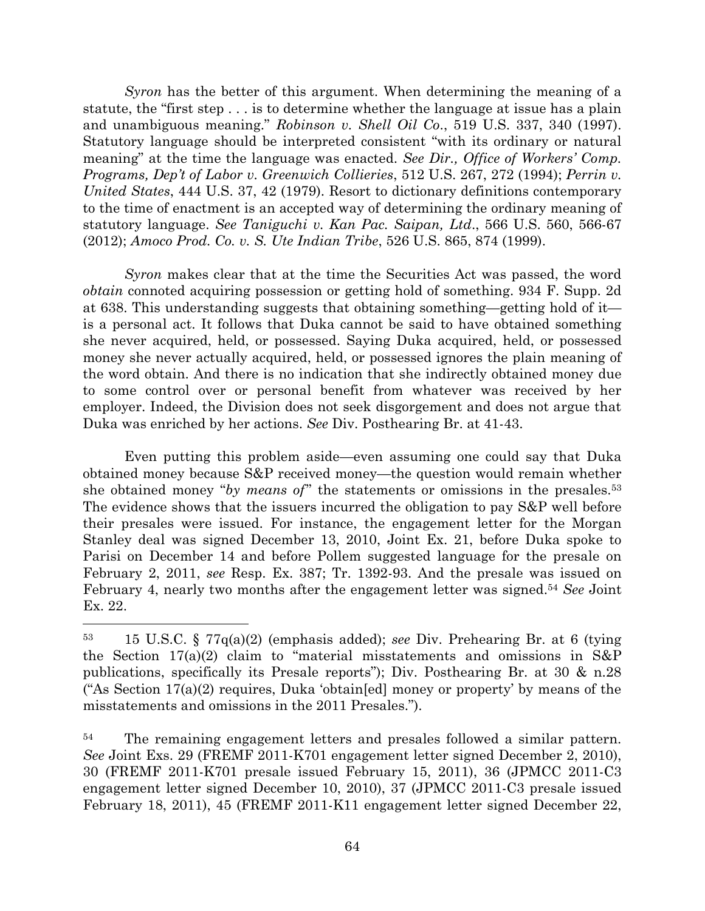*Syron* has the better of this argument. When determining the meaning of a statute, the "first step . . . is to determine whether the language at issue has a plain and unambiguous meaning." *Robinson v. Shell Oil Co*., 519 U.S. 337, 340 (1997). Statutory language should be interpreted consistent "with its ordinary or natural meaning" at the time the language was enacted. *See Dir., Office of Workers' Comp. Programs, Dep't of Labor v. Greenwich Collieries*, 512 U.S. 267, 272 (1994); *Perrin v. United States*, 444 U.S. 37, 42 (1979). Resort to dictionary definitions contemporary to the time of enactment is an accepted way of determining the ordinary meaning of statutory language. *See Taniguchi v. Kan Pac. Saipan, Ltd*., 566 U.S. 560, 566-67 (2012); *Amoco Prod. Co. v. S. Ute Indian Tribe*, 526 U.S. 865, 874 (1999).

*Syron* makes clear that at the time the Securities Act was passed, the word *obtain* connoted acquiring possession or getting hold of something. 934 F. Supp. 2d at 638. This understanding suggests that obtaining something—getting hold of it—is a personal act. It follows that Duka cannot be said to have obtained something she never acquired, held, or possessed. Saying Duka acquired, held, or possessed money she never actually acquired, held, or possessed ignores the plain meaning of the word obtain. And there is no indication that she indirectly obtained money due to some control over or personal benefit from whatever was received by her employer. Indeed, the Division does not seek disgorgement and does not argue that Duka was enriched by her actions. *See* Div. Posthearing Br. at 41-43.

Even putting this problem aside—even assuming one could say that Duka obtained money because S&P received money—the question would remain whether she obtained money "*by means of*" the statements or omissions in the presales.[53] The evidence shows that the issuers incurred the obligation to pay S&P well before their presales were issued. For instance, the engagement letter for the Morgan Stanley deal was signed December 13, 2010, Joint Ex. 21, before Duka spoke to Parisi on December 14 and before Pollem suggested language for the presale on February 2, 2011, *see* Resp. Ex. 387; Tr. 1392-93. And the presale was issued on February 4, nearly two months after the engagement letter was signed.[54] *See* Joint Ex. 22.

---

[53] 15 U.S.C. § 77q(a)(2) (emphasis added); *see* Div. Prehearing Br. at 6 (tying the Section 17(a)(2) claim to "material misstatements and omissions in S&P publications, specifically its Presale reports"); Div. Posthearing Br. at 30 & n.28 ("As Section 17(a)(2) requires, Duka 'obtain[ed] money or property' by means of the misstatements and omissions in the 2011 Presales.").

[54] The remaining engagement letters and presales followed a similar pattern. *See* Joint Exs. 29 (FREMF 2011-K701 engagement letter signed December 2, 2010), 30 (FREMF 2011-K701 presale issued February 15, 2011), 36 (JPMCC 2011-C3 engagement letter signed December 10, 2010), 37 (JPMCC 2011-C3 presale issued February 18, 2011), 45 (FREMF 2011-K11 engagement letter signed December 22,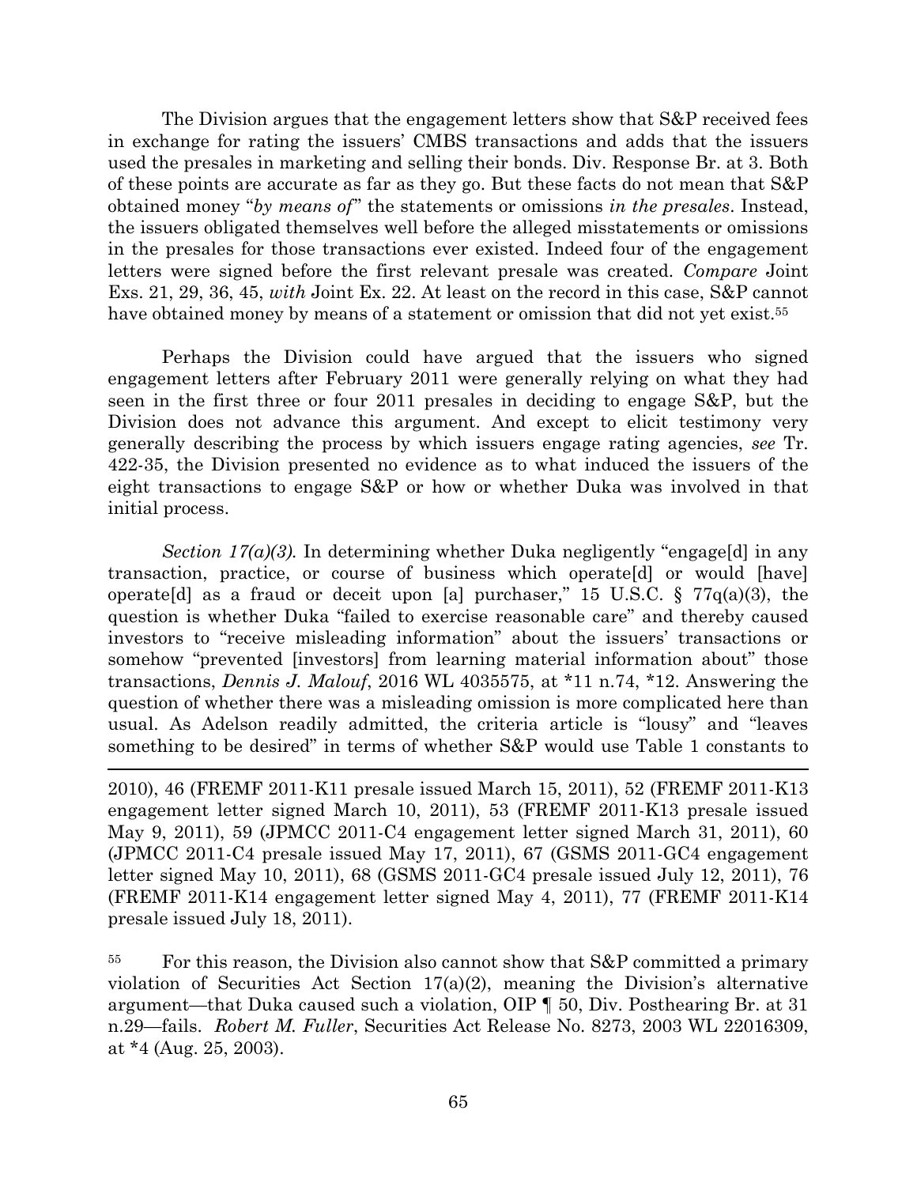The Division argues that the engagement letters show that S&P received fees in exchange for rating the issuers' CMBS transactions and adds that the issuers used the presales in marketing and selling their bonds. Div. Response Br. at 3. Both of these points are accurate as far as they go. But these facts do not mean that S&P obtained money "*by means of*" the statements or omissions *in the presales*. Instead, the issuers obligated themselves well before the alleged misstatements or omissions in the presales for those transactions ever existed. Indeed four of the engagement letters were signed before the first relevant presale was created. *Compare* Joint Exs. 21, 29, 36, 45, *with* Joint Ex. 22. At least on the record in this case, S&P cannot have obtained money by means of a statement or omission that did not yet exist.[55]

Perhaps the Division could have argued that the issuers who signed engagement letters after February 2011 were generally relying on what they had seen in the first three or four 2011 presales in deciding to engage S&P, but the Division does not advance this argument. And except to elicit testimony very generally describing the process by which issuers engage rating agencies, *see* Tr. 422-35, the Division presented no evidence as to what induced the issuers of the eight transactions to engage S&P or how or whether Duka was involved in that initial process.

*Section 17(a)(3).* In determining whether Duka negligently "engage[d] in any transaction, practice, or course of business which operate[d] or would [have] operate[d] as a fraud or deceit upon [a] purchaser," 15 U.S.C. § 77q(a)(3), the question is whether Duka "failed to exercise reasonable care" and thereby caused investors to "receive misleading information" about the issuers' transactions or somehow "prevented [investors] from learning material information about" those transactions, *Dennis J. Malouf*, 2016 WL 4035575, at *11 n.74, *12. Answering the question of whether there was a misleading omission is more complicated here than usual. As Adelson readily admitted, the criteria article is "lousy" and "leaves something to be desired" in terms of whether S&P would use Table 1 constants to

---

2010), 46 (FREMF 2011-K11 presale issued March 15, 2011), 52 (FREMF 2011-K13 engagement letter signed March 10, 2011), 53 (FREMF 2011-K13 presale issued May 9, 2011), 59 (JPMCC 2011-C4 engagement letter signed March 31, 2011), 60 (JPMCC 2011-C4 presale issued May 17, 2011), 67 (GSMS 2011-GC4 engagement letter signed May 10, 2011), 68 (GSMS 2011-GC4 presale issued July 12, 2011), 76 (FREMF 2011-K14 engagement letter signed May 4, 2011), 77 (FREMF 2011-K14 presale issued July 18, 2011).

[55] For this reason, the Division also cannot show that S&P committed a primary violation of Securities Act Section 17(a)(2), meaning the Division's alternative argument—that Duka caused such a violation, OIP ¶ 50, Div. Posthearing Br. at 31 n.29—fails. *Robert M. Fuller*, Securities Act Release No. 8273, 2003 WL 22016309, at *4 (Aug. 25, 2003).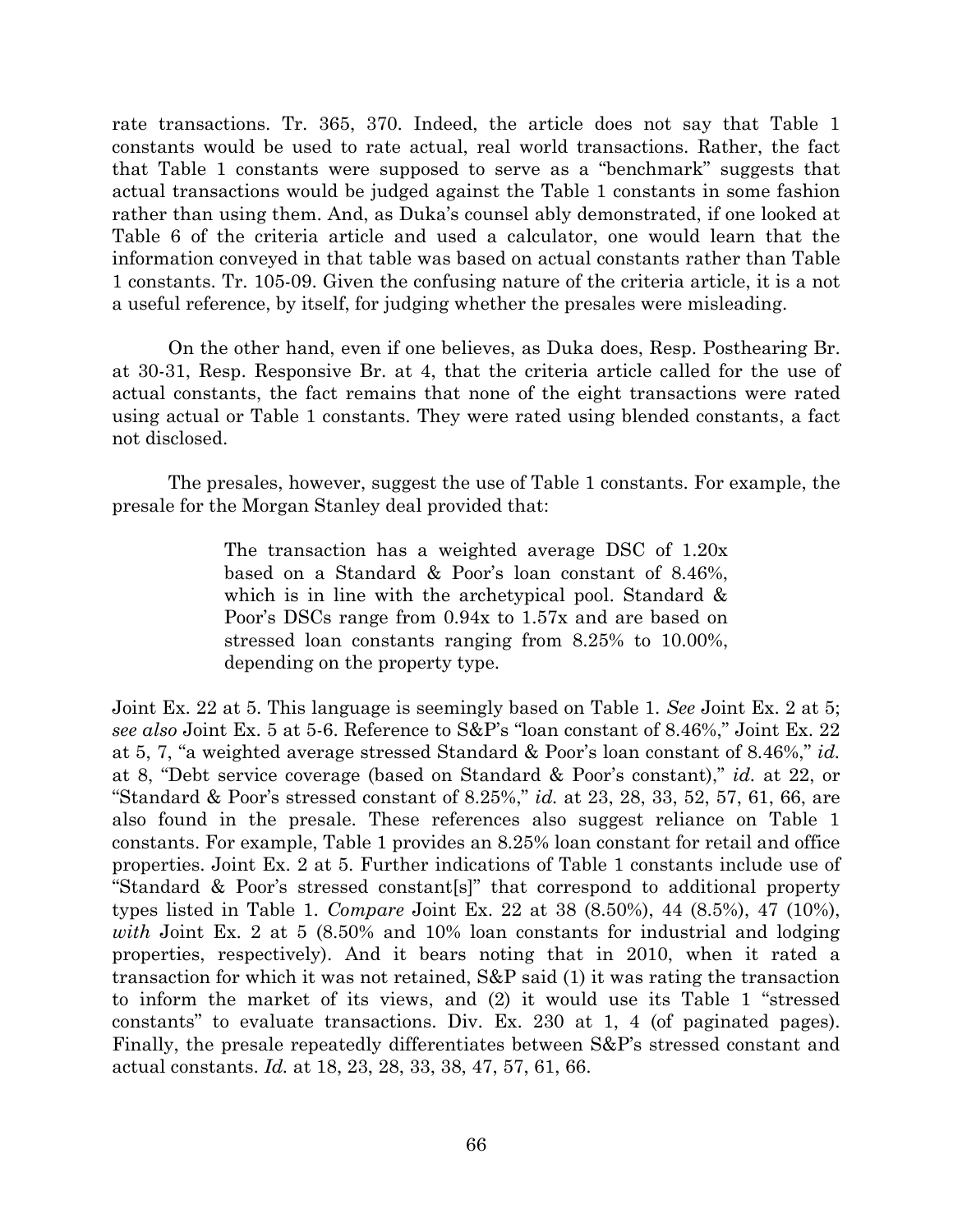rate transactions. Tr. 365, 370. Indeed, the article does not say that Table 1 constants would be used to rate actual, real world transactions. Rather, the fact that Table 1 constants were supposed to serve as a "benchmark" suggests that actual transactions would be judged against the Table 1 constants in some fashion rather than using them. And, as Duka's counsel ably demonstrated, if one looked at Table 6 of the criteria article and used a calculator, one would learn that the information conveyed in that table was based on actual constants rather than Table 1 constants. Tr. 105-09. Given the confusing nature of the criteria article, it is a not a useful reference, by itself, for judging whether the presales were misleading.

On the other hand, even if one believes, as Duka does, Resp. Posthearing Br. at 30-31, Resp. Responsive Br. at 4, that the criteria article called for the use of actual constants, the fact remains that none of the eight transactions were rated using actual or Table 1 constants. They were rated using blended constants, a fact not disclosed.

The presales, however, suggest the use of Table 1 constants. For example, the presale for the Morgan Stanley deal provided that:

> The transaction has a weighted average DSC of 1.20x based on a Standard & Poor's loan constant of 8.46%, which is in line with the archetypical pool. Standard & Poor's DSCs range from 0.94x to 1.57x and are based on stressed loan constants ranging from 8.25% to 10.00%, depending on the property type.

Joint Ex. 22 at 5. This language is seemingly based on Table 1. *See* Joint Ex. 2 at 5; *see also* Joint Ex. 5 at 5-6. Reference to S&P's "loan constant of 8.46%," Joint Ex. 22 at 5, 7, "a weighted average stressed Standard & Poor's loan constant of 8.46%," *id.* at 8, "Debt service coverage (based on Standard & Poor's constant)," *id.* at 22, or "Standard & Poor's stressed constant of 8.25%," *id.* at 23, 28, 33, 52, 57, 61, 66, are also found in the presale. These references also suggest reliance on Table 1 constants. For example, Table 1 provides an 8.25% loan constant for retail and office properties. Joint Ex. 2 at 5. Further indications of Table 1 constants include use of "Standard & Poor's stressed constant[s]" that correspond to additional property types listed in Table 1. *Compare* Joint Ex. 22 at 38 (8.50%), 44 (8.5%), 47 (10%), *with* Joint Ex. 2 at 5 (8.50% and 10% loan constants for industrial and lodging properties, respectively). And it bears noting that in 2010, when it rated a transaction for which it was not retained, S&P said (1) it was rating the transaction to inform the market of its views, and (2) it would use its Table 1 "stressed constants" to evaluate transactions. Div. Ex. 230 at 1, 4 (of paginated pages). Finally, the presale repeatedly differentiates between S&P's stressed constant and actual constants. *Id.* at 18, 23, 28, 33, 38, 47, 57, 61, 66.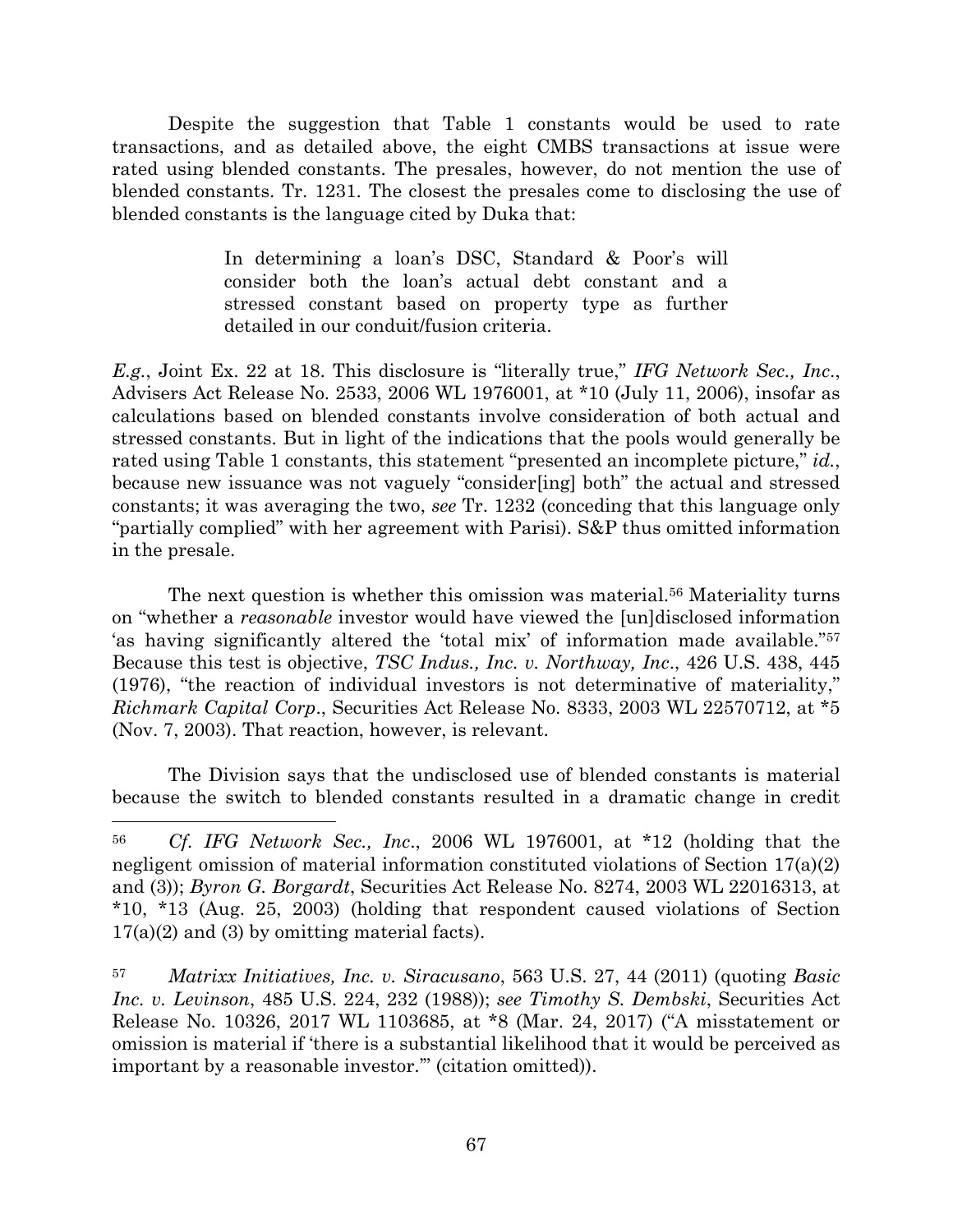Despite the suggestion that Table 1 constants would be used to rate transactions, and as detailed above, the eight CMBS transactions at issue were rated using blended constants. The presales, however, do not mention the use of blended constants. Tr. 1231. The closest the presales come to disclosing the use of blended constants is the language cited by Duka that:

> In determining a loan's DSC, Standard & Poor's will consider both the loan's actual debt constant and a stressed constant based on property type as further detailed in our conduit/fusion criteria.

*E.g.*, Joint Ex. 22 at 18. This disclosure is "literally true," *IFG Network Sec., Inc.*, Advisers Act Release No. 2533, 2006 WL 1976001, at *10 (July 11, 2006), insofar as calculations based on blended constants involve consideration of both actual and stressed constants. But in light of the indications that the pools would generally be rated using Table 1 constants, this statement "presented an incomplete picture," *id.*, because new issuance was not vaguely "consider[ing] both" the actual and stressed constants; it was averaging the two, *see* Tr. 1232 (conceding that this language only "partially complied" with her agreement with Parisi). S&P thus omitted information in the presale.

The next question is whether this omission was material.[56] Materiality turns on "whether a *reasonable* investor would have viewed the [un]disclosed information 'as having significantly altered the 'total mix' of information made available."[57] Because this test is objective, *TSC Indus., Inc. v. Northway, Inc.*, 426 U.S. 438, 445 (1976), "the reaction of individual investors is not determinative of materiality," *Richmark Capital Corp.*, Securities Act Release No. 8333, 2003 WL 22570712, at *5 (Nov. 7, 2003). That reaction, however, is relevant.

The Division says that the undisclosed use of blended constants is material because the switch to blended constants resulted in a dramatic change in credit

---

[56] *Cf. IFG Network Sec., Inc.*, 2006 WL 1976001, at *12 (holding that the negligent omission of material information constituted violations of Section 17(a)(2) and (3)); *Byron G. Borgardt*, Securities Act Release No. 8274, 2003 WL 22016313, at *10, *13 (Aug. 25, 2003) (holding that respondent caused violations of Section 17(a)(2) and (3) by omitting material facts).

[57] *Matrixx Initiatives, Inc. v. Siracusano*, 563 U.S. 27, 44 (2011) (quoting *Basic Inc. v. Levinson*, 485 U.S. 224, 232 (1988)); *see Timothy S. Dembski*, Securities Act Release No. 10326, 2017 WL 1103685, at *8 (Mar. 24, 2017) ("A misstatement or omission is material if 'there is a substantial likelihood that it would be perceived as important by a reasonable investor.'" (citation omitted)).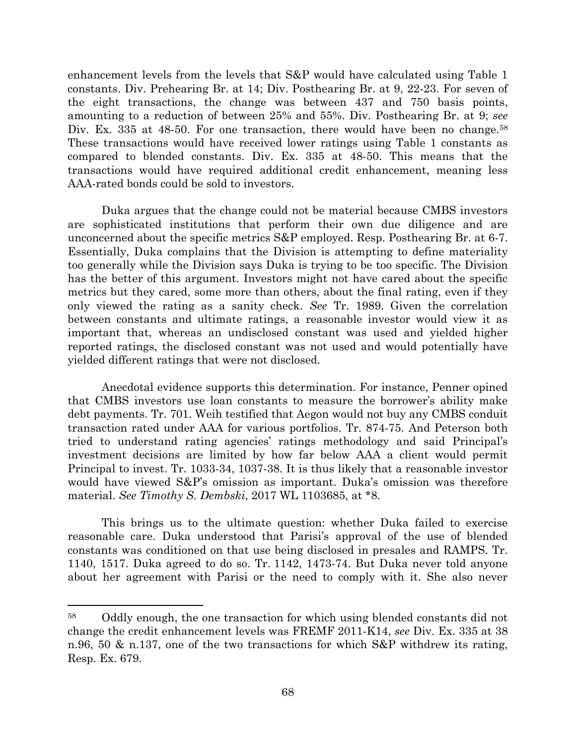enhancement levels from the levels that S&P would have calculated using Table 1 constants. Div. Prehearing Br. at 14; Div. Posthearing Br. at 9, 22-23. For seven of the eight transactions, the change was between 437 and 750 basis points, amounting to a reduction of between 25% and 55%. Div. Posthearing Br. at 9; *see* Div. Ex. 335 at 48-50. For one transaction, there would have been no change.[58] These transactions would have received lower ratings using Table 1 constants as compared to blended constants. Div. Ex. 335 at 48-50. This means that the transactions would have required additional credit enhancement, meaning less AAA-rated bonds could be sold to investors.

Duka argues that the change could not be material because CMBS investors are sophisticated institutions that perform their own due diligence and are unconcerned about the specific metrics S&P employed. Resp. Posthearing Br. at 6-7. Essentially, Duka complains that the Division is attempting to define materiality too generally while the Division says Duka is trying to be too specific. The Division has the better of this argument. Investors might not have cared about the specific metrics but they cared, some more than others, about the final rating, even if they only viewed the rating as a sanity check. *See* Tr. 1989. Given the correlation between constants and ultimate ratings, a reasonable investor would view it as important that, whereas an undisclosed constant was used and yielded higher reported ratings, the disclosed constant was not used and would potentially have yielded different ratings that were not disclosed.

Anecdotal evidence supports this determination. For instance, Penner opined that CMBS investors use loan constants to measure the borrower's ability make debt payments. Tr. 701. Weih testified that Aegon would not buy any CMBS conduit transaction rated under AAA for various portfolios. Tr. 874-75. And Peterson both tried to understand rating agencies' ratings methodology and said Principal's investment decisions are limited by how far below AAA a client would permit Principal to invest. Tr. 1033-34, 1037-38. It is thus likely that a reasonable investor would have viewed S&P's omission as important. Duka's omission was therefore material. *See Timothy S. Dembski*, 2017 WL 1103685, at *8.

This brings us to the ultimate question: whether Duka failed to exercise reasonable care. Duka understood that Parisi's approval of the use of blended constants was conditioned on that use being disclosed in presales and RAMPS. Tr. 1140, 1517. Duka agreed to do so. Tr. 1142, 1473-74. But Duka never told anyone about her agreement with Parisi or the need to comply with it. She also never

---

[58] Oddly enough, the one transaction for which using blended constants did not change the credit enhancement levels was FREMF 2011-K14, *see* Div. Ex. 335 at 38 n.96, 50 & n.137, one of the two transactions for which S&P withdrew its rating, Resp. Ex. 679.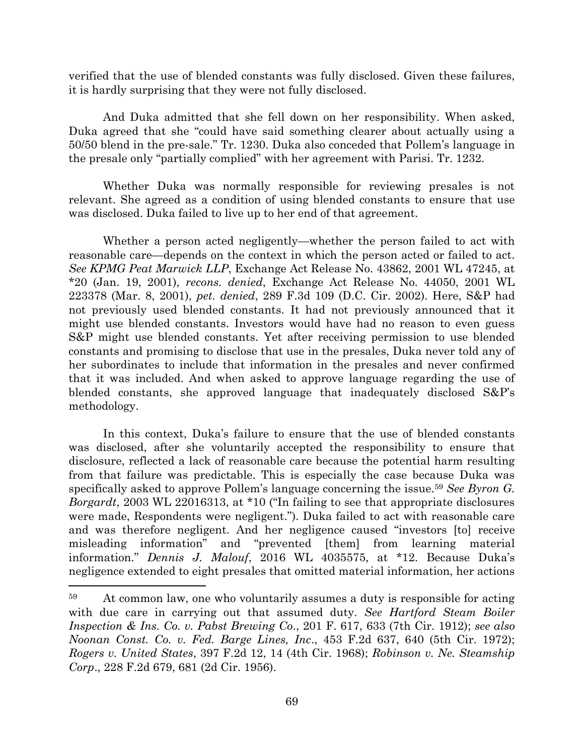verified that the use of blended constants was fully disclosed. Given these failures, it is hardly surprising that they were not fully disclosed.

And Duka admitted that she fell down on her responsibility. When asked, Duka agreed that she "could have said something clearer about actually using a 50/50 blend in the pre-sale." Tr. 1230. Duka also conceded that Pollem's language in the presale only "partially complied" with her agreement with Parisi. Tr. 1232.

Whether Duka was normally responsible for reviewing presales is not relevant. She agreed as a condition of using blended constants to ensure that use was disclosed. Duka failed to live up to her end of that agreement.

Whether a person acted negligently—whether the person failed to act with reasonable care—depends on the context in which the person acted or failed to act. *See KPMG Peat Marwick LLP*, Exchange Act Release No. 43862, 2001 WL 47245, at *20 (Jan. 19, 2001), *recons. denied*, Exchange Act Release No. 44050, 2001 WL 223378 (Mar. 8, 2001), *pet. denied*, 289 F.3d 109 (D.C. Cir. 2002). Here, S&P had not previously used blended constants. It had not previously announced that it might use blended constants. Investors would have had no reason to even guess S&P might use blended constants. Yet after receiving permission to use blended constants and promising to disclose that use in the presales, Duka never told any of her subordinates to include that information in the presales and never confirmed that it was included. And when asked to approve language regarding the use of blended constants, she approved language that inadequately disclosed S&P's methodology.

In this context, Duka's failure to ensure that the use of blended constants was disclosed, after she voluntarily accepted the responsibility to ensure that disclosure, reflected a lack of reasonable care because the potential harm resulting from that failure was predictable. This is especially the case because Duka was specifically asked to approve Pollem's language concerning the issue.[59] *See Byron G. Borgardt*, 2003 WL 22016313, at *10 ("In failing to see that appropriate disclosures were made, Respondents were negligent."). Duka failed to act with reasonable care and was therefore negligent. And her negligence caused "investors [to] receive misleading information" and "prevented [them] from learning material information." *Dennis J. Malouf*, 2016 WL 4035575, at *12. Because Duka's negligence extended to eight presales that omitted material information, her actions

---

[59] At common law, one who voluntarily assumes a duty is responsible for acting with due care in carrying out that assumed duty. *See Hartford Steam Boiler Inspection & Ins. Co. v. Pabst Brewing Co*., 201 F. 617, 633 (7th Cir. 1912); *see also Noonan Const. Co. v. Fed. Barge Lines, Inc*., 453 F.2d 637, 640 (5th Cir. 1972); *Rogers v. United States*, 397 F.2d 12, 14 (4th Cir. 1968); *Robinson v. Ne. Steamship Corp*., 228 F.2d 679, 681 (2d Cir. 1956).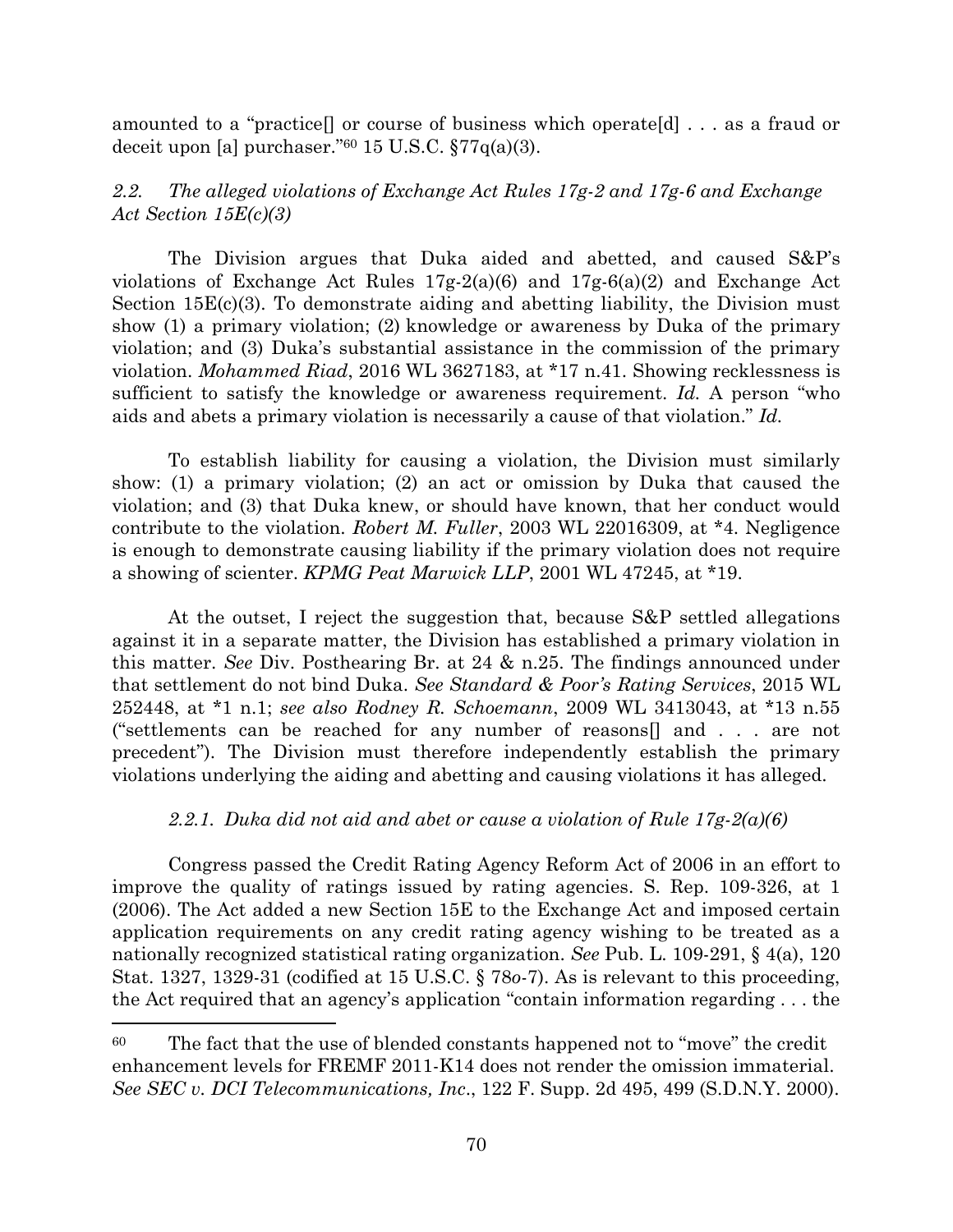amounted to a "practice[] or course of business which operate[d] . . . as a fraud or deceit upon [a] purchaser."[60] 15 U.S.C. §77q(a)(3).

### *2.2. The alleged violations of Exchange Act Rules 17g-2 and 17g-6 and Exchange Act Section 15E(c)(3)*

The Division argues that Duka aided and abetted, and caused S&P's violations of Exchange Act Rules 17g-2(a)(6) and 17g-6(a)(2) and Exchange Act Section 15E(c)(3). To demonstrate aiding and abetting liability, the Division must show (1) a primary violation; (2) knowledge or awareness by Duka of the primary violation; and (3) Duka's substantial assistance in the commission of the primary violation. *Mohammed Riad*, 2016 WL 3627183, at *17 n.41. Showing recklessness is sufficient to satisfy the knowledge or awareness requirement. *Id.* A person "who aids and abets a primary violation is necessarily a cause of that violation." *Id.*

To establish liability for causing a violation, the Division must similarly show: (1) a primary violation; (2) an act or omission by Duka that caused the violation; and (3) that Duka knew, or should have known, that her conduct would contribute to the violation. *Robert M. Fuller*, 2003 WL 22016309, at *4. Negligence is enough to demonstrate causing liability if the primary violation does not require a showing of scienter. *KPMG Peat Marwick LLP*, 2001 WL 47245, at *19.

At the outset, I reject the suggestion that, because S&P settled allegations against it in a separate matter, the Division has established a primary violation in this matter. *See* Div. Posthearing Br. at 24 & n.25. The findings announced under that settlement do not bind Duka. *See Standard & Poor's Rating Services*, 2015 WL 252448, at *1 n.1; *see also Rodney R. Schoemann*, 2009 WL 3413043, at *13 n.55 ("settlements can be reached for any number of reasons[] and . . . are not precedent"). The Division must therefore independently establish the primary violations underlying the aiding and abetting and causing violations it has alleged.

#### *2.2.1. Duka did not aid and abet or cause a violation of Rule 17g-2(a)(6)*

Congress passed the Credit Rating Agency Reform Act of 2006 in an effort to improve the quality of ratings issued by rating agencies. S. Rep. 109-326, at 1 (2006). The Act added a new Section 15E to the Exchange Act and imposed certain application requirements on any credit rating agency wishing to be treated as a nationally recognized statistical rating organization. *See* Pub. L. 109-291, § 4(a), 120 Stat. 1327, 1329-31 (codified at 15 U.S.C. § 78*o*-7). As is relevant to this proceeding, the Act required that an agency's application "contain information regarding . . . the

---

[60] The fact that the use of blended constants happened not to "move" the credit enhancement levels for FREMF 2011-K14 does not render the omission immaterial. *See SEC v. DCI Telecommunications, Inc.*, 122 F. Supp. 2d 495, 499 (S.D.N.Y. 2000).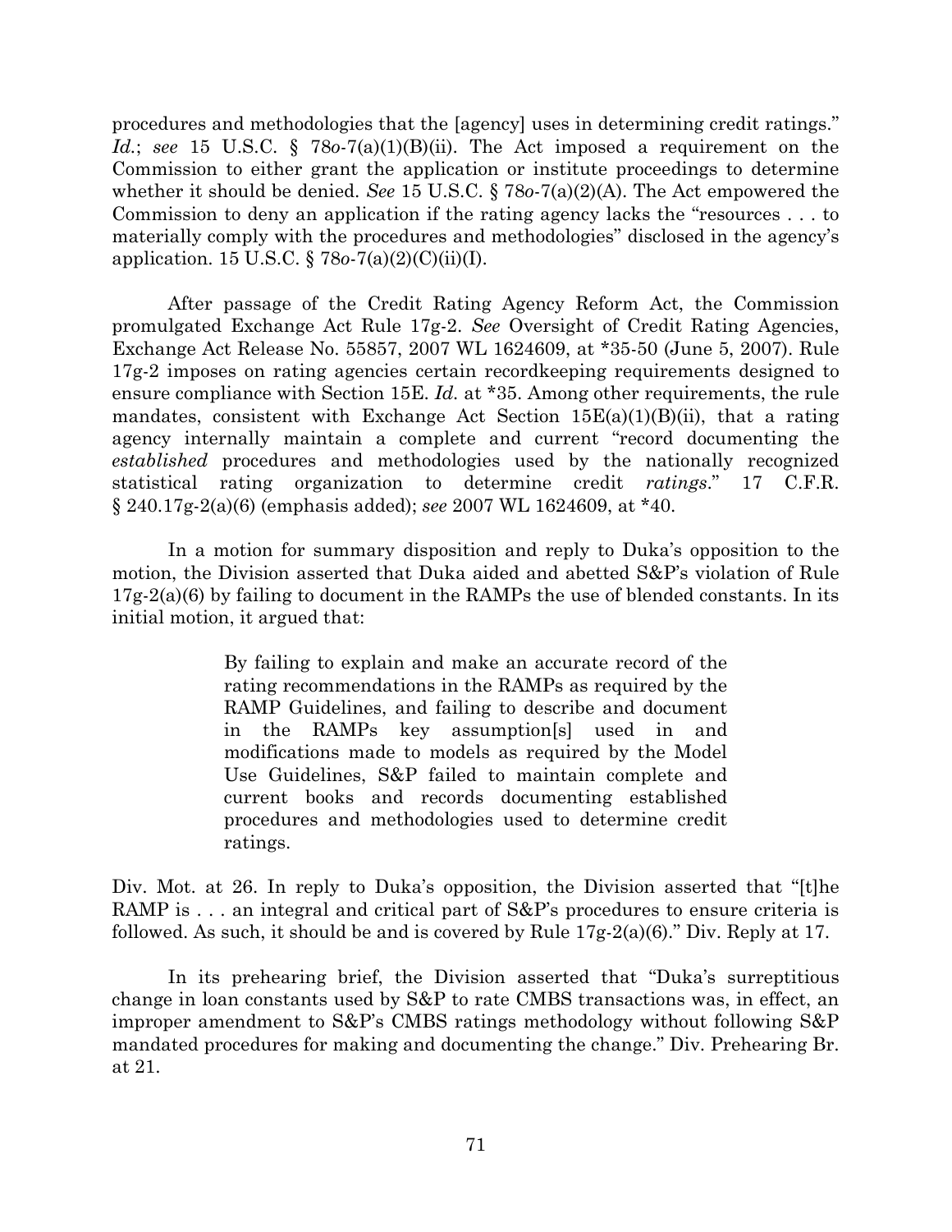procedures and methodologies that the [agency] uses in determining credit ratings." *Id.*; *see* 15 U.S.C. § 78*o*-7(a)(1)(B)(ii). The Act imposed a requirement on the Commission to either grant the application or institute proceedings to determine whether it should be denied. *See* 15 U.S.C. § 78*o*-7(a)(2)(A). The Act empowered the Commission to deny an application if the rating agency lacks the "resources . . . to materially comply with the procedures and methodologies" disclosed in the agency's application. 15 U.S.C. § 78*o*-7(a)(2)(C)(ii)(I).

After passage of the Credit Rating Agency Reform Act, the Commission promulgated Exchange Act Rule 17g-2. *See* Oversight of Credit Rating Agencies, Exchange Act Release No. 55857, 2007 WL 1624609, at *35-50 (June 5, 2007). Rule 17g-2 imposes on rating agencies certain recordkeeping requirements designed to ensure compliance with Section 15E. *Id.* at *35. Among other requirements, the rule mandates, consistent with Exchange Act Section 15E(a)(1)(B)(ii), that a rating agency internally maintain a complete and current "record documenting the *established* procedures and methodologies used by the nationally recognized statistical rating organization to determine credit *ratings*." 17 C.F.R. § 240.17g-2(a)(6) (emphasis added); *see* 2007 WL 1624609, at *40.

In a motion for summary disposition and reply to Duka's opposition to the motion, the Division asserted that Duka aided and abetted S&P's violation of Rule 17g-2(a)(6) by failing to document in the RAMPs the use of blended constants. In its initial motion, it argued that:

> By failing to explain and make an accurate record of the rating recommendations in the RAMPs as required by the RAMP Guidelines, and failing to describe and document in the RAMPs key assumption[s] used in and modifications made to models as required by the Model Use Guidelines, S&P failed to maintain complete and current books and records documenting established procedures and methodologies used to determine credit ratings.

Div. Mot. at 26. In reply to Duka's opposition, the Division asserted that "[t]he RAMP is . . . an integral and critical part of S&P's procedures to ensure criteria is followed. As such, it should be and is covered by Rule 17g-2(a)(6)." Div. Reply at 17.

In its prehearing brief, the Division asserted that "Duka's surreptitious change in loan constants used by S&P to rate CMBS transactions was, in effect, an improper amendment to S&P's CMBS ratings methodology without following S&P mandated procedures for making and documenting the change." Div. Prehearing Br. at 21.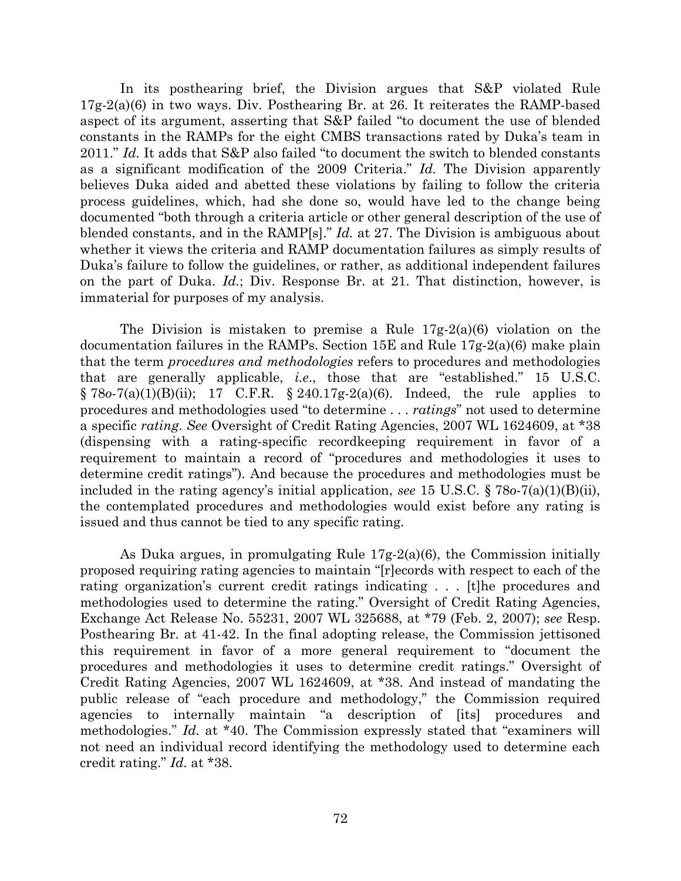In its posthearing brief, the Division argues that S&P violated Rule 17g-2(a)(6) in two ways. Div. Posthearing Br. at 26. It reiterates the RAMP-based aspect of its argument, asserting that S&P failed "to document the use of blended constants in the RAMPs for the eight CMBS transactions rated by Duka's team in 2011." *Id.* It adds that S&P also failed "to document the switch to blended constants as a significant modification of the 2009 Criteria." *Id.* The Division apparently believes Duka aided and abetted these violations by failing to follow the criteria process guidelines, which, had she done so, would have led to the change being documented "both through a criteria article or other general description of the use of blended constants, and in the RAMP[s]." *Id.* at 27. The Division is ambiguous about whether it views the criteria and RAMP documentation failures as simply results of Duka's failure to follow the guidelines, or rather, as additional independent failures on the part of Duka. *Id.*; Div. Response Br. at 21. That distinction, however, is immaterial for purposes of my analysis.

The Division is mistaken to premise a Rule 17g-2(a)(6) violation on the documentation failures in the RAMPs. Section 15E and Rule 17g-2(a)(6) make plain that the term *procedures and methodologies* refers to procedures and methodologies that are generally applicable, *i.e.*, those that are "established." 15 U.S.C. § 78*o*-7(a)(1)(B)(ii); 17 C.F.R. § 240.17g-2(a)(6). Indeed, the rule applies to procedures and methodologies used "to determine . . . *ratings*" not used to determine a specific *rating*. *See* Oversight of Credit Rating Agencies, 2007 WL 1624609, at *38 (dispensing with a rating-specific recordkeeping requirement in favor of a requirement to maintain a record of "procedures and methodologies it uses to determine credit ratings"). And because the procedures and methodologies must be included in the rating agency's initial application, *see* 15 U.S.C. § 78*o*-7(a)(1)(B)(ii), the contemplated procedures and methodologies would exist before any rating is issued and thus cannot be tied to any specific rating.

As Duka argues, in promulgating Rule 17g-2(a)(6), the Commission initially proposed requiring rating agencies to maintain "[r]ecords with respect to each of the rating organization's current credit ratings indicating . . . [t]he procedures and methodologies used to determine the rating." Oversight of Credit Rating Agencies, Exchange Act Release No. 55231, 2007 WL 325688, at *79 (Feb. 2, 2007); *see* Resp. Posthearing Br. at 41-42. In the final adopting release, the Commission jettisoned this requirement in favor of a more general requirement to "document the procedures and methodologies it uses to determine credit ratings." Oversight of Credit Rating Agencies, 2007 WL 1624609, at *38. And instead of mandating the public release of "each procedure and methodology," the Commission required agencies to internally maintain "a description of [its] procedures and methodologies." *Id.* at *40. The Commission expressly stated that "examiners will not need an individual record identifying the methodology used to determine each credit rating." *Id.* at *38.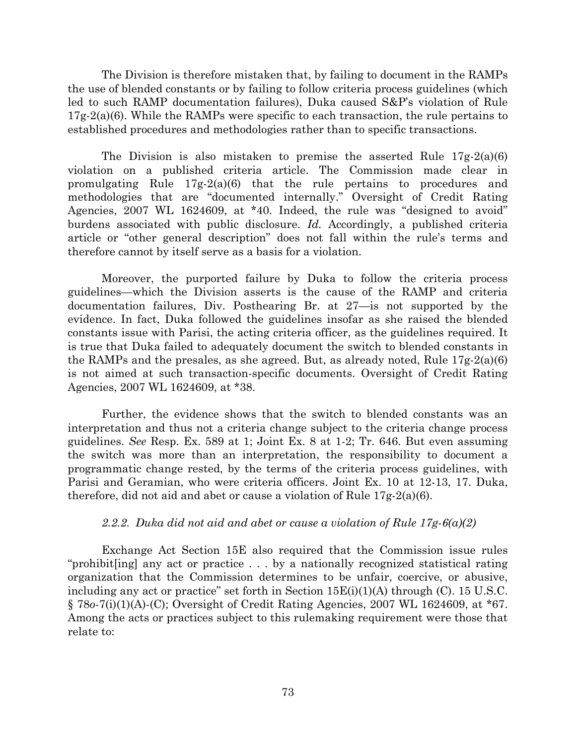The Division is therefore mistaken that, by failing to document in the RAMPs the use of blended constants or by failing to follow criteria process guidelines (which led to such RAMP documentation failures), Duka caused S&P's violation of Rule 17g-2(a)(6). While the RAMPs were specific to each transaction, the rule pertains to established procedures and methodologies rather than to specific transactions.

The Division is also mistaken to premise the asserted Rule 17g-2(a)(6) violation on a published criteria article. The Commission made clear in promulgating Rule 17g-2(a)(6) that the rule pertains to procedures and methodologies that are "documented internally." Oversight of Credit Rating Agencies, 2007 WL 1624609, at *40. Indeed, the rule was "designed to avoid" burdens associated with public disclosure. *Id.* Accordingly, a published criteria article or "other general description" does not fall within the rule's terms and therefore cannot by itself serve as a basis for a violation.

Moreover, the purported failure by Duka to follow the criteria process guidelines—which the Division asserts is the cause of the RAMP and criteria documentation failures, Div. Posthearing Br. at 27—is not supported by the evidence. In fact, Duka followed the guidelines insofar as she raised the blended constants issue with Parisi, the acting criteria officer, as the guidelines required. It is true that Duka failed to adequately document the switch to blended constants in the RAMPs and the presales, as she agreed. But, as already noted, Rule 17g-2(a)(6) is not aimed at such transaction-specific documents. Oversight of Credit Rating Agencies, 2007 WL 1624609, at *38.

Further, the evidence shows that the switch to blended constants was an interpretation and thus not a criteria change subject to the criteria change process guidelines. *See* Resp. Ex. 589 at 1; Joint Ex. 8 at 1-2; Tr. 646. But even assuming the switch was more than an interpretation, the responsibility to document a programmatic change rested, by the terms of the criteria process guidelines, with Parisi and Geramian, who were criteria officers. Joint Ex. 10 at 12-13, 17. Duka, therefore, did not aid and abet or cause a violation of Rule 17g-2(a)(6).

#### *2.2.2. Duka did not aid and abet or cause a violation of Rule 17g-6(a)(2)*

Exchange Act Section 15E also required that the Commission issue rules "prohibit[ing] any act or practice . . . by a nationally recognized statistical rating organization that the Commission determines to be unfair, coercive, or abusive, including any act or practice" set forth in Section 15E(i)(1)(A) through (C). 15 U.S.C. § 78*o*-7(i)(1)(A)-(C); Oversight of Credit Rating Agencies, 2007 WL 1624609, at *67. Among the acts or practices subject to this rulemaking requirement were those that relate to: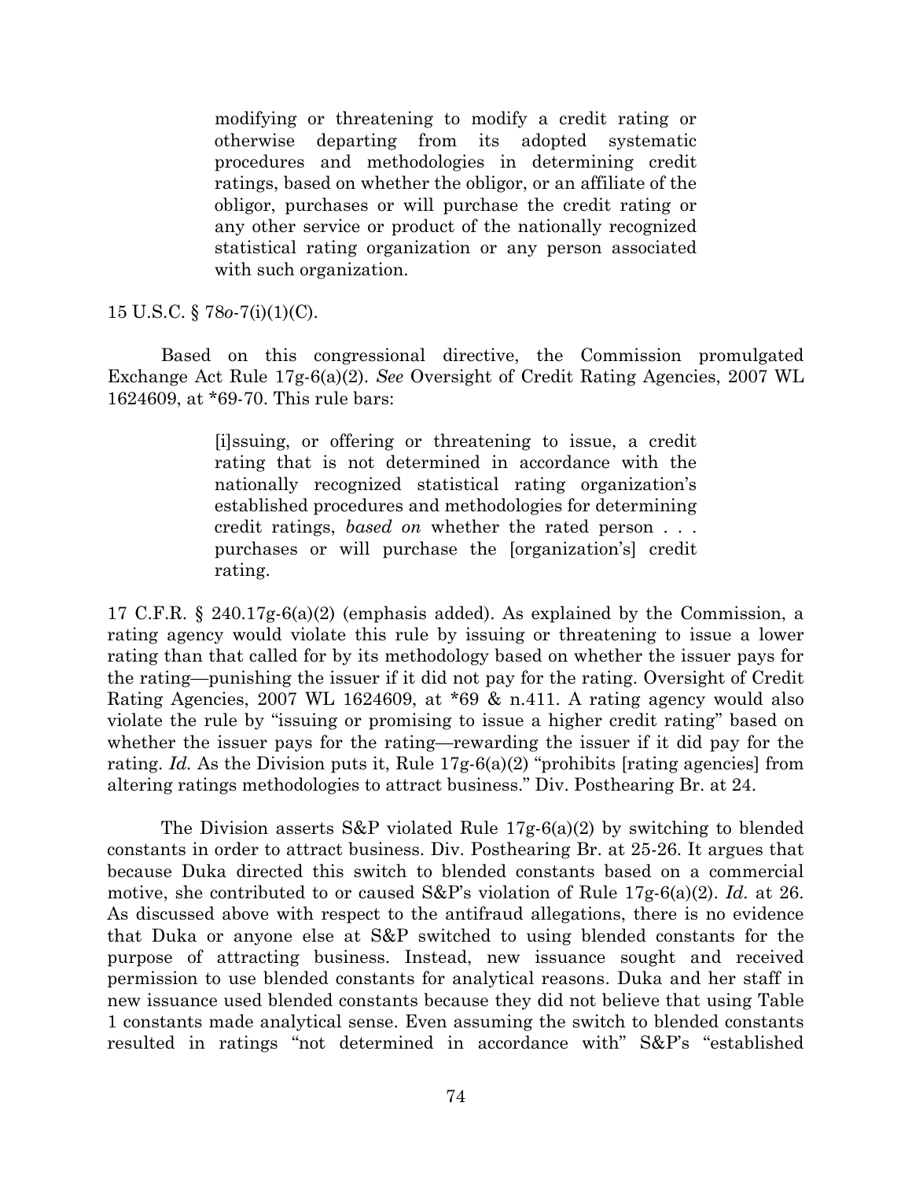> modifying or threatening to modify a credit rating or otherwise departing from its adopted systematic procedures and methodologies in determining credit ratings, based on whether the obligor, or an affiliate of the obligor, purchases or will purchase the credit rating or any other service or product of the nationally recognized statistical rating organization or any person associated with such organization.

15 U.S.C. § 78*o*-7(i)(1)(C).

Based on this congressional directive, the Commission promulgated Exchange Act Rule 17g-6(a)(2). *See* Oversight of Credit Rating Agencies, 2007 WL 1624609, at *69-70. This rule bars:

> [i]ssuing, or offering or threatening to issue, a credit rating that is not determined in accordance with the nationally recognized statistical rating organization's established procedures and methodologies for determining credit ratings, *based on* whether the rated person . . . purchases or will purchase the [organization's] credit rating.

17 C.F.R. § 240.17g-6(a)(2) (emphasis added). As explained by the Commission, a rating agency would violate this rule by issuing or threatening to issue a lower rating than that called for by its methodology based on whether the issuer pays for the rating—punishing the issuer if it did not pay for the rating. Oversight of Credit Rating Agencies, 2007 WL 1624609, at *69 & n.411. A rating agency would also violate the rule by "issuing or promising to issue a higher credit rating" based on whether the issuer pays for the rating—rewarding the issuer if it did pay for the rating. *Id.* As the Division puts it, Rule 17g-6(a)(2) "prohibits [rating agencies] from altering ratings methodologies to attract business." Div. Posthearing Br. at 24.

The Division asserts S&P violated Rule 17g-6(a)(2) by switching to blended constants in order to attract business. Div. Posthearing Br. at 25-26. It argues that because Duka directed this switch to blended constants based on a commercial motive, she contributed to or caused S&P's violation of Rule 17g-6(a)(2). *Id.* at 26. As discussed above with respect to the antifraud allegations, there is no evidence that Duka or anyone else at S&P switched to using blended constants for the purpose of attracting business. Instead, new issuance sought and received permission to use blended constants for analytical reasons. Duka and her staff in new issuance used blended constants because they did not believe that using Table 1 constants made analytical sense. Even assuming the switch to blended constants resulted in ratings "not determined in accordance with" S&P's "established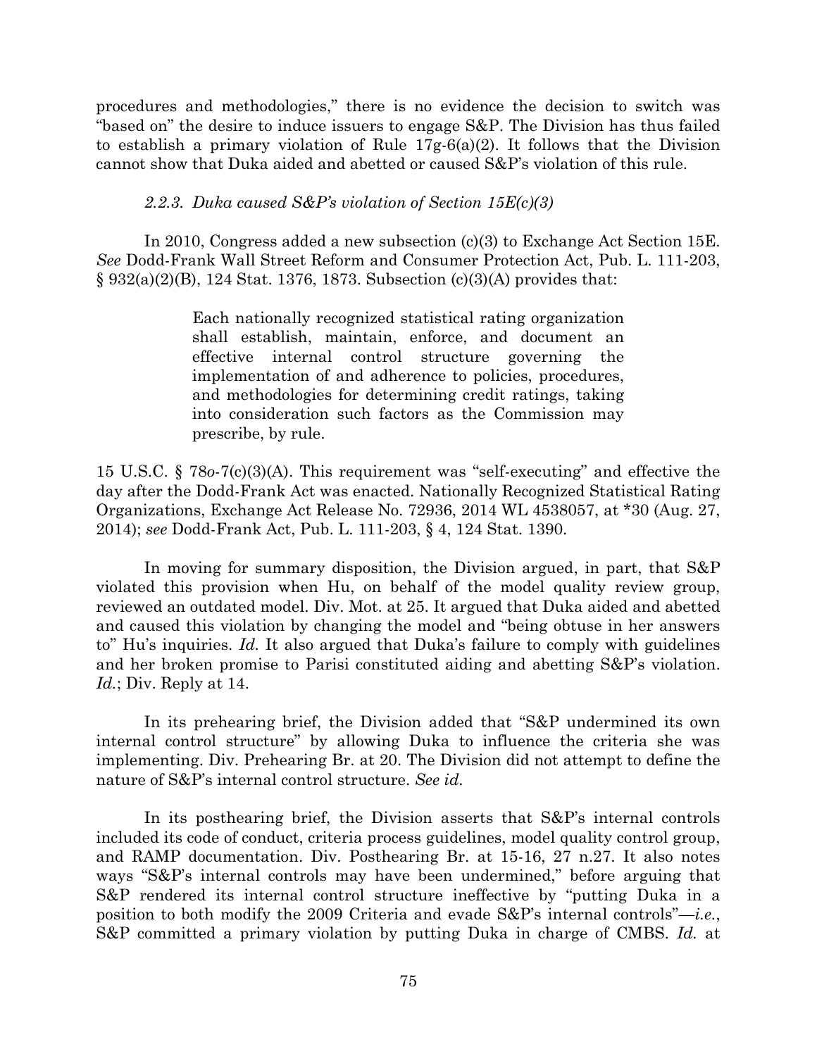procedures and methodologies," there is no evidence the decision to switch was "based on" the desire to induce issuers to engage S&P. The Division has thus failed to establish a primary violation of Rule 17g-6(a)(2). It follows that the Division cannot show that Duka aided and abetted or caused S&P's violation of this rule.

#### *2.2.3. Duka caused S&P's violation of Section 15E(c)(3)*

In 2010, Congress added a new subsection (c)(3) to Exchange Act Section 15E. *See* Dodd-Frank Wall Street Reform and Consumer Protection Act, Pub. L. 111-203, § 932(a)(2)(B), 124 Stat. 1376, 1873. Subsection (c)(3)(A) provides that:

> Each nationally recognized statistical rating organization shall establish, maintain, enforce, and document an effective internal control structure governing the implementation of and adherence to policies, procedures, and methodologies for determining credit ratings, taking into consideration such factors as the Commission may prescribe, by rule.

15 U.S.C. § 78*o*-7(c)(3)(A). This requirement was "self-executing" and effective the day after the Dodd-Frank Act was enacted. Nationally Recognized Statistical Rating Organizations, Exchange Act Release No. 72936, 2014 WL 4538057, at *30 (Aug. 27, 2014); *see* Dodd-Frank Act, Pub. L. 111-203, § 4, 124 Stat. 1390.

In moving for summary disposition, the Division argued, in part, that S&P violated this provision when Hu, on behalf of the model quality review group, reviewed an outdated model. Div. Mot. at 25. It argued that Duka aided and abetted and caused this violation by changing the model and "being obtuse in her answers to" Hu's inquiries. *Id.* It also argued that Duka's failure to comply with guidelines and her broken promise to Parisi constituted aiding and abetting S&P's violation. *Id.*; Div. Reply at 14.

In its prehearing brief, the Division added that "S&P undermined its own internal control structure" by allowing Duka to influence the criteria she was implementing. Div. Prehearing Br. at 20. The Division did not attempt to define the nature of S&P's internal control structure. *See id.*

In its posthearing brief, the Division asserts that S&P's internal controls included its code of conduct, criteria process guidelines, model quality control group, and RAMP documentation. Div. Posthearing Br. at 15-16, 27 n.27. It also notes ways "S&P's internal controls may have been undermined," before arguing that S&P rendered its internal control structure ineffective by "putting Duka in a position to both modify the 2009 Criteria and evade S&P's internal controls"—*i.e.*, S&P committed a primary violation by putting Duka in charge of CMBS. *Id.* at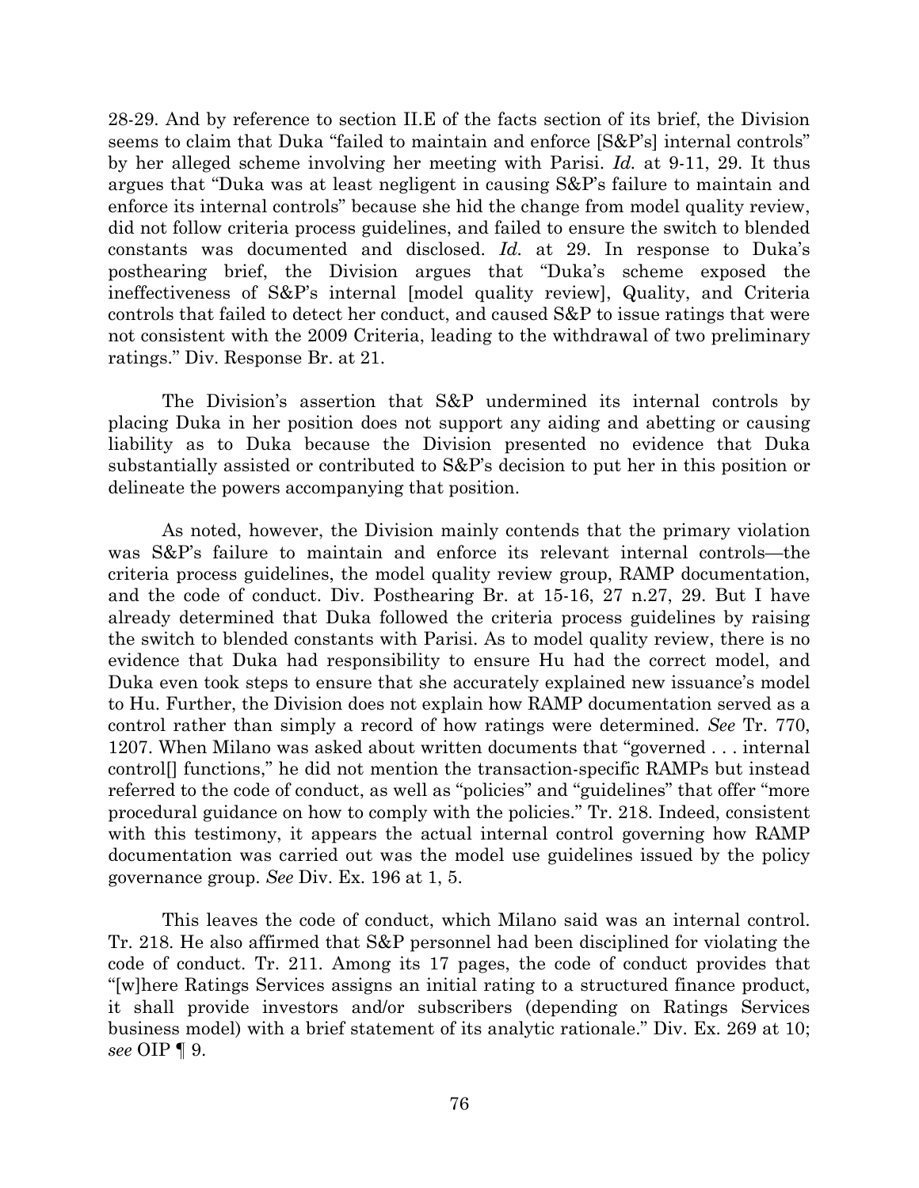28-29. And by reference to section II.E of the facts section of its brief, the Division seems to claim that Duka "failed to maintain and enforce [S&P's] internal controls" by her alleged scheme involving her meeting with Parisi. *Id.* at 9-11, 29. It thus argues that "Duka was at least negligent in causing S&P's failure to maintain and enforce its internal controls" because she hid the change from model quality review, did not follow criteria process guidelines, and failed to ensure the switch to blended constants was documented and disclosed. *Id.* at 29. In response to Duka's posthearing brief, the Division argues that "Duka's scheme exposed the ineffectiveness of S&P's internal [model quality review], Quality, and Criteria controls that failed to detect her conduct, and caused S&P to issue ratings that were not consistent with the 2009 Criteria, leading to the withdrawal of two preliminary ratings." Div. Response Br. at 21.

The Division's assertion that S&P undermined its internal controls by placing Duka in her position does not support any aiding and abetting or causing liability as to Duka because the Division presented no evidence that Duka substantially assisted or contributed to S&P's decision to put her in this position or delineate the powers accompanying that position.

As noted, however, the Division mainly contends that the primary violation was S&P's failure to maintain and enforce its relevant internal controls—the criteria process guidelines, the model quality review group, RAMP documentation, and the code of conduct. Div. Posthearing Br. at 15-16, 27 n.27, 29. But I have already determined that Duka followed the criteria process guidelines by raising the switch to blended constants with Parisi. As to model quality review, there is no evidence that Duka had responsibility to ensure Hu had the correct model, and Duka even took steps to ensure that she accurately explained new issuance's model to Hu. Further, the Division does not explain how RAMP documentation served as a control rather than simply a record of how ratings were determined. *See* Tr. 770, 1207. When Milano was asked about written documents that "governed . . . internal control[] functions," he did not mention the transaction-specific RAMPs but instead referred to the code of conduct, as well as "policies" and "guidelines" that offer "more procedural guidance on how to comply with the policies." Tr. 218. Indeed, consistent with this testimony, it appears the actual internal control governing how RAMP documentation was carried out was the model use guidelines issued by the policy governance group. *See* Div. Ex. 196 at 1, 5.

This leaves the code of conduct, which Milano said was an internal control. Tr. 218. He also affirmed that S&P personnel had been disciplined for violating the code of conduct. Tr. 211. Among its 17 pages, the code of conduct provides that "[w]here Ratings Services assigns an initial rating to a structured finance product, it shall provide investors and/or subscribers (depending on Ratings Services business model) with a brief statement of its analytic rationale." Div. Ex. 269 at 10; *see* OIP ¶ 9.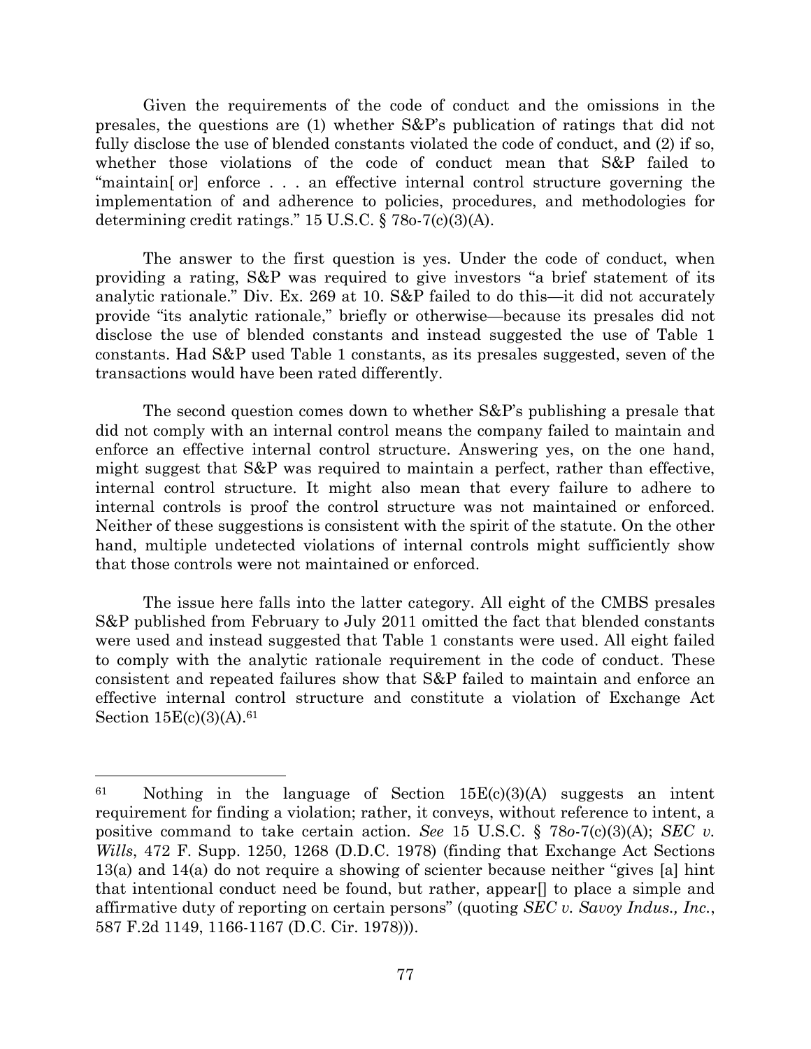Given the requirements of the code of conduct and the omissions in the presales, the questions are (1) whether S&P's publication of ratings that did not fully disclose the use of blended constants violated the code of conduct, and (2) if so, whether those violations of the code of conduct mean that S&P failed to "maintain[ or] enforce . . . an effective internal control structure governing the implementation of and adherence to policies, procedures, and methodologies for determining credit ratings." 15 U.S.C. § 78o-7(c)(3)(A).

The answer to the first question is yes. Under the code of conduct, when providing a rating, S&P was required to give investors "a brief statement of its analytic rationale." Div. Ex. 269 at 10. S&P failed to do this—it did not accurately provide "its analytic rationale," briefly or otherwise—because its presales did not disclose the use of blended constants and instead suggested the use of Table 1 constants. Had S&P used Table 1 constants, as its presales suggested, seven of the transactions would have been rated differently.

The second question comes down to whether S&P's publishing a presale that did not comply with an internal control means the company failed to maintain and enforce an effective internal control structure. Answering yes, on the one hand, might suggest that S&P was required to maintain a perfect, rather than effective, internal control structure. It might also mean that every failure to adhere to internal controls is proof the control structure was not maintained or enforced. Neither of these suggestions is consistent with the spirit of the statute. On the other hand, multiple undetected violations of internal controls might sufficiently show that those controls were not maintained or enforced.

The issue here falls into the latter category. All eight of the CMBS presales S&P published from February to July 2011 omitted the fact that blended constants were used and instead suggested that Table 1 constants were used. All eight failed to comply with the analytic rationale requirement in the code of conduct. These consistent and repeated failures show that S&P failed to maintain and enforce an effective internal control structure and constitute a violation of Exchange Act Section 15E(c)(3)(A).[61]

---

[61] Nothing in the language of Section 15E(c)(3)(A) suggests an intent requirement for finding a violation; rather, it conveys, without reference to intent, a positive command to take certain action. *See* 15 U.S.C. § 78*o*-7(c)(3)(A); *SEC v. Wills*, 472 F. Supp. 1250, 1268 (D.D.C. 1978) (finding that Exchange Act Sections 13(a) and 14(a) do not require a showing of scienter because neither "gives [a] hint that intentional conduct need be found, but rather, appear[] to place a simple and affirmative duty of reporting on certain persons" (quoting *SEC v. Savoy Indus., Inc.*, 587 F.2d 1149, 1166-1167 (D.C. Cir. 1978))).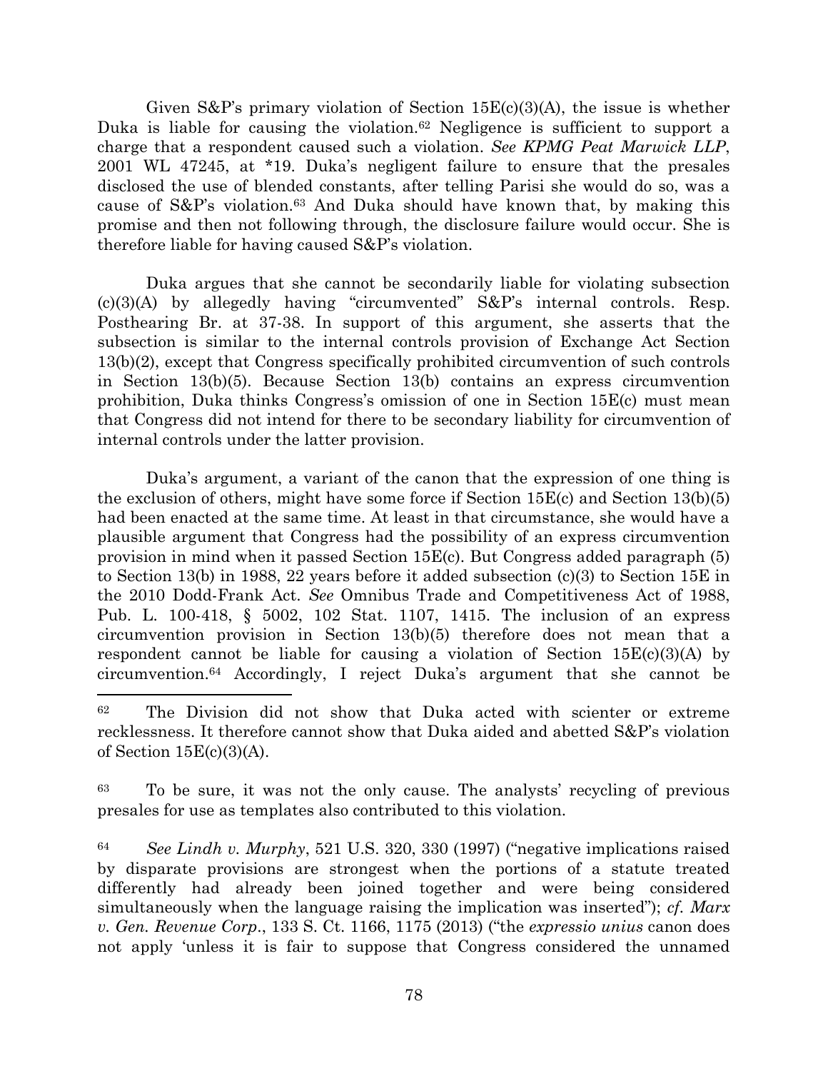Given S&P's primary violation of Section 15E(c)(3)(A), the issue is whether Duka is liable for causing the violation.[62] Negligence is sufficient to support a charge that a respondent caused such a violation. *See KPMG Peat Marwick LLP*, 2001 WL 47245, at *19. Duka's negligent failure to ensure that the presales disclosed the use of blended constants, after telling Parisi she would do so, was a cause of S&P's violation.[63] And Duka should have known that, by making this promise and then not following through, the disclosure failure would occur. She is therefore liable for having caused S&P's violation.

Duka argues that she cannot be secondarily liable for violating subsection (c)(3)(A) by allegedly having "circumvented" S&P's internal controls. Resp. Posthearing Br. at 37-38. In support of this argument, she asserts that the subsection is similar to the internal controls provision of Exchange Act Section 13(b)(2), except that Congress specifically prohibited circumvention of such controls in Section 13(b)(5). Because Section 13(b) contains an express circumvention prohibition, Duka thinks Congress's omission of one in Section 15E(c) must mean that Congress did not intend for there to be secondary liability for circumvention of internal controls under the latter provision.

Duka's argument, a variant of the canon that the expression of one thing is the exclusion of others, might have some force if Section 15E(c) and Section 13(b)(5) had been enacted at the same time. At least in that circumstance, she would have a plausible argument that Congress had the possibility of an express circumvention provision in mind when it passed Section 15E(c). But Congress added paragraph (5) to Section 13(b) in 1988, 22 years before it added subsection (c)(3) to Section 15E in the 2010 Dodd-Frank Act. *See* Omnibus Trade and Competitiveness Act of 1988, Pub. L. 100-418, § 5002, 102 Stat. 1107, 1415. The inclusion of an express circumvention provision in Section 13(b)(5) therefore does not mean that a respondent cannot be liable for causing a violation of Section 15E(c)(3)(A) by circumvention.[64] Accordingly, I reject Duka's argument that she cannot be

---

[62] The Division did not show that Duka acted with scienter or extreme recklessness. It therefore cannot show that Duka aided and abetted S&P's violation of Section 15E(c)(3)(A).

[63] To be sure, it was not the only cause. The analysts' recycling of previous presales for use as templates also contributed to this violation.

[64] *See Lindh v. Murphy*, 521 U.S. 320, 330 (1997) ("negative implications raised by disparate provisions are strongest when the portions of a statute treated differently had already been joined together and were being considered simultaneously when the language raising the implication was inserted"); *cf. Marx v. Gen. Revenue Corp.*, 133 S. Ct. 1166, 1175 (2013) ("the *expressio unius* canon does not apply 'unless it is fair to suppose that Congress considered the unnamed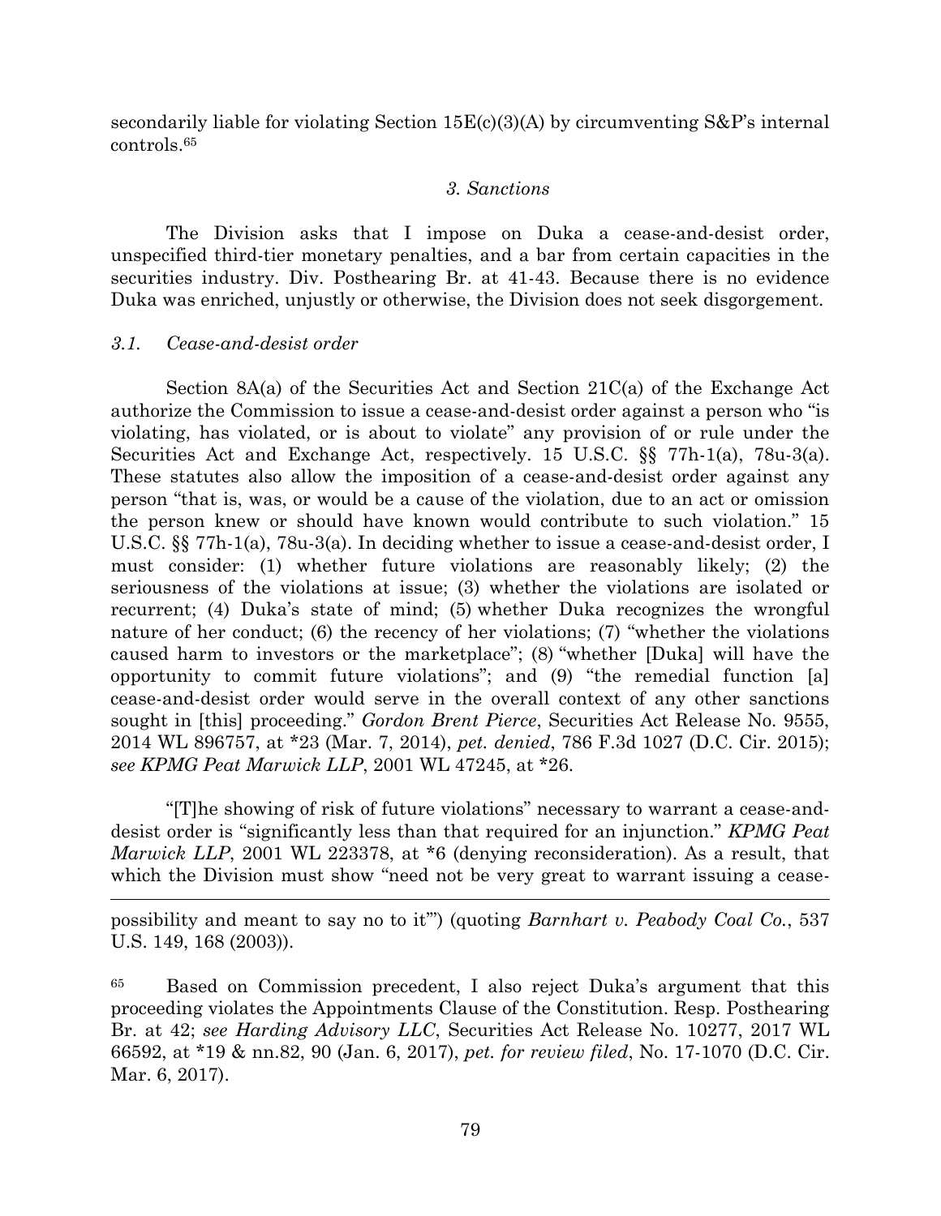secondarily liable for violating Section 15E(c)(3)(A) by circumventing S&P's internal controls.[65]

### *3. Sanctions*

The Division asks that I impose on Duka a cease-and-desist order, unspecified third-tier monetary penalties, and a bar from certain capacities in the securities industry. Div. Posthearing Br. at 41-43. Because there is no evidence Duka was enriched, unjustly or otherwise, the Division does not seek disgorgement.

#### *3.1. Cease-and-desist order*

Section 8A(a) of the Securities Act and Section 21C(a) of the Exchange Act authorize the Commission to issue a cease-and-desist order against a person who "is violating, has violated, or is about to violate" any provision of or rule under the Securities Act and Exchange Act, respectively. 15 U.S.C. §§ 77h-1(a), 78u-3(a). These statutes also allow the imposition of a cease-and-desist order against any person "that is, was, or would be a cause of the violation, due to an act or omission the person knew or should have known would contribute to such violation." 15 U.S.C. §§ 77h-1(a), 78u-3(a). In deciding whether to issue a cease-and-desist order, I must consider: (1) whether future violations are reasonably likely; (2) the seriousness of the violations at issue; (3) whether the violations are isolated or recurrent; (4) Duka's state of mind; (5) whether Duka recognizes the wrongful nature of her conduct; (6) the recency of her violations; (7) "whether the violations caused harm to investors or the marketplace"; (8) "whether [Duka] will have the opportunity to commit future violations"; and (9) "the remedial function [a] cease-and-desist order would serve in the overall context of any other sanctions sought in [this] proceeding." *Gordon Brent Pierce*, Securities Act Release No. 9555, 2014 WL 896757, at *23 (Mar. 7, 2014), *pet. denied*, 786 F.3d 1027 (D.C. Cir. 2015); *see KPMG Peat Marwick LLP*, 2001 WL 47245, at *26.

"[T]he showing of risk of future violations" necessary to warrant a cease-and-desist order is "significantly less than that required for an injunction." *KPMG Peat Marwick LLP*, 2001 WL 223378, at *6 (denying reconsideration). As a result, that which the Division must show "need not be very great to warrant issuing a cease-

---

possibility and meant to say no to it'") (quoting *Barnhart v. Peabody Coal Co.*, 537 U.S. 149, 168 (2003)).

[65] Based on Commission precedent, I also reject Duka's argument that this proceeding violates the Appointments Clause of the Constitution. Resp. Posthearing Br. at 42; *see Harding Advisory LLC*, Securities Act Release No. 10277, 2017 WL 66592, at *19 & nn.82, 90 (Jan. 6, 2017), *pet. for review filed*, No. 17-1070 (D.C. Cir. Mar. 6, 2017).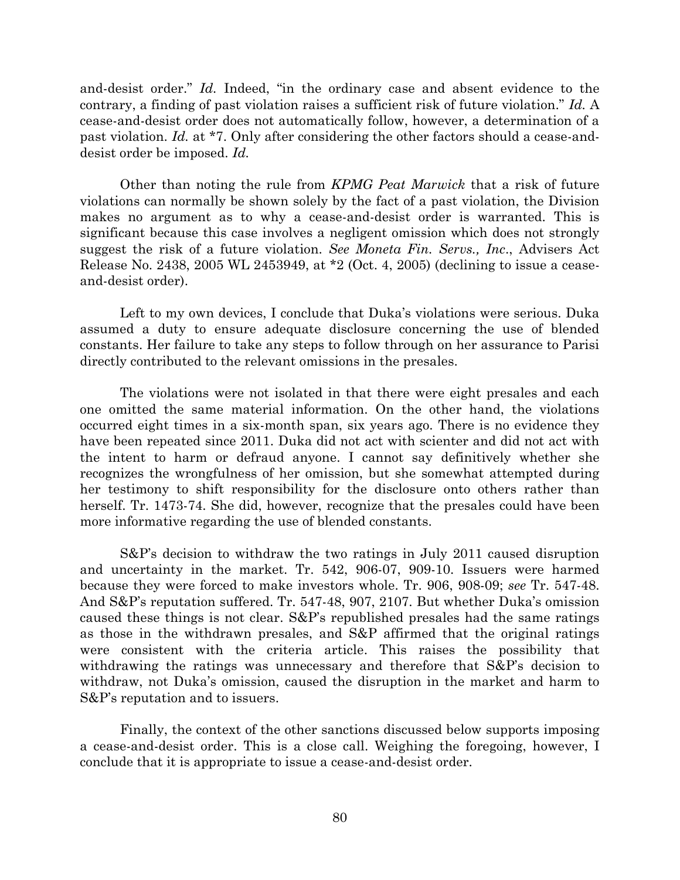and-desist order." *Id.* Indeed, "in the ordinary case and absent evidence to the contrary, a finding of past violation raises a sufficient risk of future violation." *Id.* A cease-and-desist order does not automatically follow, however, a determination of a past violation. *Id.* at *7. Only after considering the other factors should a cease-and-desist order be imposed. *Id.*

Other than noting the rule from *KPMG Peat Marwick* that a risk of future violations can normally be shown solely by the fact of a past violation, the Division makes no argument as to why a cease-and-desist order is warranted. This is significant because this case involves a negligent omission which does not strongly suggest the risk of a future violation. *See Moneta Fin. Servs., Inc*., Advisers Act Release No. 2438, 2005 WL 2453949, at *2 (Oct. 4, 2005) (declining to issue a cease-and-desist order).

Left to my own devices, I conclude that Duka's violations were serious. Duka assumed a duty to ensure adequate disclosure concerning the use of blended constants. Her failure to take any steps to follow through on her assurance to Parisi directly contributed to the relevant omissions in the presales.

The violations were not isolated in that there were eight presales and each one omitted the same material information. On the other hand, the violations occurred eight times in a six-month span, six years ago. There is no evidence they have been repeated since 2011. Duka did not act with scienter and did not act with the intent to harm or defraud anyone. I cannot say definitively whether she recognizes the wrongfulness of her omission, but she somewhat attempted during her testimony to shift responsibility for the disclosure onto others rather than herself. Tr. 1473-74. She did, however, recognize that the presales could have been more informative regarding the use of blended constants.

S&P's decision to withdraw the two ratings in July 2011 caused disruption and uncertainty in the market. Tr. 542, 906-07, 909-10. Issuers were harmed because they were forced to make investors whole. Tr. 906, 908-09; *see* Tr. 547-48. And S&P's reputation suffered. Tr. 547-48, 907, 2107. But whether Duka's omission caused these things is not clear. S&P's republished presales had the same ratings as those in the withdrawn presales, and S&P affirmed that the original ratings were consistent with the criteria article. This raises the possibility that withdrawing the ratings was unnecessary and therefore that S&P's decision to withdraw, not Duka's omission, caused the disruption in the market and harm to S&P's reputation and to issuers.

Finally, the context of the other sanctions discussed below supports imposing a cease-and-desist order. This is a close call. Weighing the foregoing, however, I conclude that it is appropriate to issue a cease-and-desist order.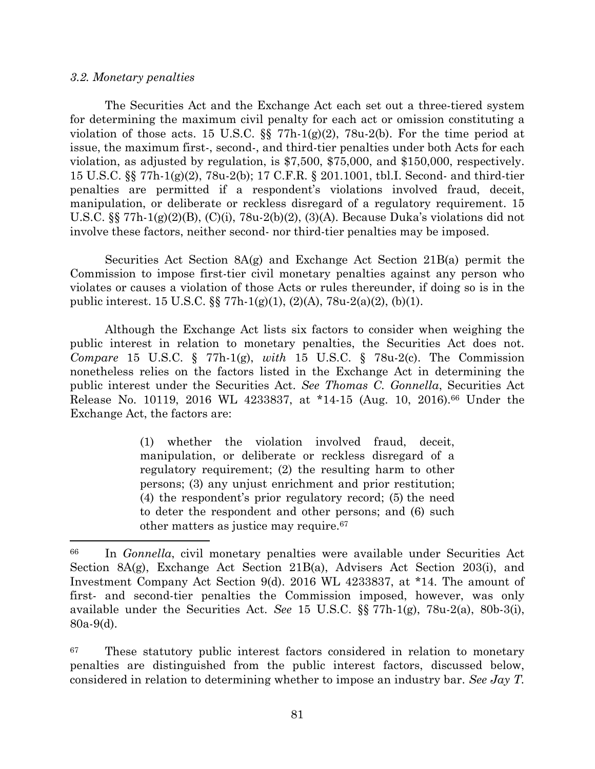### *3.2. Monetary penalties*

The Securities Act and the Exchange Act each set out a three-tiered system for determining the maximum civil penalty for each act or omission constituting a violation of those acts. 15 U.S.C. §§ 77h-1(g)(2), 78u-2(b). For the time period at issue, the maximum first-, second-, and third-tier penalties under both Acts for each violation, as adjusted by regulation, is $7,500, $75,000, and $150,000, respectively. 15 U.S.C. §§ 77h-1(g)(2), 78u-2(b); 17 C.F.R. § 201.1001, tbl.I. Second- and third-tier penalties are permitted if a respondent's violations involved fraud, deceit, manipulation, or deliberate or reckless disregard of a regulatory requirement. 15 U.S.C. §§ 77h-1(g)(2)(B), (C)(i), 78u-2(b)(2), (3)(A). Because Duka's violations did not involve these factors, neither second- nor third-tier penalties may be imposed.

Securities Act Section 8A(g) and Exchange Act Section 21B(a) permit the Commission to impose first-tier civil monetary penalties against any person who violates or causes a violation of those Acts or rules thereunder, if doing so is in the public interest. 15 U.S.C. §§ 77h-1(g)(1), (2)(A), 78u-2(a)(2), (b)(1).

Although the Exchange Act lists six factors to consider when weighing the public interest in relation to monetary penalties, the Securities Act does not. *Compare* 15 U.S.C. § 77h-1(g), *with* 15 U.S.C. § 78u-2(c). The Commission nonetheless relies on the factors listed in the Exchange Act in determining the public interest under the Securities Act. *See Thomas C. Gonnella*, Securities Act Release No. 10119, 2016 WL 4233837, at *14-15 (Aug. 10, 2016).[66] Under the Exchange Act, the factors are:

> (1) whether the violation involved fraud, deceit, manipulation, or deliberate or reckless disregard of a regulatory requirement; (2) the resulting harm to other persons; (3) any unjust enrichment and prior restitution; (4) the respondent's prior regulatory record; (5) the need to deter the respondent and other persons; and (6) such other matters as justice may require.[67]

---

[66] In *Gonnella*, civil monetary penalties were available under Securities Act Section 8A(g), Exchange Act Section 21B(a), Advisers Act Section 203(i), and Investment Company Act Section 9(d). 2016 WL 4233837, at *14. The amount of first- and second-tier penalties the Commission imposed, however, was only available under the Securities Act. *See* 15 U.S.C. §§ 77h-1(g), 78u-2(a), 80b-3(i), 80a-9(d).

[67] These statutory public interest factors considered in relation to monetary penalties are distinguished from the public interest factors, discussed below, considered in relation to determining whether to impose an industry bar. *See Jay T.*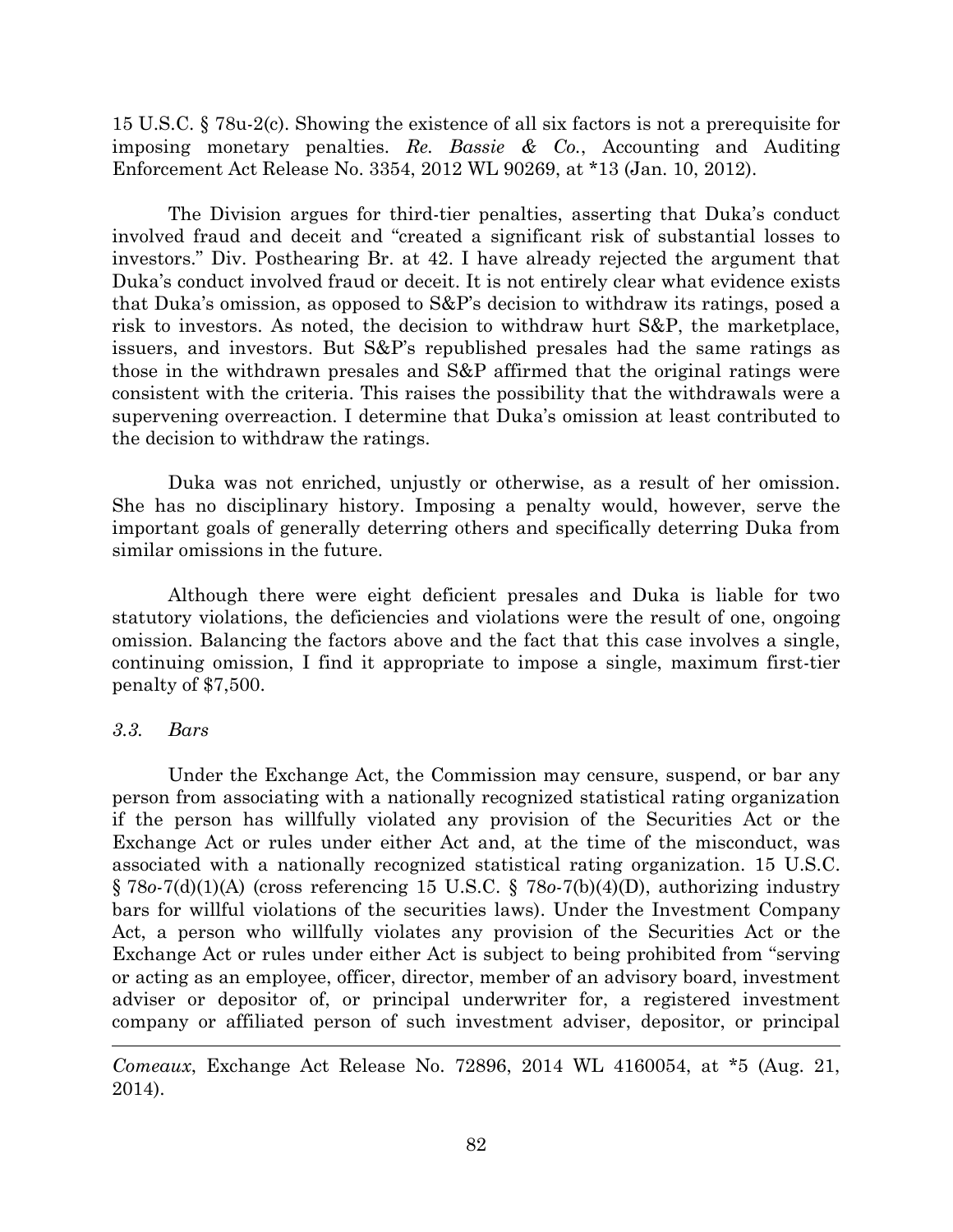15 U.S.C. § 78u-2(c). Showing the existence of all six factors is not a prerequisite for imposing monetary penalties. *Re. Bassie & Co.*, Accounting and Auditing Enforcement Act Release No. 3354, 2012 WL 90269, at *13 (Jan. 10, 2012).

The Division argues for third-tier penalties, asserting that Duka's conduct involved fraud and deceit and "created a significant risk of substantial losses to investors." Div. Posthearing Br. at 42. I have already rejected the argument that Duka's conduct involved fraud or deceit. It is not entirely clear what evidence exists that Duka's omission, as opposed to S&P's decision to withdraw its ratings, posed a risk to investors. As noted, the decision to withdraw hurt S&P, the marketplace, issuers, and investors. But S&P's republished presales had the same ratings as those in the withdrawn presales and S&P affirmed that the original ratings were consistent with the criteria. This raises the possibility that the withdrawals were a supervening overreaction. I determine that Duka's omission at least contributed to the decision to withdraw the ratings.

Duka was not enriched, unjustly or otherwise, as a result of her omission. She has no disciplinary history. Imposing a penalty would, however, serve the important goals of generally deterring others and specifically deterring Duka from similar omissions in the future.

Although there were eight deficient presales and Duka is liable for two statutory violations, the deficiencies and violations were the result of one, ongoing omission. Balancing the factors above and the fact that this case involves a single, continuing omission, I find it appropriate to impose a single, maximum first-tier penalty of $7,500.

### *3.3. Bars*

Under the Exchange Act, the Commission may censure, suspend, or bar any person from associating with a nationally recognized statistical rating organization if the person has willfully violated any provision of the Securities Act or the Exchange Act or rules under either Act and, at the time of the misconduct, was associated with a nationally recognized statistical rating organization. 15 U.S.C. § 78*o*-7(d)(1)(A) (cross referencing 15 U.S.C. § 78*o*-7(b)(4)(D), authorizing industry bars for willful violations of the securities laws). Under the Investment Company Act, a person who willfully violates any provision of the Securities Act or the Exchange Act or rules under either Act is subject to being prohibited from "serving or acting as an employee, officer, director, member of an advisory board, investment adviser or depositor of, or principal underwriter for, a registered investment company or affiliated person of such investment adviser, depositor, or principal

---

*Comeaux*, Exchange Act Release No. 72896, 2014 WL 4160054, at *5 (Aug. 21, 2014).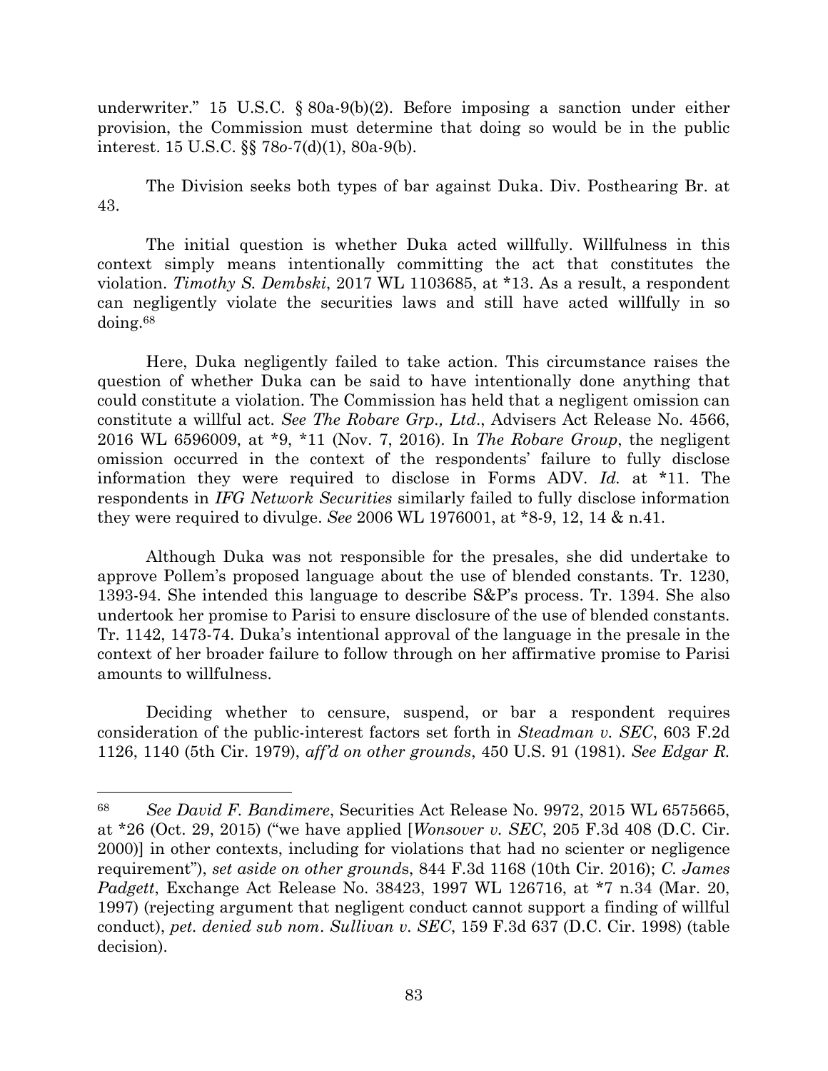underwriter." 15 U.S.C. § 80a-9(b)(2). Before imposing a sanction under either provision, the Commission must determine that doing so would be in the public interest. 15 U.S.C. §§ 78*o*-7(d)(1), 80a-9(b).

The Division seeks both types of bar against Duka. Div. Posthearing Br. at 43.

The initial question is whether Duka acted willfully. Willfulness in this context simply means intentionally committing the act that constitutes the violation. *Timothy S. Dembski*, 2017 WL 1103685, at *13. As a result, a respondent can negligently violate the securities laws and still have acted willfully in so doing.[68]

Here, Duka negligently failed to take action. This circumstance raises the question of whether Duka can be said to have intentionally done anything that could constitute a violation. The Commission has held that a negligent omission can constitute a willful act. *See The Robare Grp., Ltd*., Advisers Act Release No. 4566, 2016 WL 6596009, at *9, *11 (Nov. 7, 2016). In *The Robare Group*, the negligent omission occurred in the context of the respondents' failure to fully disclose information they were required to disclose in Forms ADV. *Id.* at *11. The respondents in *IFG Network Securities* similarly failed to fully disclose information they were required to divulge. *See* 2006 WL 1976001, at *8-9, 12, 14 & n.41.

Although Duka was not responsible for the presales, she did undertake to approve Pollem's proposed language about the use of blended constants. Tr. 1230, 1393-94. She intended this language to describe S&P's process. Tr. 1394. She also undertook her promise to Parisi to ensure disclosure of the use of blended constants. Tr. 1142, 1473-74. Duka's intentional approval of the language in the presale in the context of her broader failure to follow through on her affirmative promise to Parisi amounts to willfulness.

Deciding whether to censure, suspend, or bar a respondent requires consideration of the public-interest factors set forth in *Steadman v. SEC*, 603 F.2d 1126, 1140 (5th Cir. 1979), *aff'd on other grounds*, 450 U.S. 91 (1981). *See Edgar R.*

---

[68] *See David F. Bandimere*, Securities Act Release No. 9972, 2015 WL 6575665, at *26 (Oct. 29, 2015) ("we have applied [*Wonsover v. SEC*, 205 F.3d 408 (D.C. Cir. 2000)] in other contexts, including for violations that had no scienter or negligence requirement"), *set aside on other grounds*, 844 F.3d 1168 (10th Cir. 2016); *C. James Padgett*, Exchange Act Release No. 38423, 1997 WL 126716, at *7 n.34 (Mar. 20, 1997) (rejecting argument that negligent conduct cannot support a finding of willful conduct), *pet. denied sub nom*. *Sullivan v. SEC*, 159 F.3d 637 (D.C. Cir. 1998) (table decision).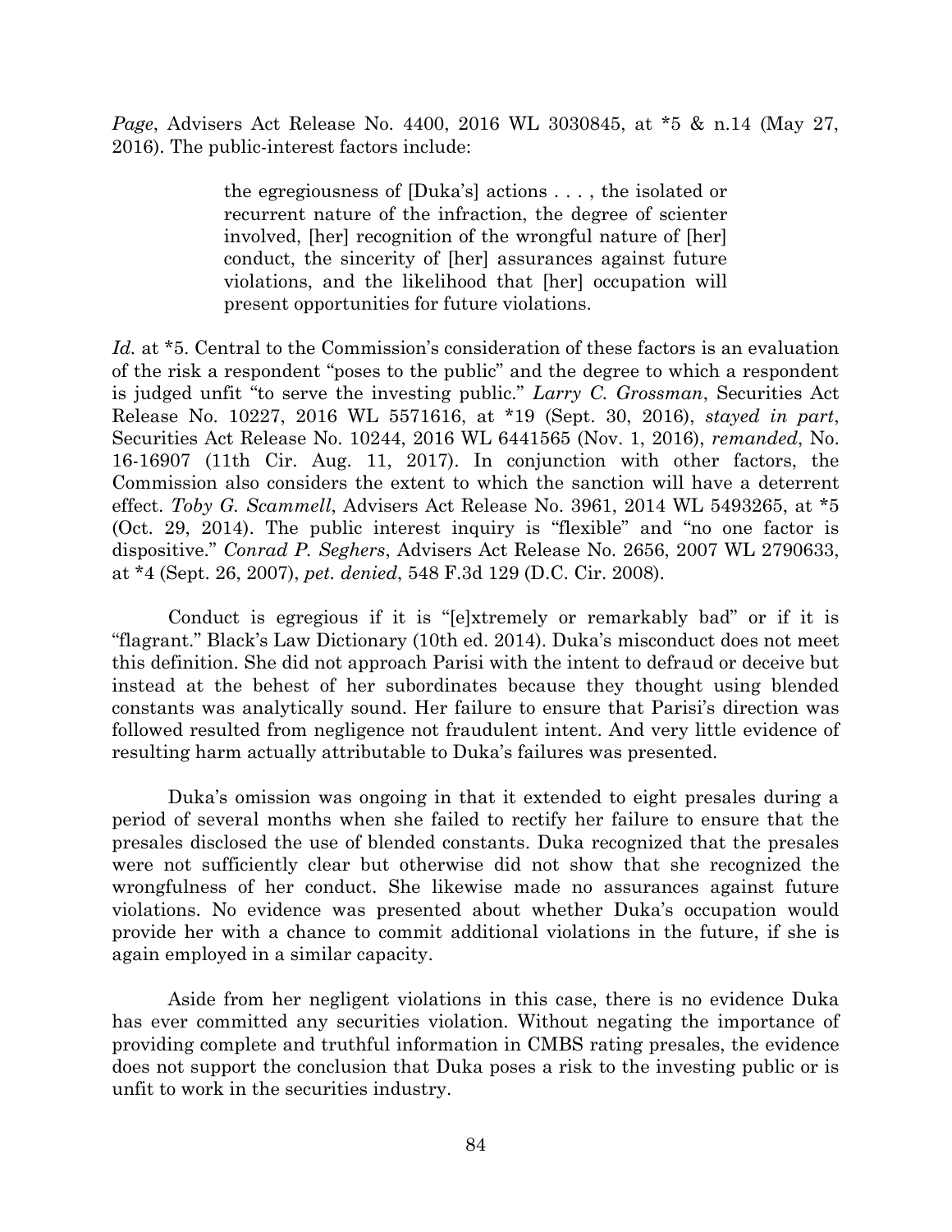*Page*, Advisers Act Release No. 4400, 2016 WL 3030845, at *5 & n.14 (May 27, 2016). The public-interest factors include:

> the egregiousness of [Duka's] actions . . . , the isolated or recurrent nature of the infraction, the degree of scienter involved, [her] recognition of the wrongful nature of [her] conduct, the sincerity of [her] assurances against future violations, and the likelihood that [her] occupation will present opportunities for future violations.

*Id.* at *5. Central to the Commission's consideration of these factors is an evaluation of the risk a respondent "poses to the public" and the degree to which a respondent is judged unfit "to serve the investing public." *Larry C. Grossman*, Securities Act Release No. 10227, 2016 WL 5571616, at *19 (Sept. 30, 2016), *stayed in part*, Securities Act Release No. 10244, 2016 WL 6441565 (Nov. 1, 2016), *remanded*, No. 16-16907 (11th Cir. Aug. 11, 2017). In conjunction with other factors, the Commission also considers the extent to which the sanction will have a deterrent effect. *Toby G. Scammell*, Advisers Act Release No. 3961, 2014 WL 5493265, at *5 (Oct. 29, 2014). The public interest inquiry is "flexible" and "no one factor is dispositive." *Conrad P. Seghers*, Advisers Act Release No. 2656, 2007 WL 2790633, at *4 (Sept. 26, 2007), *pet. denied*, 548 F.3d 129 (D.C. Cir. 2008).

Conduct is egregious if it is "[e]xtremely or remarkably bad" or if it is "flagrant." Black's Law Dictionary (10th ed. 2014). Duka's misconduct does not meet this definition. She did not approach Parisi with the intent to defraud or deceive but instead at the behest of her subordinates because they thought using blended constants was analytically sound. Her failure to ensure that Parisi's direction was followed resulted from negligence not fraudulent intent. And very little evidence of resulting harm actually attributable to Duka's failures was presented.

Duka's omission was ongoing in that it extended to eight presales during a period of several months when she failed to rectify her failure to ensure that the presales disclosed the use of blended constants. Duka recognized that the presales were not sufficiently clear but otherwise did not show that she recognized the wrongfulness of her conduct. She likewise made no assurances against future violations. No evidence was presented about whether Duka's occupation would provide her with a chance to commit additional violations in the future, if she is again employed in a similar capacity.

Aside from her negligent violations in this case, there is no evidence Duka has ever committed any securities violation. Without negating the importance of providing complete and truthful information in CMBS rating presales, the evidence does not support the conclusion that Duka poses a risk to the investing public or is unfit to work in the securities industry.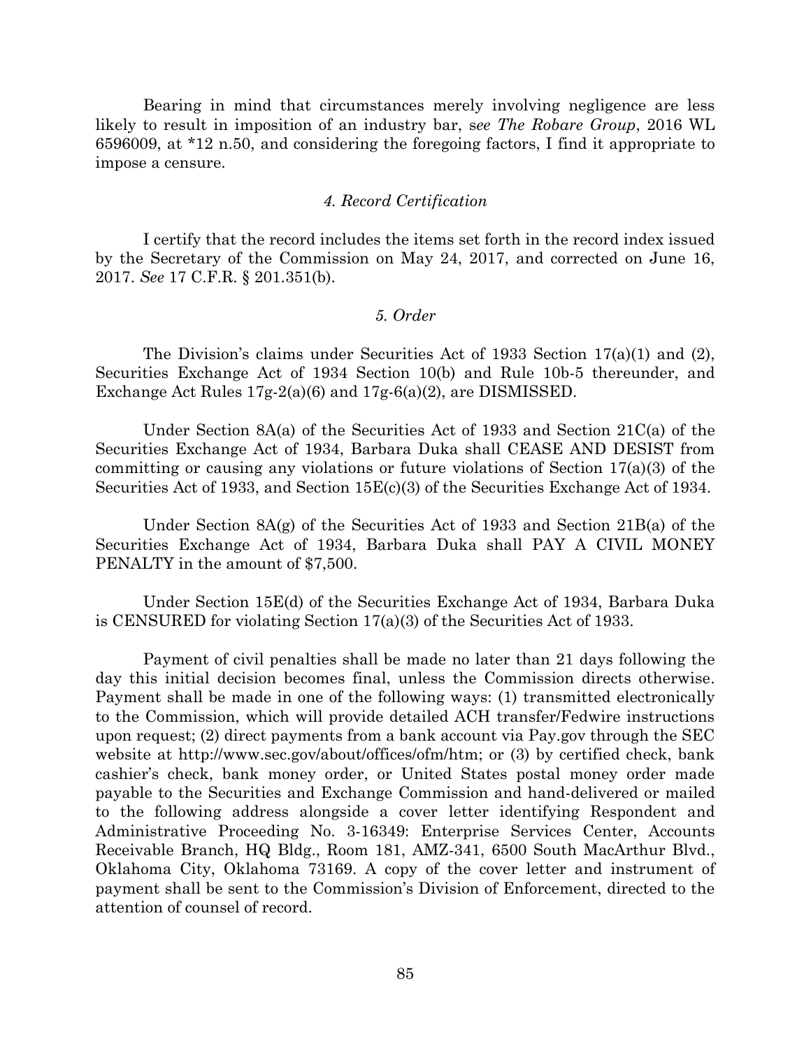Bearing in mind that circumstances merely involving negligence are less likely to result in imposition of an industry bar, *see The Robare Group*, 2016 WL 6596009, at *12 n.50, and considering the foregoing factors, I find it appropriate to impose a censure.

### *4. Record Certification*

I certify that the record includes the items set forth in the record index issued by the Secretary of the Commission on May 24, 2017, and corrected on June 16, 2017. *See* 17 C.F.R. § 201.351(b).

### *5. Order*

The Division's claims under Securities Act of 1933 Section 17(a)(1) and (2), Securities Exchange Act of 1934 Section 10(b) and Rule 10b-5 thereunder, and Exchange Act Rules 17g-2(a)(6) and 17g-6(a)(2), are DISMISSED.

Under Section 8A(a) of the Securities Act of 1933 and Section 21C(a) of the Securities Exchange Act of 1934, Barbara Duka shall CEASE AND DESIST from committing or causing any violations or future violations of Section 17(a)(3) of the Securities Act of 1933, and Section 15E(c)(3) of the Securities Exchange Act of 1934.

Under Section 8A(g) of the Securities Act of 1933 and Section 21B(a) of the Securities Exchange Act of 1934, Barbara Duka shall PAY A CIVIL MONEY PENALTY in the amount of $7,500.

Under Section 15E(d) of the Securities Exchange Act of 1934, Barbara Duka is CENSURED for violating Section 17(a)(3) of the Securities Act of 1933.

Payment of civil penalties shall be made no later than 21 days following the day this initial decision becomes final, unless the Commission directs otherwise. Payment shall be made in one of the following ways: (1) transmitted electronically to the Commission, which will provide detailed ACH transfer/Fedwire instructions upon request; (2) direct payments from a bank account via Pay.gov through the SEC website at http://www.sec.gov/about/offices/ofm/htm; or (3) by certified check, bank cashier's check, bank money order, or United States postal money order made payable to the Securities and Exchange Commission and hand-delivered or mailed to the following address alongside a cover letter identifying Respondent and Administrative Proceeding No. 3-16349: Enterprise Services Center, Accounts Receivable Branch, HQ Bldg., Room 181, AMZ-341, 6500 South MacArthur Blvd., Oklahoma City, Oklahoma 73169. A copy of the cover letter and instrument of payment shall be sent to the Commission's Division of Enforcement, directed to the attention of counsel of record.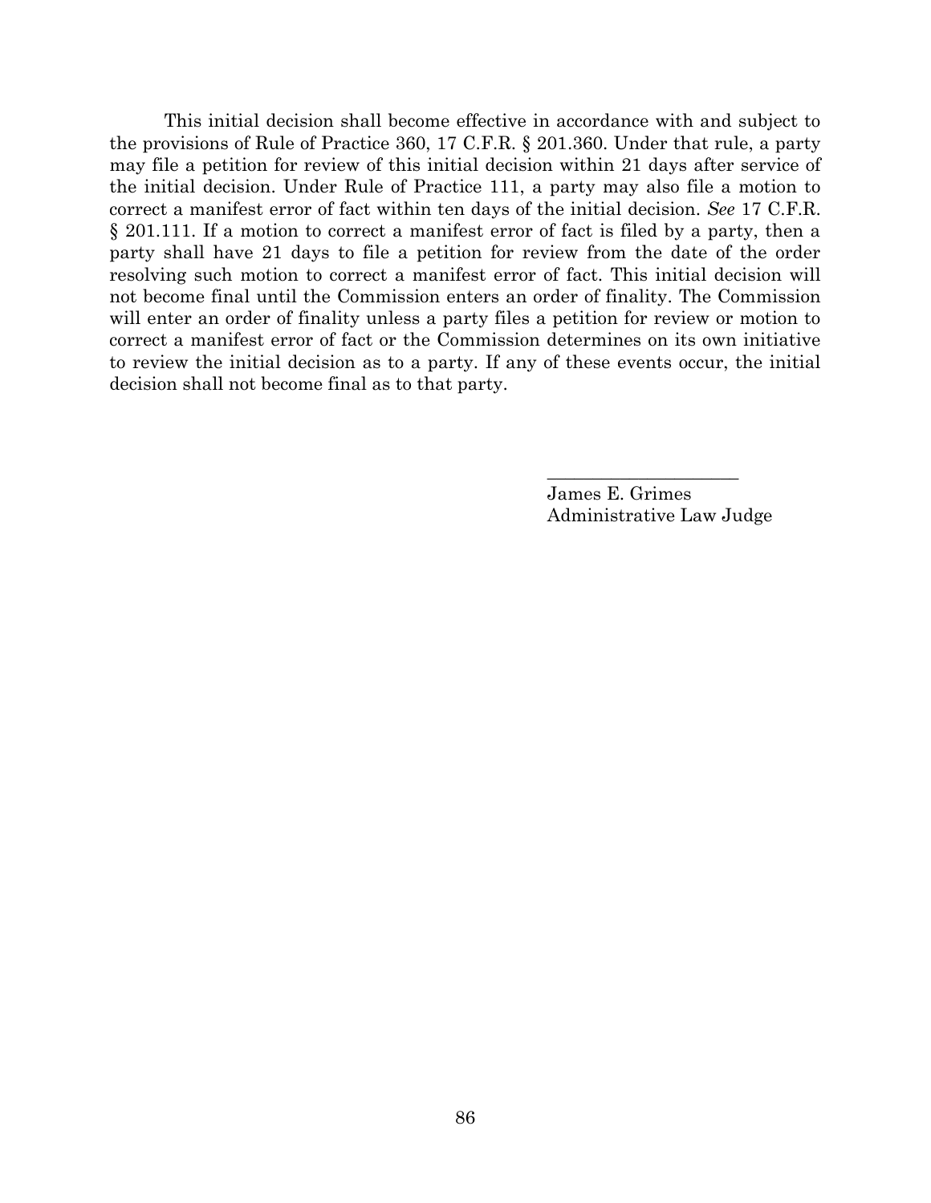This initial decision shall become effective in accordance with and subject to the provisions of Rule of Practice 360, 17 C.F.R. § 201.360. Under that rule, a party may file a petition for review of this initial decision within 21 days after service of the initial decision. Under Rule of Practice 111, a party may also file a motion to correct a manifest error of fact within ten days of the initial decision. *See* 17 C.F.R. § 201.111. If a motion to correct a manifest error of fact is filed by a party, then a party shall have 21 days to file a petition for review from the date of the order resolving such motion to correct a manifest error of fact. This initial decision will not become final until the Commission enters an order of finality. The Commission will enter an order of finality unless a party files a petition for review or motion to correct a manifest error of fact or the Commission determines on its own initiative to review the initial decision as to a party. If any of these events occur, the initial decision shall not become final as to that party.

_____________________
James E. Grimes
Administrative Law Judge